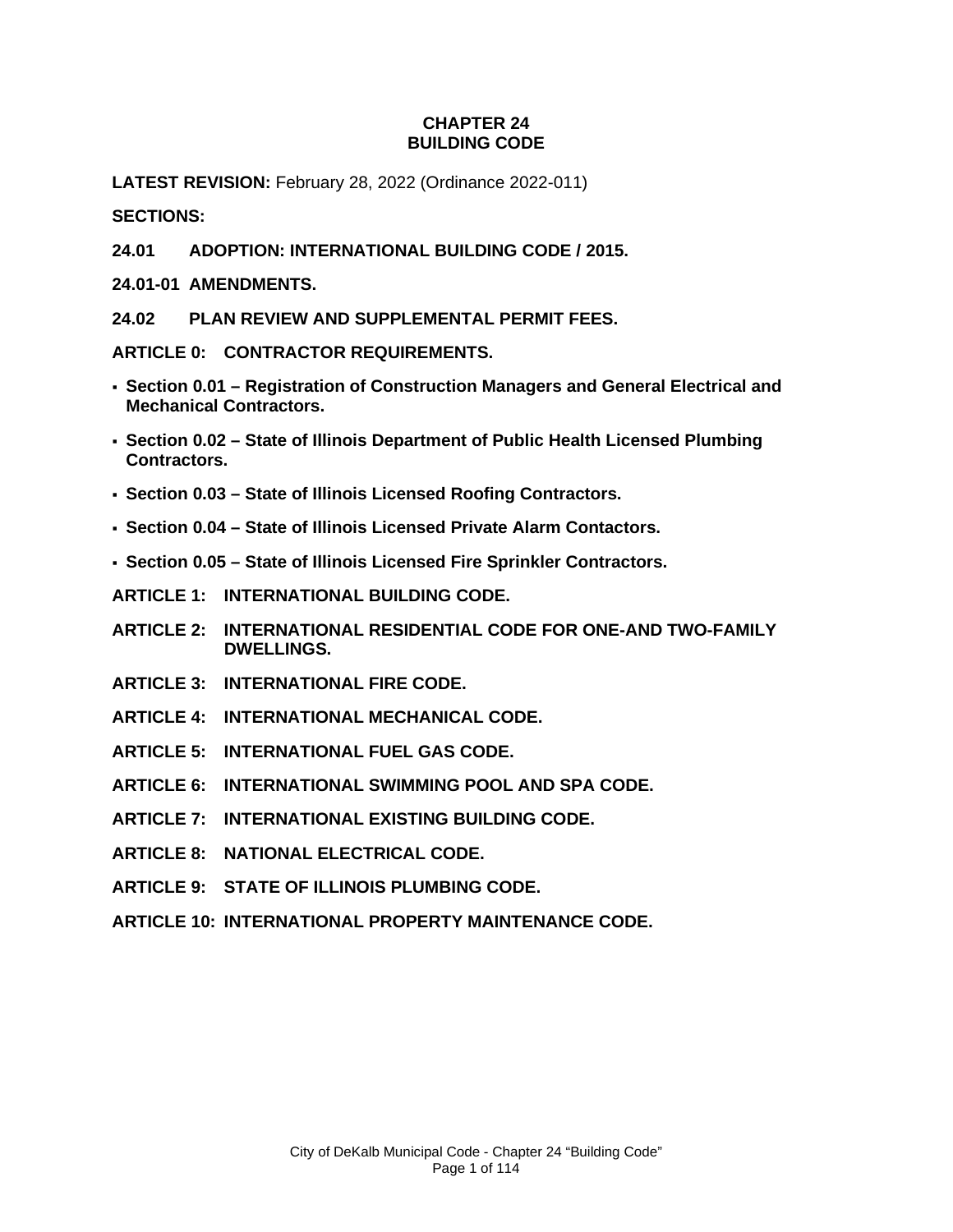# CHAPTER 24
# BUILDING CODE

**LATEST REVISION:** February 28, 2022 (Ordinance 2022-011)

**SECTIONS:**

**24.01 ADOPTION: INTERNATIONAL BUILDING CODE / 2015.**

**24.01-01 AMENDMENTS.**

**24.02 PLAN REVIEW AND SUPPLEMENTAL PERMIT FEES.**

**ARTICLE 0: CONTRACTOR REQUIREMENTS.**

- **Section 0.01 – Registration of Construction Managers and General Electrical and Mechanical Contractors.**
- **Section 0.02 – State of Illinois Department of Public Health Licensed Plumbing Contractors.**
- **Section 0.03 – State of Illinois Licensed Roofing Contractors.**
- **Section 0.04 – State of Illinois Licensed Private Alarm Contactors.**
- **Section 0.05 – State of Illinois Licensed Fire Sprinkler Contractors.**

**ARTICLE 1: INTERNATIONAL BUILDING CODE.**

**ARTICLE 2: INTERNATIONAL RESIDENTIAL CODE FOR ONE-AND TWO-FAMILY DWELLINGS.**

**ARTICLE 3: INTERNATIONAL FIRE CODE.**

**ARTICLE 4: INTERNATIONAL MECHANICAL CODE.**

**ARTICLE 5: INTERNATIONAL FUEL GAS CODE.**

**ARTICLE 6: INTERNATIONAL SWIMMING POOL AND SPA CODE.**

**ARTICLE 7: INTERNATIONAL EXISTING BUILDING CODE.**

**ARTICLE 8: NATIONAL ELECTRICAL CODE.**

**ARTICLE 9: STATE OF ILLINOIS PLUMBING CODE.**

**ARTICLE 10: INTERNATIONAL PROPERTY MAINTENANCE CODE.**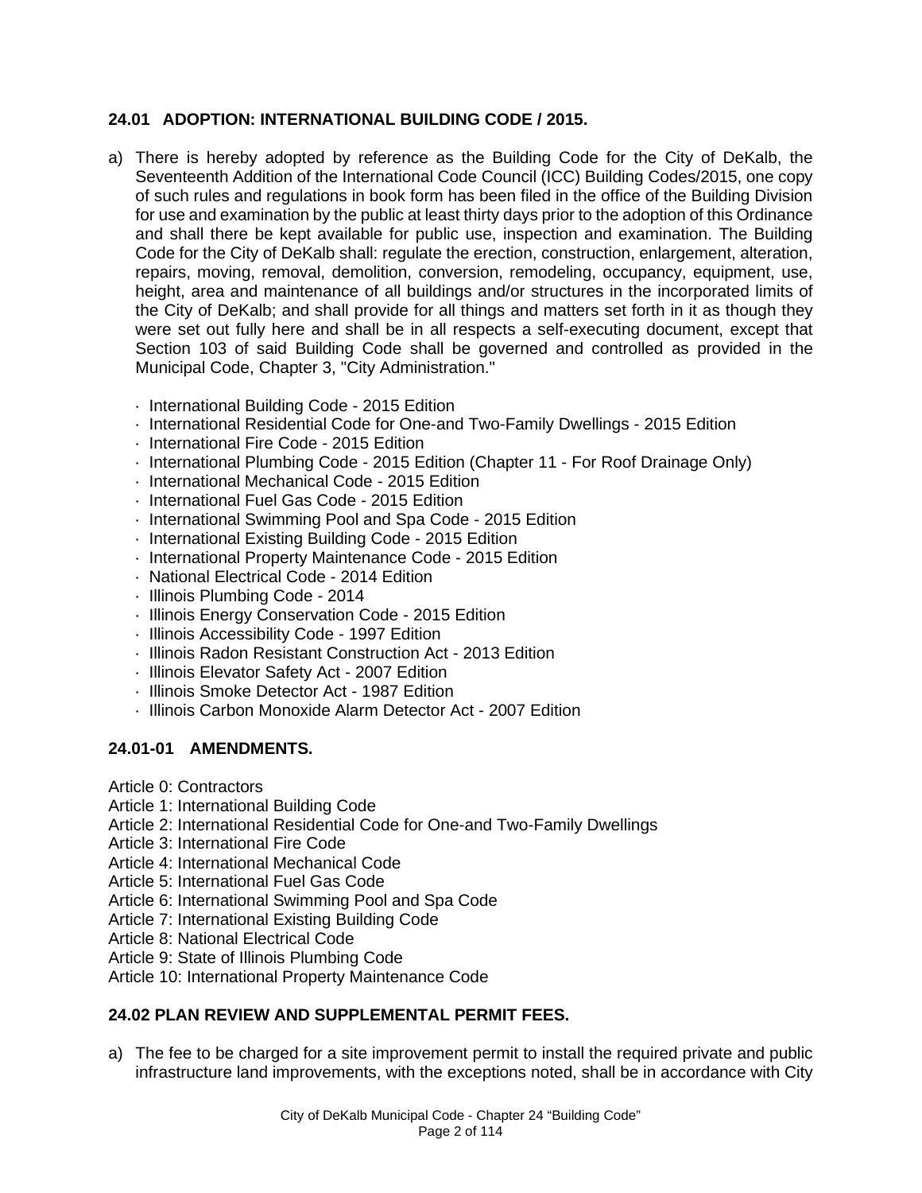## 24.01 ADOPTION: INTERNATIONAL BUILDING CODE / 2015.

a) There is hereby adopted by reference as the Building Code for the City of DeKalb, the Seventeenth Addition of the International Code Council (ICC) Building Codes/2015, one copy of such rules and regulations in book form has been filed in the office of the Building Division for use and examination by the public at least thirty days prior to the adoption of this Ordinance and shall there be kept available for public use, inspection and examination. The Building Code for the City of DeKalb shall: regulate the erection, construction, enlargement, alteration, repairs, moving, removal, demolition, conversion, remodeling, occupancy, equipment, use, height, area and maintenance of all buildings and/or structures in the incorporated limits of the City of DeKalb; and shall provide for all things and matters set forth in it as though they were set out fully here and shall be in all respects a self-executing document, except that Section 103 of said Building Code shall be governed and controlled as provided in the Municipal Code, Chapter 3, "City Administration."

- International Building Code - 2015 Edition
- International Residential Code for One-and Two-Family Dwellings - 2015 Edition
- International Fire Code - 2015 Edition
- International Plumbing Code - 2015 Edition (Chapter 11 - For Roof Drainage Only)
- International Mechanical Code - 2015 Edition
- International Fuel Gas Code - 2015 Edition
- International Swimming Pool and Spa Code - 2015 Edition
- International Existing Building Code - 2015 Edition
- International Property Maintenance Code - 2015 Edition
- National Electrical Code - 2014 Edition
- Illinois Plumbing Code - 2014
- Illinois Energy Conservation Code - 2015 Edition
- Illinois Accessibility Code - 1997 Edition
- Illinois Radon Resistant Construction Act - 2013 Edition
- Illinois Elevator Safety Act - 2007 Edition
- Illinois Smoke Detector Act - 1987 Edition
- Illinois Carbon Monoxide Alarm Detector Act - 2007 Edition

## 24.01-01 AMENDMENTS.

Article 0: Contractors
Article 1: International Building Code
Article 2: International Residential Code for One-and Two-Family Dwellings
Article 3: International Fire Code
Article 4: International Mechanical Code
Article 5: International Fuel Gas Code
Article 6: International Swimming Pool and Spa Code
Article 7: International Existing Building Code
Article 8: National Electrical Code
Article 9: State of Illinois Plumbing Code
Article 10: International Property Maintenance Code

## 24.02 PLAN REVIEW AND SUPPLEMENTAL PERMIT FEES.

a) The fee to be charged for a site improvement permit to install the required private and public infrastructure land improvements, with the exceptions noted, shall be in accordance with City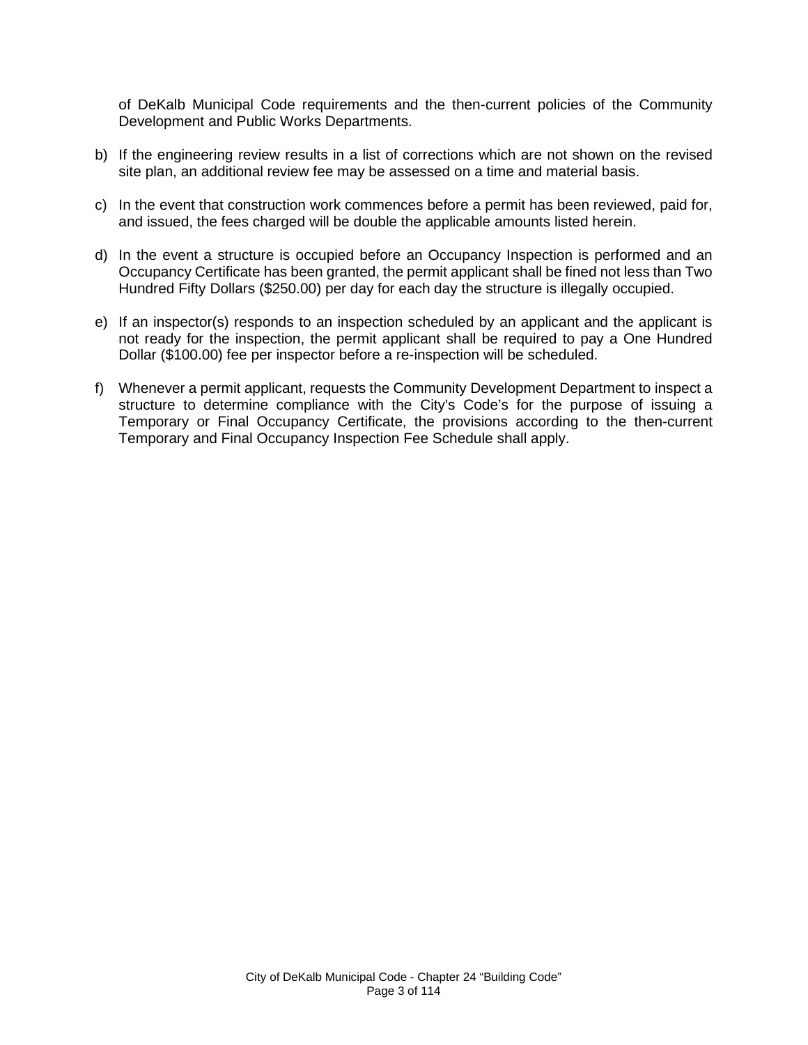of DeKalb Municipal Code requirements and the then-current policies of the Community Development and Public Works Departments.

b) If the engineering review results in a list of corrections which are not shown on the revised site plan, an additional review fee may be assessed on a time and material basis.

c) In the event that construction work commences before a permit has been reviewed, paid for, and issued, the fees charged will be double the applicable amounts listed herein.

d) In the event a structure is occupied before an Occupancy Inspection is performed and an Occupancy Certificate has been granted, the permit applicant shall be fined not less than Two Hundred Fifty Dollars ($250.00) per day for each day the structure is illegally occupied.

e) If an inspector(s) responds to an inspection scheduled by an applicant and the applicant is not ready for the inspection, the permit applicant shall be required to pay a One Hundred Dollar ($100.00) fee per inspector before a re-inspection will be scheduled.

f) Whenever a permit applicant, requests the Community Development Department to inspect a structure to determine compliance with the City's Code's for the purpose of issuing a Temporary or Final Occupancy Certificate, the provisions according to the then-current Temporary and Final Occupancy Inspection Fee Schedule shall apply.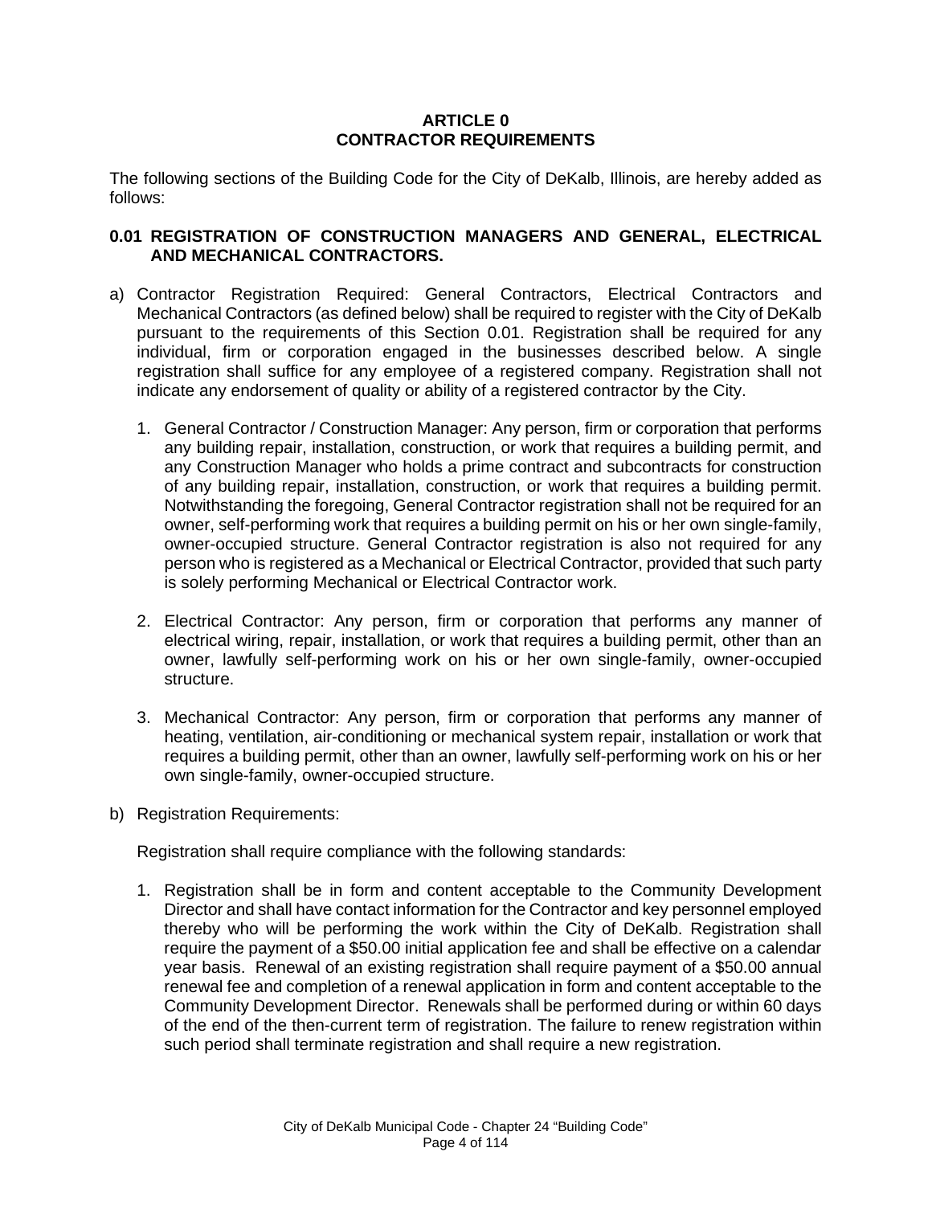# ARTICLE 0
# CONTRACTOR REQUIREMENTS

The following sections of the Building Code for the City of DeKalb, Illinois, are hereby added as follows:

## 0.01 REGISTRATION OF CONSTRUCTION MANAGERS AND GENERAL, ELECTRICAL AND MECHANICAL CONTRACTORS.

a) Contractor Registration Required: General Contractors, Electrical Contractors and Mechanical Contractors (as defined below) shall be required to register with the City of DeKalb pursuant to the requirements of this Section 0.01. Registration shall be required for any individual, firm or corporation engaged in the businesses described below. A single registration shall suffice for any employee of a registered company. Registration shall not indicate any endorsement of quality or ability of a registered contractor by the City.

   1. General Contractor / Construction Manager: Any person, firm or corporation that performs any building repair, installation, construction, or work that requires a building permit, and any Construction Manager who holds a prime contract and subcontracts for construction of any building repair, installation, construction, or work that requires a building permit. Notwithstanding the foregoing, General Contractor registration shall not be required for an owner, self-performing work that requires a building permit on his or her own single-family, owner-occupied structure. General Contractor registration is also not required for any person who is registered as a Mechanical or Electrical Contractor, provided that such party is solely performing Mechanical or Electrical Contractor work.

   2. Electrical Contractor: Any person, firm or corporation that performs any manner of electrical wiring, repair, installation, or work that requires a building permit, other than an owner, lawfully self-performing work on his or her own single-family, owner-occupied structure.

   3. Mechanical Contractor: Any person, firm or corporation that performs any manner of heating, ventilation, air-conditioning or mechanical system repair, installation or work that requires a building permit, other than an owner, lawfully self-performing work on his or her own single-family, owner-occupied structure.

b) Registration Requirements:

   Registration shall require compliance with the following standards:

   1. Registration shall be in form and content acceptable to the Community Development Director and shall have contact information for the Contractor and key personnel employed thereby who will be performing the work within the City of DeKalb. Registration shall require the payment of a $50.00 initial application fee and shall be effective on a calendar year basis. Renewal of an existing registration shall require payment of a $50.00 annual renewal fee and completion of a renewal application in form and content acceptable to the Community Development Director. Renewals shall be performed during or within 60 days of the end of the then-current term of registration. The failure to renew registration within such period shall terminate registration and shall require a new registration.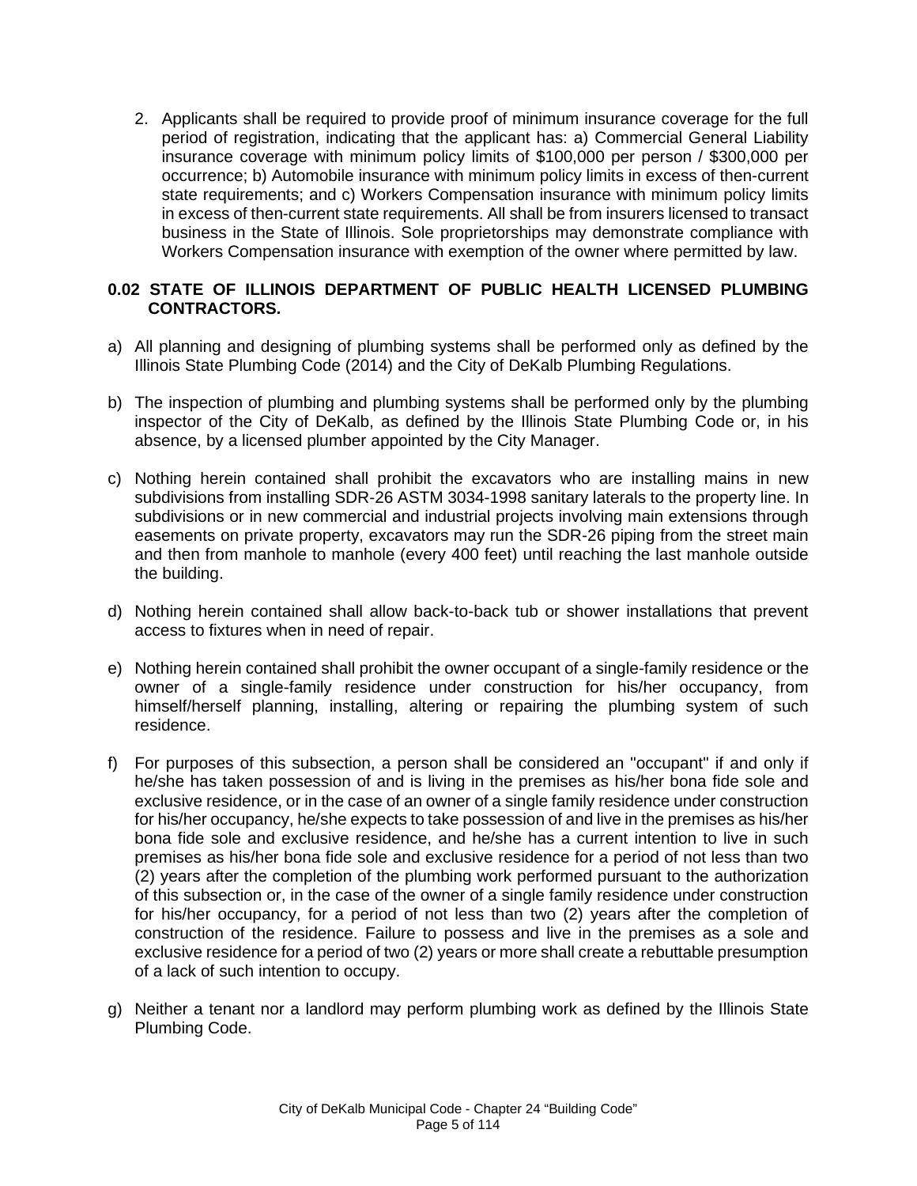2. Applicants shall be required to provide proof of minimum insurance coverage for the full period of registration, indicating that the applicant has: a) Commercial General Liability insurance coverage with minimum policy limits of $100,000 per person / $300,000 per occurrence; b) Automobile insurance with minimum policy limits in excess of then-current state requirements; and c) Workers Compensation insurance with minimum policy limits in excess of then-current state requirements. All shall be from insurers licensed to transact business in the State of Illinois. Sole proprietorships may demonstrate compliance with Workers Compensation insurance with exemption of the owner where permitted by law.

**0.02 STATE OF ILLINOIS DEPARTMENT OF PUBLIC HEALTH LICENSED PLUMBING CONTRACTORS.**

a) All planning and designing of plumbing systems shall be performed only as defined by the Illinois State Plumbing Code (2014) and the City of DeKalb Plumbing Regulations.

b) The inspection of plumbing and plumbing systems shall be performed only by the plumbing inspector of the City of DeKalb, as defined by the Illinois State Plumbing Code or, in his absence, by a licensed plumber appointed by the City Manager.

c) Nothing herein contained shall prohibit the excavators who are installing mains in new subdivisions from installing SDR-26 ASTM 3034-1998 sanitary laterals to the property line. In subdivisions or in new commercial and industrial projects involving main extensions through easements on private property, excavators may run the SDR-26 piping from the street main and then from manhole to manhole (every 400 feet) until reaching the last manhole outside the building.

d) Nothing herein contained shall allow back-to-back tub or shower installations that prevent access to fixtures when in need of repair.

e) Nothing herein contained shall prohibit the owner occupant of a single-family residence or the owner of a single-family residence under construction for his/her occupancy, from himself/herself planning, installing, altering or repairing the plumbing system of such residence.

f) For purposes of this subsection, a person shall be considered an "occupant" if and only if he/she has taken possession of and is living in the premises as his/her bona fide sole and exclusive residence, or in the case of an owner of a single family residence under construction for his/her occupancy, he/she expects to take possession of and live in the premises as his/her bona fide sole and exclusive residence, and he/she has a current intention to live in such premises as his/her bona fide sole and exclusive residence for a period of not less than two (2) years after the completion of the plumbing work performed pursuant to the authorization of this subsection or, in the case of the owner of a single family residence under construction for his/her occupancy, for a period of not less than two (2) years after the completion of construction of the residence. Failure to possess and live in the premises as a sole and exclusive residence for a period of two (2) years or more shall create a rebuttable presumption of a lack of such intention to occupy.

g) Neither a tenant nor a landlord may perform plumbing work as defined by the Illinois State Plumbing Code.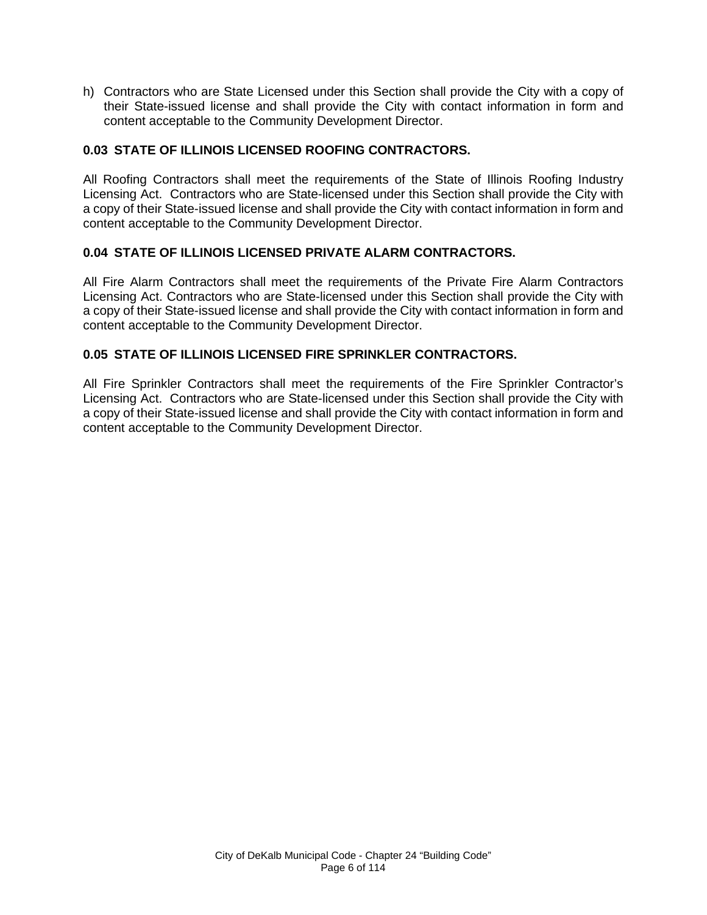h) Contractors who are State Licensed under this Section shall provide the City with a copy of their State-issued license and shall provide the City with contact information in form and content acceptable to the Community Development Director.

**0.03 STATE OF ILLINOIS LICENSED ROOFING CONTRACTORS.**

All Roofing Contractors shall meet the requirements of the State of Illinois Roofing Industry Licensing Act. Contractors who are State-licensed under this Section shall provide the City with a copy of their State-issued license and shall provide the City with contact information in form and content acceptable to the Community Development Director.

**0.04 STATE OF ILLINOIS LICENSED PRIVATE ALARM CONTRACTORS.**

All Fire Alarm Contractors shall meet the requirements of the Private Fire Alarm Contractors Licensing Act. Contractors who are State-licensed under this Section shall provide the City with a copy of their State-issued license and shall provide the City with contact information in form and content acceptable to the Community Development Director.

**0.05 STATE OF ILLINOIS LICENSED FIRE SPRINKLER CONTRACTORS.**

All Fire Sprinkler Contractors shall meet the requirements of the Fire Sprinkler Contractor's Licensing Act. Contractors who are State-licensed under this Section shall provide the City with a copy of their State-issued license and shall provide the City with contact information in form and content acceptable to the Community Development Director.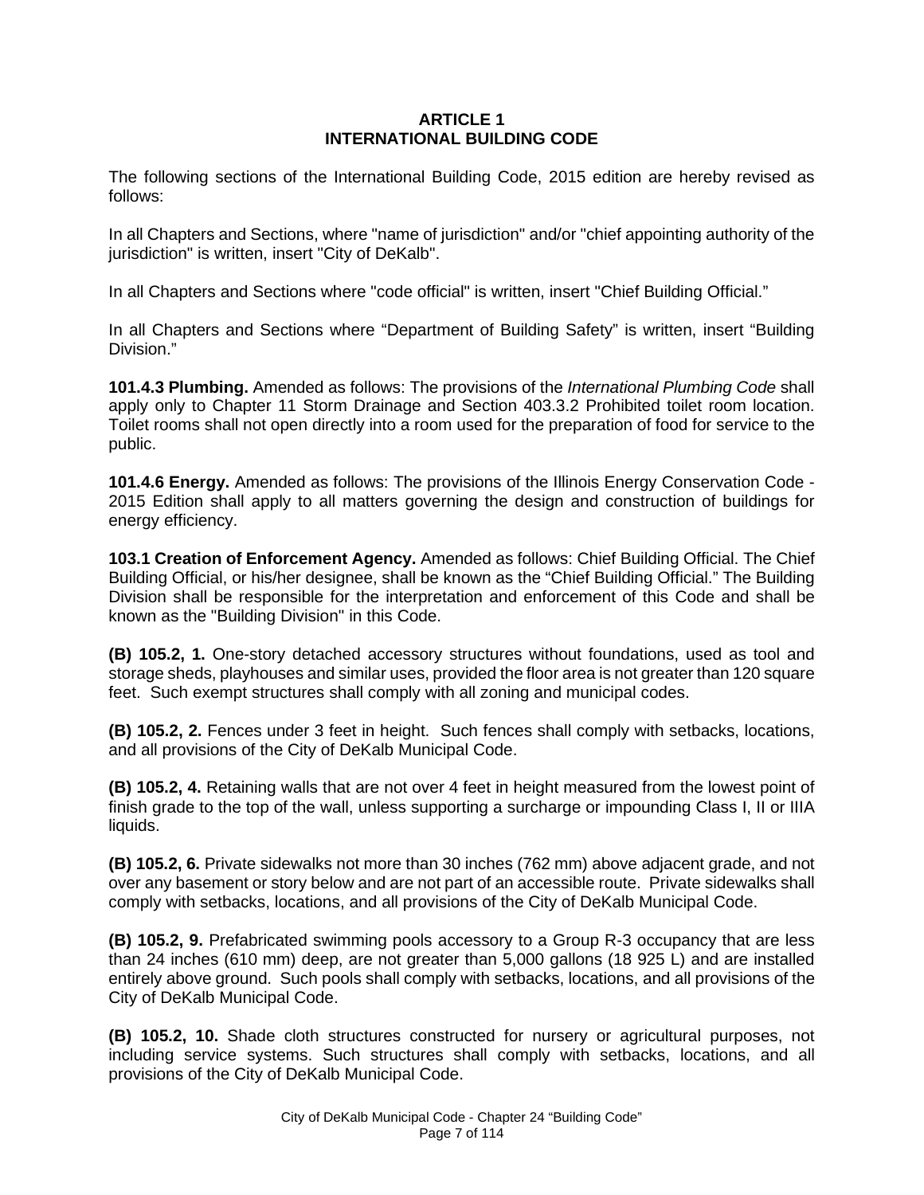# ARTICLE 1
# INTERNATIONAL BUILDING CODE

The following sections of the International Building Code, 2015 edition are hereby revised as follows:

In all Chapters and Sections, where "name of jurisdiction" and/or "chief appointing authority of the jurisdiction" is written, insert "City of DeKalb".

In all Chapters and Sections where "code official" is written, insert "Chief Building Official."

In all Chapters and Sections where "Department of Building Safety" is written, insert "Building Division."

**101.4.3 Plumbing.** Amended as follows: The provisions of the *International Plumbing Code* shall apply only to Chapter 11 Storm Drainage and Section 403.3.2 Prohibited toilet room location. Toilet rooms shall not open directly into a room used for the preparation of food for service to the public.

**101.4.6 Energy.** Amended as follows: The provisions of the Illinois Energy Conservation Code - 2015 Edition shall apply to all matters governing the design and construction of buildings for energy efficiency.

**103.1 Creation of Enforcement Agency.** Amended as follows: Chief Building Official. The Chief Building Official, or his/her designee, shall be known as the "Chief Building Official." The Building Division shall be responsible for the interpretation and enforcement of this Code and shall be known as the "Building Division" in this Code.

**(B) 105.2, 1.** One-story detached accessory structures without foundations, used as tool and storage sheds, playhouses and similar uses, provided the floor area is not greater than 120 square feet. Such exempt structures shall comply with all zoning and municipal codes.

**(B) 105.2, 2.** Fences under 3 feet in height. Such fences shall comply with setbacks, locations, and all provisions of the City of DeKalb Municipal Code.

**(B) 105.2, 4.** Retaining walls that are not over 4 feet in height measured from the lowest point of finish grade to the top of the wall, unless supporting a surcharge or impounding Class I, II or IIIA liquids.

**(B) 105.2, 6.** Private sidewalks not more than 30 inches (762 mm) above adjacent grade, and not over any basement or story below and are not part of an accessible route. Private sidewalks shall comply with setbacks, locations, and all provisions of the City of DeKalb Municipal Code.

**(B) 105.2, 9.** Prefabricated swimming pools accessory to a Group R-3 occupancy that are less than 24 inches (610 mm) deep, are not greater than 5,000 gallons (18 925 L) and are installed entirely above ground. Such pools shall comply with setbacks, locations, and all provisions of the City of DeKalb Municipal Code.

**(B) 105.2, 10.** Shade cloth structures constructed for nursery or agricultural purposes, not including service systems. Such structures shall comply with setbacks, locations, and all provisions of the City of DeKalb Municipal Code.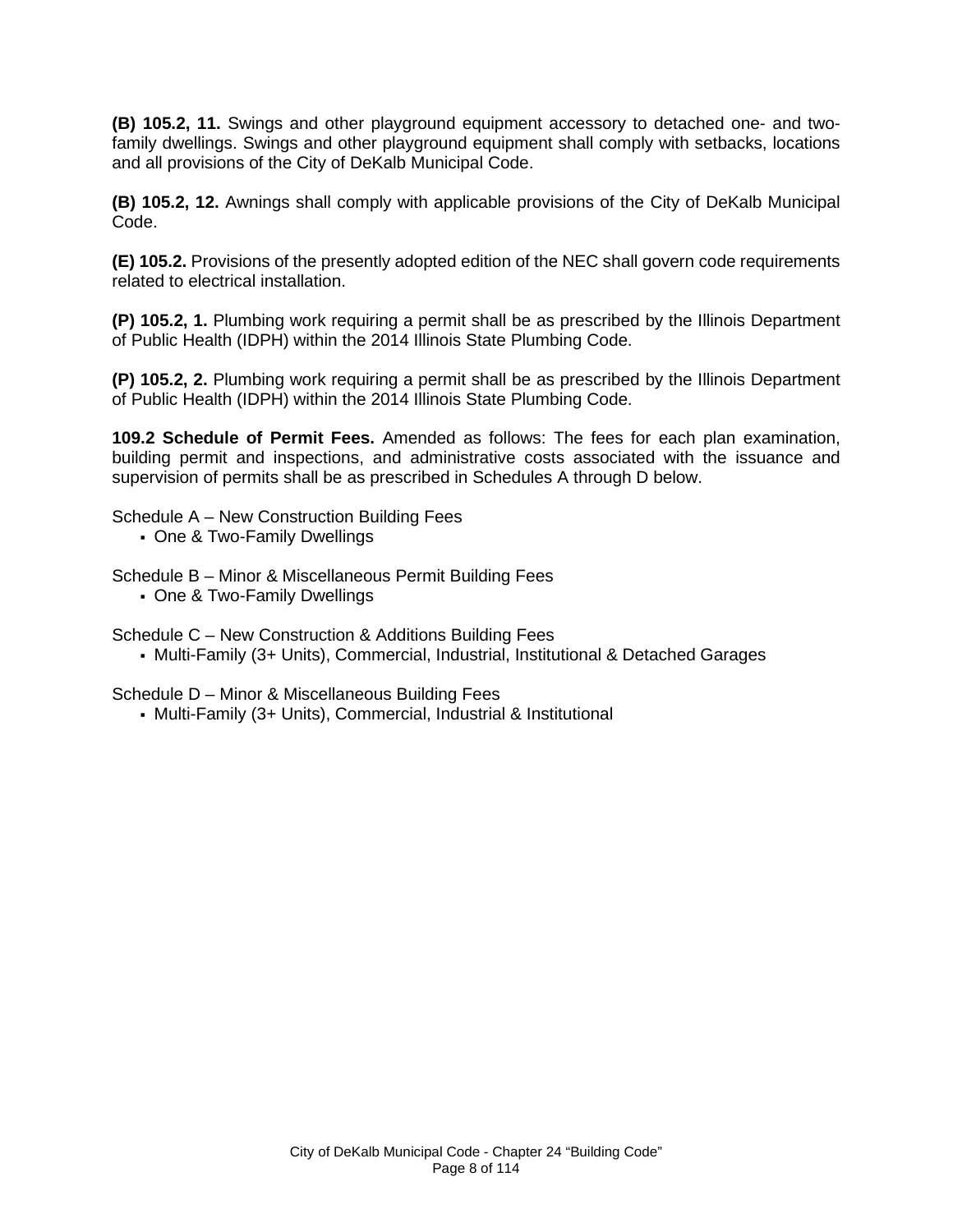**(B) 105.2, 11.** Swings and other playground equipment accessory to detached one- and two-family dwellings. Swings and other playground equipment shall comply with setbacks, locations and all provisions of the City of DeKalb Municipal Code.

**(B) 105.2, 12.** Awnings shall comply with applicable provisions of the City of DeKalb Municipal Code.

**(E) 105.2.** Provisions of the presently adopted edition of the NEC shall govern code requirements related to electrical installation.

**(P) 105.2, 1.** Plumbing work requiring a permit shall be as prescribed by the Illinois Department of Public Health (IDPH) within the 2014 Illinois State Plumbing Code.

**(P) 105.2, 2.** Plumbing work requiring a permit shall be as prescribed by the Illinois Department of Public Health (IDPH) within the 2014 Illinois State Plumbing Code.

**109.2 Schedule of Permit Fees.** Amended as follows: The fees for each plan examination, building permit and inspections, and administrative costs associated with the issuance and supervision of permits shall be as prescribed in Schedules A through D below.

Schedule A – New Construction Building Fees

- One & Two-Family Dwellings

Schedule B – Minor & Miscellaneous Permit Building Fees

- One & Two-Family Dwellings

Schedule C – New Construction & Additions Building Fees

- Multi-Family (3+ Units), Commercial, Industrial, Institutional & Detached Garages

Schedule D – Minor & Miscellaneous Building Fees

- Multi-Family (3+ Units), Commercial, Industrial & Institutional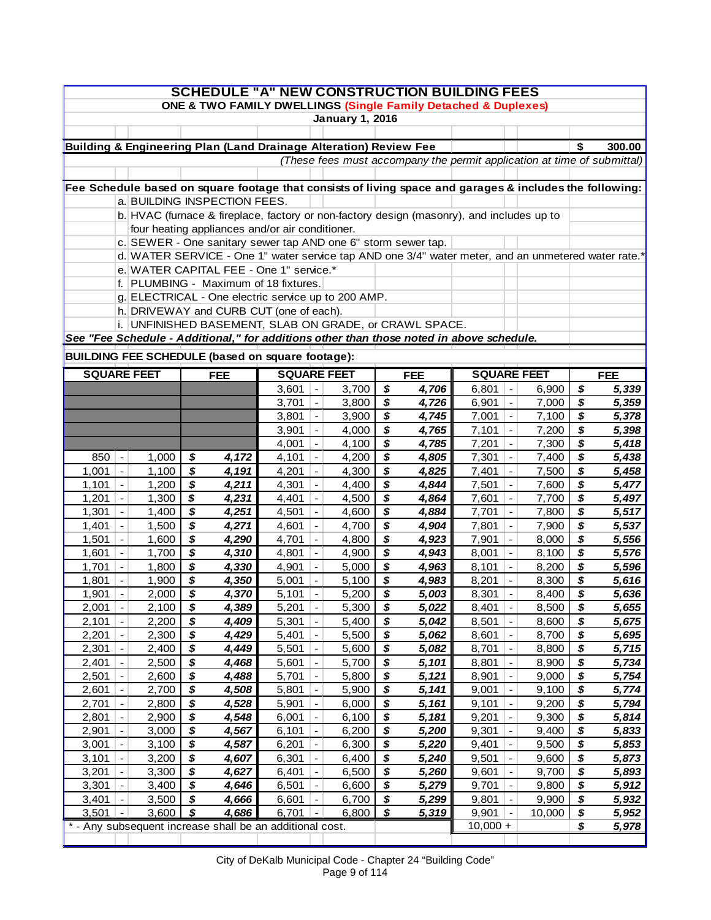# SCHEDULE "A" NEW CONSTRUCTION BUILDING FEES

## ONE & TWO FAMILY DWELLINGS (Single Family Detached & Duplexes)

**January 1, 2016**

**Building & Engineering Plan (Land Drainage Alteration) Review Fee** — **$ 300.00**

*(These fees must accompany the permit application at time of submittal)*

**Fee Schedule based on square footage that consists of living space and garages & includes the following:**

a. BUILDING INSPECTION FEES.
b. HVAC (furnace & fireplace, factory or non-factory design (masonry), and includes up to four heating appliances and/or air conditioner.
c. SEWER - One sanitary sewer tap AND one 6" storm sewer tap.
d. WATER SERVICE - One 1" water service tap AND one 3/4" water meter, and an unmetered water rate.*
e. WATER CAPITAL FEE - One 1" service.*
f. PLUMBING - Maximum of 18 fixtures.
g. ELECTRICAL - One electric service up to 200 AMP.
h. DRIVEWAY and CURB CUT (one of each).
i. UNFINISHED BASEMENT, SLAB ON GRADE, or CRAWL SPACE.

***See "Fee Schedule - Additional," for additions other than those noted in above schedule.***

**BUILDING FEE SCHEDULE (based on square footage):**

| SQUARE FEET | FEE | SQUARE FEET | FEE | SQUARE FEET | FEE |
|---|---|---|---|---|---|
| | | 3,601 - 3,700 | $ 4,706 | 6,801 - 6,900 | $ 5,339 |
| | | 3,701 - 3,800 | $ 4,726 | 6,901 - 7,000 | $ 5,359 |
| | | 3,801 - 3,900 | $ 4,745 | 7,001 - 7,100 | $ 5,378 |
| | | 3,901 - 4,000 | $ 4,765 | 7,101 - 7,200 | $ 5,398 |
| | | 4,001 - 4,100 | $ 4,785 | 7,201 - 7,300 | $ 5,418 |
| 850 - 1,000 | $ 4,172 | 4,101 - 4,200 | $ 4,805 | 7,301 - 7,400 | $ 5,438 |
| 1,001 - 1,100 | $ 4,191 | 4,201 - 4,300 | $ 4,825 | 7,401 - 7,500 | $ 5,458 |
| 1,101 - 1,200 | $ 4,211 | 4,301 - 4,400 | $ 4,844 | 7,501 - 7,600 | $ 5,477 |
| 1,201 - 1,300 | $ 4,231 | 4,401 - 4,500 | $ 4,864 | 7,601 - 7,700 | $ 5,497 |
| 1,301 - 1,400 | $ 4,251 | 4,501 - 4,600 | $ 4,884 | 7,701 - 7,800 | $ 5,517 |
| 1,401 - 1,500 | $ 4,271 | 4,601 - 4,700 | $ 4,904 | 7,801 - 7,900 | $ 5,537 |
| 1,501 - 1,600 | $ 4,290 | 4,701 - 4,800 | $ 4,923 | 7,901 - 8,000 | $ 5,556 |
| 1,601 - 1,700 | $ 4,310 | 4,801 - 4,900 | $ 4,943 | 8,001 - 8,100 | $ 5,576 |
| 1,701 - 1,800 | $ 4,330 | 4,901 - 5,000 | $ 4,963 | 8,101 - 8,200 | $ 5,596 |
| 1,801 - 1,900 | $ 4,350 | 5,001 - 5,100 | $ 4,983 | 8,201 - 8,300 | $ 5,616 |
| 1,901 - 2,000 | $ 4,370 | 5,101 - 5,200 | $ 5,003 | 8,301 - 8,400 | $ 5,636 |
| 2,001 - 2,100 | $ 4,389 | 5,201 - 5,300 | $ 5,022 | 8,401 - 8,500 | $ 5,655 |
| 2,101 - 2,200 | $ 4,409 | 5,301 - 5,400 | $ 5,042 | 8,501 - 8,600 | $ 5,675 |
| 2,201 - 2,300 | $ 4,429 | 5,401 - 5,500 | $ 5,062 | 8,601 - 8,700 | $ 5,695 |
| 2,301 - 2,400 | $ 4,449 | 5,501 - 5,600 | $ 5,082 | 8,701 - 8,800 | $ 5,715 |
| 2,401 - 2,500 | $ 4,468 | 5,601 - 5,700 | $ 5,101 | 8,801 - 8,900 | $ 5,734 |
| 2,501 - 2,600 | $ 4,488 | 5,701 - 5,800 | $ 5,121 | 8,901 - 9,000 | $ 5,754 |
| 2,601 - 2,700 | $ 4,508 | 5,801 - 5,900 | $ 5,141 | 9,001 - 9,100 | $ 5,774 |
| 2,701 - 2,800 | $ 4,528 | 5,901 - 6,000 | $ 5,161 | 9,101 - 9,200 | $ 5,794 |
| 2,801 - 2,900 | $ 4,548 | 6,001 - 6,100 | $ 5,181 | 9,201 - 9,300 | $ 5,814 |
| 2,901 - 3,000 | $ 4,567 | 6,101 - 6,200 | $ 5,200 | 9,301 - 9,400 | $ 5,833 |
| 3,001 - 3,100 | $ 4,587 | 6,201 - 6,300 | $ 5,220 | 9,401 - 9,500 | $ 5,853 |
| 3,101 - 3,200 | $ 4,607 | 6,301 - 6,400 | $ 5,240 | 9,501 - 9,600 | $ 5,873 |
| 3,201 - 3,300 | $ 4,627 | 6,401 - 6,500 | $ 5,260 | 9,601 - 9,700 | $ 5,893 |
| 3,301 - 3,400 | $ 4,646 | 6,501 - 6,600 | $ 5,279 | 9,701 - 9,800 | $ 5,912 |
| 3,401 - 3,500 | $ 4,666 | 6,601 - 6,700 | $ 5,299 | 9,801 - 9,900 | $ 5,932 |
| 3,501 - 3,600 | $ 4,686 | 6,701 - 6,800 | $ 5,319 | 9,901 - 10,000 | $ 5,952 |
| | | | | 10,000 + | $ 5,978 |

\* - Any subsequent increase shall be an additional cost.

City of DeKalb Municipal Code - Chapter 24 "Building Code"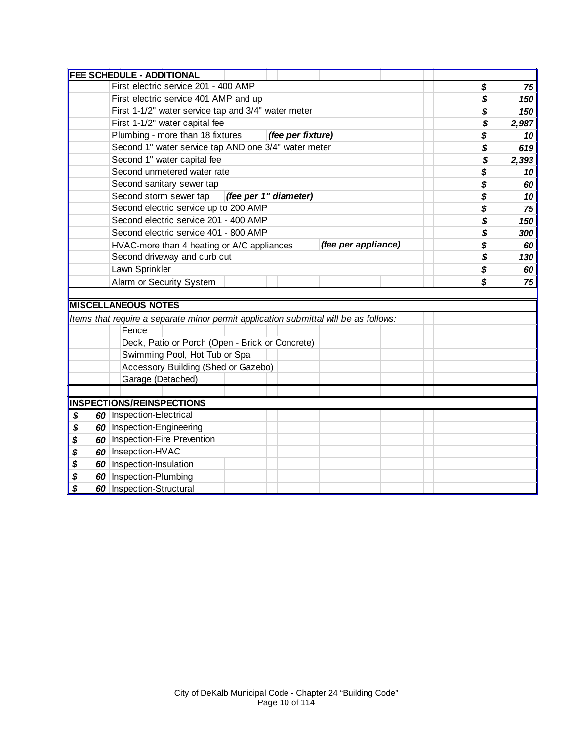## FEE SCHEDULE - ADDITIONAL

| Item | Note | Fee |
|---|---|---|
| First electric service 201 - 400 AMP | | $ 75 |
| First electric service 401 AMP and up | | $ 150 |
| First 1-1/2" water service tap and 3/4" water meter | | $ 150 |
| First 1-1/2" water capital fee | | $ 2,987 |
| Plumbing - more than 18 fixtures | *(fee per fixture)* | $ 10 |
| Second 1" water service tap AND one 3/4" water meter | | $ 619 |
| Second 1" water capital fee | | $ 2,393 |
| Second unmetered water rate | | $ 10 |
| Second sanitary sewer tap | | $ 60 |
| Second storm sewer tap | *(fee per 1" diameter)* | $ 10 |
| Second electric service up to 200 AMP | | $ 75 |
| Second electric service 201 - 400 AMP | | $ 150 |
| Second electric service 401 - 800 AMP | | $ 300 |
| HVAC-more than 4 heating or A/C appliances | *(fee per appliance)* | $ 60 |
| Second driveway and curb cut | | $ 130 |
| Lawn Sprinkler | | $ 60 |
| Alarm or Security System | | $ 75 |

## MISCELLANEOUS NOTES

*Items that require a separate minor permit application submittal will be as follows:*

- Fence
- Deck, Patio or Porch (Open - Brick or Concrete)
- Swimming Pool, Hot Tub or Spa
- Accessory Building (Shed or Gazebo)
- Garage (Detached)

## INSPECTIONS/REINSPECTIONS

| Fee | Inspection |
|---|---|
| $ 60 | Inspection-Electrical |
| $ 60 | Inspection-Engineering |
| $ 60 | Inspection-Fire Prevention |
| $ 60 | Insepction-HVAC |
| $ 60 | Inspection-Insulation |
| $ 60 | Inspection-Plumbing |
| $ 60 | Inspection-Structural |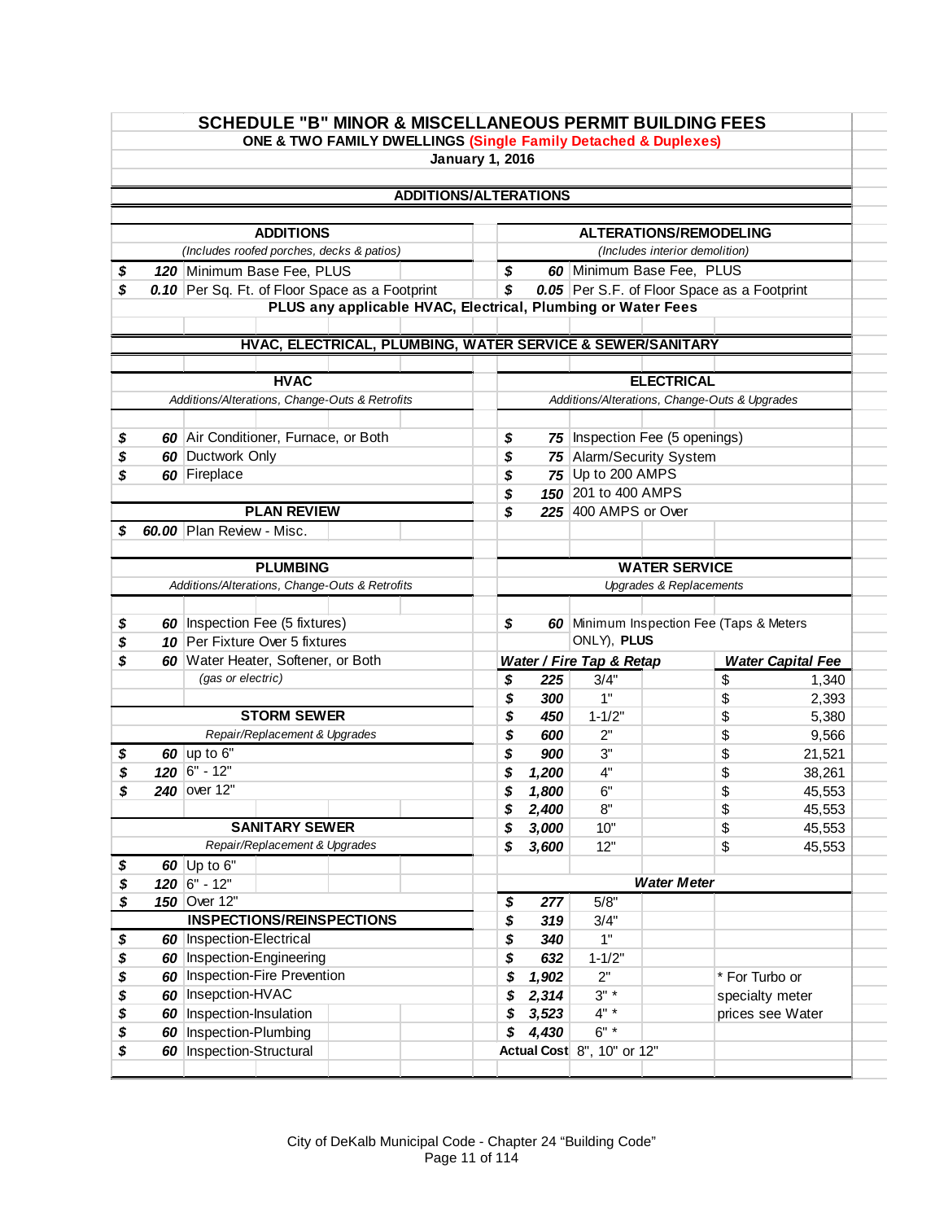# SCHEDULE "B" MINOR & MISCELLANEOUS PERMIT BUILDING FEES

**ONE & TWO FAMILY DWELLINGS (Single Family Detached & Duplexes)**

**January 1, 2016**

## ADDITIONS/ALTERATIONS

### ADDITIONS

*(Includes roofed porches, decks & patios)*

| | |
|---|---|
| $ 120 | Minimum Base Fee, PLUS |
| $ 0.10 | Per Sq. Ft. of Floor Space as a Footprint |

### ALTERATIONS/REMODELING

*(Includes interior demolition)*

| | |
|---|---|
| $ 60 | Minimum Base Fee, PLUS |
| $ 0.05 | Per S.F. of Floor Space as a Footprint |

**PLUS any applicable HVAC, Electrical, Plumbing or Water Fees**

## HVAC, ELECTRICAL, PLUMBING, WATER SERVICE & SEWER/SANITARY

### HVAC

*Additions/Alterations, Change-Outs & Retrofits*

| | |
|---|---|
| $ 60 | Air Conditioner, Furnace, or Both |
| $ 60 | Ductwork Only |
| $ 60 | Fireplace |

### PLAN REVIEW

| | |
|---|---|
| $ 60.00 | Plan Review - Misc. |

### ELECTRICAL

*Additions/Alterations, Change-Outs & Upgrades*

| | |
|---|---|
| $ 75 | Inspection Fee (5 openings) |
| $ 75 | Alarm/Security System |
| $ 75 | Up to 200 AMPS |
| $ 150 | 201 to 400 AMPS |
| $ 225 | 400 AMPS or Over |

### PLUMBING

*Additions/Alterations, Change-Outs & Retrofits*

| | |
|---|---|
| $ 60 | Inspection Fee (5 fixtures) |
| $ 10 | Per Fixture Over 5 fixtures |
| $ 60 | Water Heater, Softener, or Both *(gas or electric)* |

### STORM SEWER

*Repair/Replacement & Upgrades*

| | |
|---|---|
| $ 60 | up to 6" |
| $ 120 | 6" - 12" |
| $ 240 | over 12" |

### SANITARY SEWER

*Repair/Replacement & Upgrades*

| | |
|---|---|
| $ 60 | Up to 6" |
| $ 120 | 6" - 12" |
| $ 150 | Over 12" |

### INSPECTIONS/REINSPECTIONS

| | |
|---|---|
| $ 60 | Inspection-Electrical |
| $ 60 | Inspection-Engineering |
| $ 60 | Inspection-Fire Prevention |
| $ 60 | Insepction-HVAC |
| $ 60 | Inspection-Insulation |
| $ 60 | Inspection-Plumbing |
| $ 60 | Inspection-Structural |

### WATER SERVICE

*Upgrades & Replacements*

$ 60 Minimum Inspection Fee (Taps & Meters ONLY), **PLUS**

| *Water / Fire Tap & Retap* | Size | *Water Capital Fee* |
|---|---|---|
| $ 225 | 3/4" | $ 1,340 |
| $ 300 | 1" | $ 2,393 |
| $ 450 | 1-1/2" | $ 5,380 |
| $ 600 | 2" | $ 9,566 |
| $ 900 | 3" | $ 21,521 |
| $ 1,200 | 4" | $ 38,261 |
| $ 1,800 | 6" | $ 45,553 |
| $ 2,400 | 8" | $ 45,553 |
| $ 3,000 | 10" | $ 45,553 |
| $ 3,600 | 12" | $ 45,553 |

*Water Meter*

| Fee | Size |
|---|---|
| $ 277 | 5/8" |
| $ 319 | 3/4" |
| $ 340 | 1" |
| $ 632 | 1-1/2" |
| $ 1,902 | 2" |
| $ 2,314 | 3" * |
| $ 3,523 | 4" * |
| $ 4,430 | 6" * |
| Actual Cost | 8", 10" or 12" |

* For Turbo or specialty meter prices see Water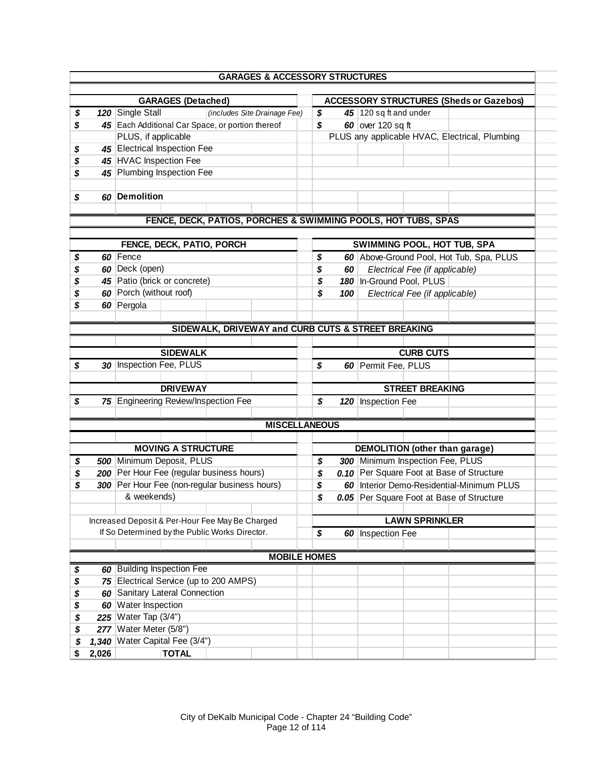## GARAGES & ACCESSORY STRUCTURES

| GARAGES (Detached) | | | ACCESSORY STRUCTURES (Sheds or Gazebos) | |
|---|---|---|---|---|
| $ 120 | Single Stall | *(includes Site Drainage Fee)* | $ 45 | 120 sq ft and under |
| $ 45 | Each Additional Car Space, or portion thereof | | $ 60 | over 120 sq ft |
| | PLUS, if applicable | | | PLUS any applicable HVAC, Electrical, Plumbing |
| $ 45 | Electrical Inspection Fee | | | |
| $ 45 | HVAC Inspection Fee | | | |
| $ 45 | Plumbing Inspection Fee | | | |
| $ 60 | **Demolition** | | | |

## FENCE, DECK, PATIOS, PORCHES & SWIMMING POOLS, HOT TUBS, SPAS

| FENCE, DECK, PATIO, PORCH | | SWIMMING POOL, HOT TUB, SPA | |
|---|---|---|---|
| $ 60 | Fence | $ 60 | Above-Ground Pool, Hot Tub, Spa, PLUS |
| $ 60 | Deck (open) | $ 60 | *Electrical Fee (if applicable)* |
| $ 45 | Patio (brick or concrete) | $ 180 | In-Ground Pool, PLUS |
| $ 60 | Porch (without roof) | $ 100 | *Electrical Fee (if applicable)* |
| $ 60 | Pergola | | |

## SIDEWALK, DRIVEWAY and CURB CUTS & STREET BREAKING

| SIDEWALK | | CURB CUTS | |
|---|---|---|---|
| $ 30 | Inspection Fee, PLUS | $ 60 | Permit Fee, PLUS |
| **DRIVEWAY** | | **STREET BREAKING** | |
| $ 75 | Engineering Review/Inspection Fee | $ 120 | Inspection Fee |

## MISCELLANEOUS

| MOVING A STRUCTURE | | DEMOLITION (other than garage) | |
|---|---|---|---|
| $ 500 | Minimum Deposit, PLUS | $ 300 | Minimum Inspection Fee, PLUS |
| $ 200 | Per Hour Fee (regular business hours) | $ 0.10 | Per Square Foot at Base of Structure |
| $ 300 | Per Hour Fee (non-regular business hours) & weekends) | $ 60 | Interior Demo-Residential-Minimum PLUS |
| | | $ 0.05 | Per Square Foot at Base of Structure |
| Increased Deposit & Per-Hour Fee May Be Charged If So Determined by the Public Works Director. | | **LAWN SPRINKLER** | |
| | | $ 60 | Inspection Fee |

## MOBILE HOMES

| Fee | Description |
|---|---|
| $ 60 | Building Inspection Fee |
| $ 75 | Electrical Service (up to 200 AMPS) |
| $ 60 | Sanitary Lateral Connection |
| $ 60 | Water Inspection |
| $ 225 | Water Tap (3/4") |
| $ 277 | Water Meter (5/8") |
| $ 1,340 | Water Capital Fee (3/4") |
| **$ 2,026** | **TOTAL** |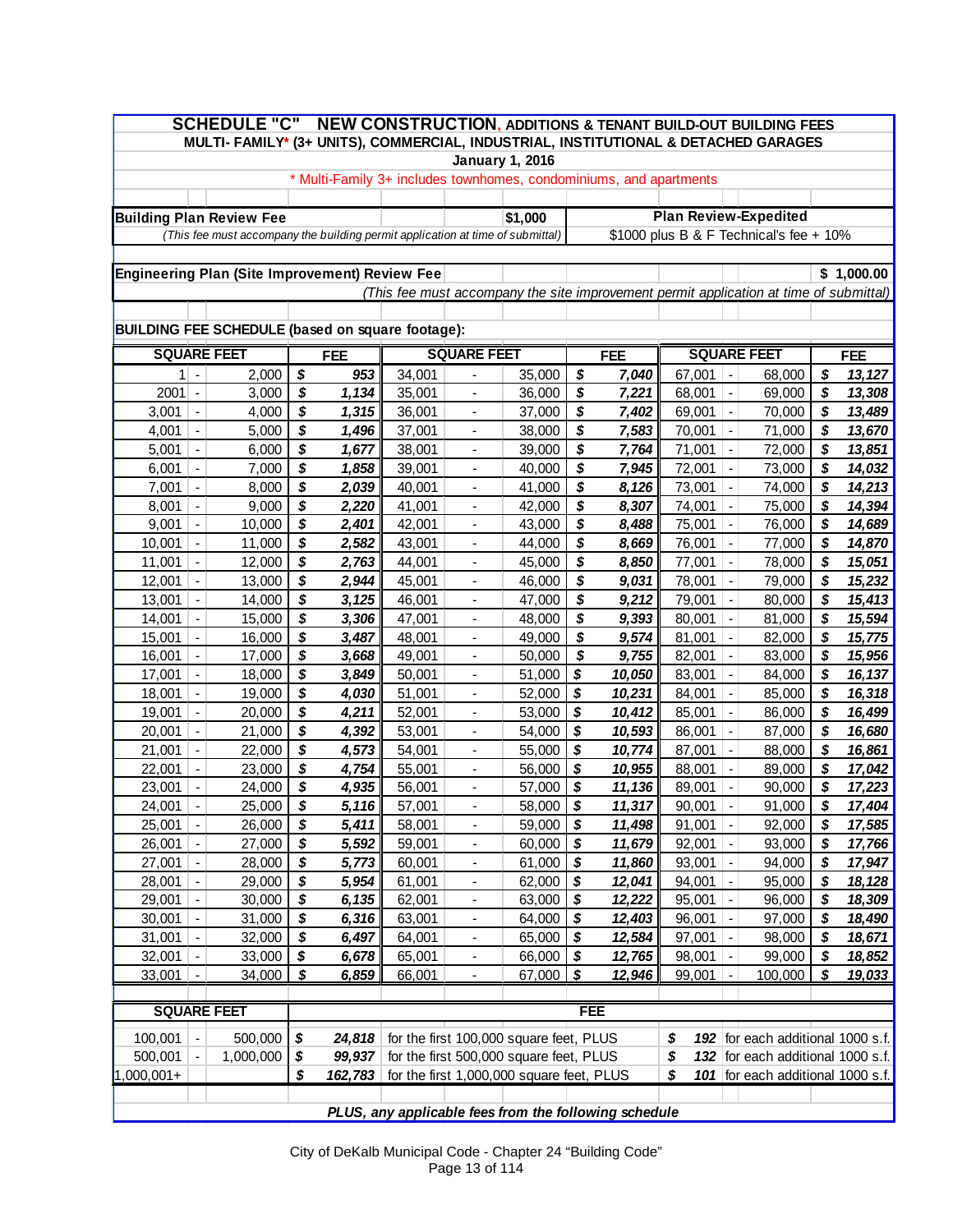# SCHEDULE "C" NEW CONSTRUCTION, ADDITIONS & TENANT BUILD-OUT BUILDING FEES

## MULTI- FAMILY* (3+ UNITS), COMMERCIAL, INDUSTRIAL, INSTITUTIONAL & DETACHED GARAGES

**January 1, 2016**

* Multi-Family 3+ includes townhomes, condominiums, and apartments

| Building Plan Review Fee | $1,000 | Plan Review-Expedited |
|---|---|---|
| *(This fee must accompany the building permit application at time of submittal)* | | $1000 plus B & F Technical's fee + 10% |

**Engineering Plan (Site Improvement) Review Fee** — **$ 1,000.00**

*(This fee must accompany the site improvement permit application at time of submittal)*

**BUILDING FEE SCHEDULE (based on square footage):**

| SQUARE FEET | FEE | SQUARE FEET | FEE | SQUARE FEET | FEE |
|---|---|---|---|---|---|
| 1 - 2,000 | $ 953 | 34,001 - 35,000 | $ 7,040 | 67,001 - 68,000 | $ 13,127 |
| 2001 - 3,000 | $ 1,134 | 35,001 - 36,000 | $ 7,221 | 68,001 - 69,000 | $ 13,308 |
| 3,001 - 4,000 | $ 1,315 | 36,001 - 37,000 | $ 7,402 | 69,001 - 70,000 | $ 13,489 |
| 4,001 - 5,000 | $ 1,496 | 37,001 - 38,000 | $ 7,583 | 70,001 - 71,000 | $ 13,670 |
| 5,001 - 6,000 | $ 1,677 | 38,001 - 39,000 | $ 7,764 | 71,001 - 72,000 | $ 13,851 |
| 6,001 - 7,000 | $ 1,858 | 39,001 - 40,000 | $ 7,945 | 72,001 - 73,000 | $ 14,032 |
| 7,001 - 8,000 | $ 2,039 | 40,001 - 41,000 | $ 8,126 | 73,001 - 74,000 | $ 14,213 |
| 8,001 - 9,000 | $ 2,220 | 41,001 - 42,000 | $ 8,307 | 74,001 - 75,000 | $ 14,394 |
| 9,001 - 10,000 | $ 2,401 | 42,001 - 43,000 | $ 8,488 | 75,001 - 76,000 | $ 14,689 |
| 10,001 - 11,000 | $ 2,582 | 43,001 - 44,000 | $ 8,669 | 76,001 - 77,000 | $ 14,870 |
| 11,001 - 12,000 | $ 2,763 | 44,001 - 45,000 | $ 8,850 | 77,001 - 78,000 | $ 15,051 |
| 12,001 - 13,000 | $ 2,944 | 45,001 - 46,000 | $ 9,031 | 78,001 - 79,000 | $ 15,232 |
| 13,001 - 14,000 | $ 3,125 | 46,001 - 47,000 | $ 9,212 | 79,001 - 80,000 | $ 15,413 |
| 14,001 - 15,000 | $ 3,306 | 47,001 - 48,000 | $ 9,393 | 80,001 - 81,000 | $ 15,594 |
| 15,001 - 16,000 | $ 3,487 | 48,001 - 49,000 | $ 9,574 | 81,001 - 82,000 | $ 15,775 |
| 16,001 - 17,000 | $ 3,668 | 49,001 - 50,000 | $ 9,755 | 82,001 - 83,000 | $ 15,956 |
| 17,001 - 18,000 | $ 3,849 | 50,001 - 51,000 | $ 10,050 | 83,001 - 84,000 | $ 16,137 |
| 18,001 - 19,000 | $ 4,030 | 51,001 - 52,000 | $ 10,231 | 84,001 - 85,000 | $ 16,318 |
| 19,001 - 20,000 | $ 4,211 | 52,001 - 53,000 | $ 10,412 | 85,001 - 86,000 | $ 16,499 |
| 20,001 - 21,000 | $ 4,392 | 53,001 - 54,000 | $ 10,593 | 86,001 - 87,000 | $ 16,680 |
| 21,001 - 22,000 | $ 4,573 | 54,001 - 55,000 | $ 10,774 | 87,001 - 88,000 | $ 16,861 |
| 22,001 - 23,000 | $ 4,754 | 55,001 - 56,000 | $ 10,955 | 88,001 - 89,000 | $ 17,042 |
| 23,001 - 24,000 | $ 4,935 | 56,001 - 57,000 | $ 11,136 | 89,001 - 90,000 | $ 17,223 |
| 24,001 - 25,000 | $ 5,116 | 57,001 - 58,000 | $ 11,317 | 90,001 - 91,000 | $ 17,404 |
| 25,001 - 26,000 | $ 5,411 | 58,001 - 59,000 | $ 11,498 | 91,001 - 92,000 | $ 17,585 |
| 26,001 - 27,000 | $ 5,592 | 59,001 - 60,000 | $ 11,679 | 92,001 - 93,000 | $ 17,766 |
| 27,001 - 28,000 | $ 5,773 | 60,001 - 61,000 | $ 11,860 | 93,001 - 94,000 | $ 17,947 |
| 28,001 - 29,000 | $ 5,954 | 61,001 - 62,000 | $ 12,041 | 94,001 - 95,000 | $ 18,128 |
| 29,001 - 30,000 | $ 6,135 | 62,001 - 63,000 | $ 12,222 | 95,001 - 96,000 | $ 18,309 |
| 30,001 - 31,000 | $ 6,316 | 63,001 - 64,000 | $ 12,403 | 96,001 - 97,000 | $ 18,490 |
| 31,001 - 32,000 | $ 6,497 | 64,001 - 65,000 | $ 12,584 | 97,001 - 98,000 | $ 18,671 |
| 32,001 - 33,000 | $ 6,678 | 65,001 - 66,000 | $ 12,765 | 98,001 - 99,000 | $ 18,852 |
| 33,001 - 34,000 | $ 6,859 | 66,001 - 67,000 | $ 12,946 | 99,001 - 100,000 | $ 19,033 |

| SQUARE FEET | FEE | | | |
|---|---|---|---|---|
| 100,001 - 500,000 | $ 24,818 | for the first 100,000 square feet, PLUS | $ 192 | for each additional 1000 s.f. |
| 500,001 - 1,000,000 | $ 99,937 | for the first 500,000 square feet, PLUS | $ 132 | for each additional 1000 s.f. |
| 1,000,001+ | $ 162,783 | for the first 1,000,000 square feet, PLUS | $ 101 | for each additional 1000 s.f. |

***PLUS, any applicable fees from the following schedule***

City of DeKalb Municipal Code - Chapter 24 "Building Code"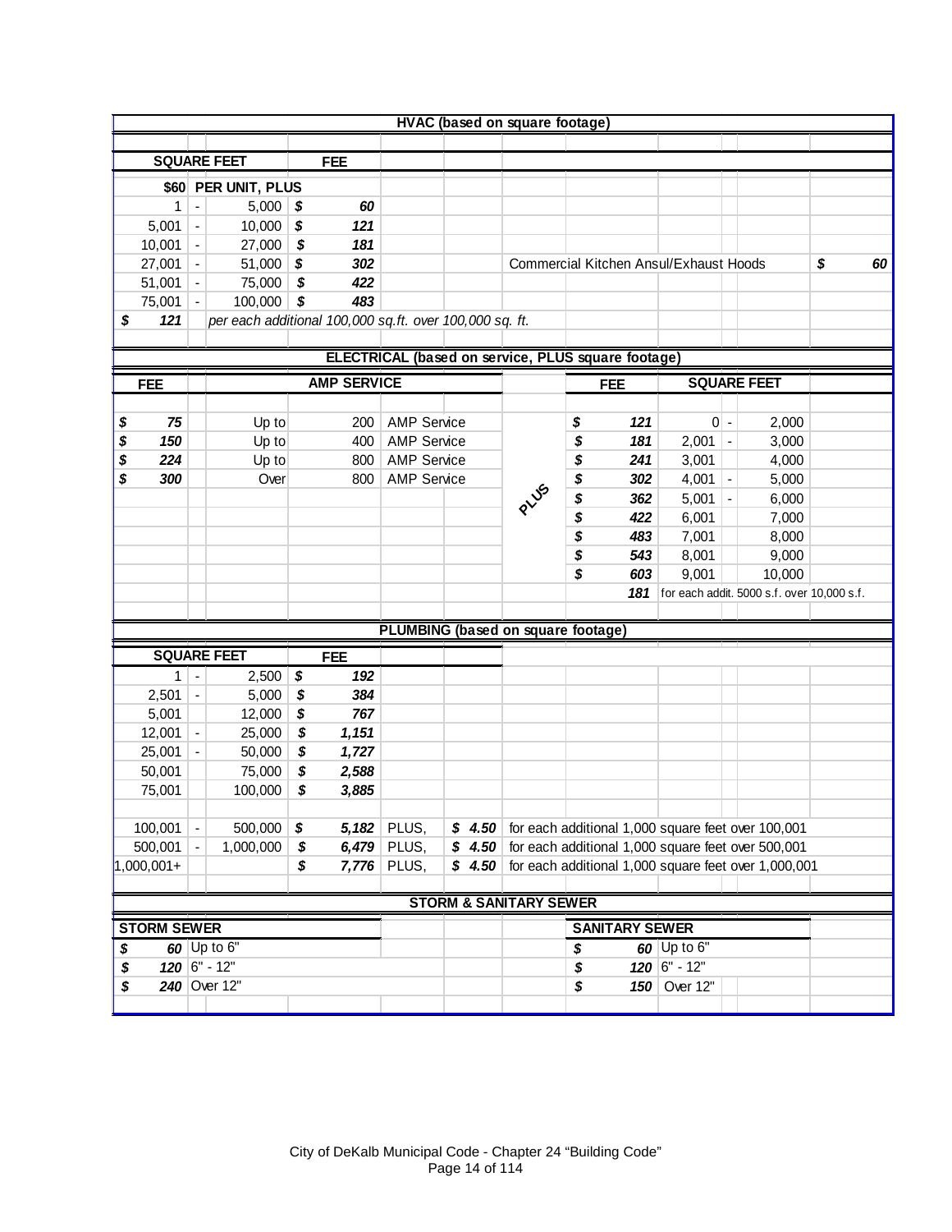## HVAC (based on square footage)

| SQUARE FEET | FEE |
|---|---|
| $60 PER UNIT, PLUS | |
| 1 - 5,000 | $ 60 |
| 5,001 - 10,000 | $ 121 |
| 10,001 - 27,000 | $ 181 |
| 27,001 - 51,000 | $ 302 |
| 51,001 - 75,000 | $ 422 |
| 75,001 - 100,000 | $ 483 |
| $ 121 | *per each additional 100,000 sq.ft. over 100,000 sq. ft.* |

Commercial Kitchen Ansul/Exhaust Hoods $ 60

## ELECTRICAL (based on service, PLUS square footage)

| FEE | AMP SERVICE |
|---|---|
| $ 75 | Up to 200 AMP Service |
| $ 150 | Up to 400 AMP Service |
| $ 224 | Up to 800 AMP Service |
| $ 300 | Over 800 AMP Service |

PLUS

| FEE | SQUARE FEET |
|---|---|
| $ 121 | 0 - 2,000 |
| $ 181 | 2,001 - 3,000 |
| $ 241 | 3,001 - 4,000 |
| $ 302 | 4,001 - 5,000 |
| $ 362 | 5,001 - 6,000 |
| $ 422 | 6,001 - 7,000 |
| $ 483 | 7,001 - 8,000 |
| $ 543 | 8,001 - 9,000 |
| $ 603 | 9,001 - 10,000 |
| 181 | for each addit. 5000 s.f. over 10,000 s.f. |

## PLUMBING (based on square footage)

| SQUARE FEET | FEE | | | |
|---|---|---|---|---|
| 1 - 2,500 | $ 192 | | | |
| 2,501 - 5,000 | $ 384 | | | |
| 5,001 - 12,000 | $ 767 | | | |
| 12,001 - 25,000 | $ 1,151 | | | |
| 25,001 - 50,000 | $ 1,727 | | | |
| 50,001 - 75,000 | $ 2,588 | | | |
| 75,001 - 100,000 | $ 3,885 | | | |
| 100,001 - 500,000 | $ 5,182 | PLUS, | $ 4.50 | for each additional 1,000 square feet over 100,001 |
| 500,001 - 1,000,000 | $ 6,479 | PLUS, | $ 4.50 | for each additional 1,000 square feet over 500,001 |
| 1,000,001+ | $ 7,776 | PLUS, | $ 4.50 | for each additional 1,000 square feet over 1,000,001 |

## STORM & SANITARY SEWER

| STORM SEWER | |
|---|---|
| $ 60 | Up to 6" |
| $ 120 | 6" - 12" |
| $ 240 | Over 12" |

| SANITARY SEWER | |
|---|---|
| $ 60 | Up to 6" |
| $ 120 | 6" - 12" |
| $ 150 | Over 12" |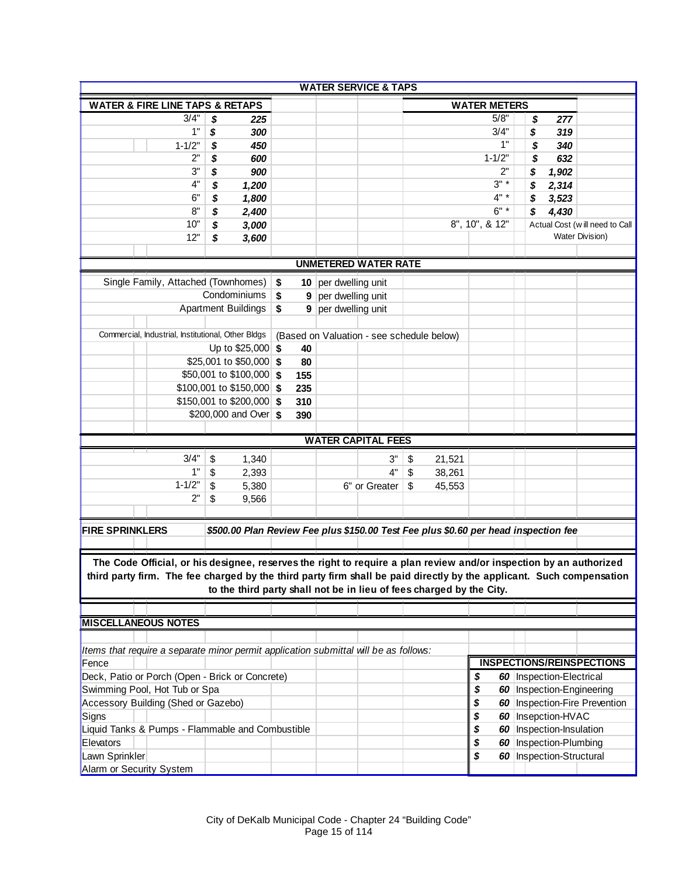## WATER SERVICE & TAPS

| WATER & FIRE LINE TAPS & RETAPS | | WATER METERS | |
|---|---|---|---|
| 3/4" | *$ 225* | 5/8" | *$ 277* |
| 1" | *$ 300* | 3/4" | *$ 319* |
| 1-1/2" | *$ 450* | 1" | *$ 340* |
| 2" | *$ 600* | 1-1/2" | *$ 632* |
| 3" | *$ 900* | 2" | *$ 1,902* |
| 4" | *$ 1,200* | 3" * | *$ 2,314* |
| 6" | *$ 1,800* | 4" * | *$ 3,523* |
| 8" | *$ 2,400* | 6" * | *$ 4,430* |
| 10" | *$ 3,000* | 8", 10", & 12" | Actual Cost (will need to Call Water Division) |
| 12" | *$ 3,600* | | |

## UNMETERED WATER RATE

| Type | Rate |
|---|---|
| Single Family, Attached (Townhomes) | **$ 10** per dwelling unit |
| Condominiums | **$ 9** per dwelling unit |
| Apartment Buildings | **$ 9** per dwelling unit |

Commercial, Industrial, Institutional, Other Bldgs (Based on Valuation - see schedule below)

| Valuation | Rate |
|---|---|
| Up to $25,000 | **$ 40** |
| $25,001 to $50,000 | **$ 80** |
| $50,001 to $100,000 | **$ 155** |
| $100,001 to $150,000 | **$ 235** |
| $150,001 to $200,000 | **$ 310** |
| $200,000 and Over | **$ 390** |

## WATER CAPITAL FEES

| Size | Fee | Size | Fee |
|---|---|---|---|
| 3/4" | $ 1,340 | 3" | $ 21,521 |
| 1" | $ 2,393 | 4" | $ 38,261 |
| 1-1/2" | $ 5,380 | 6" or Greater | $ 45,553 |
| 2" | $ 9,566 | | |

**FIRE SPRINKLERS** ***$500.00 Plan Review Fee plus $150.00 Test Fee plus $0.60 per head inspection fee***

**The Code Official, or his designee, reserves the right to require a plan review and/or inspection by an authorized third party firm. The fee charged by the third party firm shall be paid directly by the applicant. Such compensation to the third party shall not be in lieu of fees charged by the City.**

## MISCELLANEOUS NOTES

*Items that require a separate minor permit application submittal will be as follows:*

- Fence
- Deck, Patio or Porch (Open - Brick or Concrete)
- Swimming Pool, Hot Tub or Spa
- Accessory Building (Shed or Gazebo)
- Signs
- Liquid Tanks & Pumps - Flammable and Combustible
- Elevators
- Lawn Sprinkler
- Alarm or Security System

| INSPECTIONS/REINSPECTIONS | |
|---|---|
| *$ 60* | Inspection-Electrical |
| *$ 60* | Inspection-Engineering |
| *$ 60* | Inspection-Fire Prevention |
| *$ 60* | Insepction-HVAC |
| *$ 60* | Inspection-Insulation |
| *$ 60* | Inspection-Plumbing |
| *$ 60* | Inspection-Structural |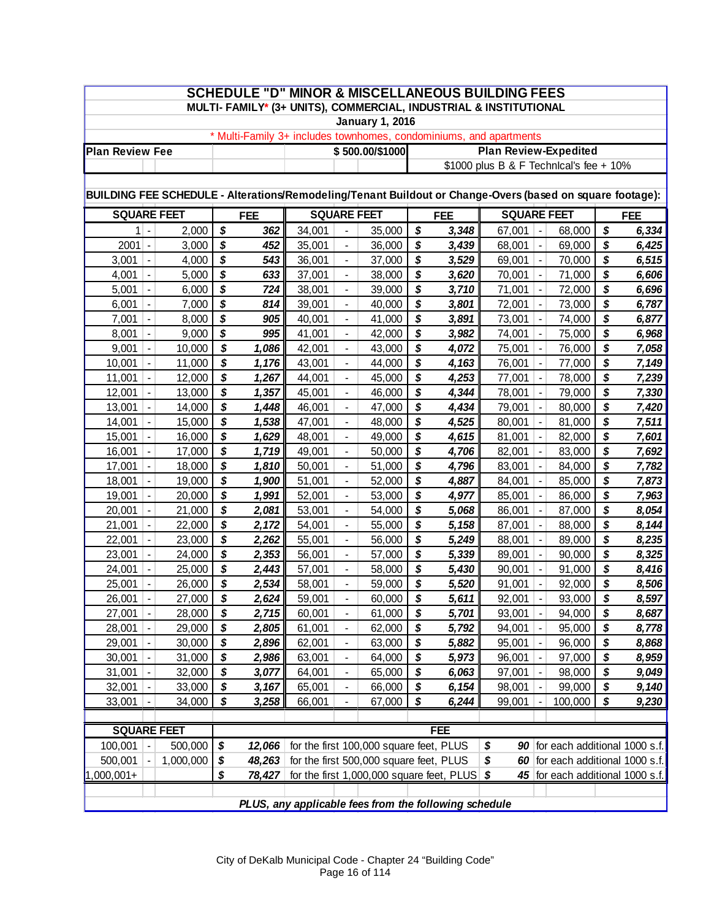# SCHEDULE "D" MINOR & MISCELLANEOUS BUILDING FEES

## MULTI- FAMILY* (3+ UNITS), COMMERCIAL, INDUSTRIAL & INSTITUTIONAL

**January 1, 2016**

* Multi-Family 3+ includes townhomes, condominiums, and apartments

| Plan Review Fee | $ 500.00/$1000 | Plan Review-Expedited |
|---|---|---|
| | | $1000 plus B & F Technical's fee + 10% |

**BUILDING FEE SCHEDULE - Alterations/Remodeling/Tenant Buildout or Change-Overs (based on square footage):**

| SQUARE FEET | FEE | SQUARE FEET | FEE | SQUARE FEET | FEE |
|---|---|---|---|---|---|
| 1 - 2,000 | $ 362 | 34,001 - 35,000 | $ 3,348 | 67,001 - 68,000 | $ 6,334 |
| 2001 - 3,000 | $ 452 | 35,001 - 36,000 | $ 3,439 | 68,001 - 69,000 | $ 6,425 |
| 3,001 - 4,000 | $ 543 | 36,001 - 37,000 | $ 3,529 | 69,001 - 70,000 | $ 6,515 |
| 4,001 - 5,000 | $ 633 | 37,001 - 38,000 | $ 3,620 | 70,001 - 71,000 | $ 6,606 |
| 5,001 - 6,000 | $ 724 | 38,001 - 39,000 | $ 3,710 | 71,001 - 72,000 | $ 6,696 |
| 6,001 - 7,000 | $ 814 | 39,001 - 40,000 | $ 3,801 | 72,001 - 73,000 | $ 6,787 |
| 7,001 - 8,000 | $ 905 | 40,001 - 41,000 | $ 3,891 | 73,001 - 74,000 | $ 6,877 |
| 8,001 - 9,000 | $ 995 | 41,001 - 42,000 | $ 3,982 | 74,001 - 75,000 | $ 6,968 |
| 9,001 - 10,000 | $ 1,086 | 42,001 - 43,000 | $ 4,072 | 75,001 - 76,000 | $ 7,058 |
| 10,001 - 11,000 | $ 1,176 | 43,001 - 44,000 | $ 4,163 | 76,001 - 77,000 | $ 7,149 |
| 11,001 - 12,000 | $ 1,267 | 44,001 - 45,000 | $ 4,253 | 77,001 - 78,000 | $ 7,239 |
| 12,001 - 13,000 | $ 1,357 | 45,001 - 46,000 | $ 4,344 | 78,001 - 79,000 | $ 7,330 |
| 13,001 - 14,000 | $ 1,448 | 46,001 - 47,000 | $ 4,434 | 79,001 - 80,000 | $ 7,420 |
| 14,001 - 15,000 | $ 1,538 | 47,001 - 48,000 | $ 4,525 | 80,001 - 81,000 | $ 7,511 |
| 15,001 - 16,000 | $ 1,629 | 48,001 - 49,000 | $ 4,615 | 81,001 - 82,000 | $ 7,601 |
| 16,001 - 17,000 | $ 1,719 | 49,001 - 50,000 | $ 4,706 | 82,001 - 83,000 | $ 7,692 |
| 17,001 - 18,000 | $ 1,810 | 50,001 - 51,000 | $ 4,796 | 83,001 - 84,000 | $ 7,782 |
| 18,001 - 19,000 | $ 1,900 | 51,001 - 52,000 | $ 4,887 | 84,001 - 85,000 | $ 7,873 |
| 19,001 - 20,000 | $ 1,991 | 52,001 - 53,000 | $ 4,977 | 85,001 - 86,000 | $ 7,963 |
| 20,001 - 21,000 | $ 2,081 | 53,001 - 54,000 | $ 5,068 | 86,001 - 87,000 | $ 8,054 |
| 21,001 - 22,000 | $ 2,172 | 54,001 - 55,000 | $ 5,158 | 87,001 - 88,000 | $ 8,144 |
| 22,001 - 23,000 | $ 2,262 | 55,001 - 56,000 | $ 5,249 | 88,001 - 89,000 | $ 8,235 |
| 23,001 - 24,000 | $ 2,353 | 56,001 - 57,000 | $ 5,339 | 89,001 - 90,000 | $ 8,325 |
| 24,001 - 25,000 | $ 2,443 | 57,001 - 58,000 | $ 5,430 | 90,001 - 91,000 | $ 8,416 |
| 25,001 - 26,000 | $ 2,534 | 58,001 - 59,000 | $ 5,520 | 91,001 - 92,000 | $ 8,506 |
| 26,001 - 27,000 | $ 2,624 | 59,001 - 60,000 | $ 5,611 | 92,001 - 93,000 | $ 8,597 |
| 27,001 - 28,000 | $ 2,715 | 60,001 - 61,000 | $ 5,701 | 93,001 - 94,000 | $ 8,687 |
| 28,001 - 29,000 | $ 2,805 | 61,001 - 62,000 | $ 5,792 | 94,001 - 95,000 | $ 8,778 |
| 29,001 - 30,000 | $ 2,896 | 62,001 - 63,000 | $ 5,882 | 95,001 - 96,000 | $ 8,868 |
| 30,001 - 31,000 | $ 2,986 | 63,001 - 64,000 | $ 5,973 | 96,001 - 97,000 | $ 8,959 |
| 31,001 - 32,000 | $ 3,077 | 64,001 - 65,000 | $ 6,063 | 97,001 - 98,000 | $ 9,049 |
| 32,001 - 33,000 | $ 3,167 | 65,001 - 66,000 | $ 6,154 | 98,001 - 99,000 | $ 9,140 |
| 33,001 - 34,000 | $ 3,258 | 66,001 - 67,000 | $ 6,244 | 99,001 - 100,000 | $ 9,230 |

| SQUARE FEET | FEE | | | |
|---|---|---|---|---|
| 100,001 - 500,000 | $ 12,066 | for the first 100,000 square feet, PLUS | $ 90 | for each additional 1000 s.f. |
| 500,001 - 1,000,000 | $ 48,263 | for the first 500,000 square feet, PLUS | $ 60 | for each additional 1000 s.f. |
| 1,000,001+ | $ 78,427 | for the first 1,000,000 square feet, PLUS | $ 45 | for each additional 1000 s.f. |

***PLUS, any applicable fees from the following schedule***

City of DeKalb Municipal Code - Chapter 24 "Building Code"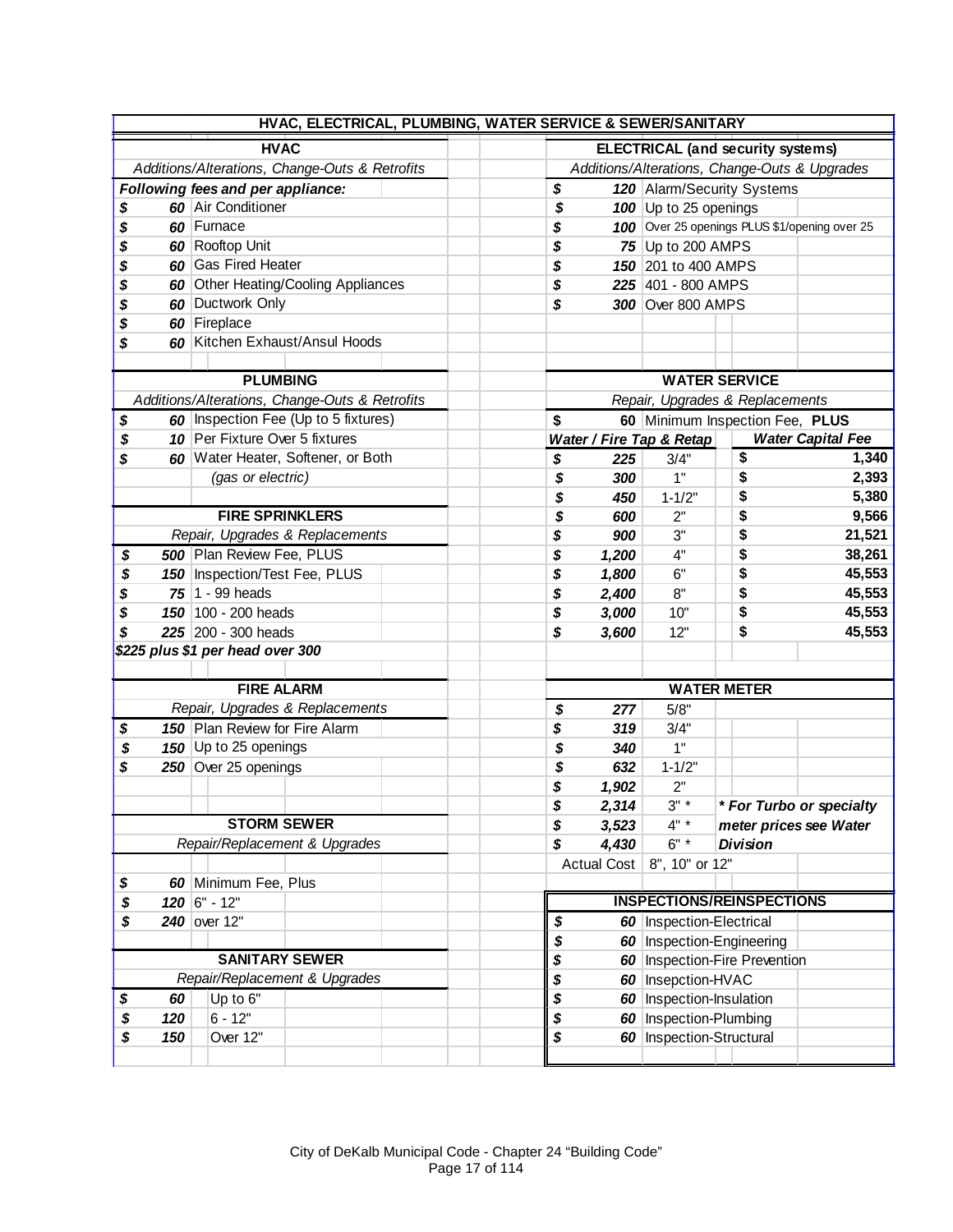## HVAC, ELECTRICAL, PLUMBING, WATER SERVICE & SEWER/SANITARY

### HVAC

*Additions/Alterations, Change-Outs & Retrofits*

***Following fees and per appliance:***

| Fee | Item |
|---|---|
| $ 60 | Air Conditioner |
| $ 60 | Furnace |
| $ 60 | Rooftop Unit |
| $ 60 | Gas Fired Heater |
| $ 60 | Other Heating/Cooling Appliances |
| $ 60 | Ductwork Only |
| $ 60 | Fireplace |
| $ 60 | Kitchen Exhaust/Ansul Hoods |

### PLUMBING

*Additions/Alterations, Change-Outs & Retrofits*

| Fee | Item |
|---|---|
| $ 60 | Inspection Fee (Up to 5 fixtures) |
| $ 10 | Per Fixture Over 5 fixtures |
| $ 60 | Water Heater, Softener, or Both *(gas or electric)* |

### FIRE SPRINKLERS

*Repair, Upgrades & Replacements*

| Fee | Item |
|---|---|
| $ 500 | Plan Review Fee, PLUS |
| $ 150 | Inspection/Test Fee, PLUS |
| $ 75 | 1 - 99 heads |
| $ 150 | 100 - 200 heads |
| $ 225 | 200 - 300 heads |

***$225 plus $1 per head over 300***

### FIRE ALARM

*Repair, Upgrades & Replacements*

| Fee | Item |
|---|---|
| $ 150 | Plan Review for Fire Alarm |
| $ 150 | Up to 25 openings |
| $ 250 | Over 25 openings |

### STORM SEWER

*Repair/Replacement & Upgrades*

| Fee | Item |
|---|---|
| $ 60 | Minimum Fee, Plus |
| $ 120 | 6" - 12" |
| $ 240 | over 12" |

### SANITARY SEWER

*Repair/Replacement & Upgrades*

| Fee | Item |
|---|---|
| $ 60 | Up to 6" |
| $ 120 | 6 - 12" |
| $ 150 | Over 12" |

### ELECTRICAL (and security systems)

*Additions/Alterations, Change-Outs & Upgrades*

| Fee | Item |
|---|---|
| $ 120 | Alarm/Security Systems |
| $ 100 | Up to 25 openings |
| $ 100 | Over 25 openings PLUS $1/opening over 25 |
| $ 75 | Up to 200 AMPS |
| $ 150 | 201 to 400 AMPS |
| $ 225 | 401 - 800 AMPS |
| $ 300 | Over 800 AMPS |

### WATER SERVICE

*Repair, Upgrades & Replacements*

$ **60** Minimum Inspection Fee, **PLUS**

| ***Water / Fire Tap & Retap*** | Size | ***Water Capital Fee*** |
|---|---|---|
| $ 225 | 3/4" | $ 1,340 |
| $ 300 | 1" | $ 2,393 |
| $ 450 | 1-1/2" | $ 5,380 |
| $ 600 | 2" | $ 9,566 |
| $ 900 | 3" | $ 21,521 |
| $ 1,200 | 4" | $ 38,261 |
| $ 1,800 | 6" | $ 45,553 |
| $ 2,400 | 8" | $ 45,553 |
| $ 3,000 | 10" | $ 45,553 |
| $ 3,600 | 12" | $ 45,553 |

### WATER METER

| Fee | Size |
|---|---|
| $ 277 | 5/8" |
| $ 319 | 3/4" |
| $ 340 | 1" |
| $ 632 | 1-1/2" |
| $ 1,902 | 2" |
| $ 2,314 | 3" * |
| $ 3,523 | 4" * |
| $ 4,430 | 6" * |
| Actual Cost | 8", 10" or 12" |

****For Turbo or specialty meter prices see Water Division***

### INSPECTIONS/REINSPECTIONS

| Fee | Item |
|---|---|
| $ 60 | Inspection-Electrical |
| $ 60 | Inspection-Engineering |
| $ 60 | Inspection-Fire Prevention |
| $ 60 | Insepction-HVAC |
| $ 60 | Inspection-Insulation |
| $ 60 | Inspection-Plumbing |
| $ 60 | Inspection-Structural |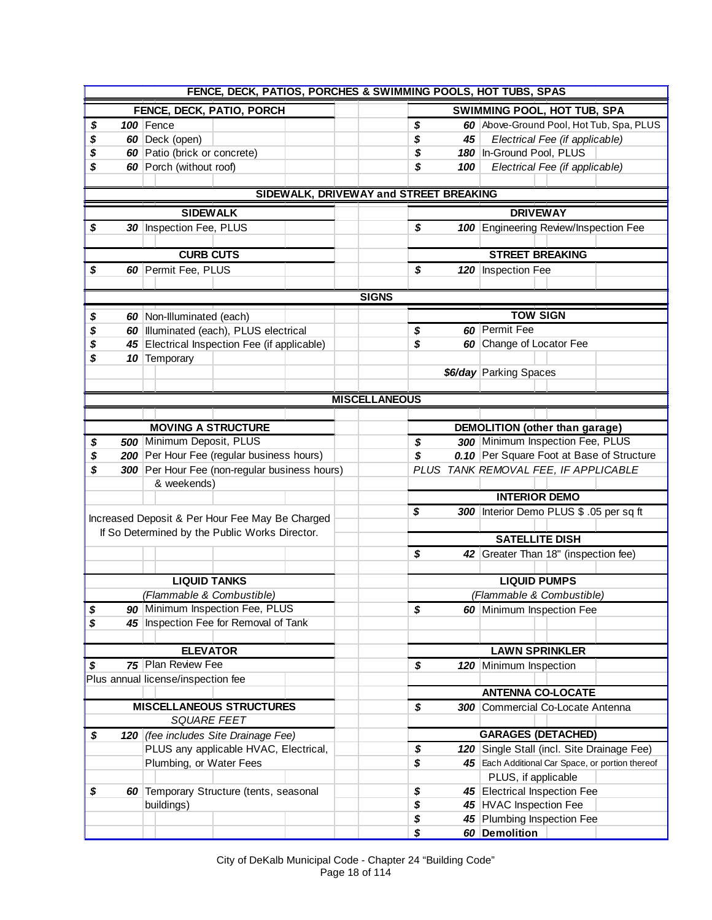## FENCE, DECK, PATIOS, PORCHES & SWIMMING POOLS, HOT TUBS, SPAS

### FENCE, DECK, PATIO, PORCH

| Fee | Description |
|---|---|
| $ 100 | Fence |
| $ 60 | Deck (open) |
| $ 60 | Patio (brick or concrete) |
| $ 60 | Porch (without roof) |

### SWIMMING POOL, HOT TUB, SPA

| Fee | Description |
|---|---|
| $ 60 | Above-Ground Pool, Hot Tub, Spa, PLUS |
| $ 45 | *Electrical Fee (if applicable)* |
| $ 180 | In-Ground Pool, PLUS |
| $ 100 | *Electrical Fee (if applicable)* |

## SIDEWALK, DRIVEWAY and STREET BREAKING

### SIDEWALK

| Fee | Description |
|---|---|
| $ 30 | Inspection Fee, PLUS |

### DRIVEWAY

| Fee | Description |
|---|---|
| $ 100 | Engineering Review/Inspection Fee |

### CURB CUTS

| Fee | Description |
|---|---|
| $ 60 | Permit Fee, PLUS |

### STREET BREAKING

| Fee | Description |
|---|---|
| $ 120 | Inspection Fee |

## SIGNS

| Fee | Description |
|---|---|
| $ 60 | Non-Illuminated (each) |
| $ 60 | Illuminated (each), PLUS electrical |
| $ 45 | Electrical Inspection Fee (if applicable) |
| $ 10 | Temporary |

### TOW SIGN

| Fee | Description |
|---|---|
| $ 60 | Permit Fee |
| $ 60 | Change of Locator Fee |
| *$6/day* | Parking Spaces |

## MISCELLANEOUS

### MOVING A STRUCTURE

| Fee | Description |
|---|---|
| $ 500 | Minimum Deposit, PLUS |
| $ 200 | Per Hour Fee (regular business hours) |
| $ 300 | Per Hour Fee (non-regular business hours) & weekends) |

Increased Deposit & Per Hour Fee May Be Charged If So Determined by the Public Works Director.

### DEMOLITION (other than garage)

| Fee | Description |
|---|---|
| $ 300 | Minimum Inspection Fee, PLUS |
| $ 0.10 | Per Square Foot at Base of Structure |

*PLUS TANK REMOVAL FEE, IF APPLICABLE*

### INTERIOR DEMO

| Fee | Description |
|---|---|
| $ 300 | Interior Demo PLUS $ .05 per sq ft |

### SATELLITE DISH

| Fee | Description |
|---|---|
| $ 42 | Greater Than 18" (inspection fee) |

### LIQUID TANKS

*(Flammable & Combustible)*

| Fee | Description |
|---|---|
| $ 90 | Minimum Inspection Fee, PLUS |
| $ 45 | Inspection Fee for Removal of Tank |

### LIQUID PUMPS

*(Flammable & Combustible)*

| Fee | Description |
|---|---|
| $ 60 | Minimum Inspection Fee |

### ELEVATOR

| Fee | Description |
|---|---|
| $ 75 | Plan Review Fee |

Plus annual license/inspection fee

### LAWN SPRINKLER

| Fee | Description |
|---|---|
| $ 120 | Minimum Inspection |

### ANTENNA CO-LOCATE

| Fee | Description |
|---|---|
| $ 300 | Commercial Co-Locate Antenna |

### MISCELLANEOUS STRUCTURES

*SQUARE FEET*

| Fee | Description |
|---|---|
| $ 120 | *(fee includes Site Drainage Fee)* PLUS any applicable HVAC, Electrical, Plumbing, or Water Fees |
| $ 60 | Temporary Structure (tents, seasonal buildings) |

### GARAGES (DETACHED)

| Fee | Description |
|---|---|
| $ 120 | Single Stall (incl. Site Drainage Fee) |
| $ 45 | Each Additional Car Space, or portion thereof |
| | PLUS, if applicable |
| $ 45 | Electrical Inspection Fee |
| $ 45 | HVAC Inspection Fee |
| $ 45 | Plumbing Inspection Fee |
| $ 60 | **Demolition** |

City of DeKalb Municipal Code - Chapter 24 "Building Code"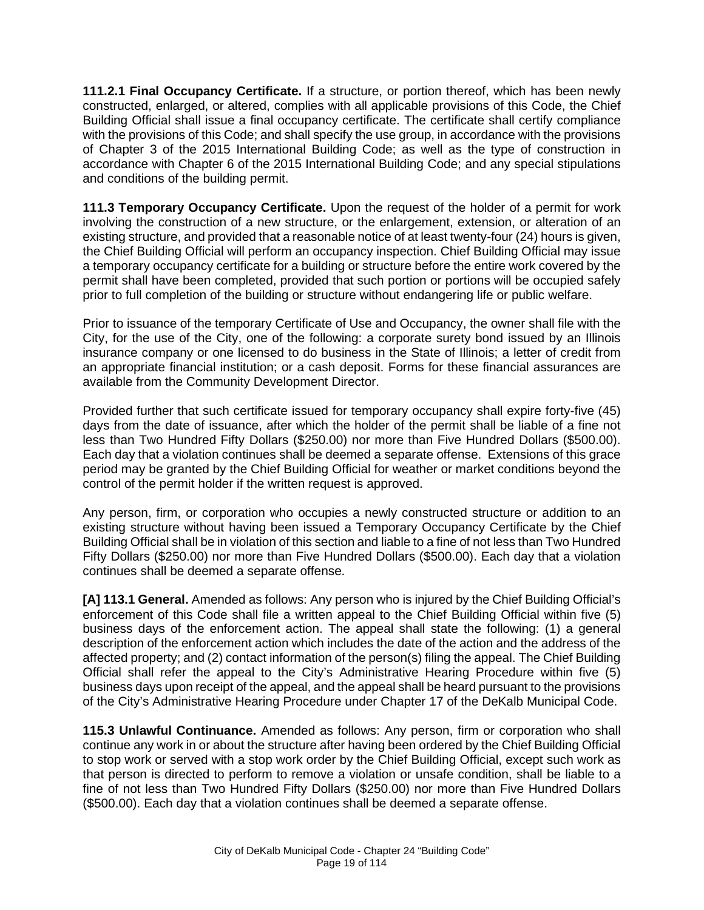**111.2.1 Final Occupancy Certificate.** If a structure, or portion thereof, which has been newly constructed, enlarged, or altered, complies with all applicable provisions of this Code, the Chief Building Official shall issue a final occupancy certificate. The certificate shall certify compliance with the provisions of this Code; and shall specify the use group, in accordance with the provisions of Chapter 3 of the 2015 International Building Code; as well as the type of construction in accordance with Chapter 6 of the 2015 International Building Code; and any special stipulations and conditions of the building permit.

**111.3 Temporary Occupancy Certificate.** Upon the request of the holder of a permit for work involving the construction of a new structure, or the enlargement, extension, or alteration of an existing structure, and provided that a reasonable notice of at least twenty-four (24) hours is given, the Chief Building Official will perform an occupancy inspection. Chief Building Official may issue a temporary occupancy certificate for a building or structure before the entire work covered by the permit shall have been completed, provided that such portion or portions will be occupied safely prior to full completion of the building or structure without endangering life or public welfare.

Prior to issuance of the temporary Certificate of Use and Occupancy, the owner shall file with the City, for the use of the City, one of the following: a corporate surety bond issued by an Illinois insurance company or one licensed to do business in the State of Illinois; a letter of credit from an appropriate financial institution; or a cash deposit. Forms for these financial assurances are available from the Community Development Director.

Provided further that such certificate issued for temporary occupancy shall expire forty-five (45) days from the date of issuance, after which the holder of the permit shall be liable of a fine not less than Two Hundred Fifty Dollars ($250.00) nor more than Five Hundred Dollars ($500.00). Each day that a violation continues shall be deemed a separate offense. Extensions of this grace period may be granted by the Chief Building Official for weather or market conditions beyond the control of the permit holder if the written request is approved.

Any person, firm, or corporation who occupies a newly constructed structure or addition to an existing structure without having been issued a Temporary Occupancy Certificate by the Chief Building Official shall be in violation of this section and liable to a fine of not less than Two Hundred Fifty Dollars ($250.00) nor more than Five Hundred Dollars ($500.00). Each day that a violation continues shall be deemed a separate offense.

**[A] 113.1 General.** Amended as follows: Any person who is injured by the Chief Building Official's enforcement of this Code shall file a written appeal to the Chief Building Official within five (5) business days of the enforcement action. The appeal shall state the following: (1) a general description of the enforcement action which includes the date of the action and the address of the affected property; and (2) contact information of the person(s) filing the appeal. The Chief Building Official shall refer the appeal to the City's Administrative Hearing Procedure within five (5) business days upon receipt of the appeal, and the appeal shall be heard pursuant to the provisions of the City's Administrative Hearing Procedure under Chapter 17 of the DeKalb Municipal Code.

**115.3 Unlawful Continuance.** Amended as follows: Any person, firm or corporation who shall continue any work in or about the structure after having been ordered by the Chief Building Official to stop work or served with a stop work order by the Chief Building Official, except such work as that person is directed to perform to remove a violation or unsafe condition, shall be liable to a fine of not less than Two Hundred Fifty Dollars ($250.00) nor more than Five Hundred Dollars ($500.00). Each day that a violation continues shall be deemed a separate offense.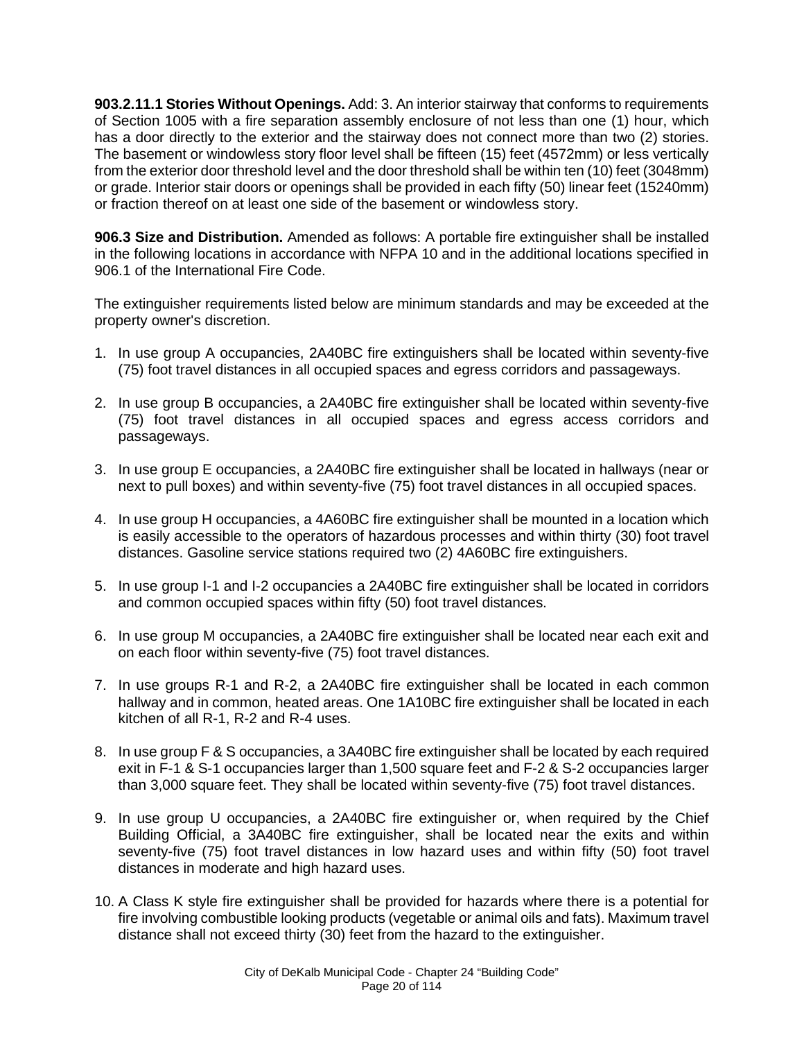**903.2.11.1 Stories Without Openings.** Add: 3. An interior stairway that conforms to requirements of Section 1005 with a fire separation assembly enclosure of not less than one (1) hour, which has a door directly to the exterior and the stairway does not connect more than two (2) stories. The basement or windowless story floor level shall be fifteen (15) feet (4572mm) or less vertically from the exterior door threshold level and the door threshold shall be within ten (10) feet (3048mm) or grade. Interior stair doors or openings shall be provided in each fifty (50) linear feet (15240mm) or fraction thereof on at least one side of the basement or windowless story.

**906.3 Size and Distribution.** Amended as follows: A portable fire extinguisher shall be installed in the following locations in accordance with NFPA 10 and in the additional locations specified in 906.1 of the International Fire Code.

The extinguisher requirements listed below are minimum standards and may be exceeded at the property owner's discretion.

1. In use group A occupancies, 2A40BC fire extinguishers shall be located within seventy-five (75) foot travel distances in all occupied spaces and egress corridors and passageways.

2. In use group B occupancies, a 2A40BC fire extinguisher shall be located within seventy-five (75) foot travel distances in all occupied spaces and egress access corridors and passageways.

3. In use group E occupancies, a 2A40BC fire extinguisher shall be located in hallways (near or next to pull boxes) and within seventy-five (75) foot travel distances in all occupied spaces.

4. In use group H occupancies, a 4A60BC fire extinguisher shall be mounted in a location which is easily accessible to the operators of hazardous processes and within thirty (30) foot travel distances. Gasoline service stations required two (2) 4A60BC fire extinguishers.

5. In use group I-1 and I-2 occupancies a 2A40BC fire extinguisher shall be located in corridors and common occupied spaces within fifty (50) foot travel distances.

6. In use group M occupancies, a 2A40BC fire extinguisher shall be located near each exit and on each floor within seventy-five (75) foot travel distances.

7. In use groups R-1 and R-2, a 2A40BC fire extinguisher shall be located in each common hallway and in common, heated areas. One 1A10BC fire extinguisher shall be located in each kitchen of all R-1, R-2 and R-4 uses.

8. In use group F & S occupancies, a 3A40BC fire extinguisher shall be located by each required exit in F-1 & S-1 occupancies larger than 1,500 square feet and F-2 & S-2 occupancies larger than 3,000 square feet. They shall be located within seventy-five (75) foot travel distances.

9. In use group U occupancies, a 2A40BC fire extinguisher or, when required by the Chief Building Official, a 3A40BC fire extinguisher, shall be located near the exits and within seventy-five (75) foot travel distances in low hazard uses and within fifty (50) foot travel distances in moderate and high hazard uses.

10. A Class K style fire extinguisher shall be provided for hazards where there is a potential for fire involving combustible looking products (vegetable or animal oils and fats). Maximum travel distance shall not exceed thirty (30) feet from the hazard to the extinguisher.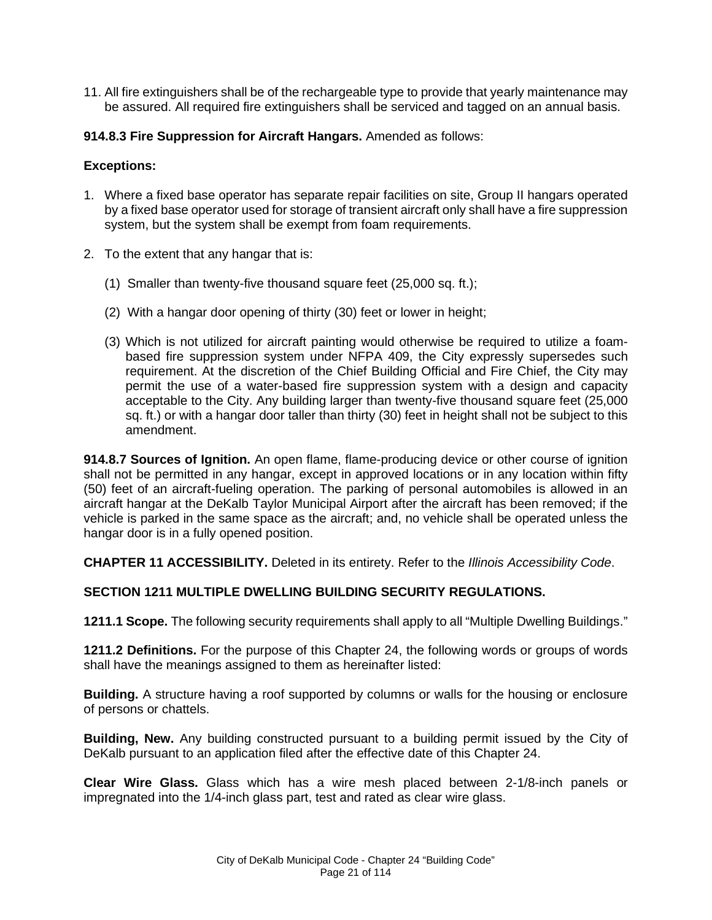11. All fire extinguishers shall be of the rechargeable type to provide that yearly maintenance may be assured. All required fire extinguishers shall be serviced and tagged on an annual basis.

**914.8.3 Fire Suppression for Aircraft Hangars.** Amended as follows:

**Exceptions:**

1. Where a fixed base operator has separate repair facilities on site, Group II hangars operated by a fixed base operator used for storage of transient aircraft only shall have a fire suppression system, but the system shall be exempt from foam requirements.

2. To the extent that any hangar that is:

   (1) Smaller than twenty-five thousand square feet (25,000 sq. ft.);

   (2) With a hangar door opening of thirty (30) feet or lower in height;

   (3) Which is not utilized for aircraft painting would otherwise be required to utilize a foam-based fire suppression system under NFPA 409, the City expressly supersedes such requirement. At the discretion of the Chief Building Official and Fire Chief, the City may permit the use of a water-based fire suppression system with a design and capacity acceptable to the City. Any building larger than twenty-five thousand square feet (25,000 sq. ft.) or with a hangar door taller than thirty (30) feet in height shall not be subject to this amendment.

**914.8.7 Sources of Ignition.** An open flame, flame-producing device or other course of ignition shall not be permitted in any hangar, except in approved locations or in any location within fifty (50) feet of an aircraft-fueling operation. The parking of personal automobiles is allowed in an aircraft hangar at the DeKalb Taylor Municipal Airport after the aircraft has been removed; if the vehicle is parked in the same space as the aircraft; and, no vehicle shall be operated unless the hangar door is in a fully opened position.

**CHAPTER 11 ACCESSIBILITY.** Deleted in its entirety. Refer to the *Illinois Accessibility Code*.

**SECTION 1211 MULTIPLE DWELLING BUILDING SECURITY REGULATIONS.**

**1211.1 Scope.** The following security requirements shall apply to all "Multiple Dwelling Buildings."

**1211.2 Definitions.** For the purpose of this Chapter 24, the following words or groups of words shall have the meanings assigned to them as hereinafter listed:

**Building.** A structure having a roof supported by columns or walls for the housing or enclosure of persons or chattels.

**Building, New.** Any building constructed pursuant to a building permit issued by the City of DeKalb pursuant to an application filed after the effective date of this Chapter 24.

**Clear Wire Glass.** Glass which has a wire mesh placed between 2-1/8-inch panels or impregnated into the 1/4-inch glass part, test and rated as clear wire glass.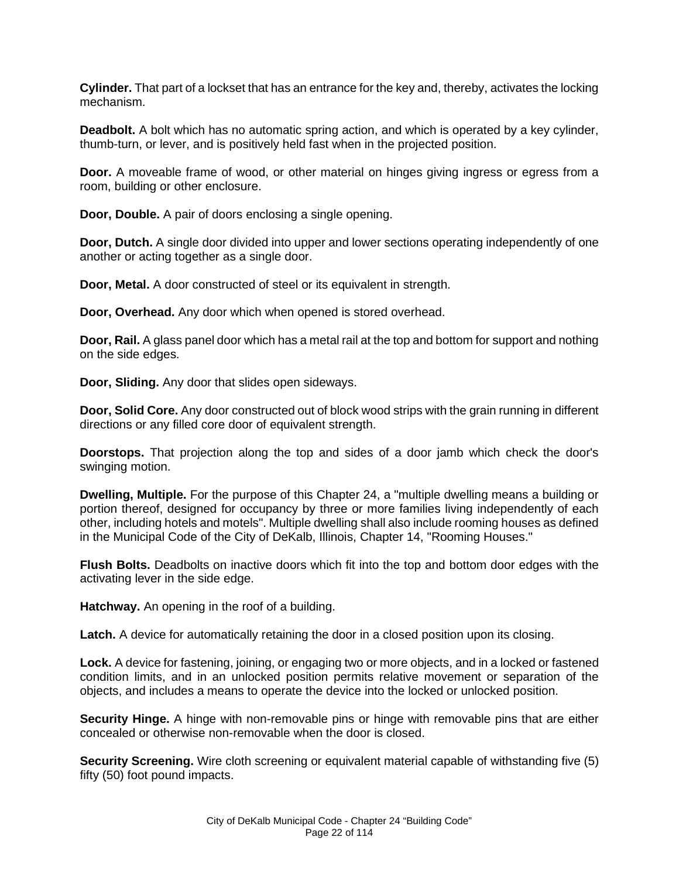**Cylinder.** That part of a lockset that has an entrance for the key and, thereby, activates the locking mechanism.

**Deadbolt.** A bolt which has no automatic spring action, and which is operated by a key cylinder, thumb-turn, or lever, and is positively held fast when in the projected position.

**Door.** A moveable frame of wood, or other material on hinges giving ingress or egress from a room, building or other enclosure.

**Door, Double.** A pair of doors enclosing a single opening.

**Door, Dutch.** A single door divided into upper and lower sections operating independently of one another or acting together as a single door.

**Door, Metal.** A door constructed of steel or its equivalent in strength.

**Door, Overhead.** Any door which when opened is stored overhead.

**Door, Rail.** A glass panel door which has a metal rail at the top and bottom for support and nothing on the side edges.

**Door, Sliding.** Any door that slides open sideways.

**Door, Solid Core.** Any door constructed out of block wood strips with the grain running in different directions or any filled core door of equivalent strength.

**Doorstops.** That projection along the top and sides of a door jamb which check the door's swinging motion.

**Dwelling, Multiple.** For the purpose of this Chapter 24, a "multiple dwelling means a building or portion thereof, designed for occupancy by three or more families living independently of each other, including hotels and motels". Multiple dwelling shall also include rooming houses as defined in the Municipal Code of the City of DeKalb, Illinois, Chapter 14, "Rooming Houses."

**Flush Bolts.** Deadbolts on inactive doors which fit into the top and bottom door edges with the activating lever in the side edge.

**Hatchway.** An opening in the roof of a building.

**Latch.** A device for automatically retaining the door in a closed position upon its closing.

**Lock.** A device for fastening, joining, or engaging two or more objects, and in a locked or fastened condition limits, and in an unlocked position permits relative movement or separation of the objects, and includes a means to operate the device into the locked or unlocked position.

**Security Hinge.** A hinge with non-removable pins or hinge with removable pins that are either concealed or otherwise non-removable when the door is closed.

**Security Screening.** Wire cloth screening or equivalent material capable of withstanding five (5) fifty (50) foot pound impacts.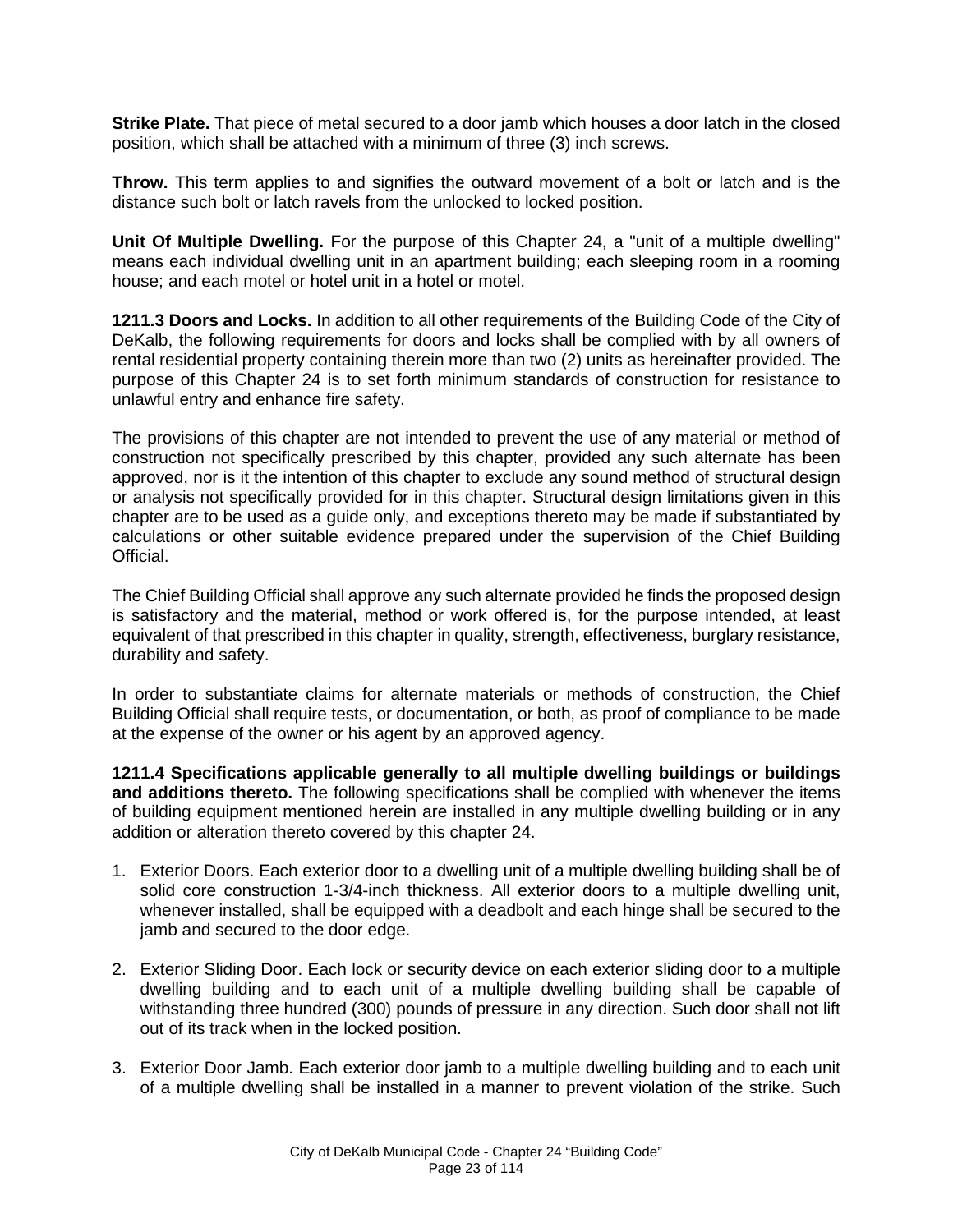**Strike Plate.** That piece of metal secured to a door jamb which houses a door latch in the closed position, which shall be attached with a minimum of three (3) inch screws.

**Throw.** This term applies to and signifies the outward movement of a bolt or latch and is the distance such bolt or latch ravels from the unlocked to locked position.

**Unit Of Multiple Dwelling.** For the purpose of this Chapter 24, a "unit of a multiple dwelling" means each individual dwelling unit in an apartment building; each sleeping room in a rooming house; and each motel or hotel unit in a hotel or motel.

**1211.3 Doors and Locks.** In addition to all other requirements of the Building Code of the City of DeKalb, the following requirements for doors and locks shall be complied with by all owners of rental residential property containing therein more than two (2) units as hereinafter provided. The purpose of this Chapter 24 is to set forth minimum standards of construction for resistance to unlawful entry and enhance fire safety.

The provisions of this chapter are not intended to prevent the use of any material or method of construction not specifically prescribed by this chapter, provided any such alternate has been approved, nor is it the intention of this chapter to exclude any sound method of structural design or analysis not specifically provided for in this chapter. Structural design limitations given in this chapter are to be used as a guide only, and exceptions thereto may be made if substantiated by calculations or other suitable evidence prepared under the supervision of the Chief Building Official.

The Chief Building Official shall approve any such alternate provided he finds the proposed design is satisfactory and the material, method or work offered is, for the purpose intended, at least equivalent of that prescribed in this chapter in quality, strength, effectiveness, burglary resistance, durability and safety.

In order to substantiate claims for alternate materials or methods of construction, the Chief Building Official shall require tests, or documentation, or both, as proof of compliance to be made at the expense of the owner or his agent by an approved agency.

**1211.4 Specifications applicable generally to all multiple dwelling buildings or buildings and additions thereto.** The following specifications shall be complied with whenever the items of building equipment mentioned herein are installed in any multiple dwelling building or in any addition or alteration thereto covered by this chapter 24.

1. Exterior Doors. Each exterior door to a dwelling unit of a multiple dwelling building shall be of solid core construction 1-3/4-inch thickness. All exterior doors to a multiple dwelling unit, whenever installed, shall be equipped with a deadbolt and each hinge shall be secured to the jamb and secured to the door edge.

2. Exterior Sliding Door. Each lock or security device on each exterior sliding door to a multiple dwelling building and to each unit of a multiple dwelling building shall be capable of withstanding three hundred (300) pounds of pressure in any direction. Such door shall not lift out of its track when in the locked position.

3. Exterior Door Jamb. Each exterior door jamb to a multiple dwelling building and to each unit of a multiple dwelling shall be installed in a manner to prevent violation of the strike. Such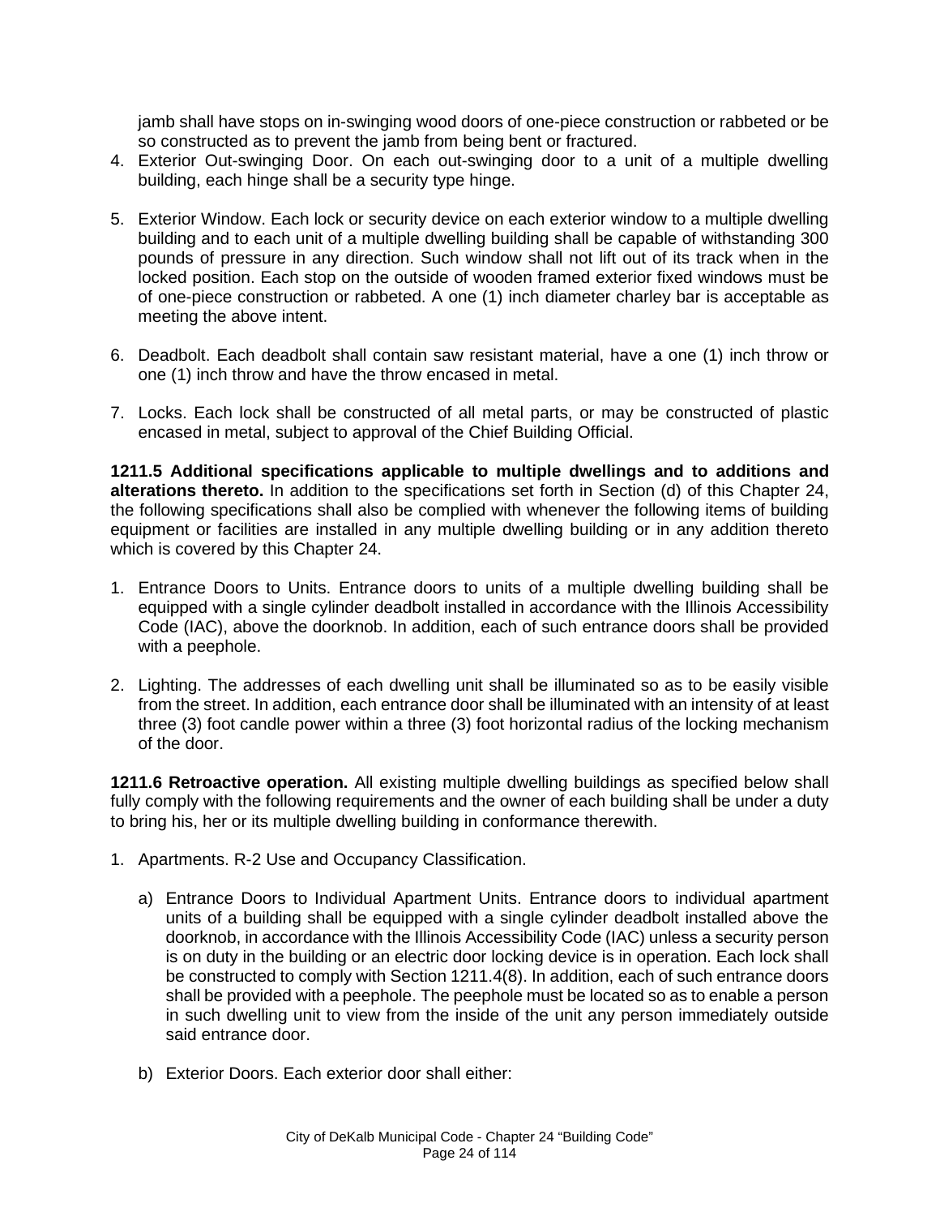jamb shall have stops on in-swinging wood doors of one-piece construction or rabbeted or be so constructed as to prevent the jamb from being bent or fractured.

4. Exterior Out-swinging Door. On each out-swinging door to a unit of a multiple dwelling building, each hinge shall be a security type hinge.

5. Exterior Window. Each lock or security device on each exterior window to a multiple dwelling building and to each unit of a multiple dwelling building shall be capable of withstanding 300 pounds of pressure in any direction. Such window shall not lift out of its track when in the locked position. Each stop on the outside of wooden framed exterior fixed windows must be of one-piece construction or rabbeted. A one (1) inch diameter charley bar is acceptable as meeting the above intent.

6. Deadbolt. Each deadbolt shall contain saw resistant material, have a one (1) inch throw or one (1) inch throw and have the throw encased in metal.

7. Locks. Each lock shall be constructed of all metal parts, or may be constructed of plastic encased in metal, subject to approval of the Chief Building Official.

**1211.5 Additional specifications applicable to multiple dwellings and to additions and alterations thereto.** In addition to the specifications set forth in Section (d) of this Chapter 24, the following specifications shall also be complied with whenever the following items of building equipment or facilities are installed in any multiple dwelling building or in any addition thereto which is covered by this Chapter 24.

1. Entrance Doors to Units. Entrance doors to units of a multiple dwelling building shall be equipped with a single cylinder deadbolt installed in accordance with the Illinois Accessibility Code (IAC), above the doorknob. In addition, each of such entrance doors shall be provided with a peephole.

2. Lighting. The addresses of each dwelling unit shall be illuminated so as to be easily visible from the street. In addition, each entrance door shall be illuminated with an intensity of at least three (3) foot candle power within a three (3) foot horizontal radius of the locking mechanism of the door.

**1211.6 Retroactive operation.** All existing multiple dwelling buildings as specified below shall fully comply with the following requirements and the owner of each building shall be under a duty to bring his, her or its multiple dwelling building in conformance therewith.

1. Apartments. R-2 Use and Occupancy Classification.

   a) Entrance Doors to Individual Apartment Units. Entrance doors to individual apartment units of a building shall be equipped with a single cylinder deadbolt installed above the doorknob, in accordance with the Illinois Accessibility Code (IAC) unless a security person is on duty in the building or an electric door locking device is in operation. Each lock shall be constructed to comply with Section 1211.4(8). In addition, each of such entrance doors shall be provided with a peephole. The peephole must be located so as to enable a person in such dwelling unit to view from the inside of the unit any person immediately outside said entrance door.

   b) Exterior Doors. Each exterior door shall either: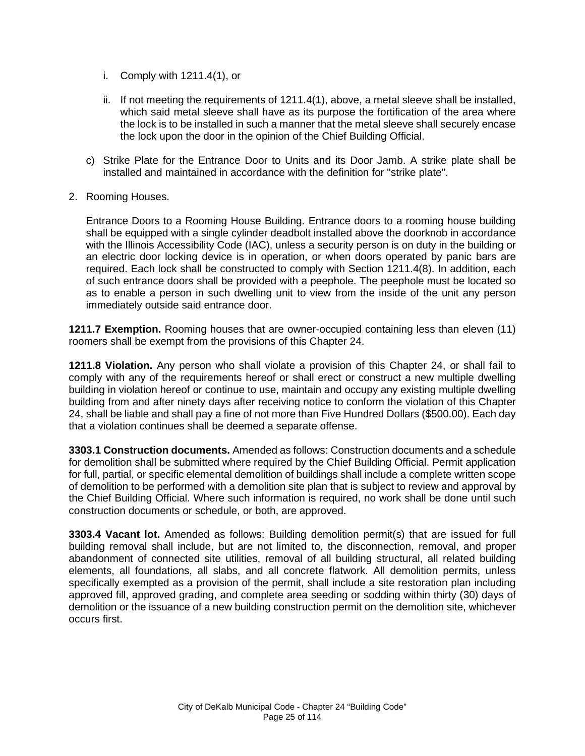i. Comply with 1211.4(1), or

ii. If not meeting the requirements of 1211.4(1), above, a metal sleeve shall be installed, which said metal sleeve shall have as its purpose the fortification of the area where the lock is to be installed in such a manner that the metal sleeve shall securely encase the lock upon the door in the opinion of the Chief Building Official.

c) Strike Plate for the Entrance Door to Units and its Door Jamb. A strike plate shall be installed and maintained in accordance with the definition for "strike plate".

2. Rooming Houses.

   Entrance Doors to a Rooming House Building. Entrance doors to a rooming house building shall be equipped with a single cylinder deadbolt installed above the doorknob in accordance with the Illinois Accessibility Code (IAC), unless a security person is on duty in the building or an electric door locking device is in operation, or when doors operated by panic bars are required. Each lock shall be constructed to comply with Section 1211.4(8). In addition, each of such entrance doors shall be provided with a peephole. The peephole must be located so as to enable a person in such dwelling unit to view from the inside of the unit any person immediately outside said entrance door.

**1211.7 Exemption.** Rooming houses that are owner-occupied containing less than eleven (11) roomers shall be exempt from the provisions of this Chapter 24.

**1211.8 Violation.** Any person who shall violate a provision of this Chapter 24, or shall fail to comply with any of the requirements hereof or shall erect or construct a new multiple dwelling building in violation hereof or continue to use, maintain and occupy any existing multiple dwelling building from and after ninety days after receiving notice to conform the violation of this Chapter 24, shall be liable and shall pay a fine of not more than Five Hundred Dollars ($500.00). Each day that a violation continues shall be deemed a separate offense.

**3303.1 Construction documents.** Amended as follows: Construction documents and a schedule for demolition shall be submitted where required by the Chief Building Official. Permit application for full, partial, or specific elemental demolition of buildings shall include a complete written scope of demolition to be performed with a demolition site plan that is subject to review and approval by the Chief Building Official. Where such information is required, no work shall be done until such construction documents or schedule, or both, are approved.

**3303.4 Vacant lot.** Amended as follows: Building demolition permit(s) that are issued for full building removal shall include, but are not limited to, the disconnection, removal, and proper abandonment of connected site utilities, removal of all building structural, all related building elements, all foundations, all slabs, and all concrete flatwork. All demolition permits, unless specifically exempted as a provision of the permit, shall include a site restoration plan including approved fill, approved grading, and complete area seeding or sodding within thirty (30) days of demolition or the issuance of a new building construction permit on the demolition site, whichever occurs first.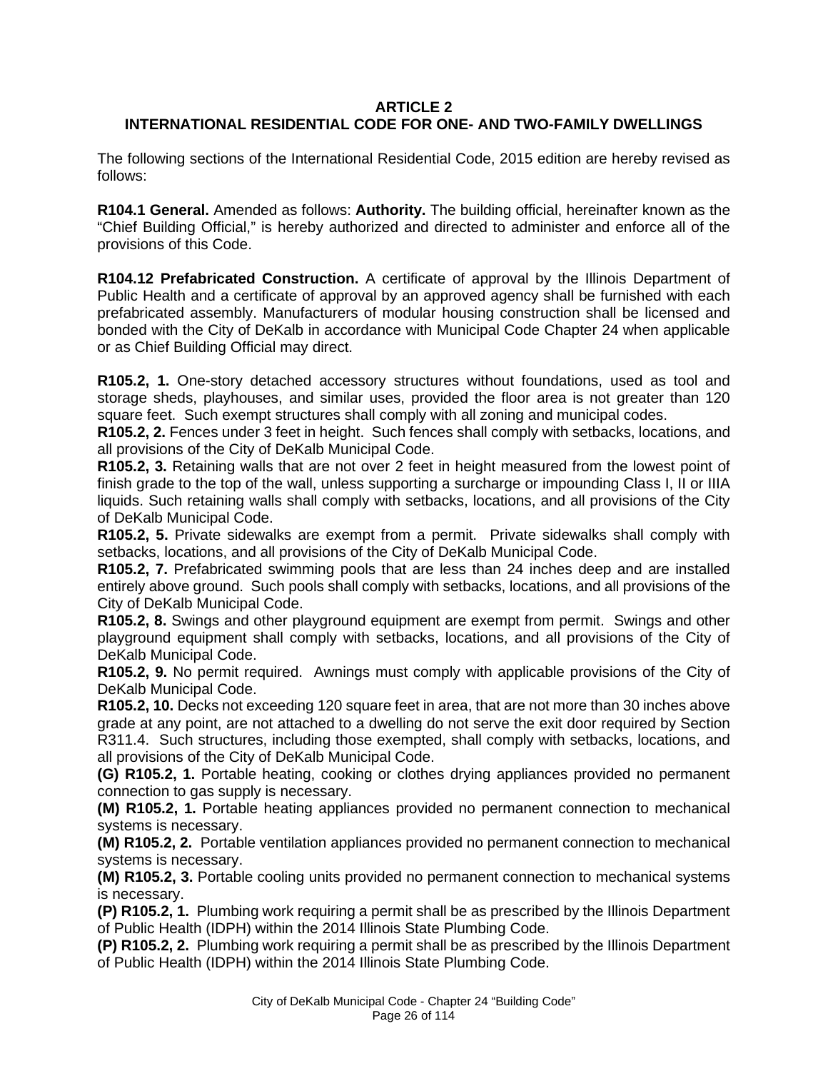# ARTICLE 2
# INTERNATIONAL RESIDENTIAL CODE FOR ONE- AND TWO-FAMILY DWELLINGS

The following sections of the International Residential Code, 2015 edition are hereby revised as follows:

**R104.1 General.** Amended as follows: **Authority.** The building official, hereinafter known as the "Chief Building Official," is hereby authorized and directed to administer and enforce all of the provisions of this Code.

**R104.12 Prefabricated Construction.** A certificate of approval by the Illinois Department of Public Health and a certificate of approval by an approved agency shall be furnished with each prefabricated assembly. Manufacturers of modular housing construction shall be licensed and bonded with the City of DeKalb in accordance with Municipal Code Chapter 24 when applicable or as Chief Building Official may direct.

**R105.2, 1.** One-story detached accessory structures without foundations, used as tool and storage sheds, playhouses, and similar uses, provided the floor area is not greater than 120 square feet. Such exempt structures shall comply with all zoning and municipal codes.

**R105.2, 2.** Fences under 3 feet in height. Such fences shall comply with setbacks, locations, and all provisions of the City of DeKalb Municipal Code.

**R105.2, 3.** Retaining walls that are not over 2 feet in height measured from the lowest point of finish grade to the top of the wall, unless supporting a surcharge or impounding Class I, II or IIIA liquids. Such retaining walls shall comply with setbacks, locations, and all provisions of the City of DeKalb Municipal Code.

**R105.2, 5.** Private sidewalks are exempt from a permit. Private sidewalks shall comply with setbacks, locations, and all provisions of the City of DeKalb Municipal Code.

**R105.2, 7.** Prefabricated swimming pools that are less than 24 inches deep and are installed entirely above ground. Such pools shall comply with setbacks, locations, and all provisions of the City of DeKalb Municipal Code.

**R105.2, 8.** Swings and other playground equipment are exempt from permit. Swings and other playground equipment shall comply with setbacks, locations, and all provisions of the City of DeKalb Municipal Code.

**R105.2, 9.** No permit required. Awnings must comply with applicable provisions of the City of DeKalb Municipal Code.

**R105.2, 10.** Decks not exceeding 120 square feet in area, that are not more than 30 inches above grade at any point, are not attached to a dwelling do not serve the exit door required by Section R311.4. Such structures, including those exempted, shall comply with setbacks, locations, and all provisions of the City of DeKalb Municipal Code.

**(G) R105.2, 1.** Portable heating, cooking or clothes drying appliances provided no permanent connection to gas supply is necessary.

**(M) R105.2, 1.** Portable heating appliances provided no permanent connection to mechanical systems is necessary.

**(M) R105.2, 2.** Portable ventilation appliances provided no permanent connection to mechanical systems is necessary.

**(M) R105.2, 3.** Portable cooling units provided no permanent connection to mechanical systems is necessary.

**(P) R105.2, 1.** Plumbing work requiring a permit shall be as prescribed by the Illinois Department of Public Health (IDPH) within the 2014 Illinois State Plumbing Code.

**(P) R105.2, 2.** Plumbing work requiring a permit shall be as prescribed by the Illinois Department of Public Health (IDPH) within the 2014 Illinois State Plumbing Code.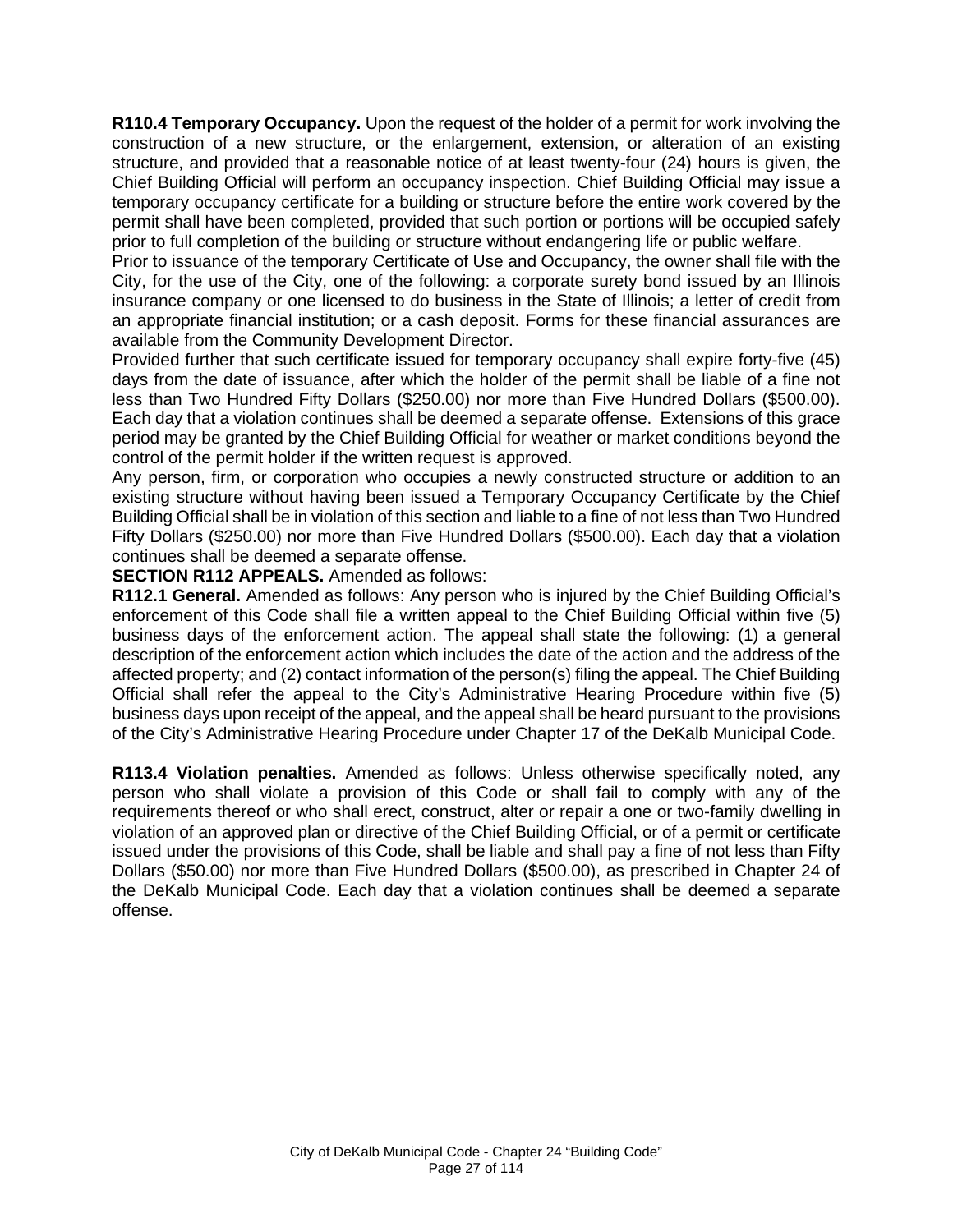**R110.4 Temporary Occupancy.** Upon the request of the holder of a permit for work involving the construction of a new structure, or the enlargement, extension, or alteration of an existing structure, and provided that a reasonable notice of at least twenty-four (24) hours is given, the Chief Building Official will perform an occupancy inspection. Chief Building Official may issue a temporary occupancy certificate for a building or structure before the entire work covered by the permit shall have been completed, provided that such portion or portions will be occupied safely prior to full completion of the building or structure without endangering life or public welfare.

Prior to issuance of the temporary Certificate of Use and Occupancy, the owner shall file with the City, for the use of the City, one of the following: a corporate surety bond issued by an Illinois insurance company or one licensed to do business in the State of Illinois; a letter of credit from an appropriate financial institution; or a cash deposit. Forms for these financial assurances are available from the Community Development Director.

Provided further that such certificate issued for temporary occupancy shall expire forty-five (45) days from the date of issuance, after which the holder of the permit shall be liable of a fine not less than Two Hundred Fifty Dollars ($250.00) nor more than Five Hundred Dollars ($500.00). Each day that a violation continues shall be deemed a separate offense. Extensions of this grace period may be granted by the Chief Building Official for weather or market conditions beyond the control of the permit holder if the written request is approved.

Any person, firm, or corporation who occupies a newly constructed structure or addition to an existing structure without having been issued a Temporary Occupancy Certificate by the Chief Building Official shall be in violation of this section and liable to a fine of not less than Two Hundred Fifty Dollars ($250.00) nor more than Five Hundred Dollars ($500.00). Each day that a violation continues shall be deemed a separate offense.

**SECTION R112 APPEALS.** Amended as follows:

**R112.1 General.** Amended as follows: Any person who is injured by the Chief Building Official's enforcement of this Code shall file a written appeal to the Chief Building Official within five (5) business days of the enforcement action. The appeal shall state the following: (1) a general description of the enforcement action which includes the date of the action and the address of the affected property; and (2) contact information of the person(s) filing the appeal. The Chief Building Official shall refer the appeal to the City's Administrative Hearing Procedure within five (5) business days upon receipt of the appeal, and the appeal shall be heard pursuant to the provisions of the City's Administrative Hearing Procedure under Chapter 17 of the DeKalb Municipal Code.

**R113.4 Violation penalties.** Amended as follows: Unless otherwise specifically noted, any person who shall violate a provision of this Code or shall fail to comply with any of the requirements thereof or who shall erect, construct, alter or repair a one or two-family dwelling in violation of an approved plan or directive of the Chief Building Official, or of a permit or certificate issued under the provisions of this Code, shall be liable and shall pay a fine of not less than Fifty Dollars ($50.00) nor more than Five Hundred Dollars ($500.00), as prescribed in Chapter 24 of the DeKalb Municipal Code. Each day that a violation continues shall be deemed a separate offense.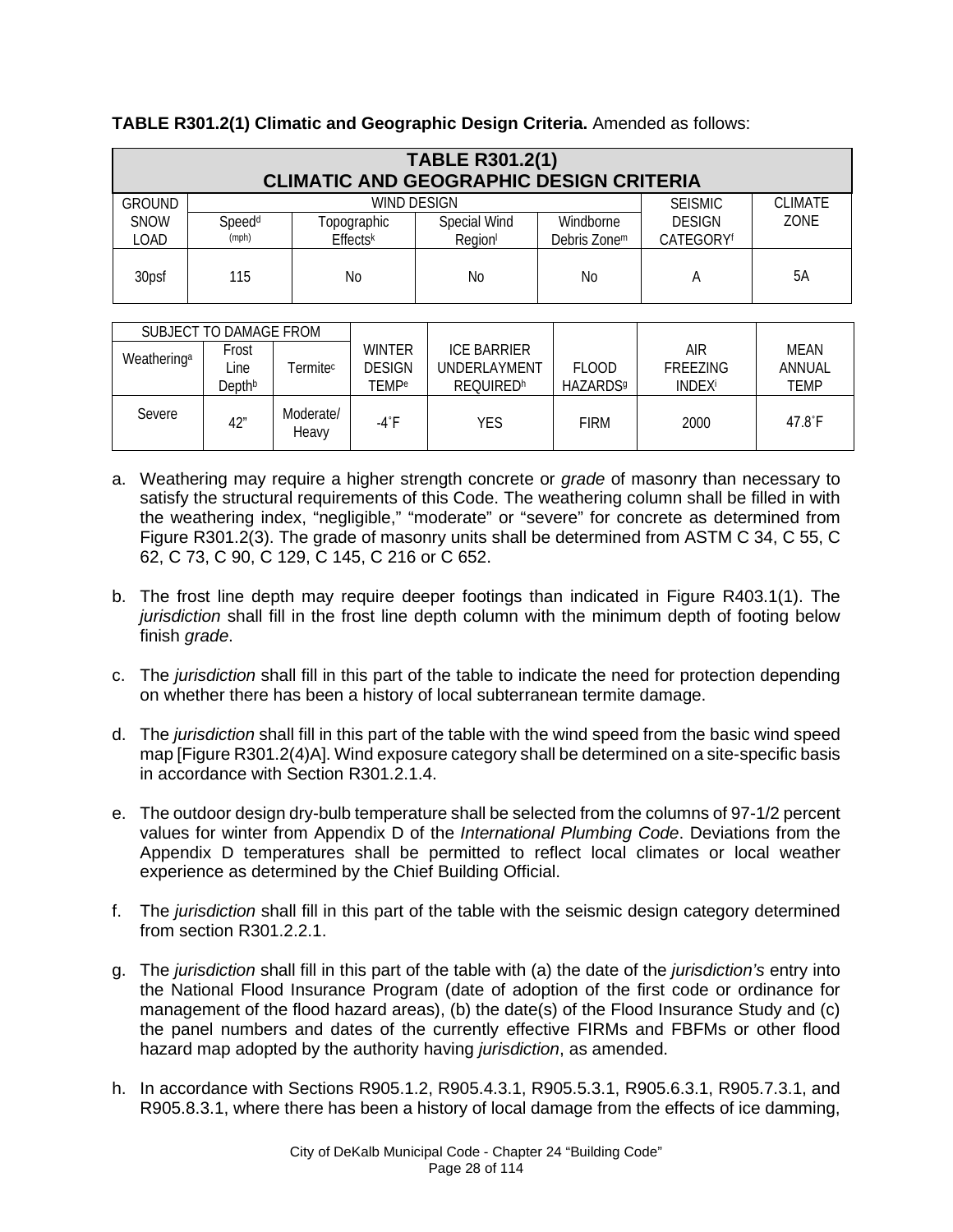**TABLE R301.2(1) Climatic and Geographic Design Criteria.** Amended as follows:

**TABLE R301.2(1)**
**CLIMATIC AND GEOGRAPHIC DESIGN CRITERIA**

| GROUND SNOW LOAD | WIND DESIGN | | | | SEISMIC DESIGN CATEGORY[f] | CLIMATE ZONE |
|---|---|---|---|---|---|---|
| | Speed[d] (mph) | Topographic Effects[k] | Special Wind Region[l] | Windborne Debris Zone[m] | | |
| 30psf | 115 | No | No | No | A | 5A |

| SUBJECT TO DAMAGE FROM | | | WINTER DESIGN TEMP[e] | ICE BARRIER UNDERLAYMENT REQUIRED[h] | FLOOD HAZARDS[g] | AIR FREEZING INDEX[i] | MEAN ANNUAL TEMP |
|---|---|---|---|---|---|---|---|
| Weathering[a] | Frost Line Depth[b] | Termite[c] | | | | | |
| Severe | 42" | Moderate/ Heavy | -4˚F | YES | FIRM | 2000 | 47.8˚F |

a. Weathering may require a higher strength concrete or *grade* of masonry than necessary to satisfy the structural requirements of this Code. The weathering column shall be filled in with the weathering index, "negligible," "moderate" or "severe" for concrete as determined from Figure R301.2(3). The grade of masonry units shall be determined from ASTM C 34, C 55, C 62, C 73, C 90, C 129, C 145, C 216 or C 652.

b. The frost line depth may require deeper footings than indicated in Figure R403.1(1). The *jurisdiction* shall fill in the frost line depth column with the minimum depth of footing below finish *grade*.

c. The *jurisdiction* shall fill in this part of the table to indicate the need for protection depending on whether there has been a history of local subterranean termite damage.

d. The *jurisdiction* shall fill in this part of the table with the wind speed from the basic wind speed map [Figure R301.2(4)A]. Wind exposure category shall be determined on a site-specific basis in accordance with Section R301.2.1.4.

e. The outdoor design dry-bulb temperature shall be selected from the columns of 97-1/2 percent values for winter from Appendix D of the *International Plumbing Code*. Deviations from the Appendix D temperatures shall be permitted to reflect local climates or local weather experience as determined by the Chief Building Official.

f. The *jurisdiction* shall fill in this part of the table with the seismic design category determined from section R301.2.2.1.

g. The *jurisdiction* shall fill in this part of the table with (a) the date of the *jurisdiction's* entry into the National Flood Insurance Program (date of adoption of the first code or ordinance for management of the flood hazard areas), (b) the date(s) of the Flood Insurance Study and (c) the panel numbers and dates of the currently effective FIRMs and FBFMs or other flood hazard map adopted by the authority having *jurisdiction*, as amended.

h. In accordance with Sections R905.1.2, R905.4.3.1, R905.5.3.1, R905.6.3.1, R905.7.3.1, and R905.8.3.1, where there has been a history of local damage from the effects of ice damming,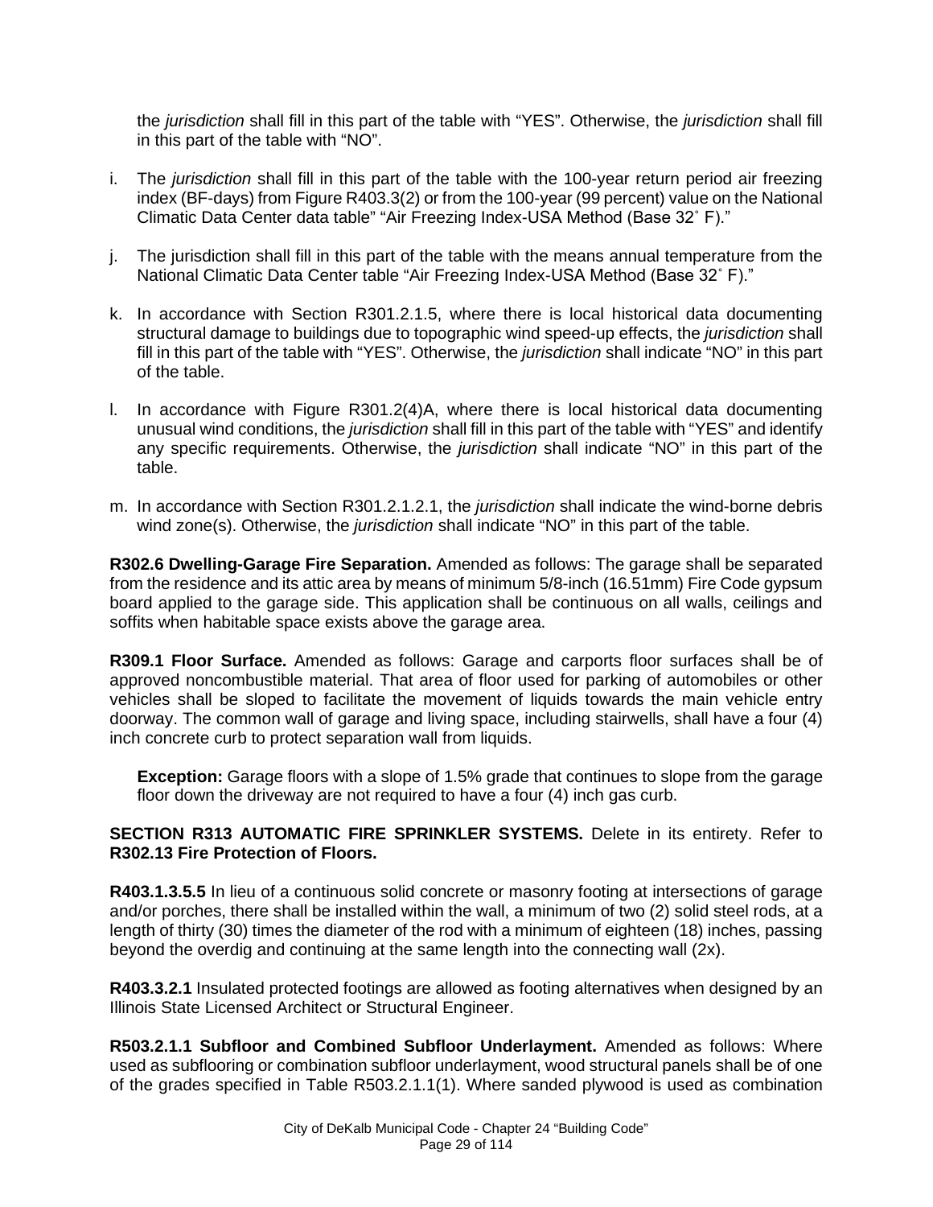the *jurisdiction* shall fill in this part of the table with “YES”. Otherwise, the *jurisdiction* shall fill in this part of the table with “NO”.

i. The *jurisdiction* shall fill in this part of the table with the 100-year return period air freezing index (BF-days) from Figure R403.3(2) or from the 100-year (99 percent) value on the National Climatic Data Center data table” “Air Freezing Index-USA Method (Base 32˚ F).”

j. The jurisdiction shall fill in this part of the table with the means annual temperature from the National Climatic Data Center table “Air Freezing Index-USA Method (Base 32˚ F).”

k. In accordance with Section R301.2.1.5, where there is local historical data documenting structural damage to buildings due to topographic wind speed-up effects, the *jurisdiction* shall fill in this part of the table with “YES”. Otherwise, the *jurisdiction* shall indicate “NO” in this part of the table.

l. In accordance with Figure R301.2(4)A, where there is local historical data documenting unusual wind conditions, the *jurisdiction* shall fill in this part of the table with “YES” and identify any specific requirements. Otherwise, the *jurisdiction* shall indicate “NO” in this part of the table.

m. In accordance with Section R301.2.1.2.1, the *jurisdiction* shall indicate the wind-borne debris wind zone(s). Otherwise, the *jurisdiction* shall indicate “NO” in this part of the table.

**R302.6 Dwelling-Garage Fire Separation.** Amended as follows: The garage shall be separated from the residence and its attic area by means of minimum 5/8-inch (16.51mm) Fire Code gypsum board applied to the garage side. This application shall be continuous on all walls, ceilings and soffits when habitable space exists above the garage area.

**R309.1 Floor Surface.** Amended as follows: Garage and carports floor surfaces shall be of approved noncombustible material. That area of floor used for parking of automobiles or other vehicles shall be sloped to facilitate the movement of liquids towards the main vehicle entry doorway. The common wall of garage and living space, including stairwells, shall have a four (4) inch concrete curb to protect separation wall from liquids.

**Exception:** Garage floors with a slope of 1.5% grade that continues to slope from the garage floor down the driveway are not required to have a four (4) inch gas curb.

**SECTION R313 AUTOMATIC FIRE SPRINKLER SYSTEMS.** Delete in its entirety. Refer to **R302.13 Fire Protection of Floors.**

**R403.1.3.5.5** In lieu of a continuous solid concrete or masonry footing at intersections of garage and/or porches, there shall be installed within the wall, a minimum of two (2) solid steel rods, at a length of thirty (30) times the diameter of the rod with a minimum of eighteen (18) inches, passing beyond the overdig and continuing at the same length into the connecting wall (2x).

**R403.3.2.1** Insulated protected footings are allowed as footing alternatives when designed by an Illinois State Licensed Architect or Structural Engineer.

**R503.2.1.1 Subfloor and Combined Subfloor Underlayment.** Amended as follows: Where used as subflooring or combination subfloor underlayment, wood structural panels shall be of one of the grades specified in Table R503.2.1.1(1). Where sanded plywood is used as combination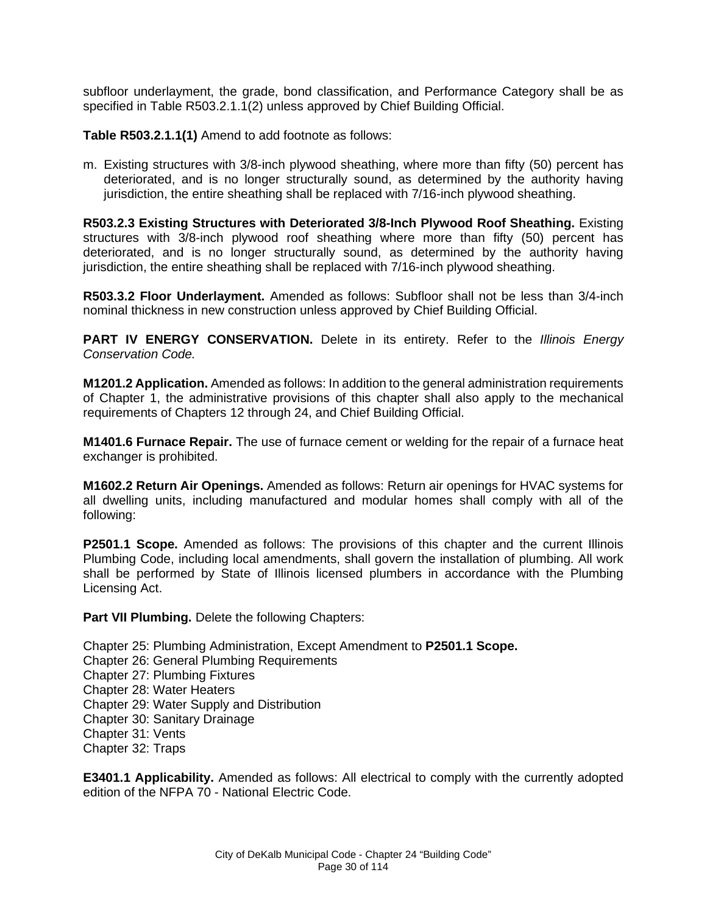subfloor underlayment, the grade, bond classification, and Performance Category shall be as specified in Table R503.2.1.1(2) unless approved by Chief Building Official.

**Table R503.2.1.1(1)** Amend to add footnote as follows:

m. Existing structures with 3/8-inch plywood sheathing, where more than fifty (50) percent has deteriorated, and is no longer structurally sound, as determined by the authority having jurisdiction, the entire sheathing shall be replaced with 7/16-inch plywood sheathing.

**R503.2.3 Existing Structures with Deteriorated 3/8-Inch Plywood Roof Sheathing.** Existing structures with 3/8-inch plywood roof sheathing where more than fifty (50) percent has deteriorated, and is no longer structurally sound, as determined by the authority having jurisdiction, the entire sheathing shall be replaced with 7/16-inch plywood sheathing.

**R503.3.2 Floor Underlayment.** Amended as follows: Subfloor shall not be less than 3/4-inch nominal thickness in new construction unless approved by Chief Building Official.

**PART IV ENERGY CONSERVATION.** Delete in its entirety. Refer to the *Illinois Energy Conservation Code.*

**M1201.2 Application.** Amended as follows: In addition to the general administration requirements of Chapter 1, the administrative provisions of this chapter shall also apply to the mechanical requirements of Chapters 12 through 24, and Chief Building Official.

**M1401.6 Furnace Repair.** The use of furnace cement or welding for the repair of a furnace heat exchanger is prohibited.

**M1602.2 Return Air Openings.** Amended as follows: Return air openings for HVAC systems for all dwelling units, including manufactured and modular homes shall comply with all of the following:

**P2501.1 Scope.** Amended as follows: The provisions of this chapter and the current Illinois Plumbing Code, including local amendments, shall govern the installation of plumbing. All work shall be performed by State of Illinois licensed plumbers in accordance with the Plumbing Licensing Act.

**Part VII Plumbing.** Delete the following Chapters:

Chapter 25: Plumbing Administration, Except Amendment to **P2501.1 Scope.**
Chapter 26: General Plumbing Requirements
Chapter 27: Plumbing Fixtures
Chapter 28: Water Heaters
Chapter 29: Water Supply and Distribution
Chapter 30: Sanitary Drainage
Chapter 31: Vents
Chapter 32: Traps

**E3401.1 Applicability.** Amended as follows: All electrical to comply with the currently adopted edition of the NFPA 70 - National Electric Code.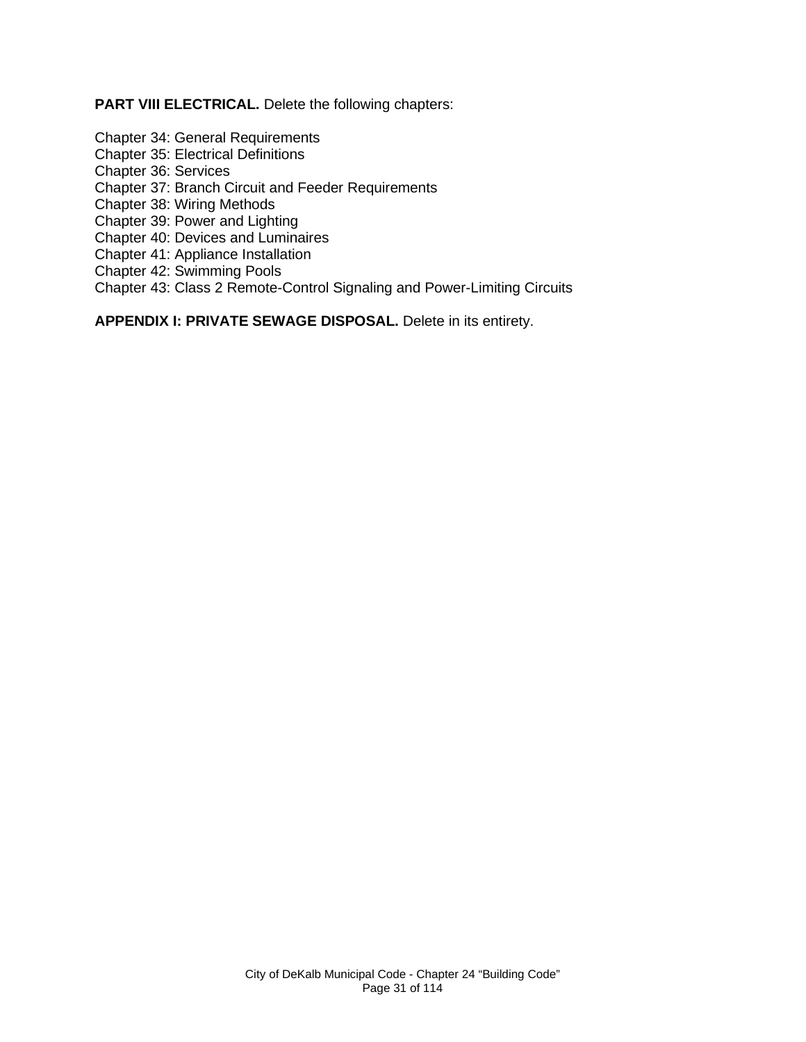**PART VIII ELECTRICAL.** Delete the following chapters:

Chapter 34: General Requirements
Chapter 35: Electrical Definitions
Chapter 36: Services
Chapter 37: Branch Circuit and Feeder Requirements
Chapter 38: Wiring Methods
Chapter 39: Power and Lighting
Chapter 40: Devices and Luminaires
Chapter 41: Appliance Installation
Chapter 42: Swimming Pools
Chapter 43: Class 2 Remote-Control Signaling and Power-Limiting Circuits

**APPENDIX I: PRIVATE SEWAGE DISPOSAL.** Delete in its entirety.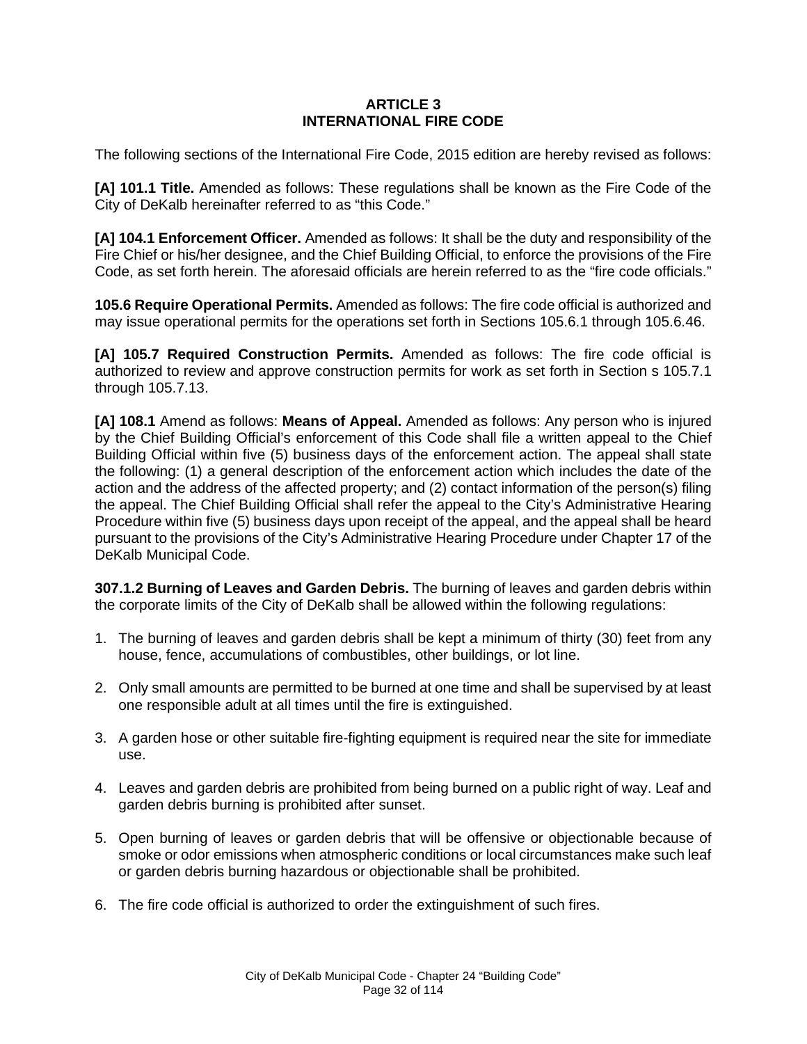# ARTICLE 3
# INTERNATIONAL FIRE CODE

The following sections of the International Fire Code, 2015 edition are hereby revised as follows:

**[A] 101.1 Title.** Amended as follows: These regulations shall be known as the Fire Code of the City of DeKalb hereinafter referred to as "this Code."

**[A] 104.1 Enforcement Officer.** Amended as follows: It shall be the duty and responsibility of the Fire Chief or his/her designee, and the Chief Building Official, to enforce the provisions of the Fire Code, as set forth herein. The aforesaid officials are herein referred to as the "fire code officials."

**105.6 Require Operational Permits.** Amended as follows: The fire code official is authorized and may issue operational permits for the operations set forth in Sections 105.6.1 through 105.6.46.

**[A] 105.7 Required Construction Permits.** Amended as follows: The fire code official is authorized to review and approve construction permits for work as set forth in Section s 105.7.1 through 105.7.13.

**[A] 108.1** Amend as follows: **Means of Appeal.** Amended as follows: Any person who is injured by the Chief Building Official's enforcement of this Code shall file a written appeal to the Chief Building Official within five (5) business days of the enforcement action. The appeal shall state the following: (1) a general description of the enforcement action which includes the date of the action and the address of the affected property; and (2) contact information of the person(s) filing the appeal. The Chief Building Official shall refer the appeal to the City's Administrative Hearing Procedure within five (5) business days upon receipt of the appeal, and the appeal shall be heard pursuant to the provisions of the City's Administrative Hearing Procedure under Chapter 17 of the DeKalb Municipal Code.

**307.1.2 Burning of Leaves and Garden Debris.** The burning of leaves and garden debris within the corporate limits of the City of DeKalb shall be allowed within the following regulations:

1. The burning of leaves and garden debris shall be kept a minimum of thirty (30) feet from any house, fence, accumulations of combustibles, other buildings, or lot line.

2. Only small amounts are permitted to be burned at one time and shall be supervised by at least one responsible adult at all times until the fire is extinguished.

3. A garden hose or other suitable fire-fighting equipment is required near the site for immediate use.

4. Leaves and garden debris are prohibited from being burned on a public right of way. Leaf and garden debris burning is prohibited after sunset.

5. Open burning of leaves or garden debris that will be offensive or objectionable because of smoke or odor emissions when atmospheric conditions or local circumstances make such leaf or garden debris burning hazardous or objectionable shall be prohibited.

6. The fire code official is authorized to order the extinguishment of such fires.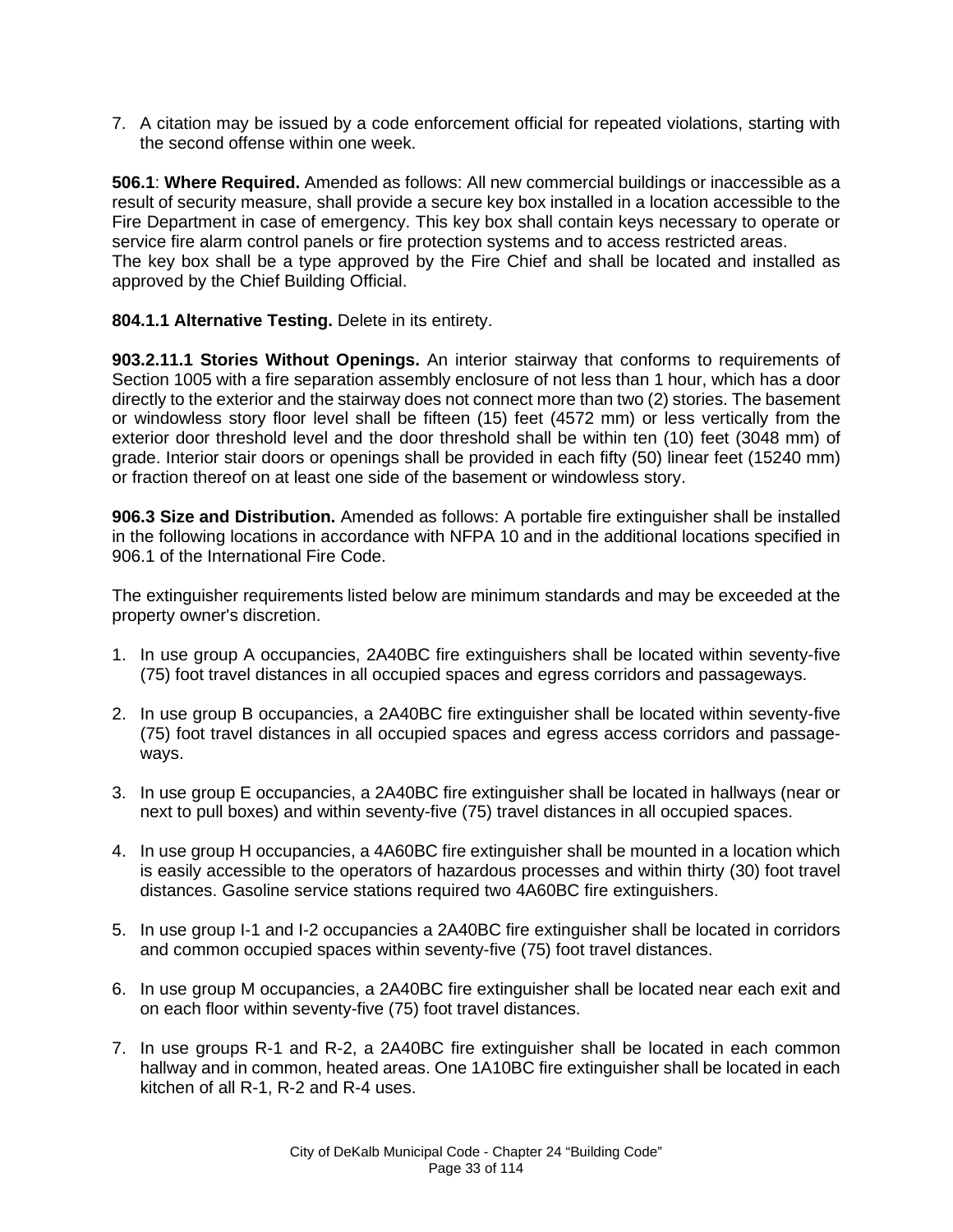7. A citation may be issued by a code enforcement official for repeated violations, starting with the second offense within one week.

**506.1**: **Where Required.** Amended as follows: All new commercial buildings or inaccessible as a result of security measure, shall provide a secure key box installed in a location accessible to the Fire Department in case of emergency. This key box shall contain keys necessary to operate or service fire alarm control panels or fire protection systems and to access restricted areas.
The key box shall be a type approved by the Fire Chief and shall be located and installed as approved by the Chief Building Official.

**804.1.1 Alternative Testing.** Delete in its entirety.

**903.2.11.1 Stories Without Openings.** An interior stairway that conforms to requirements of Section 1005 with a fire separation assembly enclosure of not less than 1 hour, which has a door directly to the exterior and the stairway does not connect more than two (2) stories. The basement or windowless story floor level shall be fifteen (15) feet (4572 mm) or less vertically from the exterior door threshold level and the door threshold shall be within ten (10) feet (3048 mm) of grade. Interior stair doors or openings shall be provided in each fifty (50) linear feet (15240 mm) or fraction thereof on at least one side of the basement or windowless story.

**906.3 Size and Distribution.** Amended as follows: A portable fire extinguisher shall be installed in the following locations in accordance with NFPA 10 and in the additional locations specified in 906.1 of the International Fire Code.

The extinguisher requirements listed below are minimum standards and may be exceeded at the property owner's discretion.

1. In use group A occupancies, 2A40BC fire extinguishers shall be located within seventy-five (75) foot travel distances in all occupied spaces and egress corridors and passageways.

2. In use group B occupancies, a 2A40BC fire extinguisher shall be located within seventy-five (75) foot travel distances in all occupied spaces and egress access corridors and passage-ways.

3. In use group E occupancies, a 2A40BC fire extinguisher shall be located in hallways (near or next to pull boxes) and within seventy-five (75) travel distances in all occupied spaces.

4. In use group H occupancies, a 4A60BC fire extinguisher shall be mounted in a location which is easily accessible to the operators of hazardous processes and within thirty (30) foot travel distances. Gasoline service stations required two 4A60BC fire extinguishers.

5. In use group I-1 and I-2 occupancies a 2A40BC fire extinguisher shall be located in corridors and common occupied spaces within seventy-five (75) foot travel distances.

6. In use group M occupancies, a 2A40BC fire extinguisher shall be located near each exit and on each floor within seventy-five (75) foot travel distances.

7. In use groups R-1 and R-2, a 2A40BC fire extinguisher shall be located in each common hallway and in common, heated areas. One 1A10BC fire extinguisher shall be located in each kitchen of all R-1, R-2 and R-4 uses.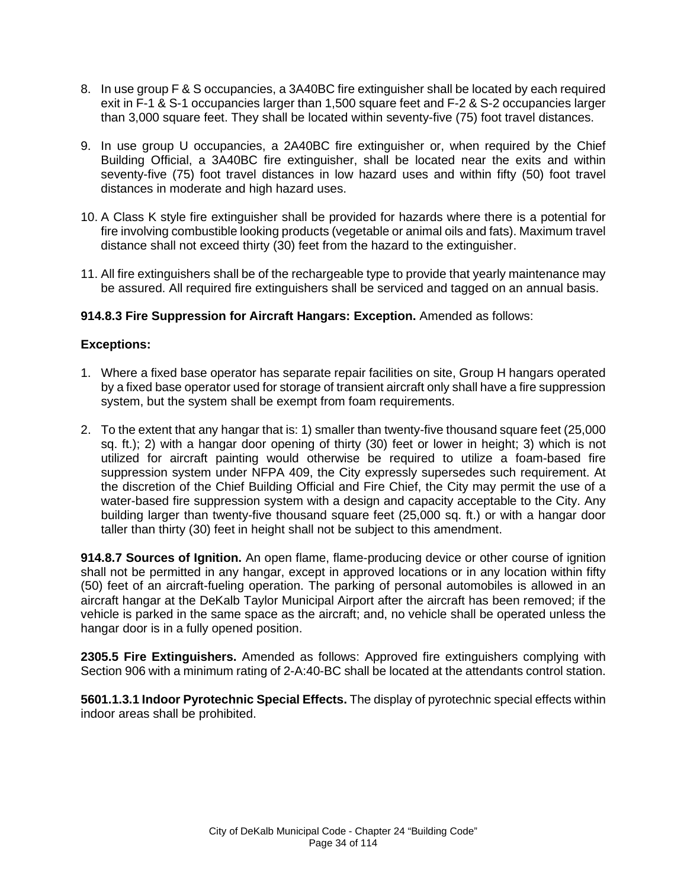8. In use group F & S occupancies, a 3A40BC fire extinguisher shall be located by each required exit in F-1 & S-1 occupancies larger than 1,500 square feet and F-2 & S-2 occupancies larger than 3,000 square feet. They shall be located within seventy-five (75) foot travel distances.

9. In use group U occupancies, a 2A40BC fire extinguisher or, when required by the Chief Building Official, a 3A40BC fire extinguisher, shall be located near the exits and within seventy-five (75) foot travel distances in low hazard uses and within fifty (50) foot travel distances in moderate and high hazard uses.

10. A Class K style fire extinguisher shall be provided for hazards where there is a potential for fire involving combustible looking products (vegetable or animal oils and fats). Maximum travel distance shall not exceed thirty (30) feet from the hazard to the extinguisher.

11. All fire extinguishers shall be of the rechargeable type to provide that yearly maintenance may be assured. All required fire extinguishers shall be serviced and tagged on an annual basis.

**914.8.3 Fire Suppression for Aircraft Hangars: Exception.** Amended as follows:

**Exceptions:**

1. Where a fixed base operator has separate repair facilities on site, Group H hangars operated by a fixed base operator used for storage of transient aircraft only shall have a fire suppression system, but the system shall be exempt from foam requirements.

2. To the extent that any hangar that is: 1) smaller than twenty-five thousand square feet (25,000 sq. ft.); 2) with a hangar door opening of thirty (30) feet or lower in height; 3) which is not utilized for aircraft painting would otherwise be required to utilize a foam-based fire suppression system under NFPA 409, the City expressly supersedes such requirement. At the discretion of the Chief Building Official and Fire Chief, the City may permit the use of a water-based fire suppression system with a design and capacity acceptable to the City. Any building larger than twenty-five thousand square feet (25,000 sq. ft.) or with a hangar door taller than thirty (30) feet in height shall not be subject to this amendment.

**914.8.7 Sources of Ignition.** An open flame, flame-producing device or other course of ignition shall not be permitted in any hangar, except in approved locations or in any location within fifty (50) feet of an aircraft-fueling operation. The parking of personal automobiles is allowed in an aircraft hangar at the DeKalb Taylor Municipal Airport after the aircraft has been removed; if the vehicle is parked in the same space as the aircraft; and, no vehicle shall be operated unless the hangar door is in a fully opened position.

**2305.5 Fire Extinguishers.** Amended as follows: Approved fire extinguishers complying with Section 906 with a minimum rating of 2-A:40-BC shall be located at the attendants control station.

**5601.1.3.1 Indoor Pyrotechnic Special Effects.** The display of pyrotechnic special effects within indoor areas shall be prohibited.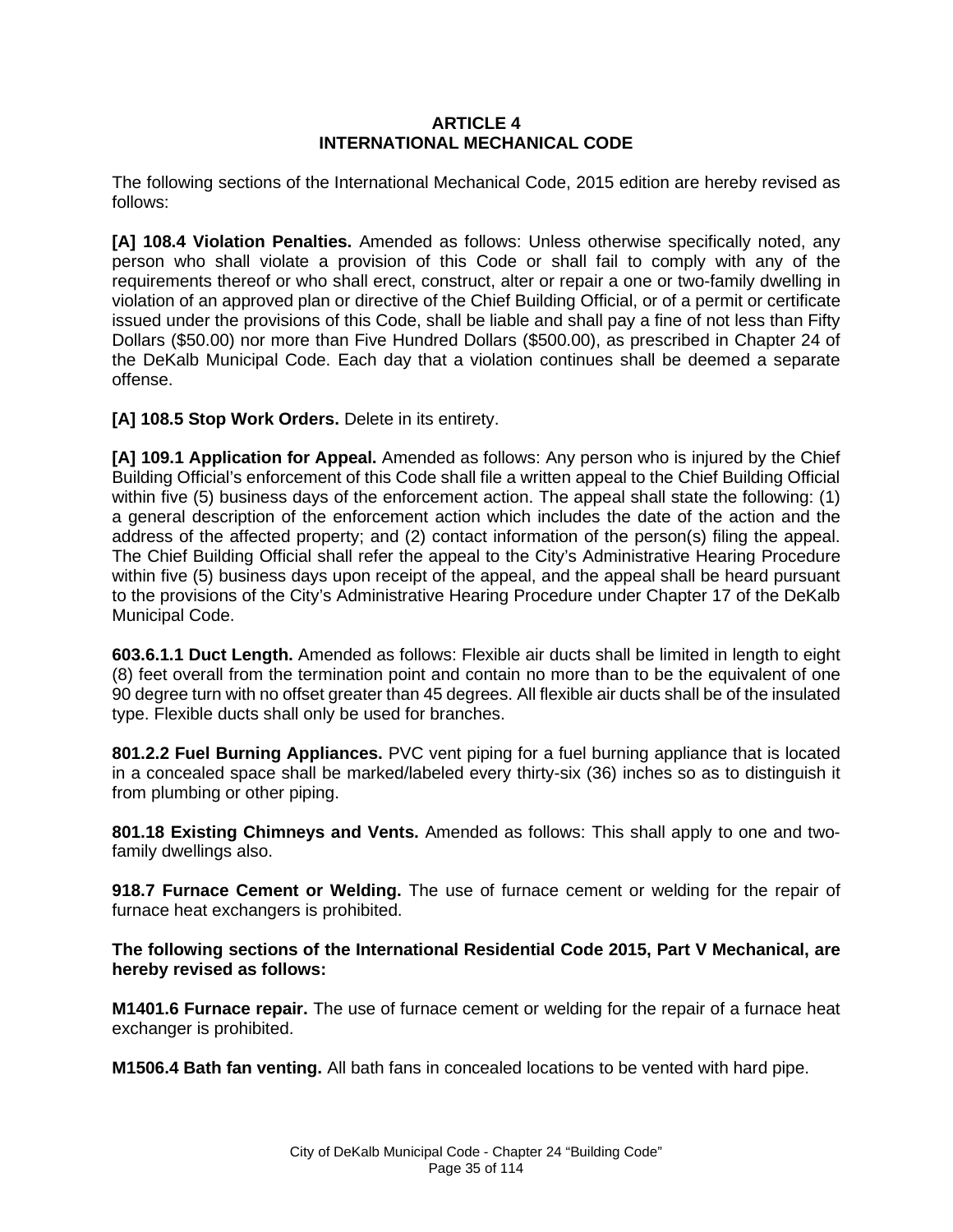# ARTICLE 4
# INTERNATIONAL MECHANICAL CODE

The following sections of the International Mechanical Code, 2015 edition are hereby revised as follows:

**[A] 108.4 Violation Penalties.** Amended as follows: Unless otherwise specifically noted, any person who shall violate a provision of this Code or shall fail to comply with any of the requirements thereof or who shall erect, construct, alter or repair a one or two-family dwelling in violation of an approved plan or directive of the Chief Building Official, or of a permit or certificate issued under the provisions of this Code, shall be liable and shall pay a fine of not less than Fifty Dollars ($50.00) nor more than Five Hundred Dollars ($500.00), as prescribed in Chapter 24 of the DeKalb Municipal Code. Each day that a violation continues shall be deemed a separate offense.

**[A] 108.5 Stop Work Orders.** Delete in its entirety.

**[A] 109.1 Application for Appeal.** Amended as follows: Any person who is injured by the Chief Building Official's enforcement of this Code shall file a written appeal to the Chief Building Official within five (5) business days of the enforcement action. The appeal shall state the following: (1) a general description of the enforcement action which includes the date of the action and the address of the affected property; and (2) contact information of the person(s) filing the appeal. The Chief Building Official shall refer the appeal to the City's Administrative Hearing Procedure within five (5) business days upon receipt of the appeal, and the appeal shall be heard pursuant to the provisions of the City's Administrative Hearing Procedure under Chapter 17 of the DeKalb Municipal Code.

**603.6.1.1 Duct Length.** Amended as follows: Flexible air ducts shall be limited in length to eight (8) feet overall from the termination point and contain no more than to be the equivalent of one 90 degree turn with no offset greater than 45 degrees. All flexible air ducts shall be of the insulated type. Flexible ducts shall only be used for branches.

**801.2.2 Fuel Burning Appliances.** PVC vent piping for a fuel burning appliance that is located in a concealed space shall be marked/labeled every thirty-six (36) inches so as to distinguish it from plumbing or other piping.

**801.18 Existing Chimneys and Vents.** Amended as follows: This shall apply to one and two-family dwellings also.

**918.7 Furnace Cement or Welding.** The use of furnace cement or welding for the repair of furnace heat exchangers is prohibited.

**The following sections of the International Residential Code 2015, Part V Mechanical, are hereby revised as follows:**

**M1401.6 Furnace repair.** The use of furnace cement or welding for the repair of a furnace heat exchanger is prohibited.

**M1506.4 Bath fan venting.** All bath fans in concealed locations to be vented with hard pipe.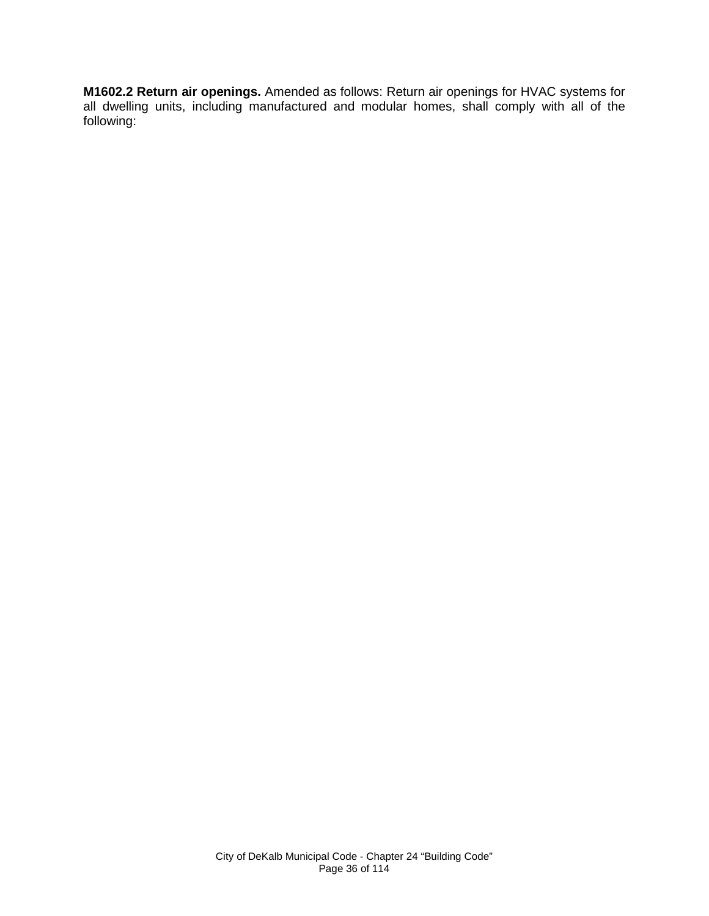**M1602.2 Return air openings.** Amended as follows: Return air openings for HVAC systems for all dwelling units, including manufactured and modular homes, shall comply with all of the following: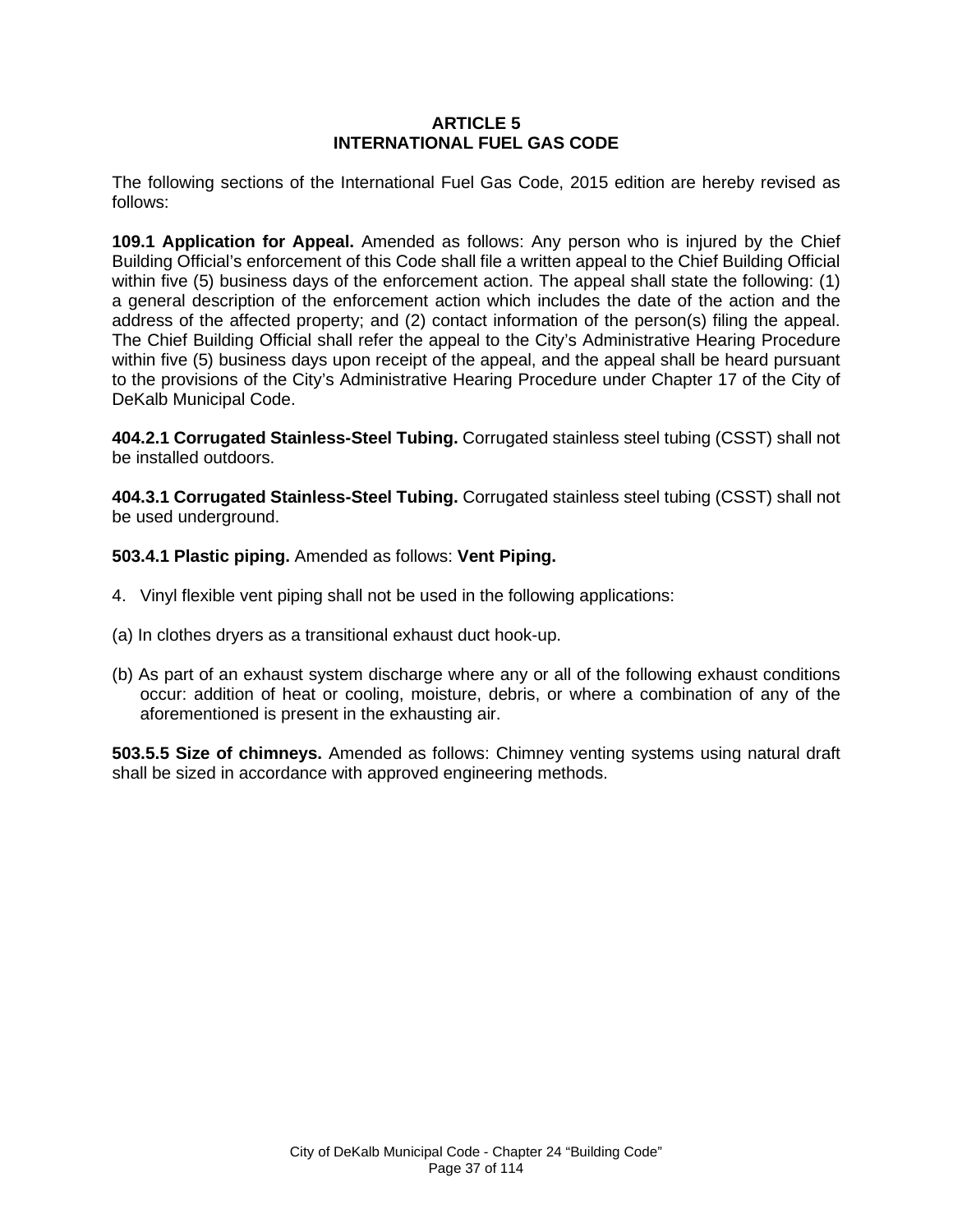# ARTICLE 5
# INTERNATIONAL FUEL GAS CODE

The following sections of the International Fuel Gas Code, 2015 edition are hereby revised as follows:

**109.1 Application for Appeal.** Amended as follows: Any person who is injured by the Chief Building Official's enforcement of this Code shall file a written appeal to the Chief Building Official within five (5) business days of the enforcement action. The appeal shall state the following: (1) a general description of the enforcement action which includes the date of the action and the address of the affected property; and (2) contact information of the person(s) filing the appeal. The Chief Building Official shall refer the appeal to the City's Administrative Hearing Procedure within five (5) business days upon receipt of the appeal, and the appeal shall be heard pursuant to the provisions of the City's Administrative Hearing Procedure under Chapter 17 of the City of DeKalb Municipal Code.

**404.2.1 Corrugated Stainless-Steel Tubing.** Corrugated stainless steel tubing (CSST) shall not be installed outdoors.

**404.3.1 Corrugated Stainless-Steel Tubing.** Corrugated stainless steel tubing (CSST) shall not be used underground.

**503.4.1 Plastic piping.** Amended as follows: **Vent Piping.**

4. Vinyl flexible vent piping shall not be used in the following applications:

(a) In clothes dryers as a transitional exhaust duct hook-up.

(b) As part of an exhaust system discharge where any or all of the following exhaust conditions occur: addition of heat or cooling, moisture, debris, or where a combination of any of the aforementioned is present in the exhausting air.

**503.5.5 Size of chimneys.** Amended as follows: Chimney venting systems using natural draft shall be sized in accordance with approved engineering methods.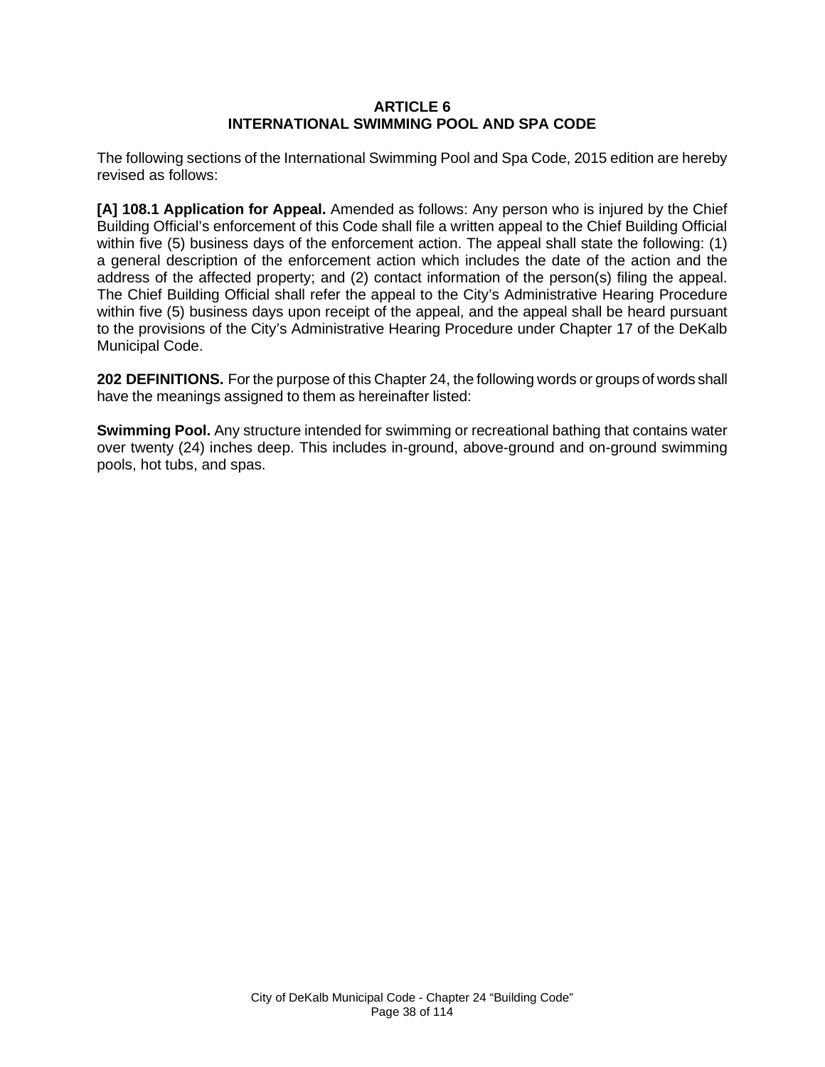## ARTICLE 6
## INTERNATIONAL SWIMMING POOL AND SPA CODE

The following sections of the International Swimming Pool and Spa Code, 2015 edition are hereby revised as follows:

**[A] 108.1 Application for Appeal.** Amended as follows: Any person who is injured by the Chief Building Official's enforcement of this Code shall file a written appeal to the Chief Building Official within five (5) business days of the enforcement action. The appeal shall state the following: (1) a general description of the enforcement action which includes the date of the action and the address of the affected property; and (2) contact information of the person(s) filing the appeal. The Chief Building Official shall refer the appeal to the City's Administrative Hearing Procedure within five (5) business days upon receipt of the appeal, and the appeal shall be heard pursuant to the provisions of the City's Administrative Hearing Procedure under Chapter 17 of the DeKalb Municipal Code.

**202 DEFINITIONS.** For the purpose of this Chapter 24, the following words or groups of words shall have the meanings assigned to them as hereinafter listed:

**Swimming Pool.** Any structure intended for swimming or recreational bathing that contains water over twenty (24) inches deep. This includes in-ground, above-ground and on-ground swimming pools, hot tubs, and spas.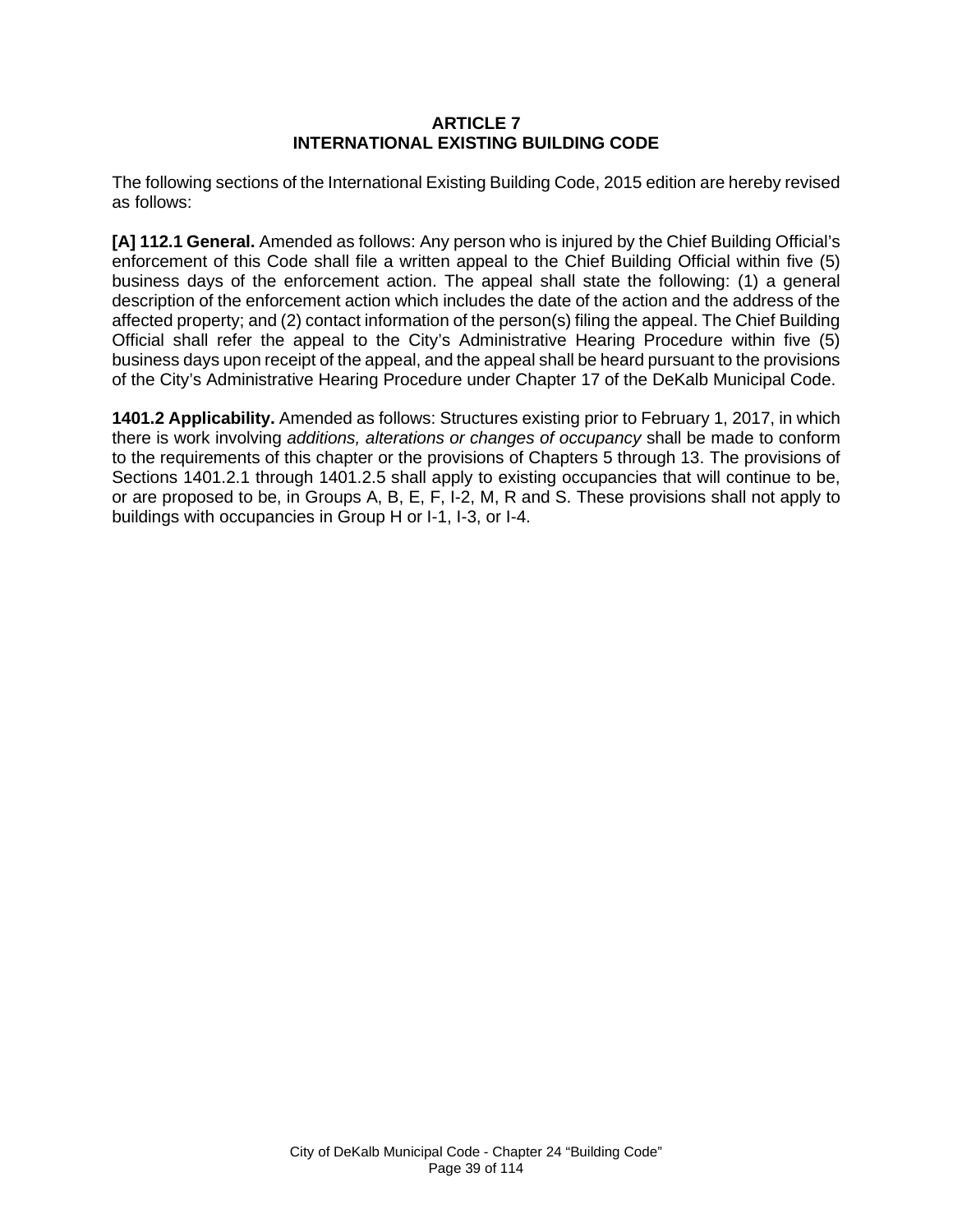# ARTICLE 7
# INTERNATIONAL EXISTING BUILDING CODE

The following sections of the International Existing Building Code, 2015 edition are hereby revised as follows:

**[A] 112.1 General.** Amended as follows: Any person who is injured by the Chief Building Official's enforcement of this Code shall file a written appeal to the Chief Building Official within five (5) business days of the enforcement action. The appeal shall state the following: (1) a general description of the enforcement action which includes the date of the action and the address of the affected property; and (2) contact information of the person(s) filing the appeal. The Chief Building Official shall refer the appeal to the City's Administrative Hearing Procedure within five (5) business days upon receipt of the appeal, and the appeal shall be heard pursuant to the provisions of the City's Administrative Hearing Procedure under Chapter 17 of the DeKalb Municipal Code.

**1401.2 Applicability.** Amended as follows: Structures existing prior to February 1, 2017, in which there is work involving *additions, alterations or changes of occupancy* shall be made to conform to the requirements of this chapter or the provisions of Chapters 5 through 13. The provisions of Sections 1401.2.1 through 1401.2.5 shall apply to existing occupancies that will continue to be, or are proposed to be, in Groups A, B, E, F, I-2, M, R and S. These provisions shall not apply to buildings with occupancies in Group H or I-1, I-3, or I-4.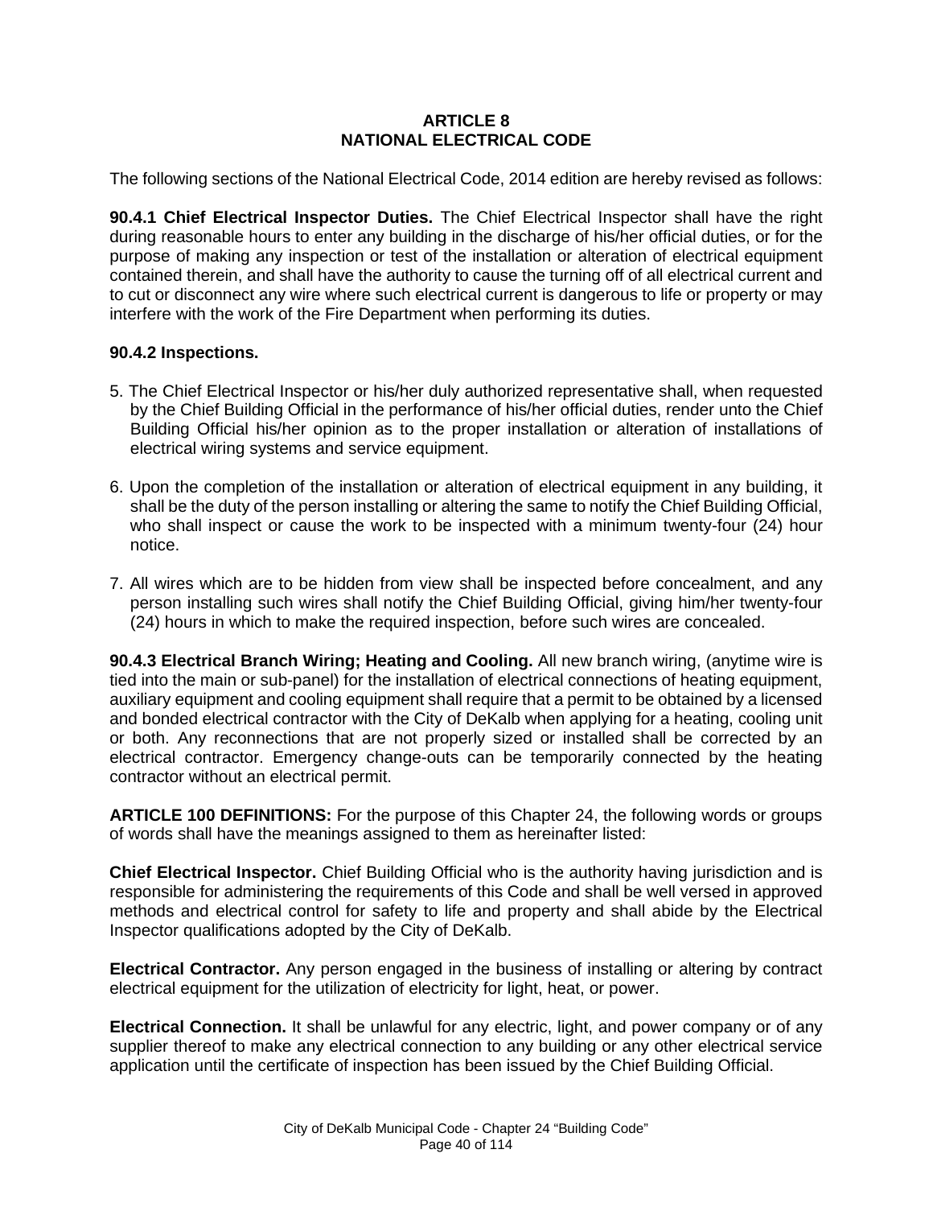## ARTICLE 8
## NATIONAL ELECTRICAL CODE

The following sections of the National Electrical Code, 2014 edition are hereby revised as follows:

**90.4.1 Chief Electrical Inspector Duties.** The Chief Electrical Inspector shall have the right during reasonable hours to enter any building in the discharge of his/her official duties, or for the purpose of making any inspection or test of the installation or alteration of electrical equipment contained therein, and shall have the authority to cause the turning off of all electrical current and to cut or disconnect any wire where such electrical current is dangerous to life or property or may interfere with the work of the Fire Department when performing its duties.

**90.4.2 Inspections.**

5. The Chief Electrical Inspector or his/her duly authorized representative shall, when requested by the Chief Building Official in the performance of his/her official duties, render unto the Chief Building Official his/her opinion as to the proper installation or alteration of installations of electrical wiring systems and service equipment.

6. Upon the completion of the installation or alteration of electrical equipment in any building, it shall be the duty of the person installing or altering the same to notify the Chief Building Official, who shall inspect or cause the work to be inspected with a minimum twenty-four (24) hour notice.

7. All wires which are to be hidden from view shall be inspected before concealment, and any person installing such wires shall notify the Chief Building Official, giving him/her twenty-four (24) hours in which to make the required inspection, before such wires are concealed.

**90.4.3 Electrical Branch Wiring; Heating and Cooling.** All new branch wiring, (anytime wire is tied into the main or sub-panel) for the installation of electrical connections of heating equipment, auxiliary equipment and cooling equipment shall require that a permit to be obtained by a licensed and bonded electrical contractor with the City of DeKalb when applying for a heating, cooling unit or both. Any reconnections that are not properly sized or installed shall be corrected by an electrical contractor. Emergency change-outs can be temporarily connected by the heating contractor without an electrical permit.

**ARTICLE 100 DEFINITIONS:** For the purpose of this Chapter 24, the following words or groups of words shall have the meanings assigned to them as hereinafter listed:

**Chief Electrical Inspector.** Chief Building Official who is the authority having jurisdiction and is responsible for administering the requirements of this Code and shall be well versed in approved methods and electrical control for safety to life and property and shall abide by the Electrical Inspector qualifications adopted by the City of DeKalb.

**Electrical Contractor.** Any person engaged in the business of installing or altering by contract electrical equipment for the utilization of electricity for light, heat, or power.

**Electrical Connection.** It shall be unlawful for any electric, light, and power company or of any supplier thereof to make any electrical connection to any building or any other electrical service application until the certificate of inspection has been issued by the Chief Building Official.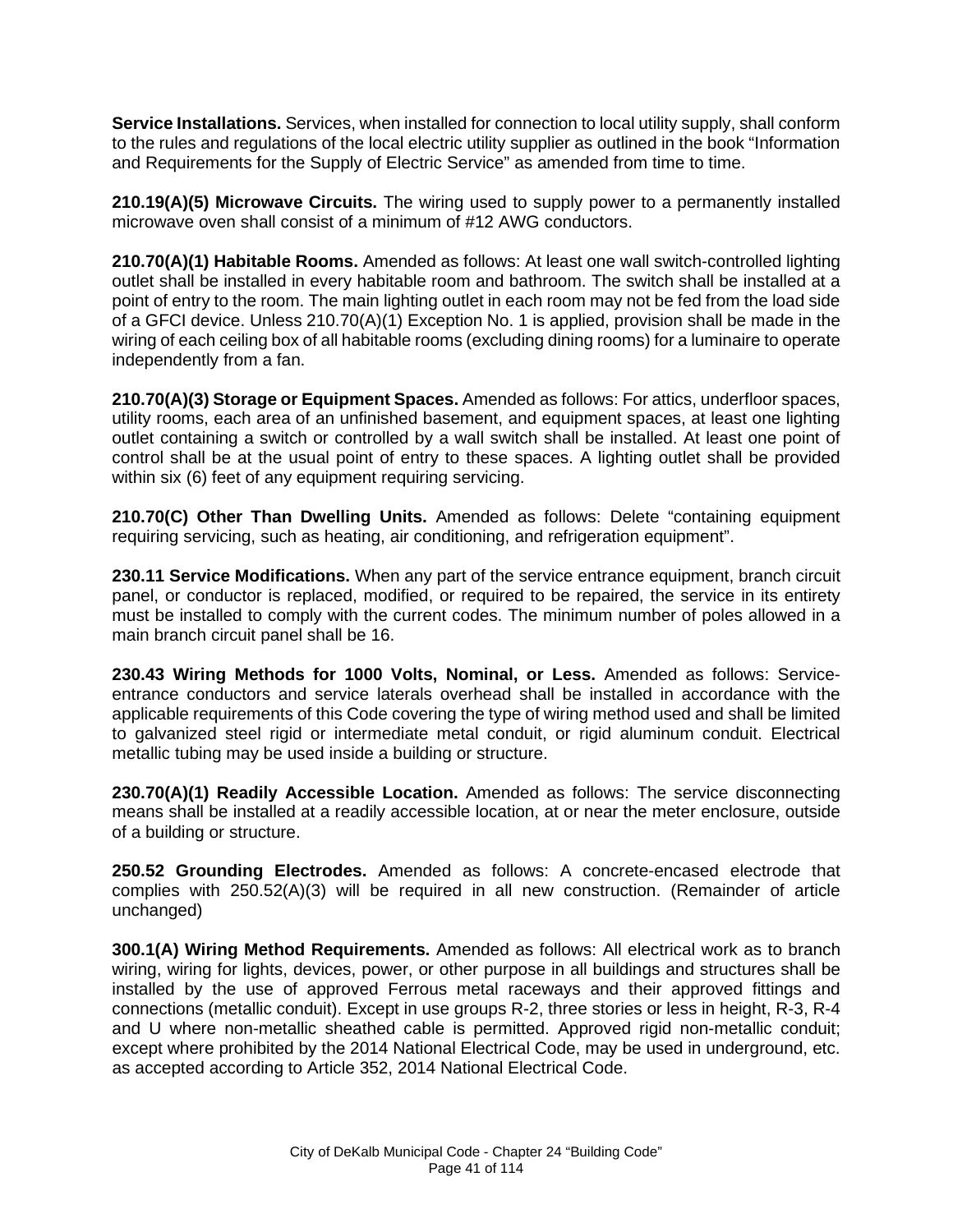**Service Installations.** Services, when installed for connection to local utility supply, shall conform to the rules and regulations of the local electric utility supplier as outlined in the book "Information and Requirements for the Supply of Electric Service" as amended from time to time.

**210.19(A)(5) Microwave Circuits.** The wiring used to supply power to a permanently installed microwave oven shall consist of a minimum of #12 AWG conductors.

**210.70(A)(1) Habitable Rooms.** Amended as follows: At least one wall switch-controlled lighting outlet shall be installed in every habitable room and bathroom. The switch shall be installed at a point of entry to the room. The main lighting outlet in each room may not be fed from the load side of a GFCI device. Unless 210.70(A)(1) Exception No. 1 is applied, provision shall be made in the wiring of each ceiling box of all habitable rooms (excluding dining rooms) for a luminaire to operate independently from a fan.

**210.70(A)(3) Storage or Equipment Spaces.** Amended as follows: For attics, underfloor spaces, utility rooms, each area of an unfinished basement, and equipment spaces, at least one lighting outlet containing a switch or controlled by a wall switch shall be installed. At least one point of control shall be at the usual point of entry to these spaces. A lighting outlet shall be provided within six (6) feet of any equipment requiring servicing.

**210.70(C) Other Than Dwelling Units.** Amended as follows: Delete "containing equipment requiring servicing, such as heating, air conditioning, and refrigeration equipment".

**230.11 Service Modifications.** When any part of the service entrance equipment, branch circuit panel, or conductor is replaced, modified, or required to be repaired, the service in its entirety must be installed to comply with the current codes. The minimum number of poles allowed in a main branch circuit panel shall be 16.

**230.43 Wiring Methods for 1000 Volts, Nominal, or Less.** Amended as follows: Service-entrance conductors and service laterals overhead shall be installed in accordance with the applicable requirements of this Code covering the type of wiring method used and shall be limited to galvanized steel rigid or intermediate metal conduit, or rigid aluminum conduit. Electrical metallic tubing may be used inside a building or structure.

**230.70(A)(1) Readily Accessible Location.** Amended as follows: The service disconnecting means shall be installed at a readily accessible location, at or near the meter enclosure, outside of a building or structure.

**250.52 Grounding Electrodes.** Amended as follows: A concrete-encased electrode that complies with 250.52(A)(3) will be required in all new construction. (Remainder of article unchanged)

**300.1(A) Wiring Method Requirements.** Amended as follows: All electrical work as to branch wiring, wiring for lights, devices, power, or other purpose in all buildings and structures shall be installed by the use of approved Ferrous metal raceways and their approved fittings and connections (metallic conduit). Except in use groups R-2, three stories or less in height, R-3, R-4 and U where non-metallic sheathed cable is permitted. Approved rigid non-metallic conduit; except where prohibited by the 2014 National Electrical Code, may be used in underground, etc. as accepted according to Article 352, 2014 National Electrical Code.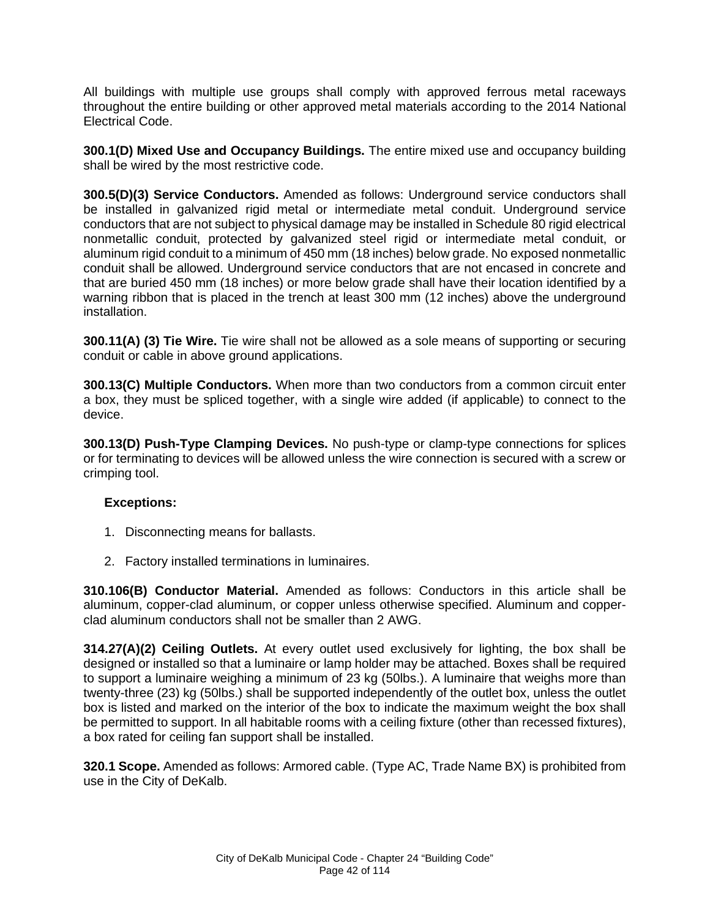All buildings with multiple use groups shall comply with approved ferrous metal raceways throughout the entire building or other approved metal materials according to the 2014 National Electrical Code.

**300.1(D) Mixed Use and Occupancy Buildings.** The entire mixed use and occupancy building shall be wired by the most restrictive code.

**300.5(D)(3) Service Conductors.** Amended as follows: Underground service conductors shall be installed in galvanized rigid metal or intermediate metal conduit. Underground service conductors that are not subject to physical damage may be installed in Schedule 80 rigid electrical nonmetallic conduit, protected by galvanized steel rigid or intermediate metal conduit, or aluminum rigid conduit to a minimum of 450 mm (18 inches) below grade. No exposed nonmetallic conduit shall be allowed. Underground service conductors that are not encased in concrete and that are buried 450 mm (18 inches) or more below grade shall have their location identified by a warning ribbon that is placed in the trench at least 300 mm (12 inches) above the underground installation.

**300.11(A) (3) Tie Wire.** Tie wire shall not be allowed as a sole means of supporting or securing conduit or cable in above ground applications.

**300.13(C) Multiple Conductors.** When more than two conductors from a common circuit enter a box, they must be spliced together, with a single wire added (if applicable) to connect to the device.

**300.13(D) Push-Type Clamping Devices.** No push-type or clamp-type connections for splices or for terminating to devices will be allowed unless the wire connection is secured with a screw or crimping tool.

**Exceptions:**

1. Disconnecting means for ballasts.
2. Factory installed terminations in luminaires.

**310.106(B) Conductor Material.** Amended as follows: Conductors in this article shall be aluminum, copper-clad aluminum, or copper unless otherwise specified. Aluminum and copper-clad aluminum conductors shall not be smaller than 2 AWG.

**314.27(A)(2) Ceiling Outlets.** At every outlet used exclusively for lighting, the box shall be designed or installed so that a luminaire or lamp holder may be attached. Boxes shall be required to support a luminaire weighing a minimum of 23 kg (50lbs.). A luminaire that weighs more than twenty-three (23) kg (50lbs.) shall be supported independently of the outlet box, unless the outlet box is listed and marked on the interior of the box to indicate the maximum weight the box shall be permitted to support. In all habitable rooms with a ceiling fixture (other than recessed fixtures), a box rated for ceiling fan support shall be installed.

**320.1 Scope.** Amended as follows: Armored cable. (Type AC, Trade Name BX) is prohibited from use in the City of DeKalb.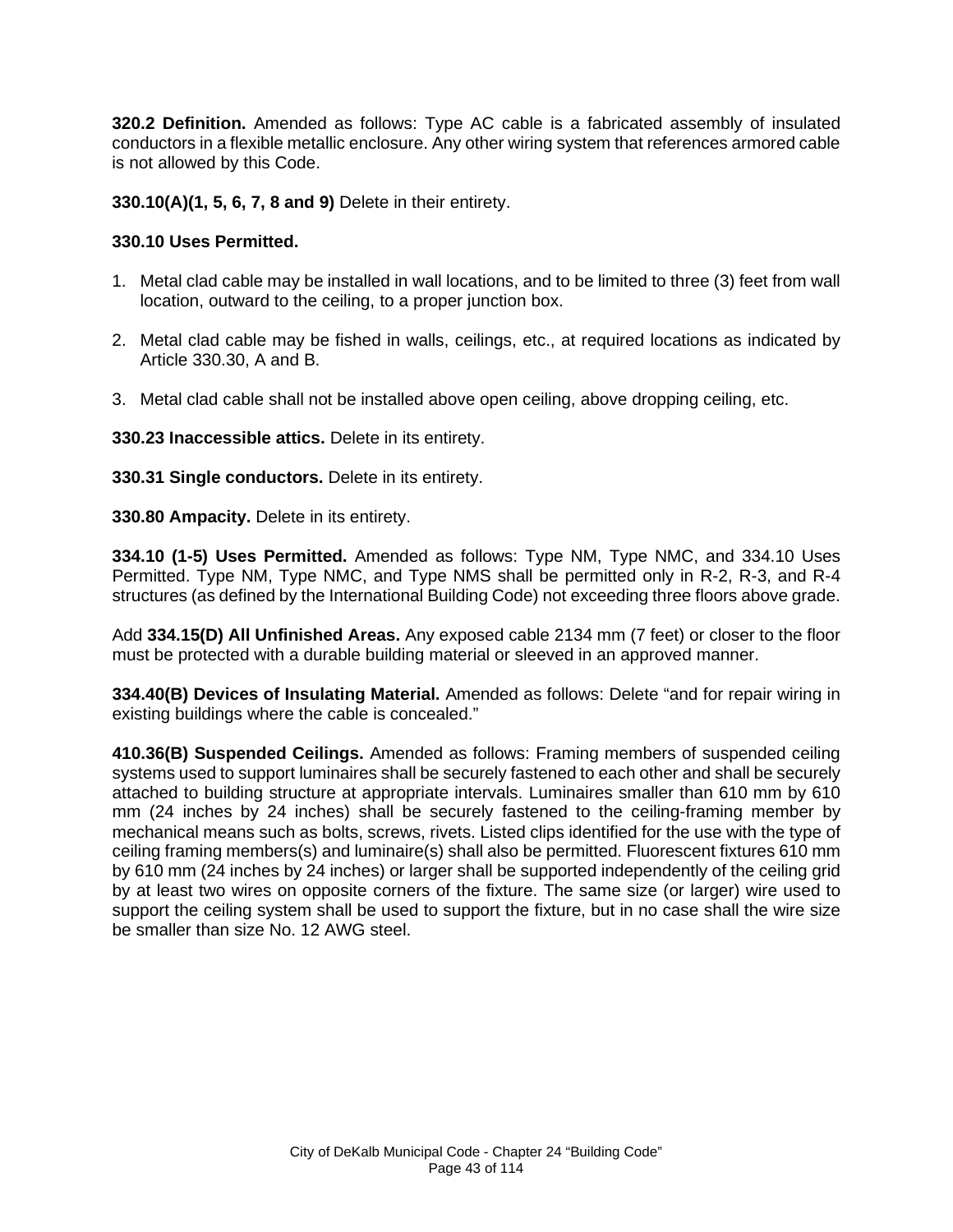**320.2 Definition.** Amended as follows: Type AC cable is a fabricated assembly of insulated conductors in a flexible metallic enclosure. Any other wiring system that references armored cable is not allowed by this Code.

**330.10(A)(1, 5, 6, 7, 8 and 9)** Delete in their entirety.

**330.10 Uses Permitted.**

1. Metal clad cable may be installed in wall locations, and to be limited to three (3) feet from wall location, outward to the ceiling, to a proper junction box.

2. Metal clad cable may be fished in walls, ceilings, etc., at required locations as indicated by Article 330.30, A and B.

3. Metal clad cable shall not be installed above open ceiling, above dropping ceiling, etc.

**330.23 Inaccessible attics.** Delete in its entirety.

**330.31 Single conductors.** Delete in its entirety.

**330.80 Ampacity.** Delete in its entirety.

**334.10 (1-5) Uses Permitted.** Amended as follows: Type NM, Type NMC, and 334.10 Uses Permitted. Type NM, Type NMC, and Type NMS shall be permitted only in R-2, R-3, and R-4 structures (as defined by the International Building Code) not exceeding three floors above grade.

Add **334.15(D) All Unfinished Areas.** Any exposed cable 2134 mm (7 feet) or closer to the floor must be protected with a durable building material or sleeved in an approved manner.

**334.40(B) Devices of Insulating Material.** Amended as follows: Delete "and for repair wiring in existing buildings where the cable is concealed."

**410.36(B) Suspended Ceilings.** Amended as follows: Framing members of suspended ceiling systems used to support luminaires shall be securely fastened to each other and shall be securely attached to building structure at appropriate intervals. Luminaires smaller than 610 mm by 610 mm (24 inches by 24 inches) shall be securely fastened to the ceiling-framing member by mechanical means such as bolts, screws, rivets. Listed clips identified for the use with the type of ceiling framing members(s) and luminaire(s) shall also be permitted. Fluorescent fixtures 610 mm by 610 mm (24 inches by 24 inches) or larger shall be supported independently of the ceiling grid by at least two wires on opposite corners of the fixture. The same size (or larger) wire used to support the ceiling system shall be used to support the fixture, but in no case shall the wire size be smaller than size No. 12 AWG steel.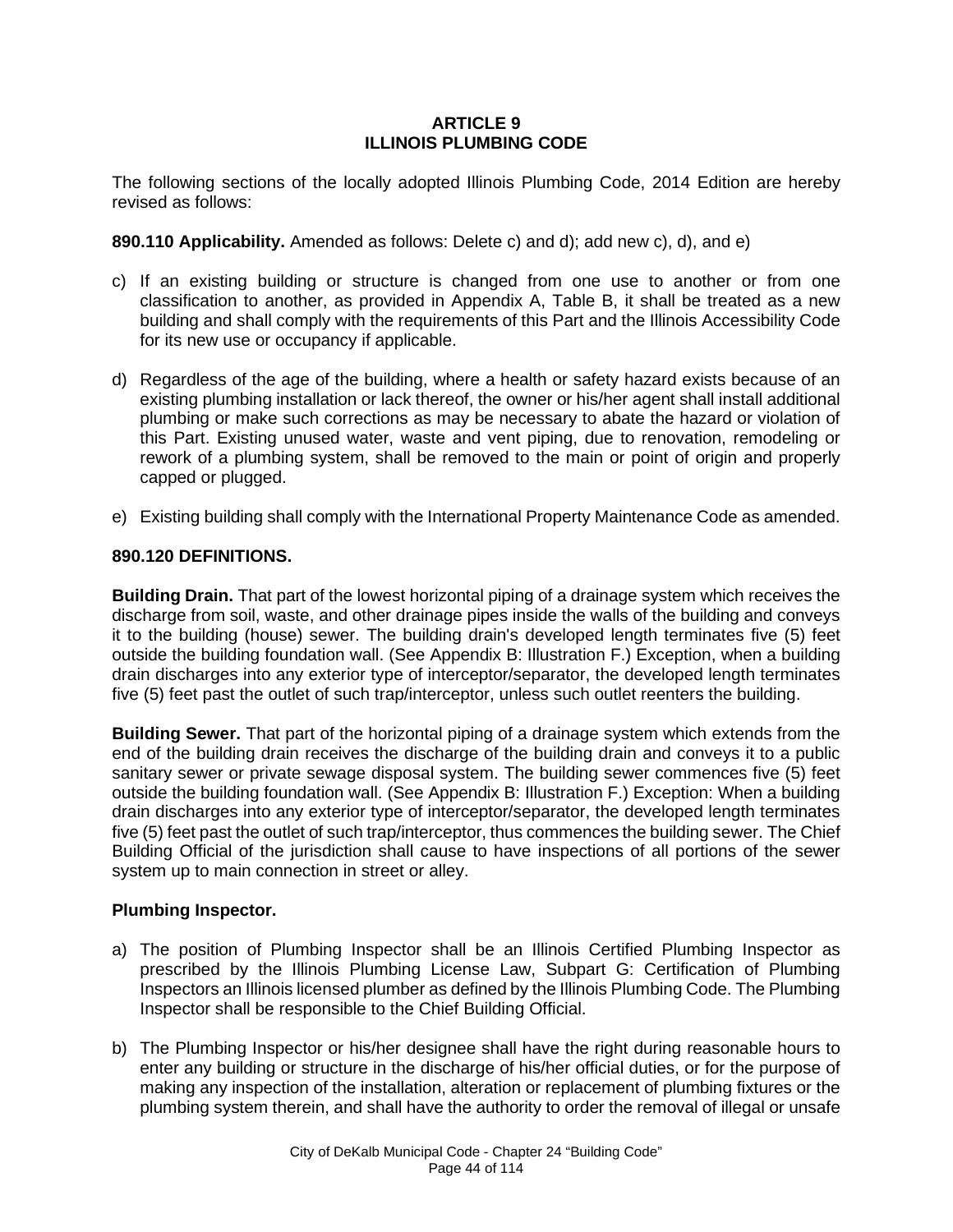# ARTICLE 9
# ILLINOIS PLUMBING CODE

The following sections of the locally adopted Illinois Plumbing Code, 2014 Edition are hereby revised as follows:

**890.110 Applicability.** Amended as follows: Delete c) and d); add new c), d), and e)

c) If an existing building or structure is changed from one use to another or from one classification to another, as provided in Appendix A, Table B, it shall be treated as a new building and shall comply with the requirements of this Part and the Illinois Accessibility Code for its new use or occupancy if applicable.

d) Regardless of the age of the building, where a health or safety hazard exists because of an existing plumbing installation or lack thereof, the owner or his/her agent shall install additional plumbing or make such corrections as may be necessary to abate the hazard or violation of this Part. Existing unused water, waste and vent piping, due to renovation, remodeling or rework of a plumbing system, shall be removed to the main or point of origin and properly capped or plugged.

e) Existing building shall comply with the International Property Maintenance Code as amended.

**890.120 DEFINITIONS.**

**Building Drain.** That part of the lowest horizontal piping of a drainage system which receives the discharge from soil, waste, and other drainage pipes inside the walls of the building and conveys it to the building (house) sewer. The building drain's developed length terminates five (5) feet outside the building foundation wall. (See Appendix B: Illustration F.) Exception, when a building drain discharges into any exterior type of interceptor/separator, the developed length terminates five (5) feet past the outlet of such trap/interceptor, unless such outlet reenters the building.

**Building Sewer.** That part of the horizontal piping of a drainage system which extends from the end of the building drain receives the discharge of the building drain and conveys it to a public sanitary sewer or private sewage disposal system. The building sewer commences five (5) feet outside the building foundation wall. (See Appendix B: Illustration F.) Exception: When a building drain discharges into any exterior type of interceptor/separator, the developed length terminates five (5) feet past the outlet of such trap/interceptor, thus commences the building sewer. The Chief Building Official of the jurisdiction shall cause to have inspections of all portions of the sewer system up to main connection in street or alley.

**Plumbing Inspector.**

a) The position of Plumbing Inspector shall be an Illinois Certified Plumbing Inspector as prescribed by the Illinois Plumbing License Law, Subpart G: Certification of Plumbing Inspectors an Illinois licensed plumber as defined by the Illinois Plumbing Code. The Plumbing Inspector shall be responsible to the Chief Building Official.

b) The Plumbing Inspector or his/her designee shall have the right during reasonable hours to enter any building or structure in the discharge of his/her official duties, or for the purpose of making any inspection of the installation, alteration or replacement of plumbing fixtures or the plumbing system therein, and shall have the authority to order the removal of illegal or unsafe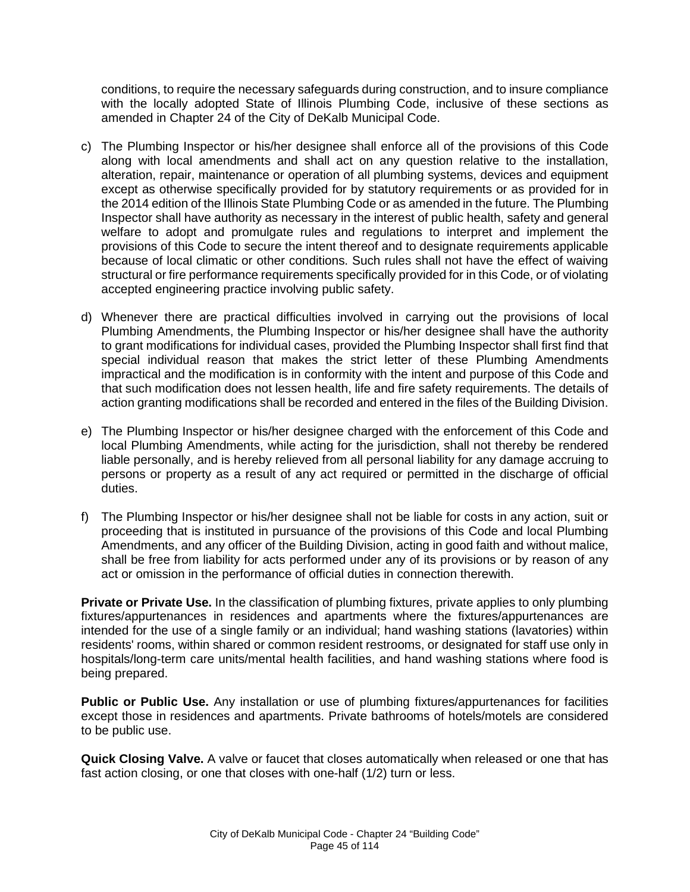conditions, to require the necessary safeguards during construction, and to insure compliance with the locally adopted State of Illinois Plumbing Code, inclusive of these sections as amended in Chapter 24 of the City of DeKalb Municipal Code.

c) The Plumbing Inspector or his/her designee shall enforce all of the provisions of this Code along with local amendments and shall act on any question relative to the installation, alteration, repair, maintenance or operation of all plumbing systems, devices and equipment except as otherwise specifically provided for by statutory requirements or as provided for in the 2014 edition of the Illinois State Plumbing Code or as amended in the future. The Plumbing Inspector shall have authority as necessary in the interest of public health, safety and general welfare to adopt and promulgate rules and regulations to interpret and implement the provisions of this Code to secure the intent thereof and to designate requirements applicable because of local climatic or other conditions. Such rules shall not have the effect of waiving structural or fire performance requirements specifically provided for in this Code, or of violating accepted engineering practice involving public safety.

d) Whenever there are practical difficulties involved in carrying out the provisions of local Plumbing Amendments, the Plumbing Inspector or his/her designee shall have the authority to grant modifications for individual cases, provided the Plumbing Inspector shall first find that special individual reason that makes the strict letter of these Plumbing Amendments impractical and the modification is in conformity with the intent and purpose of this Code and that such modification does not lessen health, life and fire safety requirements. The details of action granting modifications shall be recorded and entered in the files of the Building Division.

e) The Plumbing Inspector or his/her designee charged with the enforcement of this Code and local Plumbing Amendments, while acting for the jurisdiction, shall not thereby be rendered liable personally, and is hereby relieved from all personal liability for any damage accruing to persons or property as a result of any act required or permitted in the discharge of official duties.

f) The Plumbing Inspector or his/her designee shall not be liable for costs in any action, suit or proceeding that is instituted in pursuance of the provisions of this Code and local Plumbing Amendments, and any officer of the Building Division, acting in good faith and without malice, shall be free from liability for acts performed under any of its provisions or by reason of any act or omission in the performance of official duties in connection therewith.

**Private or Private Use.** In the classification of plumbing fixtures, private applies to only plumbing fixtures/appurtenances in residences and apartments where the fixtures/appurtenances are intended for the use of a single family or an individual; hand washing stations (lavatories) within residents' rooms, within shared or common resident restrooms, or designated for staff use only in hospitals/long-term care units/mental health facilities, and hand washing stations where food is being prepared.

**Public or Public Use.** Any installation or use of plumbing fixtures/appurtenances for facilities except those in residences and apartments. Private bathrooms of hotels/motels are considered to be public use.

**Quick Closing Valve.** A valve or faucet that closes automatically when released or one that has fast action closing, or one that closes with one-half (1/2) turn or less.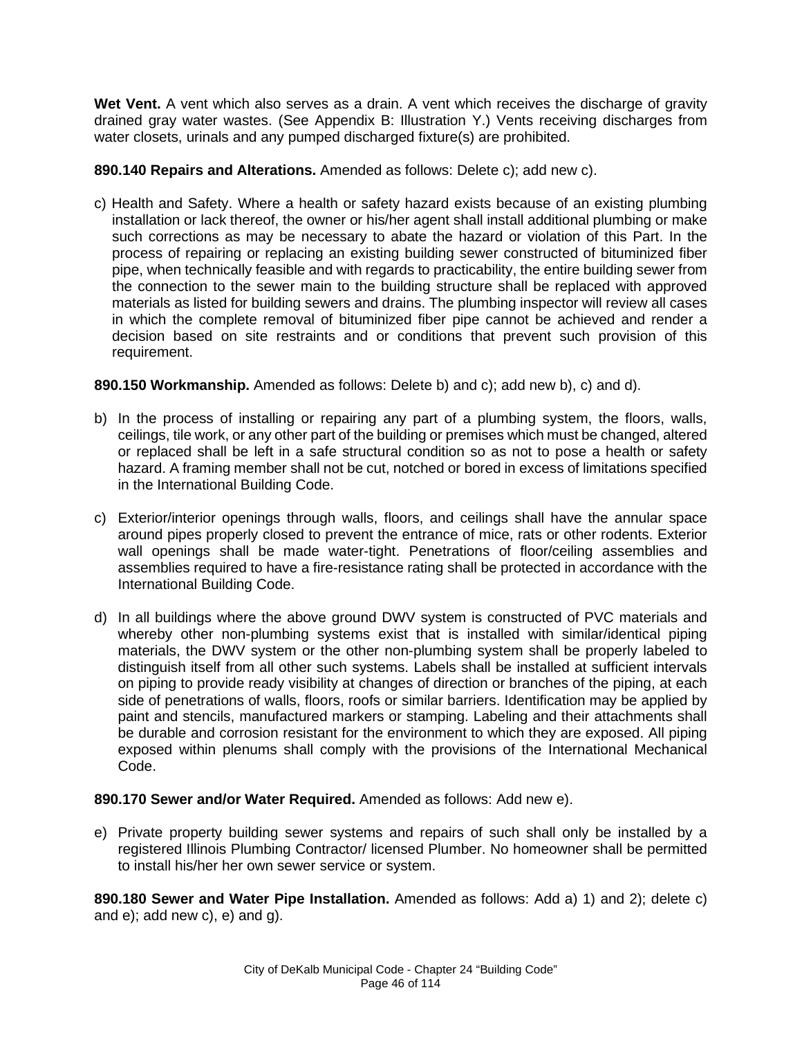**Wet Vent.** A vent which also serves as a drain. A vent which receives the discharge of gravity drained gray water wastes. (See Appendix B: Illustration Y.) Vents receiving discharges from water closets, urinals and any pumped discharged fixture(s) are prohibited.

**890.140 Repairs and Alterations.** Amended as follows: Delete c); add new c).

c) Health and Safety. Where a health or safety hazard exists because of an existing plumbing installation or lack thereof, the owner or his/her agent shall install additional plumbing or make such corrections as may be necessary to abate the hazard or violation of this Part. In the process of repairing or replacing an existing building sewer constructed of bituminized fiber pipe, when technically feasible and with regards to practicability, the entire building sewer from the connection to the sewer main to the building structure shall be replaced with approved materials as listed for building sewers and drains. The plumbing inspector will review all cases in which the complete removal of bituminized fiber pipe cannot be achieved and render a decision based on site restraints and or conditions that prevent such provision of this requirement.

**890.150 Workmanship.** Amended as follows: Delete b) and c); add new b), c) and d).

b) In the process of installing or repairing any part of a plumbing system, the floors, walls, ceilings, tile work, or any other part of the building or premises which must be changed, altered or replaced shall be left in a safe structural condition so as not to pose a health or safety hazard. A framing member shall not be cut, notched or bored in excess of limitations specified in the International Building Code.

c) Exterior/interior openings through walls, floors, and ceilings shall have the annular space around pipes properly closed to prevent the entrance of mice, rats or other rodents. Exterior wall openings shall be made water-tight. Penetrations of floor/ceiling assemblies and assemblies required to have a fire-resistance rating shall be protected in accordance with the International Building Code.

d) In all buildings where the above ground DWV system is constructed of PVC materials and whereby other non-plumbing systems exist that is installed with similar/identical piping materials, the DWV system or the other non-plumbing system shall be properly labeled to distinguish itself from all other such systems. Labels shall be installed at sufficient intervals on piping to provide ready visibility at changes of direction or branches of the piping, at each side of penetrations of walls, floors, roofs or similar barriers. Identification may be applied by paint and stencils, manufactured markers or stamping. Labeling and their attachments shall be durable and corrosion resistant for the environment to which they are exposed. All piping exposed within plenums shall comply with the provisions of the International Mechanical Code.

**890.170 Sewer and/or Water Required.** Amended as follows: Add new e).

e) Private property building sewer systems and repairs of such shall only be installed by a registered Illinois Plumbing Contractor/ licensed Plumber. No homeowner shall be permitted to install his/her her own sewer service or system.

**890.180 Sewer and Water Pipe Installation.** Amended as follows: Add a) 1) and 2); delete c) and e); add new c), e) and g).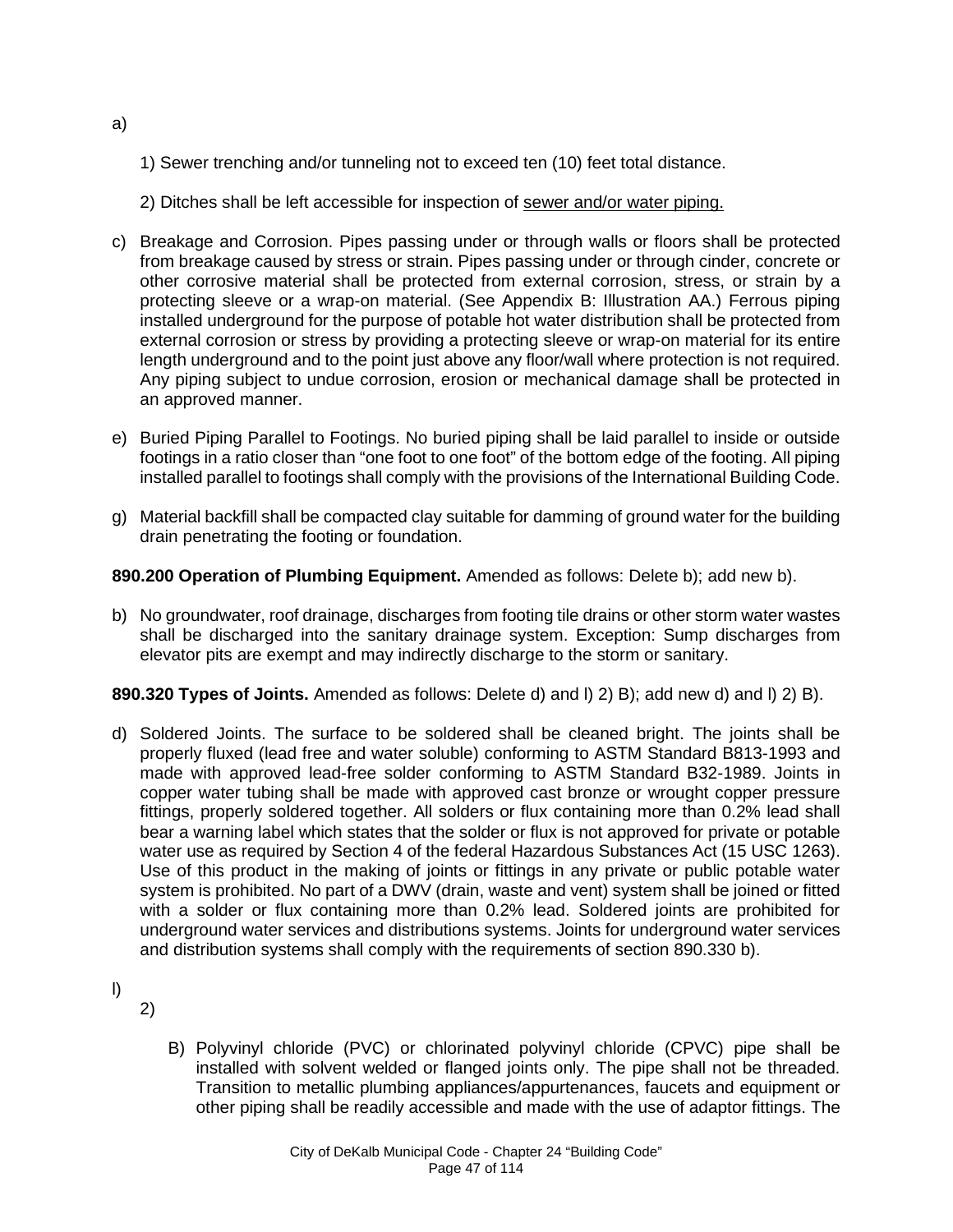a)

1) Sewer trenching and/or tunneling not to exceed ten (10) feet total distance.

2) Ditches shall be left accessible for inspection of <u>sewer and/or water piping.</u>

c) Breakage and Corrosion. Pipes passing under or through walls or floors shall be protected from breakage caused by stress or strain. Pipes passing under or through cinder, concrete or other corrosive material shall be protected from external corrosion, stress, or strain by a protecting sleeve or a wrap-on material. (See Appendix B: Illustration AA.) Ferrous piping installed underground for the purpose of potable hot water distribution shall be protected from external corrosion or stress by providing a protecting sleeve or wrap-on material for its entire length underground and to the point just above any floor/wall where protection is not required. Any piping subject to undue corrosion, erosion or mechanical damage shall be protected in an approved manner.

e) Buried Piping Parallel to Footings. No buried piping shall be laid parallel to inside or outside footings in a ratio closer than "one foot to one foot" of the bottom edge of the footing. All piping installed parallel to footings shall comply with the provisions of the International Building Code.

g) Material backfill shall be compacted clay suitable for damming of ground water for the building drain penetrating the footing or foundation.

**890.200 Operation of Plumbing Equipment.** Amended as follows: Delete b); add new b).

b) No groundwater, roof drainage, discharges from footing tile drains or other storm water wastes shall be discharged into the sanitary drainage system. Exception: Sump discharges from elevator pits are exempt and may indirectly discharge to the storm or sanitary.

**890.320 Types of Joints.** Amended as follows: Delete d) and l) 2) B); add new d) and l) 2) B).

d) Soldered Joints. The surface to be soldered shall be cleaned bright. The joints shall be properly fluxed (lead free and water soluble) conforming to ASTM Standard B813-1993 and made with approved lead-free solder conforming to ASTM Standard B32-1989. Joints in copper water tubing shall be made with approved cast bronze or wrought copper pressure fittings, properly soldered together. All solders or flux containing more than 0.2% lead shall bear a warning label which states that the solder or flux is not approved for private or potable water use as required by Section 4 of the federal Hazardous Substances Act (15 USC 1263). Use of this product in the making of joints or fittings in any private or public potable water system is prohibited. No part of a DWV (drain, waste and vent) system shall be joined or fitted with a solder or flux containing more than 0.2% lead. Soldered joints are prohibited for underground water services and distributions systems. Joints for underground water services and distribution systems shall comply with the requirements of section 890.330 b).

l)

2)

B) Polyvinyl chloride (PVC) or chlorinated polyvinyl chloride (CPVC) pipe shall be installed with solvent welded or flanged joints only. The pipe shall not be threaded. Transition to metallic plumbing appliances/appurtenances, faucets and equipment or other piping shall be readily accessible and made with the use of adaptor fittings. The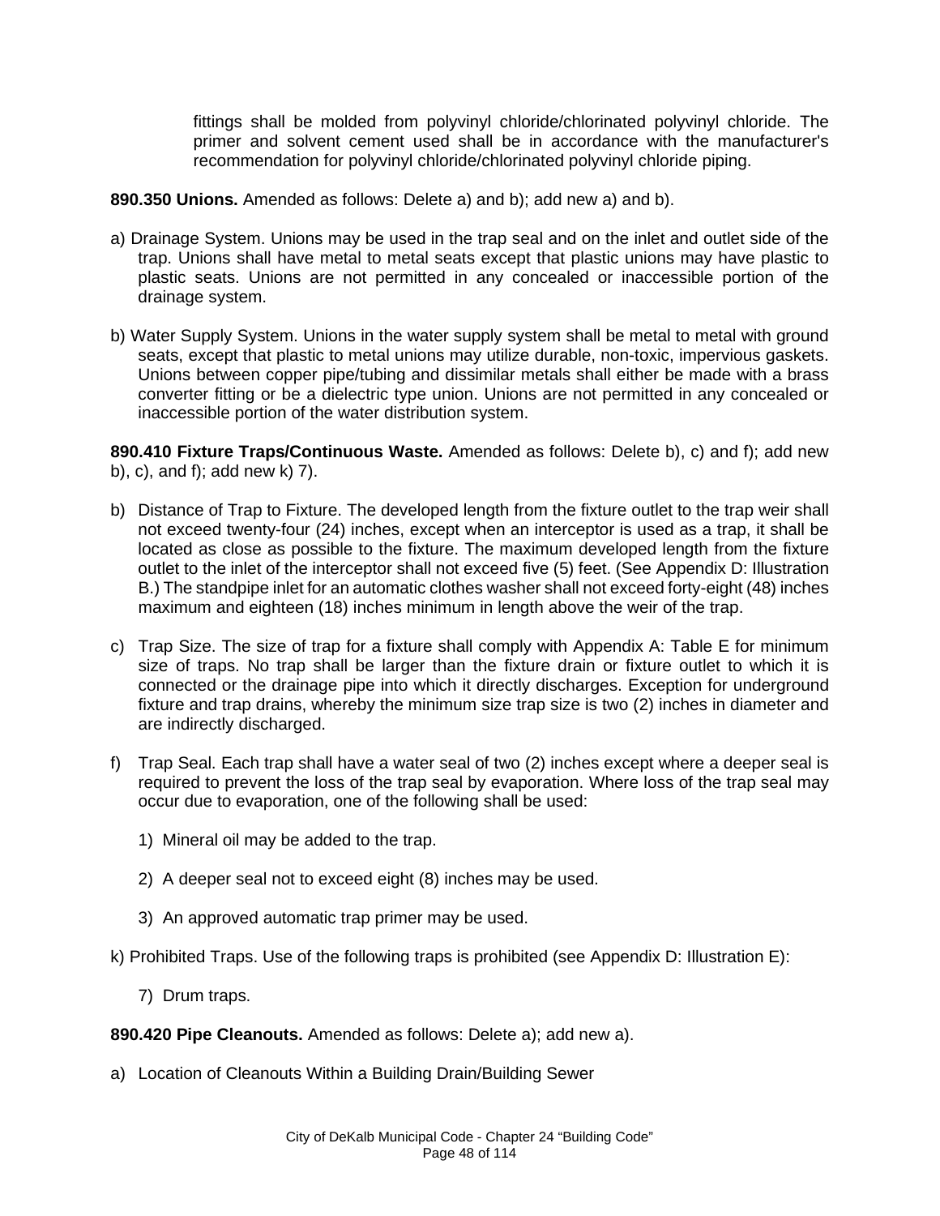fittings shall be molded from polyvinyl chloride/chlorinated polyvinyl chloride. The primer and solvent cement used shall be in accordance with the manufacturer's recommendation for polyvinyl chloride/chlorinated polyvinyl chloride piping.

**890.350 Unions.** Amended as follows: Delete a) and b); add new a) and b).

a) Drainage System. Unions may be used in the trap seal and on the inlet and outlet side of the trap. Unions shall have metal to metal seats except that plastic unions may have plastic to plastic seats. Unions are not permitted in any concealed or inaccessible portion of the drainage system.

b) Water Supply System. Unions in the water supply system shall be metal to metal with ground seats, except that plastic to metal unions may utilize durable, non-toxic, impervious gaskets. Unions between copper pipe/tubing and dissimilar metals shall either be made with a brass converter fitting or be a dielectric type union. Unions are not permitted in any concealed or inaccessible portion of the water distribution system.

**890.410 Fixture Traps/Continuous Waste.** Amended as follows: Delete b), c) and f); add new b), c), and f); add new k) 7).

b) Distance of Trap to Fixture. The developed length from the fixture outlet to the trap weir shall not exceed twenty-four (24) inches, except when an interceptor is used as a trap, it shall be located as close as possible to the fixture. The maximum developed length from the fixture outlet to the inlet of the interceptor shall not exceed five (5) feet. (See Appendix D: Illustration B.) The standpipe inlet for an automatic clothes washer shall not exceed forty-eight (48) inches maximum and eighteen (18) inches minimum in length above the weir of the trap.

c) Trap Size. The size of trap for a fixture shall comply with Appendix A: Table E for minimum size of traps. No trap shall be larger than the fixture drain or fixture outlet to which it is connected or the drainage pipe into which it directly discharges. Exception for underground fixture and trap drains, whereby the minimum size trap size is two (2) inches in diameter and are indirectly discharged.

f) Trap Seal. Each trap shall have a water seal of two (2) inches except where a deeper seal is required to prevent the loss of the trap seal by evaporation. Where loss of the trap seal may occur due to evaporation, one of the following shall be used:

   1) Mineral oil may be added to the trap.

   2) A deeper seal not to exceed eight (8) inches may be used.

   3) An approved automatic trap primer may be used.

k) Prohibited Traps. Use of the following traps is prohibited (see Appendix D: Illustration E):

   7) Drum traps.

**890.420 Pipe Cleanouts.** Amended as follows: Delete a); add new a).

a) Location of Cleanouts Within a Building Drain/Building Sewer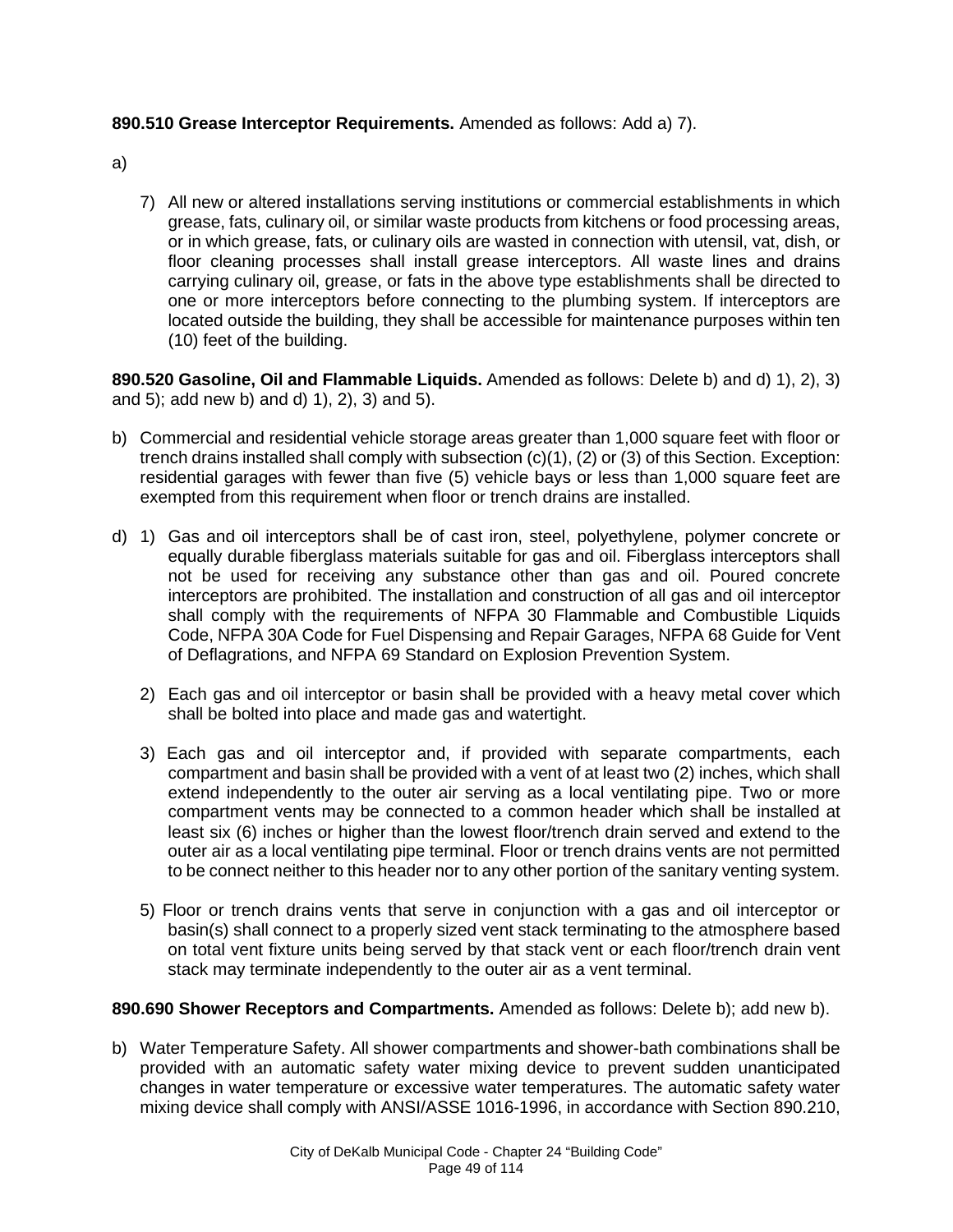**890.510 Grease Interceptor Requirements.** Amended as follows: Add a) 7).

a)

7) All new or altered installations serving institutions or commercial establishments in which grease, fats, culinary oil, or similar waste products from kitchens or food processing areas, or in which grease, fats, or culinary oils are wasted in connection with utensil, vat, dish, or floor cleaning processes shall install grease interceptors. All waste lines and drains carrying culinary oil, grease, or fats in the above type establishments shall be directed to one or more interceptors before connecting to the plumbing system. If interceptors are located outside the building, they shall be accessible for maintenance purposes within ten (10) feet of the building.

**890.520 Gasoline, Oil and Flammable Liquids.** Amended as follows: Delete b) and d) 1), 2), 3) and 5); add new b) and d) 1), 2), 3) and 5).

b) Commercial and residential vehicle storage areas greater than 1,000 square feet with floor or trench drains installed shall comply with subsection (c)(1), (2) or (3) of this Section. Exception: residential garages with fewer than five (5) vehicle bays or less than 1,000 square feet are exempted from this requirement when floor or trench drains are installed.

d) 1) Gas and oil interceptors shall be of cast iron, steel, polyethylene, polymer concrete or equally durable fiberglass materials suitable for gas and oil. Fiberglass interceptors shall not be used for receiving any substance other than gas and oil. Poured concrete interceptors are prohibited. The installation and construction of all gas and oil interceptor shall comply with the requirements of NFPA 30 Flammable and Combustible Liquids Code, NFPA 30A Code for Fuel Dispensing and Repair Garages, NFPA 68 Guide for Vent of Deflagrations, and NFPA 69 Standard on Explosion Prevention System.

2) Each gas and oil interceptor or basin shall be provided with a heavy metal cover which shall be bolted into place and made gas and watertight.

3) Each gas and oil interceptor and, if provided with separate compartments, each compartment and basin shall be provided with a vent of at least two (2) inches, which shall extend independently to the outer air serving as a local ventilating pipe. Two or more compartment vents may be connected to a common header which shall be installed at least six (6) inches or higher than the lowest floor/trench drain served and extend to the outer air as a local ventilating pipe terminal. Floor or trench drains vents are not permitted to be connect neither to this header nor to any other portion of the sanitary venting system.

5) Floor or trench drains vents that serve in conjunction with a gas and oil interceptor or basin(s) shall connect to a properly sized vent stack terminating to the atmosphere based on total vent fixture units being served by that stack vent or each floor/trench drain vent stack may terminate independently to the outer air as a vent terminal.

**890.690 Shower Receptors and Compartments.** Amended as follows: Delete b); add new b).

b) Water Temperature Safety. All shower compartments and shower-bath combinations shall be provided with an automatic safety water mixing device to prevent sudden unanticipated changes in water temperature or excessive water temperatures. The automatic safety water mixing device shall comply with ANSI/ASSE 1016-1996, in accordance with Section 890.210,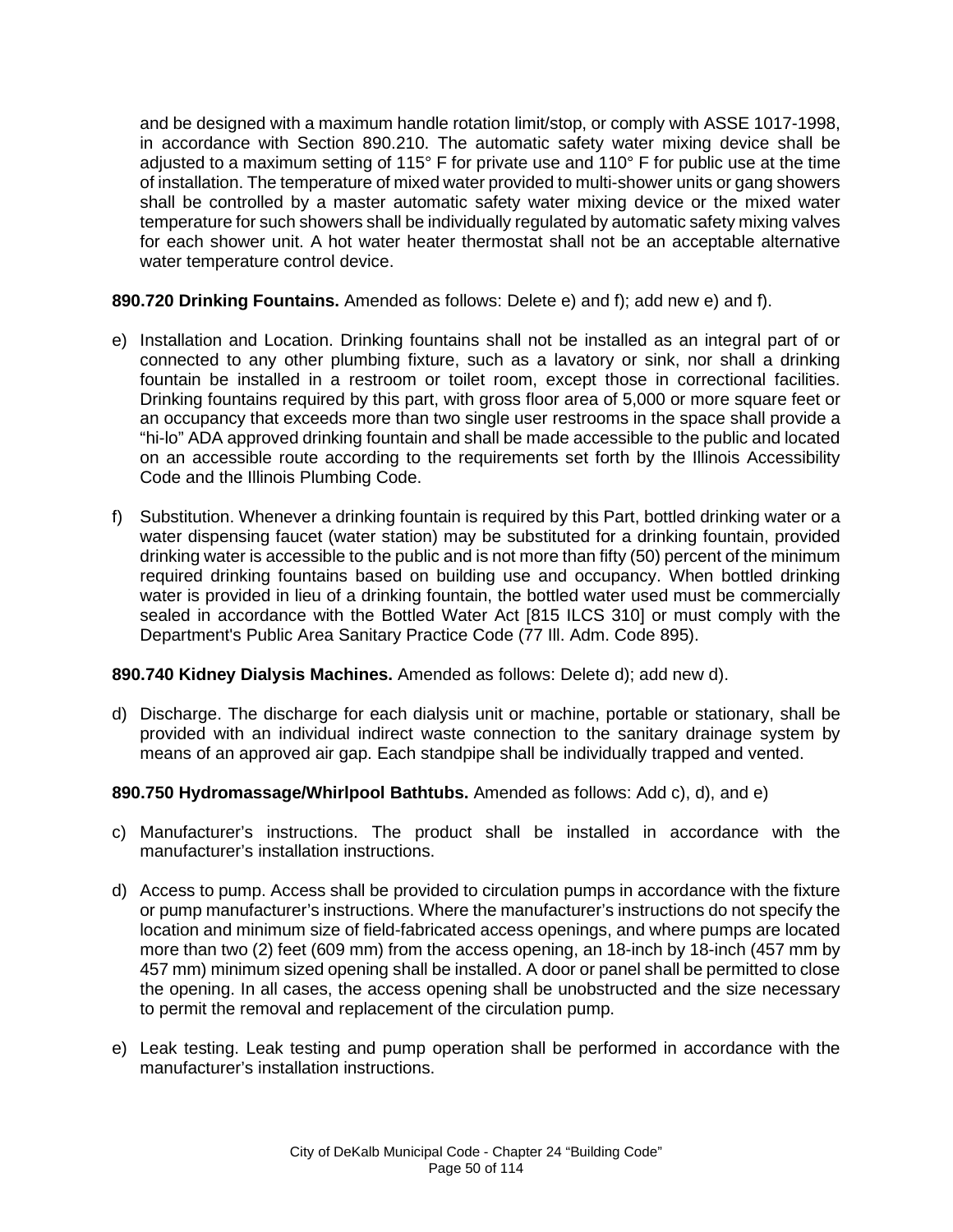and be designed with a maximum handle rotation limit/stop, or comply with ASSE 1017-1998, in accordance with Section 890.210. The automatic safety water mixing device shall be adjusted to a maximum setting of 115° F for private use and 110° F for public use at the time of installation. The temperature of mixed water provided to multi-shower units or gang showers shall be controlled by a master automatic safety water mixing device or the mixed water temperature for such showers shall be individually regulated by automatic safety mixing valves for each shower unit. A hot water heater thermostat shall not be an acceptable alternative water temperature control device.

**890.720 Drinking Fountains.** Amended as follows: Delete e) and f); add new e) and f).

e) Installation and Location. Drinking fountains shall not be installed as an integral part of or connected to any other plumbing fixture, such as a lavatory or sink, nor shall a drinking fountain be installed in a restroom or toilet room, except those in correctional facilities. Drinking fountains required by this part, with gross floor area of 5,000 or more square feet or an occupancy that exceeds more than two single user restrooms in the space shall provide a "hi-lo" ADA approved drinking fountain and shall be made accessible to the public and located on an accessible route according to the requirements set forth by the Illinois Accessibility Code and the Illinois Plumbing Code.

f) Substitution. Whenever a drinking fountain is required by this Part, bottled drinking water or a water dispensing faucet (water station) may be substituted for a drinking fountain, provided drinking water is accessible to the public and is not more than fifty (50) percent of the minimum required drinking fountains based on building use and occupancy. When bottled drinking water is provided in lieu of a drinking fountain, the bottled water used must be commercially sealed in accordance with the Bottled Water Act [815 ILCS 310] or must comply with the Department's Public Area Sanitary Practice Code (77 Ill. Adm. Code 895).

**890.740 Kidney Dialysis Machines.** Amended as follows: Delete d); add new d).

d) Discharge. The discharge for each dialysis unit or machine, portable or stationary, shall be provided with an individual indirect waste connection to the sanitary drainage system by means of an approved air gap. Each standpipe shall be individually trapped and vented.

**890.750 Hydromassage/Whirlpool Bathtubs.** Amended as follows: Add c), d), and e)

c) Manufacturer's instructions. The product shall be installed in accordance with the manufacturer's installation instructions.

d) Access to pump. Access shall be provided to circulation pumps in accordance with the fixture or pump manufacturer's instructions. Where the manufacturer's instructions do not specify the location and minimum size of field-fabricated access openings, and where pumps are located more than two (2) feet (609 mm) from the access opening, an 18-inch by 18-inch (457 mm by 457 mm) minimum sized opening shall be installed. A door or panel shall be permitted to close the opening. In all cases, the access opening shall be unobstructed and the size necessary to permit the removal and replacement of the circulation pump.

e) Leak testing. Leak testing and pump operation shall be performed in accordance with the manufacturer's installation instructions.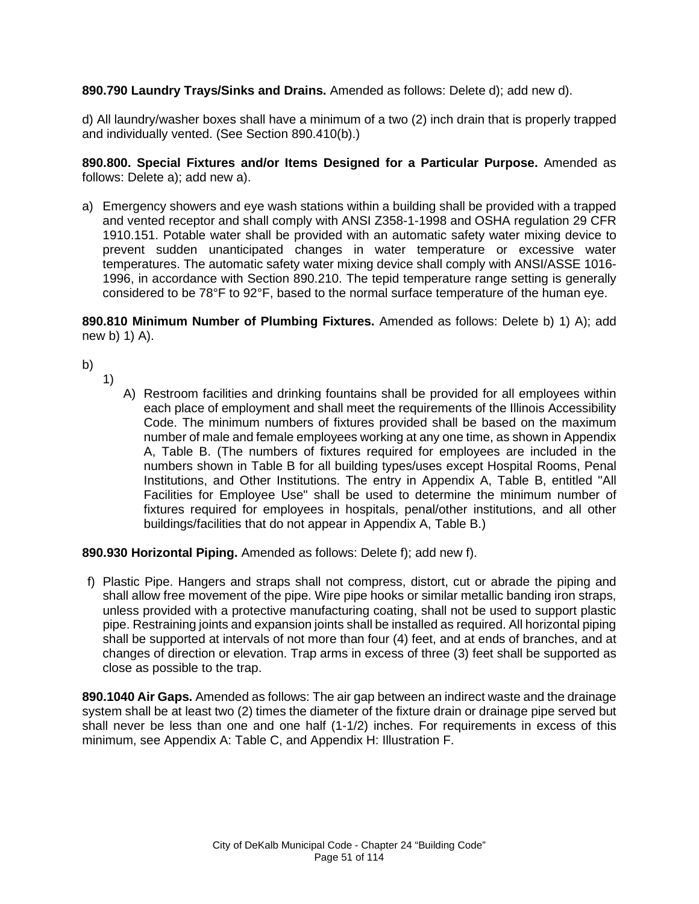**890.790 Laundry Trays/Sinks and Drains.** Amended as follows: Delete d); add new d).

d) All laundry/washer boxes shall have a minimum of a two (2) inch drain that is properly trapped and individually vented. (See Section 890.410(b).)

**890.800. Special Fixtures and/or Items Designed for a Particular Purpose.** Amended as follows: Delete a); add new a).

a) Emergency showers and eye wash stations within a building shall be provided with a trapped and vented receptor and shall comply with ANSI Z358-1-1998 and OSHA regulation 29 CFR 1910.151. Potable water shall be provided with an automatic safety water mixing device to prevent sudden unanticipated changes in water temperature or excessive water temperatures. The automatic safety water mixing device shall comply with ANSI/ASSE 1016-1996, in accordance with Section 890.210. The tepid temperature range setting is generally considered to be 78°F to 92°F, based to the normal surface temperature of the human eye.

**890.810 Minimum Number of Plumbing Fixtures.** Amended as follows: Delete b) 1) A); add new b) 1) A).

b)

1)

A) Restroom facilities and drinking fountains shall be provided for all employees within each place of employment and shall meet the requirements of the Illinois Accessibility Code. The minimum numbers of fixtures provided shall be based on the maximum number of male and female employees working at any one time, as shown in Appendix A, Table B. (The numbers of fixtures required for employees are included in the numbers shown in Table B for all building types/uses except Hospital Rooms, Penal Institutions, and Other Institutions. The entry in Appendix A, Table B, entitled "All Facilities for Employee Use" shall be used to determine the minimum number of fixtures required for employees in hospitals, penal/other institutions, and all other buildings/facilities that do not appear in Appendix A, Table B.)

**890.930 Horizontal Piping.** Amended as follows: Delete f); add new f).

f) Plastic Pipe. Hangers and straps shall not compress, distort, cut or abrade the piping and shall allow free movement of the pipe. Wire pipe hooks or similar metallic banding iron straps, unless provided with a protective manufacturing coating, shall not be used to support plastic pipe. Restraining joints and expansion joints shall be installed as required. All horizontal piping shall be supported at intervals of not more than four (4) feet, and at ends of branches, and at changes of direction or elevation. Trap arms in excess of three (3) feet shall be supported as close as possible to the trap.

**890.1040 Air Gaps.** Amended as follows: The air gap between an indirect waste and the drainage system shall be at least two (2) times the diameter of the fixture drain or drainage pipe served but shall never be less than one and one half (1-1/2) inches. For requirements in excess of this minimum, see Appendix A: Table C, and Appendix H: Illustration F.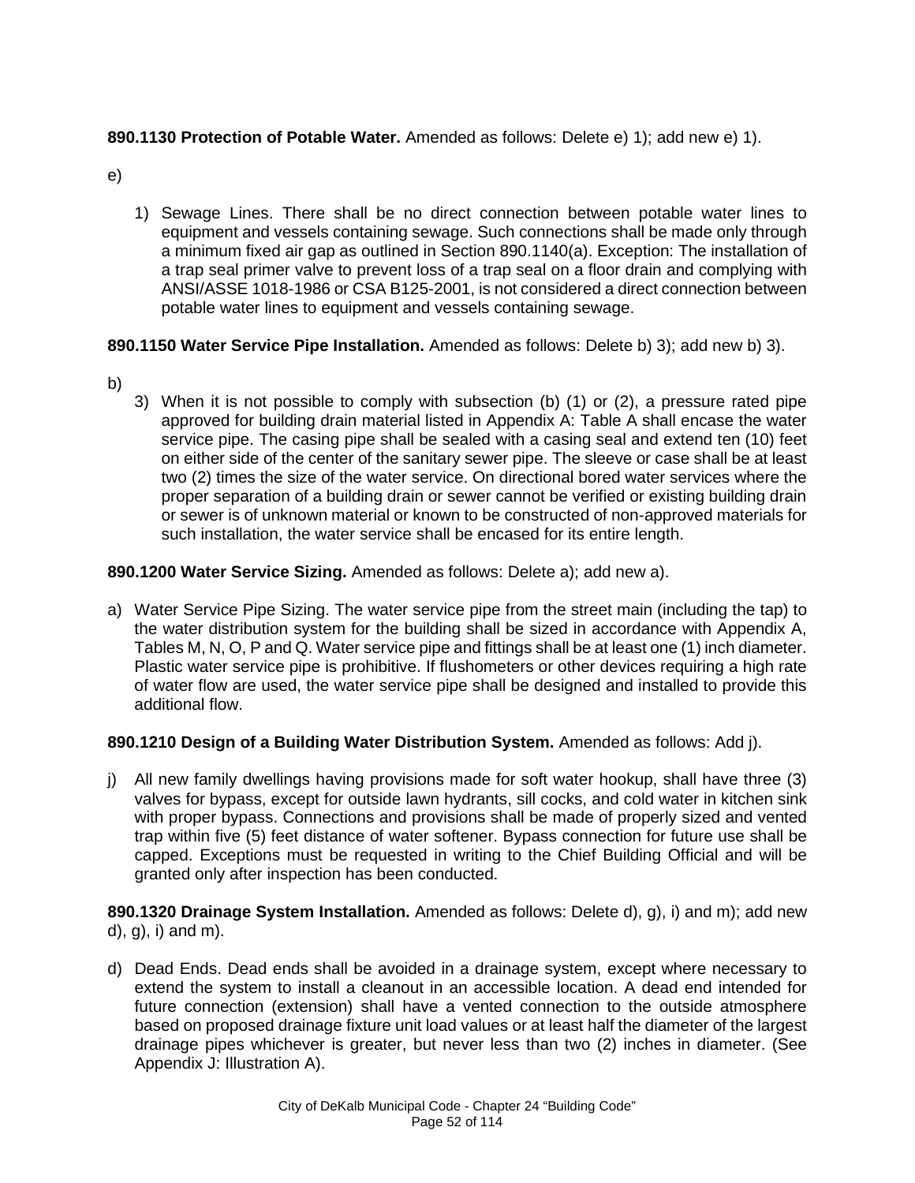**890.1130 Protection of Potable Water.** Amended as follows: Delete e) 1); add new e) 1).

e)

1) Sewage Lines. There shall be no direct connection between potable water lines to equipment and vessels containing sewage. Such connections shall be made only through a minimum fixed air gap as outlined in Section 890.1140(a). Exception: The installation of a trap seal primer valve to prevent loss of a trap seal on a floor drain and complying with ANSI/ASSE 1018-1986 or CSA B125-2001, is not considered a direct connection between potable water lines to equipment and vessels containing sewage.

**890.1150 Water Service Pipe Installation.** Amended as follows: Delete b) 3); add new b) 3).

b)

3) When it is not possible to comply with subsection (b) (1) or (2), a pressure rated pipe approved for building drain material listed in Appendix A: Table A shall encase the water service pipe. The casing pipe shall be sealed with a casing seal and extend ten (10) feet on either side of the center of the sanitary sewer pipe. The sleeve or case shall be at least two (2) times the size of the water service. On directional bored water services where the proper separation of a building drain or sewer cannot be verified or existing building drain or sewer is of unknown material or known to be constructed of non-approved materials for such installation, the water service shall be encased for its entire length.

**890.1200 Water Service Sizing.** Amended as follows: Delete a); add new a).

a) Water Service Pipe Sizing. The water service pipe from the street main (including the tap) to the water distribution system for the building shall be sized in accordance with Appendix A, Tables M, N, O, P and Q. Water service pipe and fittings shall be at least one (1) inch diameter. Plastic water service pipe is prohibitive. If flushometers or other devices requiring a high rate of water flow are used, the water service pipe shall be designed and installed to provide this additional flow.

**890.1210 Design of a Building Water Distribution System.** Amended as follows: Add j).

j) All new family dwellings having provisions made for soft water hookup, shall have three (3) valves for bypass, except for outside lawn hydrants, sill cocks, and cold water in kitchen sink with proper bypass. Connections and provisions shall be made of properly sized and vented trap within five (5) feet distance of water softener. Bypass connection for future use shall be capped. Exceptions must be requested in writing to the Chief Building Official and will be granted only after inspection has been conducted.

**890.1320 Drainage System Installation.** Amended as follows: Delete d), g), i) and m); add new d), g), i) and m).

d) Dead Ends. Dead ends shall be avoided in a drainage system, except where necessary to extend the system to install a cleanout in an accessible location. A dead end intended for future connection (extension) shall have a vented connection to the outside atmosphere based on proposed drainage fixture unit load values or at least half the diameter of the largest drainage pipes whichever is greater, but never less than two (2) inches in diameter. (See Appendix J: Illustration A).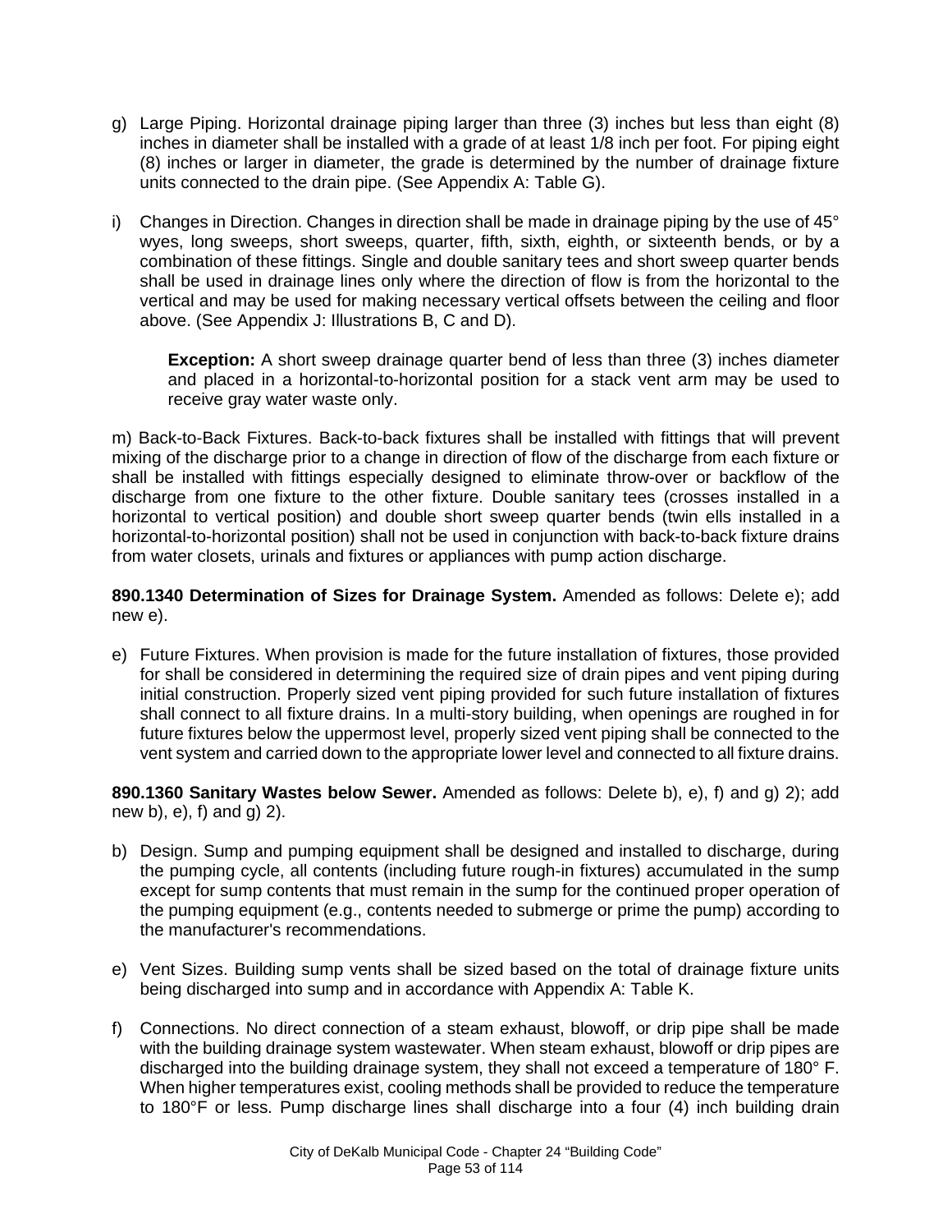g) Large Piping. Horizontal drainage piping larger than three (3) inches but less than eight (8) inches in diameter shall be installed with a grade of at least 1/8 inch per foot. For piping eight (8) inches or larger in diameter, the grade is determined by the number of drainage fixture units connected to the drain pipe. (See Appendix A: Table G).

i) Changes in Direction. Changes in direction shall be made in drainage piping by the use of 45° wyes, long sweeps, short sweeps, quarter, fifth, sixth, eighth, or sixteenth bends, or by a combination of these fittings. Single and double sanitary tees and short sweep quarter bends shall be used in drainage lines only where the direction of flow is from the horizontal to the vertical and may be used for making necessary vertical offsets between the ceiling and floor above. (See Appendix J: Illustrations B, C and D).

> **Exception:** A short sweep drainage quarter bend of less than three (3) inches diameter and placed in a horizontal-to-horizontal position for a stack vent arm may be used to receive gray water waste only.

m) Back-to-Back Fixtures. Back-to-back fixtures shall be installed with fittings that will prevent mixing of the discharge prior to a change in direction of flow of the discharge from each fixture or shall be installed with fittings especially designed to eliminate throw-over or backflow of the discharge from one fixture to the other fixture. Double sanitary tees (crosses installed in a horizontal to vertical position) and double short sweep quarter bends (twin ells installed in a horizontal-to-horizontal position) shall not be used in conjunction with back-to-back fixture drains from water closets, urinals and fixtures or appliances with pump action discharge.

**890.1340 Determination of Sizes for Drainage System.** Amended as follows: Delete e); add new e).

e) Future Fixtures. When provision is made for the future installation of fixtures, those provided for shall be considered in determining the required size of drain pipes and vent piping during initial construction. Properly sized vent piping provided for such future installation of fixtures shall connect to all fixture drains. In a multi-story building, when openings are roughed in for future fixtures below the uppermost level, properly sized vent piping shall be connected to the vent system and carried down to the appropriate lower level and connected to all fixture drains.

**890.1360 Sanitary Wastes below Sewer.** Amended as follows: Delete b), e), f) and g) 2); add new b), e), f) and g) 2).

b) Design. Sump and pumping equipment shall be designed and installed to discharge, during the pumping cycle, all contents (including future rough-in fixtures) accumulated in the sump except for sump contents that must remain in the sump for the continued proper operation of the pumping equipment (e.g., contents needed to submerge or prime the pump) according to the manufacturer's recommendations.

e) Vent Sizes. Building sump vents shall be sized based on the total of drainage fixture units being discharged into sump and in accordance with Appendix A: Table K.

f) Connections. No direct connection of a steam exhaust, blowoff, or drip pipe shall be made with the building drainage system wastewater. When steam exhaust, blowoff or drip pipes are discharged into the building drainage system, they shall not exceed a temperature of 180° F. When higher temperatures exist, cooling methods shall be provided to reduce the temperature to 180°F or less. Pump discharge lines shall discharge into a four (4) inch building drain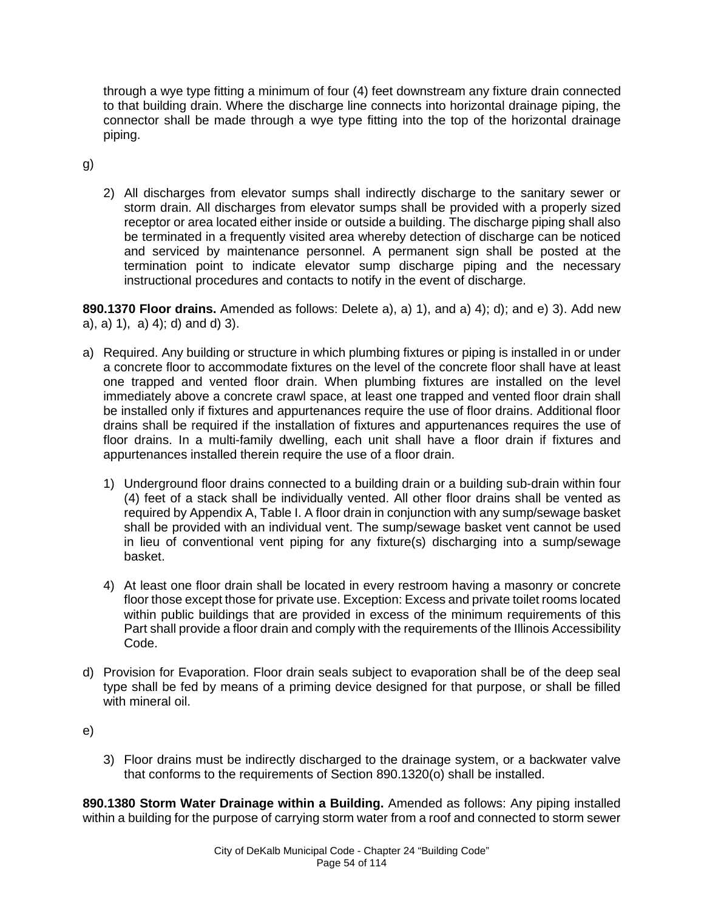through a wye type fitting a minimum of four (4) feet downstream any fixture drain connected to that building drain. Where the discharge line connects into horizontal drainage piping, the connector shall be made through a wye type fitting into the top of the horizontal drainage piping.

g)

2) All discharges from elevator sumps shall indirectly discharge to the sanitary sewer or storm drain. All discharges from elevator sumps shall be provided with a properly sized receptor or area located either inside or outside a building. The discharge piping shall also be terminated in a frequently visited area whereby detection of discharge can be noticed and serviced by maintenance personnel. A permanent sign shall be posted at the termination point to indicate elevator sump discharge piping and the necessary instructional procedures and contacts to notify in the event of discharge.

**890.1370 Floor drains.** Amended as follows: Delete a), a) 1), and a) 4); d); and e) 3). Add new a), a) 1), a) 4); d) and d) 3).

a) Required. Any building or structure in which plumbing fixtures or piping is installed in or under a concrete floor to accommodate fixtures on the level of the concrete floor shall have at least one trapped and vented floor drain. When plumbing fixtures are installed on the level immediately above a concrete crawl space, at least one trapped and vented floor drain shall be installed only if fixtures and appurtenances require the use of floor drains. Additional floor drains shall be required if the installation of fixtures and appurtenances requires the use of floor drains. In a multi-family dwelling, each unit shall have a floor drain if fixtures and appurtenances installed therein require the use of a floor drain.

1) Underground floor drains connected to a building drain or a building sub-drain within four (4) feet of a stack shall be individually vented. All other floor drains shall be vented as required by Appendix A, Table I. A floor drain in conjunction with any sump/sewage basket shall be provided with an individual vent. The sump/sewage basket vent cannot be used in lieu of conventional vent piping for any fixture(s) discharging into a sump/sewage basket.

4) At least one floor drain shall be located in every restroom having a masonry or concrete floor those except those for private use. Exception: Excess and private toilet rooms located within public buildings that are provided in excess of the minimum requirements of this Part shall provide a floor drain and comply with the requirements of the Illinois Accessibility Code.

d) Provision for Evaporation. Floor drain seals subject to evaporation shall be of the deep seal type shall be fed by means of a priming device designed for that purpose, or shall be filled with mineral oil.

e)

3) Floor drains must be indirectly discharged to the drainage system, or a backwater valve that conforms to the requirements of Section 890.1320(o) shall be installed.

**890.1380 Storm Water Drainage within a Building.** Amended as follows: Any piping installed within a building for the purpose of carrying storm water from a roof and connected to storm sewer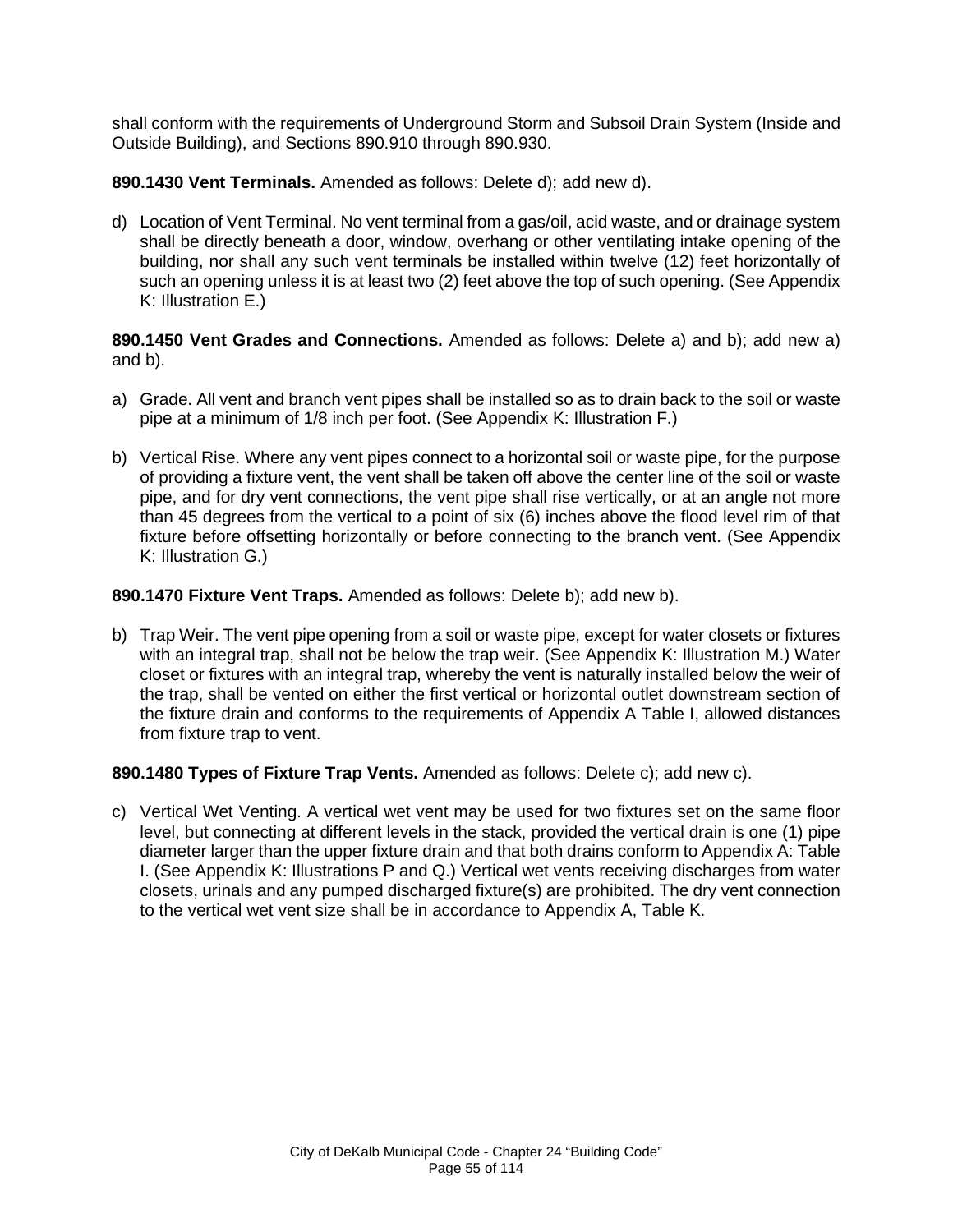shall conform with the requirements of Underground Storm and Subsoil Drain System (Inside and Outside Building), and Sections 890.910 through 890.930.

**890.1430 Vent Terminals.** Amended as follows: Delete d); add new d).

d) Location of Vent Terminal. No vent terminal from a gas/oil, acid waste, and or drainage system shall be directly beneath a door, window, overhang or other ventilating intake opening of the building, nor shall any such vent terminals be installed within twelve (12) feet horizontally of such an opening unless it is at least two (2) feet above the top of such opening. (See Appendix K: Illustration E.)

**890.1450 Vent Grades and Connections.** Amended as follows: Delete a) and b); add new a) and b).

a) Grade. All vent and branch vent pipes shall be installed so as to drain back to the soil or waste pipe at a minimum of 1/8 inch per foot. (See Appendix K: Illustration F.)

b) Vertical Rise. Where any vent pipes connect to a horizontal soil or waste pipe, for the purpose of providing a fixture vent, the vent shall be taken off above the center line of the soil or waste pipe, and for dry vent connections, the vent pipe shall rise vertically, or at an angle not more than 45 degrees from the vertical to a point of six (6) inches above the flood level rim of that fixture before offsetting horizontally or before connecting to the branch vent. (See Appendix K: Illustration G.)

**890.1470 Fixture Vent Traps.** Amended as follows: Delete b); add new b).

b) Trap Weir. The vent pipe opening from a soil or waste pipe, except for water closets or fixtures with an integral trap, shall not be below the trap weir. (See Appendix K: Illustration M.) Water closet or fixtures with an integral trap, whereby the vent is naturally installed below the weir of the trap, shall be vented on either the first vertical or horizontal outlet downstream section of the fixture drain and conforms to the requirements of Appendix A Table I, allowed distances from fixture trap to vent.

**890.1480 Types of Fixture Trap Vents.** Amended as follows: Delete c); add new c).

c) Vertical Wet Venting. A vertical wet vent may be used for two fixtures set on the same floor level, but connecting at different levels in the stack, provided the vertical drain is one (1) pipe diameter larger than the upper fixture drain and that both drains conform to Appendix A: Table I. (See Appendix K: Illustrations P and Q.) Vertical wet vents receiving discharges from water closets, urinals and any pumped discharged fixture(s) are prohibited. The dry vent connection to the vertical wet vent size shall be in accordance to Appendix A, Table K.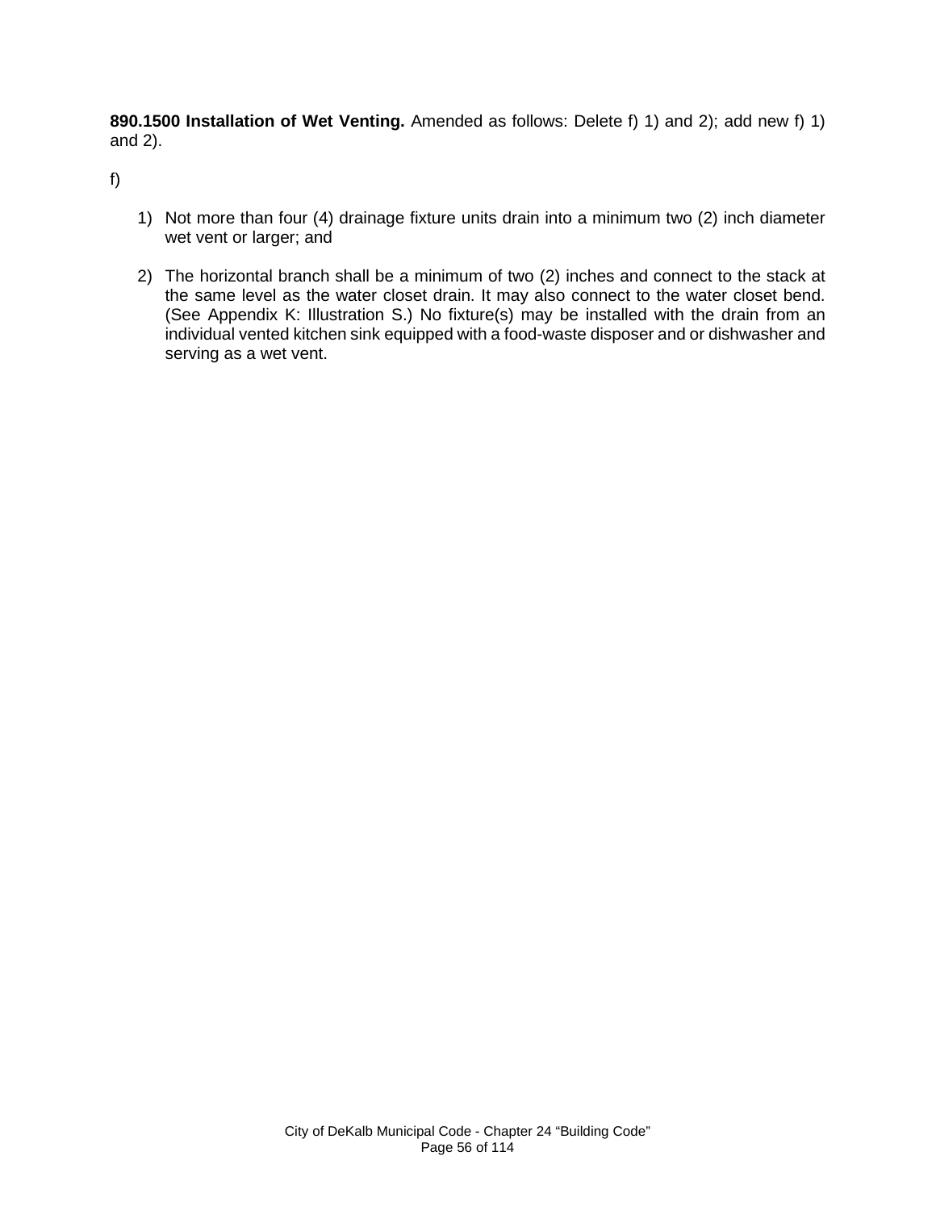**890.1500 Installation of Wet Venting.** Amended as follows: Delete f) 1) and 2); add new f) 1) and 2).

f)

1) Not more than four (4) drainage fixture units drain into a minimum two (2) inch diameter wet vent or larger; and

2) The horizontal branch shall be a minimum of two (2) inches and connect to the stack at the same level as the water closet drain. It may also connect to the water closet bend. (See Appendix K: Illustration S.) No fixture(s) may be installed with the drain from an individual vented kitchen sink equipped with a food-waste disposer and or dishwasher and serving as a wet vent.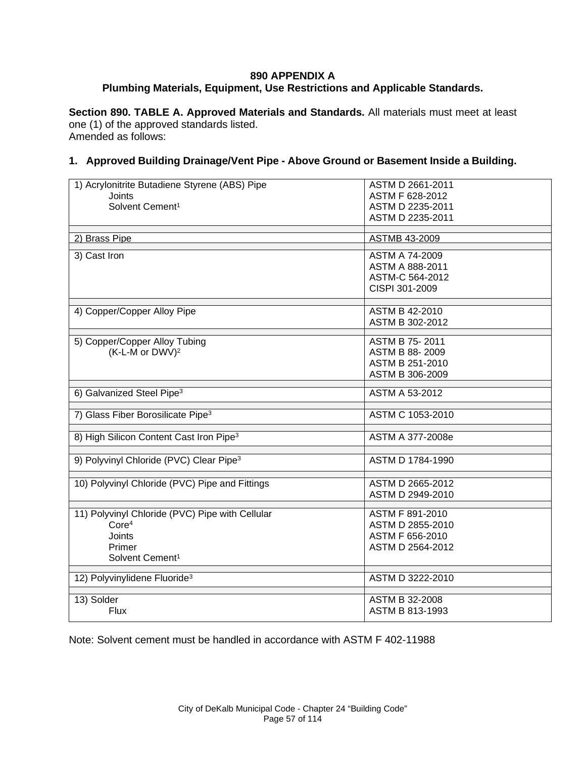**890 APPENDIX A**
**Plumbing Materials, Equipment, Use Restrictions and Applicable Standards.**

**Section 890. TABLE A. Approved Materials and Standards.** All materials must meet at least one (1) of the approved standards listed.
Amended as follows:

**1. Approved Building Drainage/Vent Pipe - Above Ground or Basement Inside a Building.**

| Material | Standard |
|---|---|
| 1) Acrylonitrite Butadiene Styrene (ABS) Pipe<br>Joints<br>Solvent Cement[1] | ASTM D 2661-2011<br>ASTM F 628-2012<br>ASTM D 2235-2011<br>ASTM D 2235-2011 |
| 2) Brass Pipe | ASTMB 43-2009 |
| 3) Cast Iron | ASTM A 74-2009<br>ASTM A 888-2011<br>ASTM-C 564-2012<br>CISPI 301-2009 |
| 4) Copper/Copper Alloy Pipe | ASTM B 42-2010<br>ASTM B 302-2012 |
| 5) Copper/Copper Alloy Tubing<br>(K-L-M or DWV)[2] | ASTM B 75- 2011<br>ASTM B 88- 2009<br>ASTM B 251-2010<br>ASTM B 306-2009 |
| 6) Galvanized Steel Pipe[3] | ASTM A 53-2012 |
| 7) Glass Fiber Borosilicate Pipe[3] | ASTM C 1053-2010 |
| 8) High Silicon Content Cast Iron Pipe[3] | ASTM A 377-2008e |
| 9) Polyvinyl Chloride (PVC) Clear Pipe[3] | ASTM D 1784-1990 |
| 10) Polyvinyl Chloride (PVC) Pipe and Fittings | ASTM D 2665-2012<br>ASTM D 2949-2010 |
| 11) Polyvinyl Chloride (PVC) Pipe with Cellular Core[4]<br>Joints<br>Primer<br>Solvent Cement[1] | ASTM F 891-2010<br>ASTM D 2855-2010<br>ASTM F 656-2010<br>ASTM D 2564-2012 |
| 12) Polyvinylidene Fluoride[3] | ASTM D 3222-2010 |
| 13) Solder<br>Flux | ASTM B 32-2008<br>ASTM B 813-1993 |

Note: Solvent cement must be handled in accordance with ASTM F 402-11988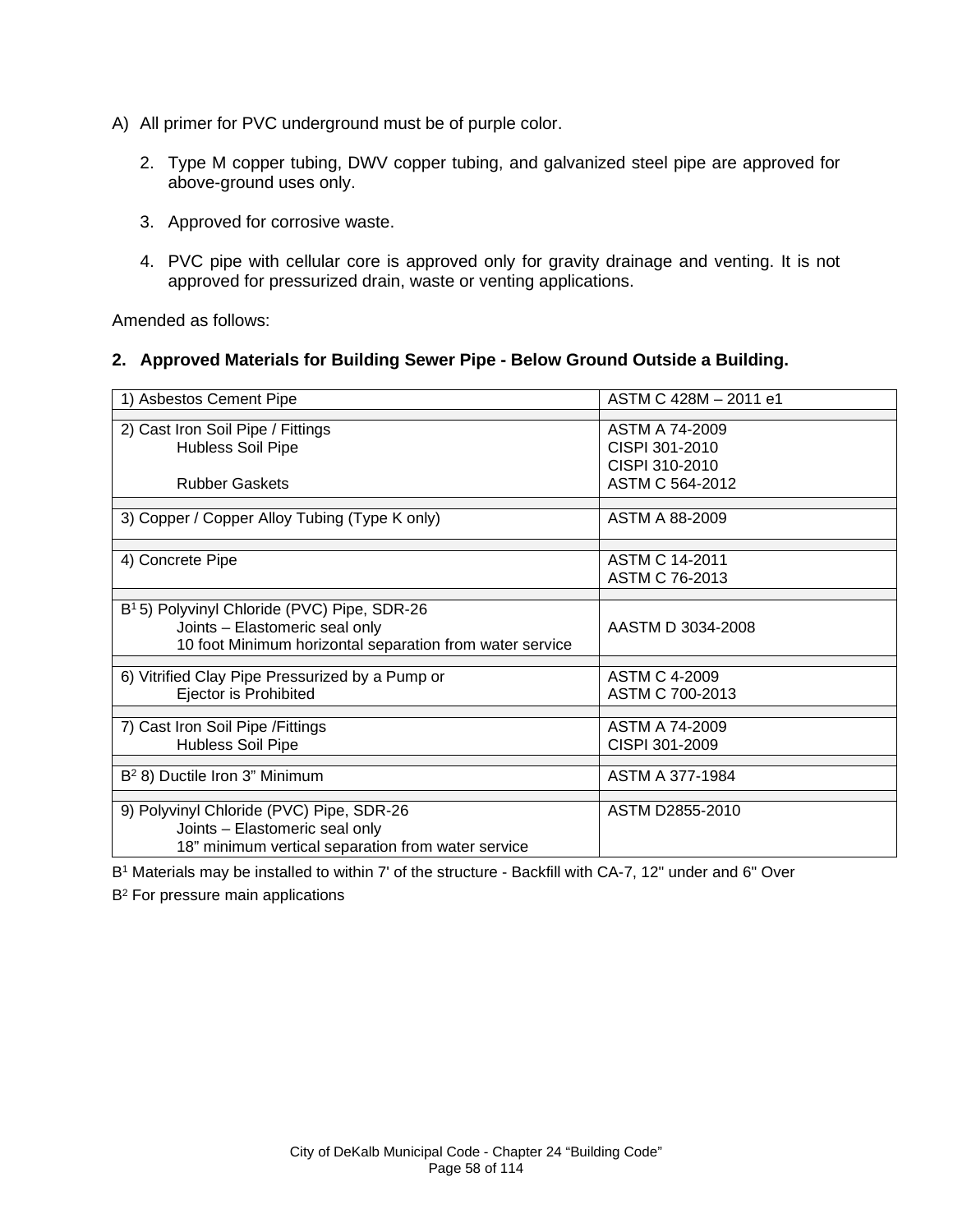A) All primer for PVC underground must be of purple color.

2. Type M copper tubing, DWV copper tubing, and galvanized steel pipe are approved for above-ground uses only.

3. Approved for corrosive waste.

4. PVC pipe with cellular core is approved only for gravity drainage and venting. It is not approved for pressurized drain, waste or venting applications.

Amended as follows:

**2. Approved Materials for Building Sewer Pipe - Below Ground Outside a Building.**

| Material | Standard |
|---|---|
| 1) Asbestos Cement Pipe | ASTM C 428M – 2011 e1 |
| 2) Cast Iron Soil Pipe / Fittings<br>Hubless Soil Pipe<br><br>Rubber Gaskets | ASTM A 74-2009<br>CISPI 301-2010<br>CISPI 310-2010<br>ASTM C 564-2012 |
| 3) Copper / Copper Alloy Tubing (Type K only) | ASTM A 88-2009 |
| 4) Concrete Pipe | ASTM C 14-2011<br>ASTM C 76-2013 |
| B[1] 5) Polyvinyl Chloride (PVC) Pipe, SDR-26<br>Joints – Elastomeric seal only<br>10 foot Minimum horizontal separation from water service | AASTM D 3034-2008 |
| 6) Vitrified Clay Pipe Pressurized by a Pump or<br>Ejector is Prohibited | ASTM C 4-2009<br>ASTM C 700-2013 |
| 7) Cast Iron Soil Pipe /Fittings<br>Hubless Soil Pipe | ASTM A 74-2009<br>CISPI 301-2009 |
| B[2] 8) Ductile Iron 3" Minimum | ASTM A 377-1984 |
| 9) Polyvinyl Chloride (PVC) Pipe, SDR-26<br>Joints – Elastomeric seal only<br>18" minimum vertical separation from water service | ASTM D2855-2010 |

B[1] Materials may be installed to within 7' of the structure - Backfill with CA-7, 12" under and 6" Over

B[2] For pressure main applications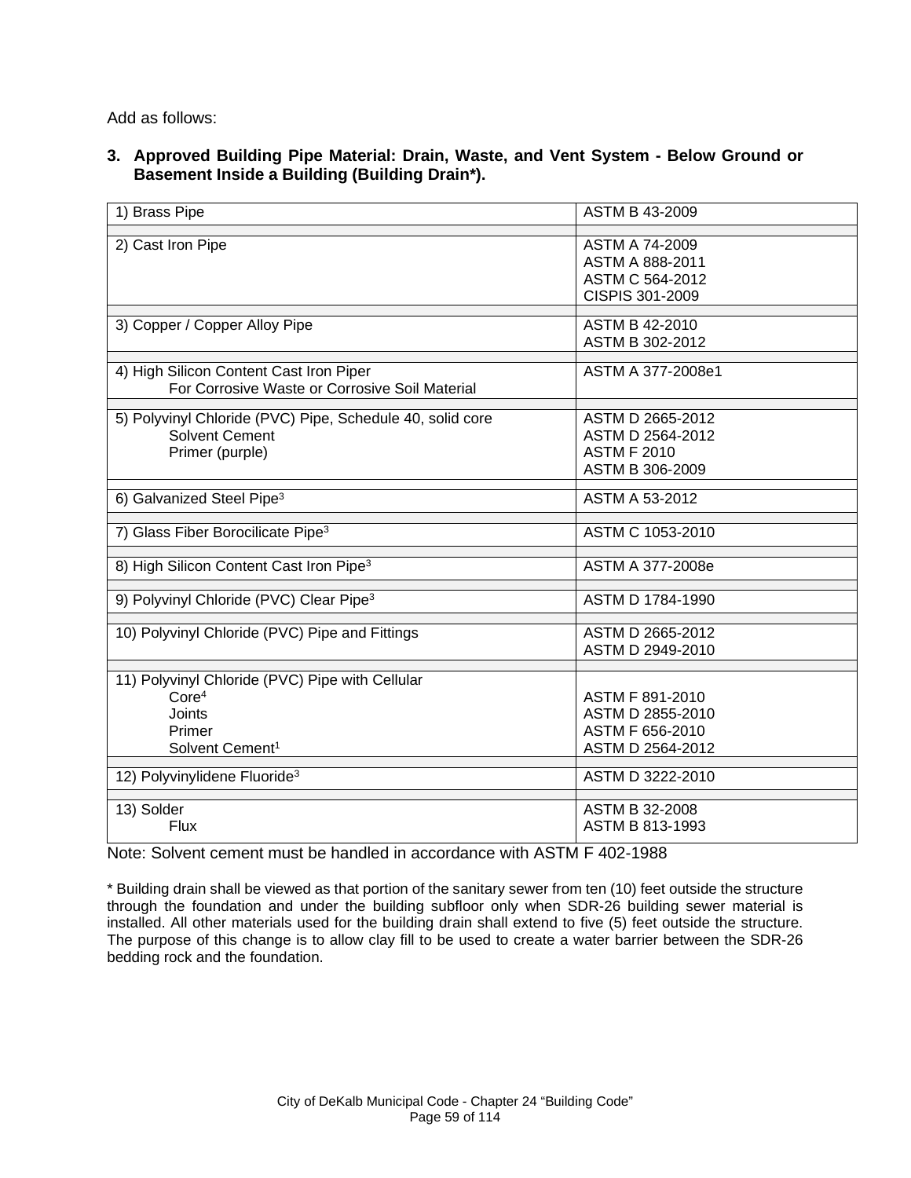Add as follows:

**3. Approved Building Pipe Material: Drain, Waste, and Vent System - Below Ground or Basement Inside a Building (Building Drain*).**

| Material | Standard |
|---|---|
| 1) Brass Pipe | ASTM B 43-2009 |
| 2) Cast Iron Pipe | ASTM A 74-2009<br>ASTM A 888-2011<br>ASTM C 564-2012<br>CISPIS 301-2009 |
| 3) Copper / Copper Alloy Pipe | ASTM B 42-2010<br>ASTM B 302-2012 |
| 4) High Silicon Content Cast Iron Piper<br>For Corrosive Waste or Corrosive Soil Material | ASTM A 377-2008e1 |
| 5) Polyvinyl Chloride (PVC) Pipe, Schedule 40, solid core<br>Solvent Cement<br>Primer (purple) | ASTM D 2665-2012<br>ASTM D 2564-2012<br>ASTM F 2010<br>ASTM B 306-2009 |
| 6) Galvanized Steel Pipe[3] | ASTM A 53-2012 |
| 7) Glass Fiber Borocilicate Pipe[3] | ASTM C 1053-2010 |
| 8) High Silicon Content Cast Iron Pipe[3] | ASTM A 377-2008e |
| 9) Polyvinyl Chloride (PVC) Clear Pipe[3] | ASTM D 1784-1990 |
| 10) Polyvinyl Chloride (PVC) Pipe and Fittings | ASTM D 2665-2012<br>ASTM D 2949-2010 |
| 11) Polyvinyl Chloride (PVC) Pipe with Cellular<br>Core[4]<br>Joints<br>Primer<br>Solvent Cement[1] | <br>ASTM F 891-2010<br>ASTM D 2855-2010<br>ASTM F 656-2010<br>ASTM D 2564-2012 |
| 12) Polyvinylidene Fluoride[3] | ASTM D 3222-2010 |
| 13) Solder<br>Flux | ASTM B 32-2008<br>ASTM B 813-1993 |

Note: Solvent cement must be handled in accordance with ASTM F 402-1988

* Building drain shall be viewed as that portion of the sanitary sewer from ten (10) feet outside the structure through the foundation and under the building subfloor only when SDR-26 building sewer material is installed. All other materials used for the building drain shall extend to five (5) feet outside the structure. The purpose of this change is to allow clay fill to be used to create a water barrier between the SDR-26 bedding rock and the foundation.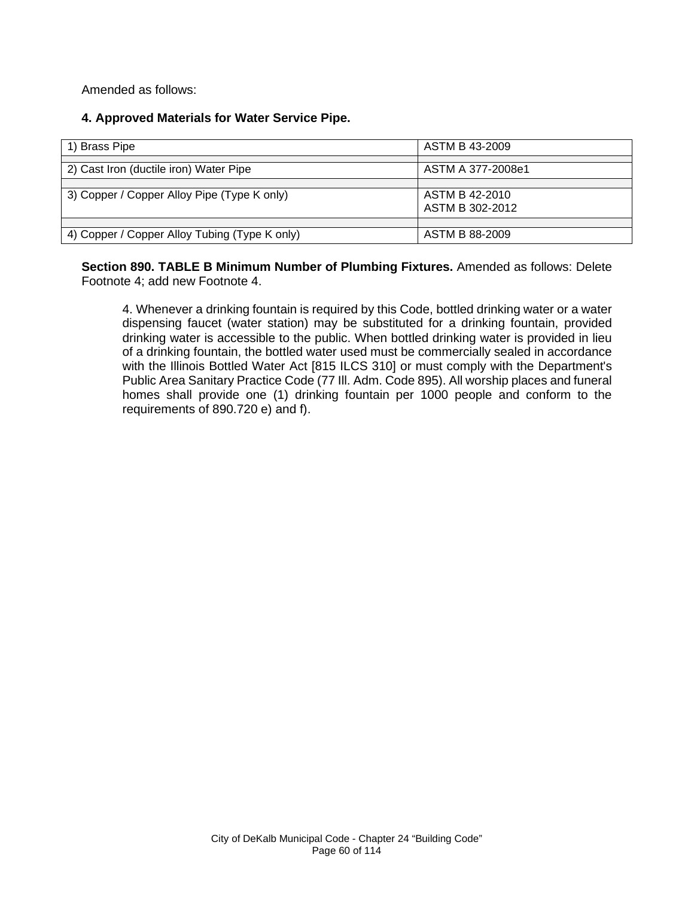Amended as follows:

**4. Approved Materials for Water Service Pipe.**

| | |
|---|---|
| 1) Brass Pipe | ASTM B 43-2009 |
| 2) Cast Iron (ductile iron) Water Pipe | ASTM A 377-2008e1 |
| 3) Copper / Copper Alloy Pipe (Type K only) | ASTM B 42-2010<br>ASTM B 302-2012 |
| 4) Copper / Copper Alloy Tubing (Type K only) | ASTM B 88-2009 |

**Section 890. TABLE B Minimum Number of Plumbing Fixtures.** Amended as follows: Delete Footnote 4; add new Footnote 4.

> 4. Whenever a drinking fountain is required by this Code, bottled drinking water or a water dispensing faucet (water station) may be substituted for a drinking fountain, provided drinking water is accessible to the public. When bottled drinking water is provided in lieu of a drinking fountain, the bottled water used must be commercially sealed in accordance with the Illinois Bottled Water Act [815 ILCS 310] or must comply with the Department's Public Area Sanitary Practice Code (77 Ill. Adm. Code 895). All worship places and funeral homes shall provide one (1) drinking fountain per 1000 people and conform to the requirements of 890.720 e) and f).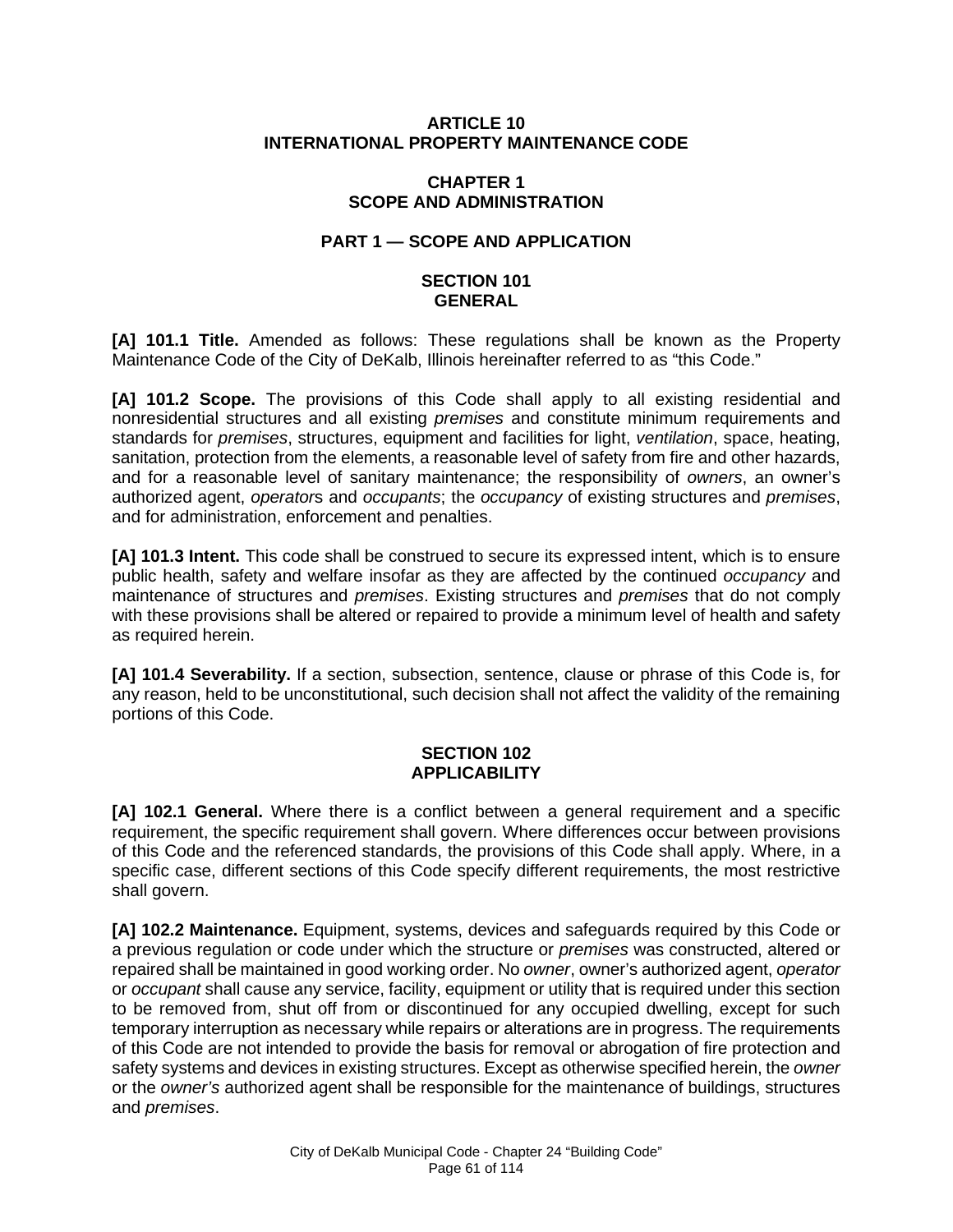# ARTICLE 10
# INTERNATIONAL PROPERTY MAINTENANCE CODE

## CHAPTER 1
## SCOPE AND ADMINISTRATION

### PART 1 — SCOPE AND APPLICATION

#### SECTION 101
#### GENERAL

**[A] 101.1 Title.** Amended as follows: These regulations shall be known as the Property Maintenance Code of the City of DeKalb, Illinois hereinafter referred to as "this Code."

**[A] 101.2 Scope.** The provisions of this Code shall apply to all existing residential and nonresidential structures and all existing *premises* and constitute minimum requirements and standards for *premises*, structures, equipment and facilities for light, *ventilation*, space, heating, sanitation, protection from the elements, a reasonable level of safety from fire and other hazards, and for a reasonable level of sanitary maintenance; the responsibility of *owners*, an owner's authorized agent, *operator*s and *occupants*; the *occupancy* of existing structures and *premises*, and for administration, enforcement and penalties.

**[A] 101.3 Intent.** This code shall be construed to secure its expressed intent, which is to ensure public health, safety and welfare insofar as they are affected by the continued *occupancy* and maintenance of structures and *premises*. Existing structures and *premises* that do not comply with these provisions shall be altered or repaired to provide a minimum level of health and safety as required herein.

**[A] 101.4 Severability.** If a section, subsection, sentence, clause or phrase of this Code is, for any reason, held to be unconstitutional, such decision shall not affect the validity of the remaining portions of this Code.

#### SECTION 102
#### APPLICABILITY

**[A] 102.1 General.** Where there is a conflict between a general requirement and a specific requirement, the specific requirement shall govern. Where differences occur between provisions of this Code and the referenced standards, the provisions of this Code shall apply. Where, in a specific case, different sections of this Code specify different requirements, the most restrictive shall govern.

**[A] 102.2 Maintenance.** Equipment, systems, devices and safeguards required by this Code or a previous regulation or code under which the structure or *premises* was constructed, altered or repaired shall be maintained in good working order. No *owner*, owner's authorized agent, *operator* or *occupant* shall cause any service, facility, equipment or utility that is required under this section to be removed from, shut off from or discontinued for any occupied dwelling, except for such temporary interruption as necessary while repairs or alterations are in progress. The requirements of this Code are not intended to provide the basis for removal or abrogation of fire protection and safety systems and devices in existing structures. Except as otherwise specified herein, the *owner* or the *owner's* authorized agent shall be responsible for the maintenance of buildings, structures and *premises*.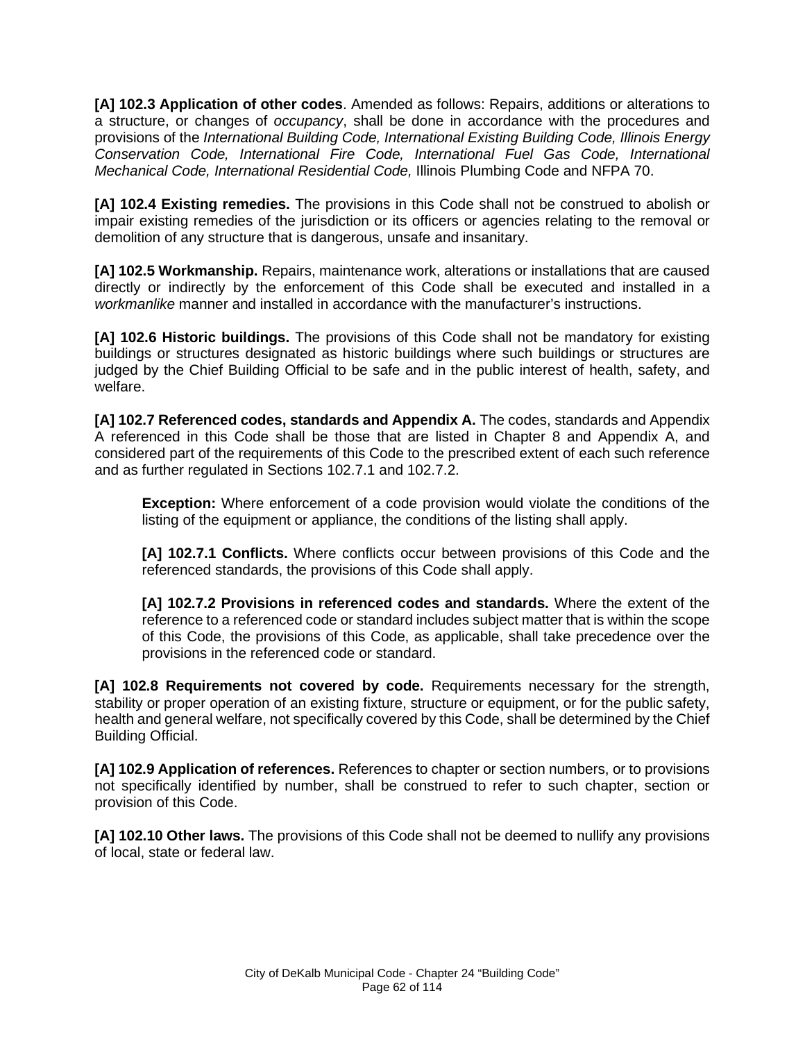**[A] 102.3 Application of other codes**. Amended as follows: Repairs, additions or alterations to a structure, or changes of *occupancy*, shall be done in accordance with the procedures and provisions of the *International Building Code, International Existing Building Code, Illinois Energy Conservation Code, International Fire Code, International Fuel Gas Code, International Mechanical Code, International Residential Code,* Illinois Plumbing Code and NFPA 70.

**[A] 102.4 Existing remedies.** The provisions in this Code shall not be construed to abolish or impair existing remedies of the jurisdiction or its officers or agencies relating to the removal or demolition of any structure that is dangerous, unsafe and insanitary.

**[A] 102.5 Workmanship.** Repairs, maintenance work, alterations or installations that are caused directly or indirectly by the enforcement of this Code shall be executed and installed in a *workmanlike* manner and installed in accordance with the manufacturer's instructions.

**[A] 102.6 Historic buildings.** The provisions of this Code shall not be mandatory for existing buildings or structures designated as historic buildings where such buildings or structures are judged by the Chief Building Official to be safe and in the public interest of health, safety, and welfare.

**[A] 102.7 Referenced codes, standards and Appendix A.** The codes, standards and Appendix A referenced in this Code shall be those that are listed in Chapter 8 and Appendix A, and considered part of the requirements of this Code to the prescribed extent of each such reference and as further regulated in Sections 102.7.1 and 102.7.2.

> **Exception:** Where enforcement of a code provision would violate the conditions of the listing of the equipment or appliance, the conditions of the listing shall apply.
>
> **[A] 102.7.1 Conflicts.** Where conflicts occur between provisions of this Code and the referenced standards, the provisions of this Code shall apply.
>
> **[A] 102.7.2 Provisions in referenced codes and standards.** Where the extent of the reference to a referenced code or standard includes subject matter that is within the scope of this Code, the provisions of this Code, as applicable, shall take precedence over the provisions in the referenced code or standard.

**[A] 102.8 Requirements not covered by code.** Requirements necessary for the strength, stability or proper operation of an existing fixture, structure or equipment, or for the public safety, health and general welfare, not specifically covered by this Code, shall be determined by the Chief Building Official.

**[A] 102.9 Application of references.** References to chapter or section numbers, or to provisions not specifically identified by number, shall be construed to refer to such chapter, section or provision of this Code.

**[A] 102.10 Other laws.** The provisions of this Code shall not be deemed to nullify any provisions of local, state or federal law.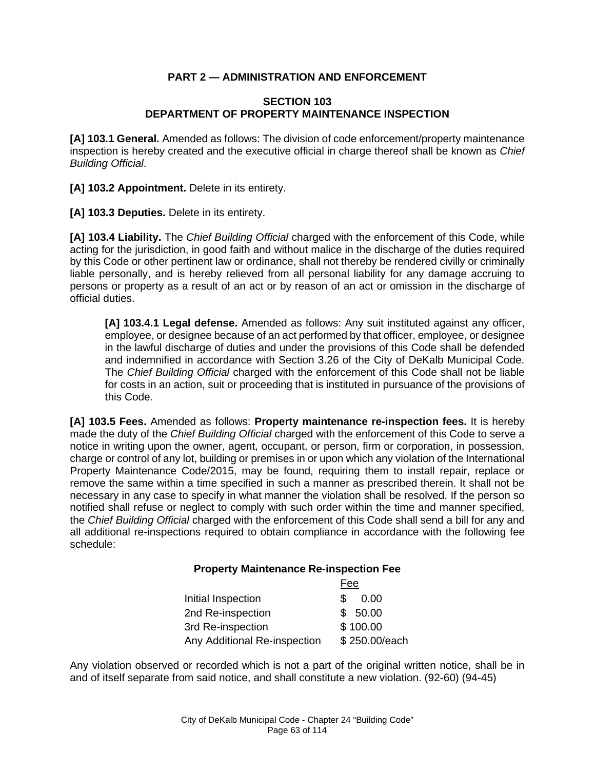## PART 2 — ADMINISTRATION AND ENFORCEMENT

### SECTION 103
### DEPARTMENT OF PROPERTY MAINTENANCE INSPECTION

**[A] 103.1 General.** Amended as follows: The division of code enforcement/property maintenance inspection is hereby created and the executive official in charge thereof shall be known as *Chief Building Official*.

**[A] 103.2 Appointment.** Delete in its entirety.

**[A] 103.3 Deputies.** Delete in its entirety.

**[A] 103.4 Liability.** The *Chief Building Official* charged with the enforcement of this Code, while acting for the jurisdiction, in good faith and without malice in the discharge of the duties required by this Code or other pertinent law or ordinance, shall not thereby be rendered civilly or criminally liable personally, and is hereby relieved from all personal liability for any damage accruing to persons or property as a result of an act or by reason of an act or omission in the discharge of official duties.

> **[A] 103.4.1 Legal defense.** Amended as follows: Any suit instituted against any officer, employee, or designee because of an act performed by that officer, employee, or designee in the lawful discharge of duties and under the provisions of this Code shall be defended and indemnified in accordance with Section 3.26 of the City of DeKalb Municipal Code. The *Chief Building Official* charged with the enforcement of this Code shall not be liable for costs in an action, suit or proceeding that is instituted in pursuance of the provisions of this Code.

**[A] 103.5 Fees.** Amended as follows: **Property maintenance re-inspection fees.** It is hereby made the duty of the *Chief Building Official* charged with the enforcement of this Code to serve a notice in writing upon the owner, agent, occupant, or person, firm or corporation, in possession, charge or control of any lot, building or premises in or upon which any violation of the International Property Maintenance Code/2015, may be found, requiring them to install repair, replace or remove the same within a time specified in such a manner as prescribed therein. It shall not be necessary in any case to specify in what manner the violation shall be resolved. If the person so notified shall refuse or neglect to comply with such order within the time and manner specified, the *Chief Building Official* charged with the enforcement of this Code shall send a bill for any and all additional re-inspections required to obtain compliance in accordance with the following fee schedule:

**Property Maintenance Re-inspection Fee**

| | Fee |
|---|---|
| Initial Inspection | $ 0.00 |
| 2nd Re-inspection | $ 50.00 |
| 3rd Re-inspection | $ 100.00 |
| Any Additional Re-inspection | $ 250.00/each |

Any violation observed or recorded which is not a part of the original written notice, shall be in and of itself separate from said notice, and shall constitute a new violation. (92-60) (94-45)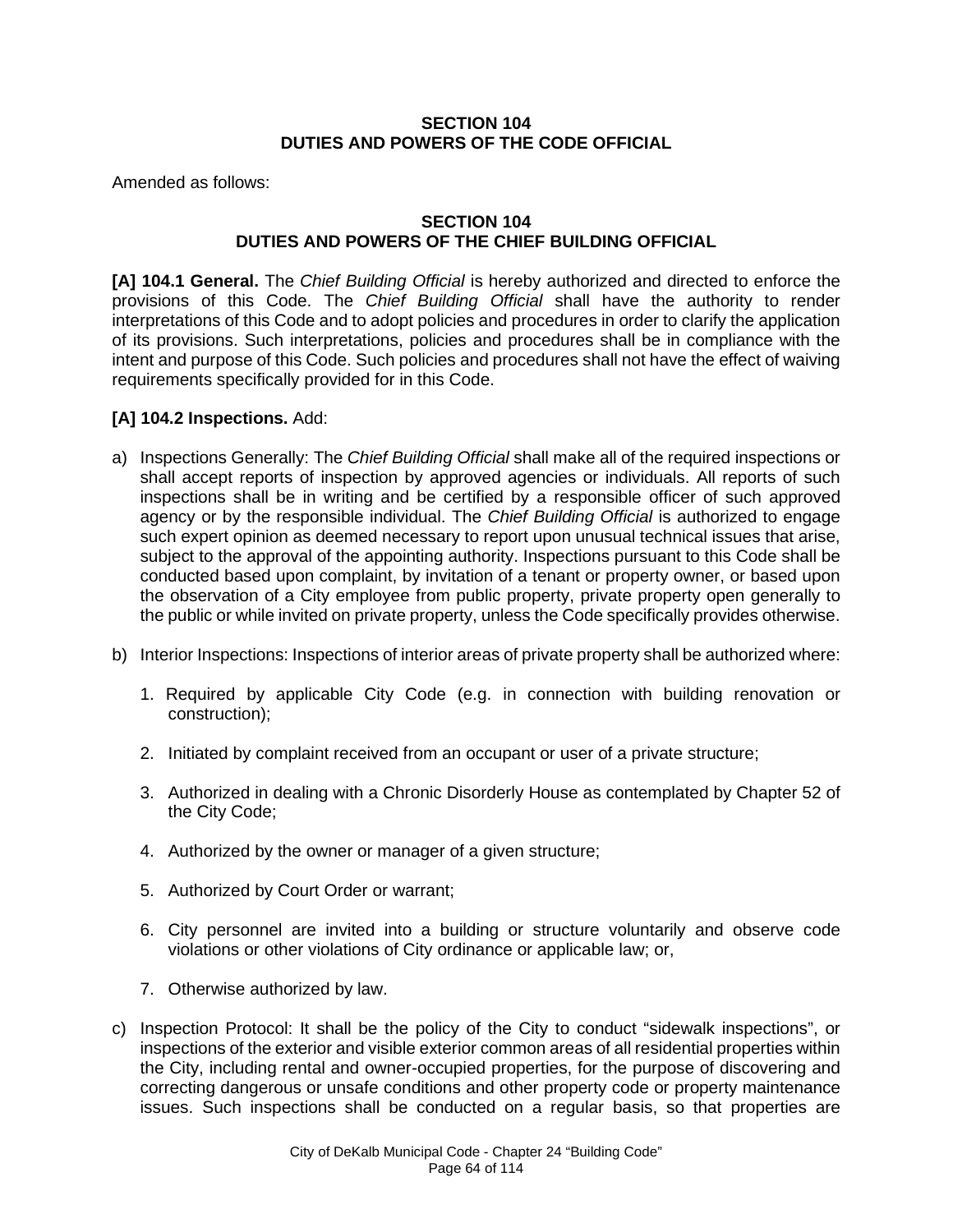**SECTION 104**
**DUTIES AND POWERS OF THE CODE OFFICIAL**

Amended as follows:

**SECTION 104**
**DUTIES AND POWERS OF THE CHIEF BUILDING OFFICIAL**

**[A] 104.1 General.** The *Chief Building Official* is hereby authorized and directed to enforce the provisions of this Code. The *Chief Building Official* shall have the authority to render interpretations of this Code and to adopt policies and procedures in order to clarify the application of its provisions. Such interpretations, policies and procedures shall be in compliance with the intent and purpose of this Code. Such policies and procedures shall not have the effect of waiving requirements specifically provided for in this Code.

**[A] 104.2 Inspections.** Add:

a) Inspections Generally: The *Chief Building Official* shall make all of the required inspections or shall accept reports of inspection by approved agencies or individuals. All reports of such inspections shall be in writing and be certified by a responsible officer of such approved agency or by the responsible individual. The *Chief Building Official* is authorized to engage such expert opinion as deemed necessary to report upon unusual technical issues that arise, subject to the approval of the appointing authority. Inspections pursuant to this Code shall be conducted based upon complaint, by invitation of a tenant or property owner, or based upon the observation of a City employee from public property, private property open generally to the public or while invited on private property, unless the Code specifically provides otherwise.

b) Interior Inspections: Inspections of interior areas of private property shall be authorized where:

   1. Required by applicable City Code (e.g. in connection with building renovation or construction);

   2. Initiated by complaint received from an occupant or user of a private structure;

   3. Authorized in dealing with a Chronic Disorderly House as contemplated by Chapter 52 of the City Code;

   4. Authorized by the owner or manager of a given structure;

   5. Authorized by Court Order or warrant;

   6. City personnel are invited into a building or structure voluntarily and observe code violations or other violations of City ordinance or applicable law; or,

   7. Otherwise authorized by law.

c) Inspection Protocol: It shall be the policy of the City to conduct "sidewalk inspections", or inspections of the exterior and visible exterior common areas of all residential properties within the City, including rental and owner-occupied properties, for the purpose of discovering and correcting dangerous or unsafe conditions and other property code or property maintenance issues. Such inspections shall be conducted on a regular basis, so that properties are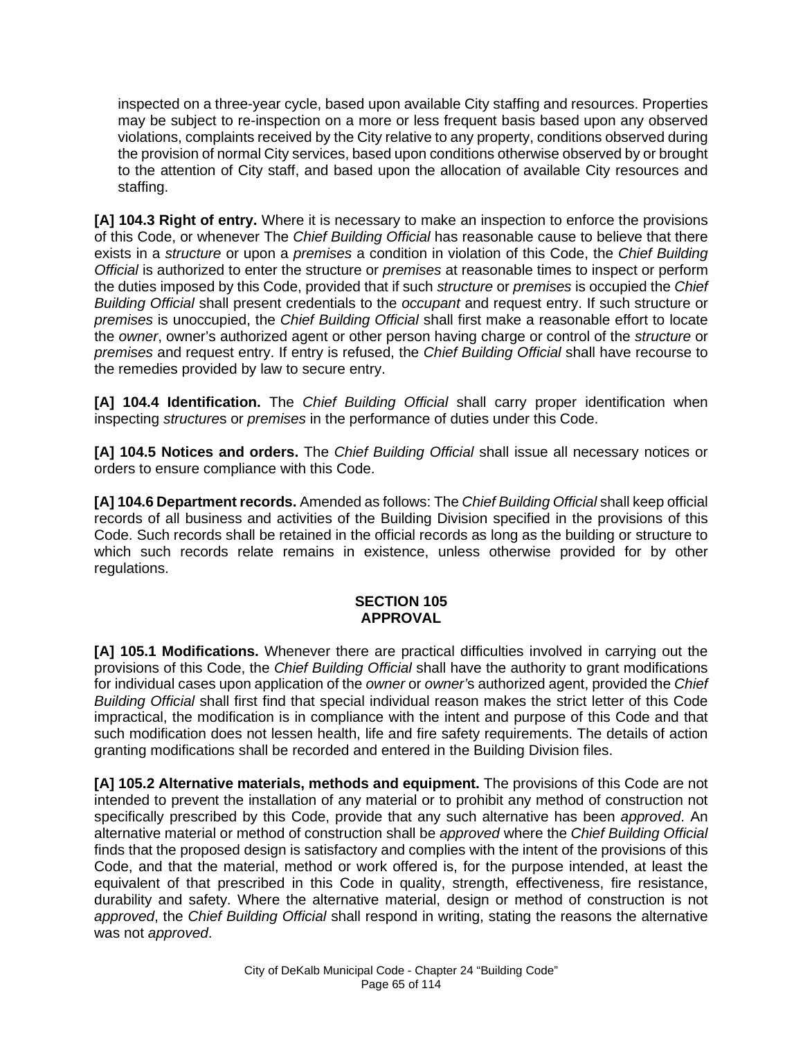inspected on a three-year cycle, based upon available City staffing and resources. Properties may be subject to re-inspection on a more or less frequent basis based upon any observed violations, complaints received by the City relative to any property, conditions observed during the provision of normal City services, based upon conditions otherwise observed by or brought to the attention of City staff, and based upon the allocation of available City resources and staffing.

**[A] 104.3 Right of entry.** Where it is necessary to make an inspection to enforce the provisions of this Code, or whenever The *Chief Building Official* has reasonable cause to believe that there exists in a *structure* or upon a *premises* a condition in violation of this Code, the *Chief Building Official* is authorized to enter the structure or *premises* at reasonable times to inspect or perform the duties imposed by this Code, provided that if such *structure* or *premises* is occupied the *Chief Building Official* shall present credentials to the *occupant* and request entry. If such structure or *premises* is unoccupied, the *Chief Building Official* shall first make a reasonable effort to locate the *owner*, owner's authorized agent or other person having charge or control of the *structure* or *premises* and request entry. If entry is refused, the *Chief Building Official* shall have recourse to the remedies provided by law to secure entry.

**[A] 104.4 Identification.** The *Chief Building Official* shall carry proper identification when inspecting *structure*s or *premises* in the performance of duties under this Code.

**[A] 104.5 Notices and orders.** The *Chief Building Official* shall issue all necessary notices or orders to ensure compliance with this Code.

**[A] 104.6 Department records.** Amended as follows: The *Chief Building Official* shall keep official records of all business and activities of the Building Division specified in the provisions of this Code. Such records shall be retained in the official records as long as the building or structure to which such records relate remains in existence, unless otherwise provided for by other regulations.

## SECTION 105
## APPROVAL

**[A] 105.1 Modifications.** Whenever there are practical difficulties involved in carrying out the provisions of this Code, the *Chief Building Official* shall have the authority to grant modifications for individual cases upon application of the *owner* or *owner'*s authorized agent, provided the *Chief Building Official* shall first find that special individual reason makes the strict letter of this Code impractical, the modification is in compliance with the intent and purpose of this Code and that such modification does not lessen health, life and fire safety requirements. The details of action granting modifications shall be recorded and entered in the Building Division files.

**[A] 105.2 Alternative materials, methods and equipment.** The provisions of this Code are not intended to prevent the installation of any material or to prohibit any method of construction not specifically prescribed by this Code, provide that any such alternative has been *approved*. An alternative material or method of construction shall be *approved* where the *Chief Building Official* finds that the proposed design is satisfactory and complies with the intent of the provisions of this Code, and that the material, method or work offered is, for the purpose intended, at least the equivalent of that prescribed in this Code in quality, strength, effectiveness, fire resistance, durability and safety. Where the alternative material, design or method of construction is not *approved*, the *Chief Building Official* shall respond in writing, stating the reasons the alternative was not *approved*.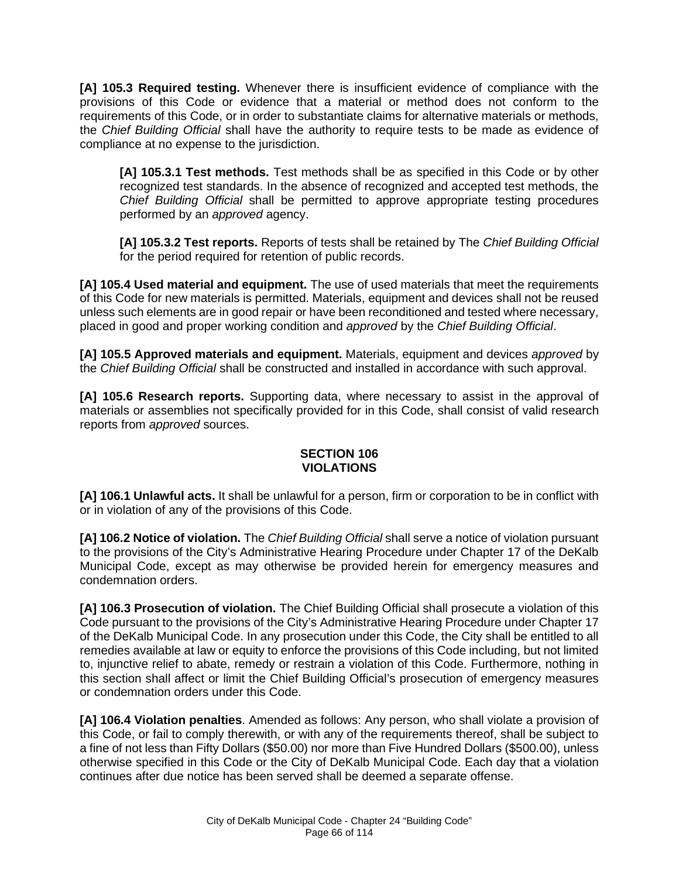**[A] 105.3 Required testing.** Whenever there is insufficient evidence of compliance with the provisions of this Code or evidence that a material or method does not conform to the requirements of this Code, or in order to substantiate claims for alternative materials or methods, the *Chief Building Official* shall have the authority to require tests to be made as evidence of compliance at no expense to the jurisdiction.

> **[A] 105.3.1 Test methods.** Test methods shall be as specified in this Code or by other recognized test standards. In the absence of recognized and accepted test methods, the *Chief Building Official* shall be permitted to approve appropriate testing procedures performed by an *approved* agency.
>
> **[A] 105.3.2 Test reports.** Reports of tests shall be retained by The *Chief Building Official* for the period required for retention of public records.

**[A] 105.4 Used material and equipment.** The use of used materials that meet the requirements of this Code for new materials is permitted. Materials, equipment and devices shall not be reused unless such elements are in good repair or have been reconditioned and tested where necessary, placed in good and proper working condition and *approved* by the *Chief Building Official*.

**[A] 105.5 Approved materials and equipment.** Materials, equipment and devices *approved* by the *Chief Building Official* shall be constructed and installed in accordance with such approval.

**[A] 105.6 Research reports.** Supporting data, where necessary to assist in the approval of materials or assemblies not specifically provided for in this Code, shall consist of valid research reports from *approved* sources.

## SECTION 106
## VIOLATIONS

**[A] 106.1 Unlawful acts.** It shall be unlawful for a person, firm or corporation to be in conflict with or in violation of any of the provisions of this Code.

**[A] 106.2 Notice of violation.** The *Chief Building Official* shall serve a notice of violation pursuant to the provisions of the City's Administrative Hearing Procedure under Chapter 17 of the DeKalb Municipal Code, except as may otherwise be provided herein for emergency measures and condemnation orders.

**[A] 106.3 Prosecution of violation.** The Chief Building Official shall prosecute a violation of this Code pursuant to the provisions of the City's Administrative Hearing Procedure under Chapter 17 of the DeKalb Municipal Code. In any prosecution under this Code, the City shall be entitled to all remedies available at law or equity to enforce the provisions of this Code including, but not limited to, injunctive relief to abate, remedy or restrain a violation of this Code. Furthermore, nothing in this section shall affect or limit the Chief Building Official's prosecution of emergency measures or condemnation orders under this Code.

**[A] 106.4 Violation penalties**. Amended as follows: Any person, who shall violate a provision of this Code, or fail to comply therewith, or with any of the requirements thereof, shall be subject to a fine of not less than Fifty Dollars ($50.00) nor more than Five Hundred Dollars ($500.00), unless otherwise specified in this Code or the City of DeKalb Municipal Code. Each day that a violation continues after due notice has been served shall be deemed a separate offense.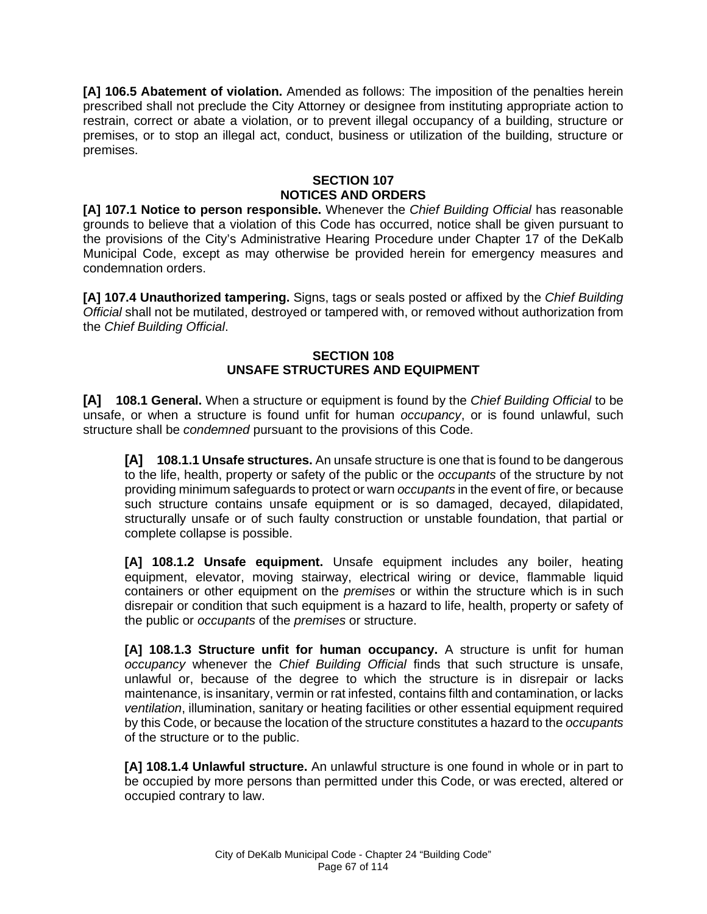**[A] 106.5 Abatement of violation.** Amended as follows: The imposition of the penalties herein prescribed shall not preclude the City Attorney or designee from instituting appropriate action to restrain, correct or abate a violation, or to prevent illegal occupancy of a building, structure or premises, or to stop an illegal act, conduct, business or utilization of the building, structure or premises.

## SECTION 107
## NOTICES AND ORDERS

**[A] 107.1 Notice to person responsible.** Whenever the *Chief Building Official* has reasonable grounds to believe that a violation of this Code has occurred, notice shall be given pursuant to the provisions of the City's Administrative Hearing Procedure under Chapter 17 of the DeKalb Municipal Code, except as may otherwise be provided herein for emergency measures and condemnation orders.

**[A] 107.4 Unauthorized tampering.** Signs, tags or seals posted or affixed by the *Chief Building Official* shall not be mutilated, destroyed or tampered with, or removed without authorization from the *Chief Building Official*.

## SECTION 108
## UNSAFE STRUCTURES AND EQUIPMENT

**[A] 108.1 General.** When a structure or equipment is found by the *Chief Building Official* to be unsafe, or when a structure is found unfit for human *occupancy*, or is found unlawful, such structure shall be *condemned* pursuant to the provisions of this Code.

> **[A] 108.1.1 Unsafe structures.** An unsafe structure is one that is found to be dangerous to the life, health, property or safety of the public or the *occupants* of the structure by not providing minimum safeguards to protect or warn *occupants* in the event of fire, or because such structure contains unsafe equipment or is so damaged, decayed, dilapidated, structurally unsafe or of such faulty construction or unstable foundation, that partial or complete collapse is possible.
>
> **[A] 108.1.2 Unsafe equipment.** Unsafe equipment includes any boiler, heating equipment, elevator, moving stairway, electrical wiring or device, flammable liquid containers or other equipment on the *premises* or within the structure which is in such disrepair or condition that such equipment is a hazard to life, health, property or safety of the public or *occupants* of the *premises* or structure.
>
> **[A] 108.1.3 Structure unfit for human occupancy.** A structure is unfit for human *occupancy* whenever the *Chief Building Official* finds that such structure is unsafe, unlawful or, because of the degree to which the structure is in disrepair or lacks maintenance, is insanitary, vermin or rat infested, contains filth and contamination, or lacks *ventilation*, illumination, sanitary or heating facilities or other essential equipment required by this Code, or because the location of the structure constitutes a hazard to the *occupants* of the structure or to the public.
>
> **[A] 108.1.4 Unlawful structure.** An unlawful structure is one found in whole or in part to be occupied by more persons than permitted under this Code, or was erected, altered or occupied contrary to law.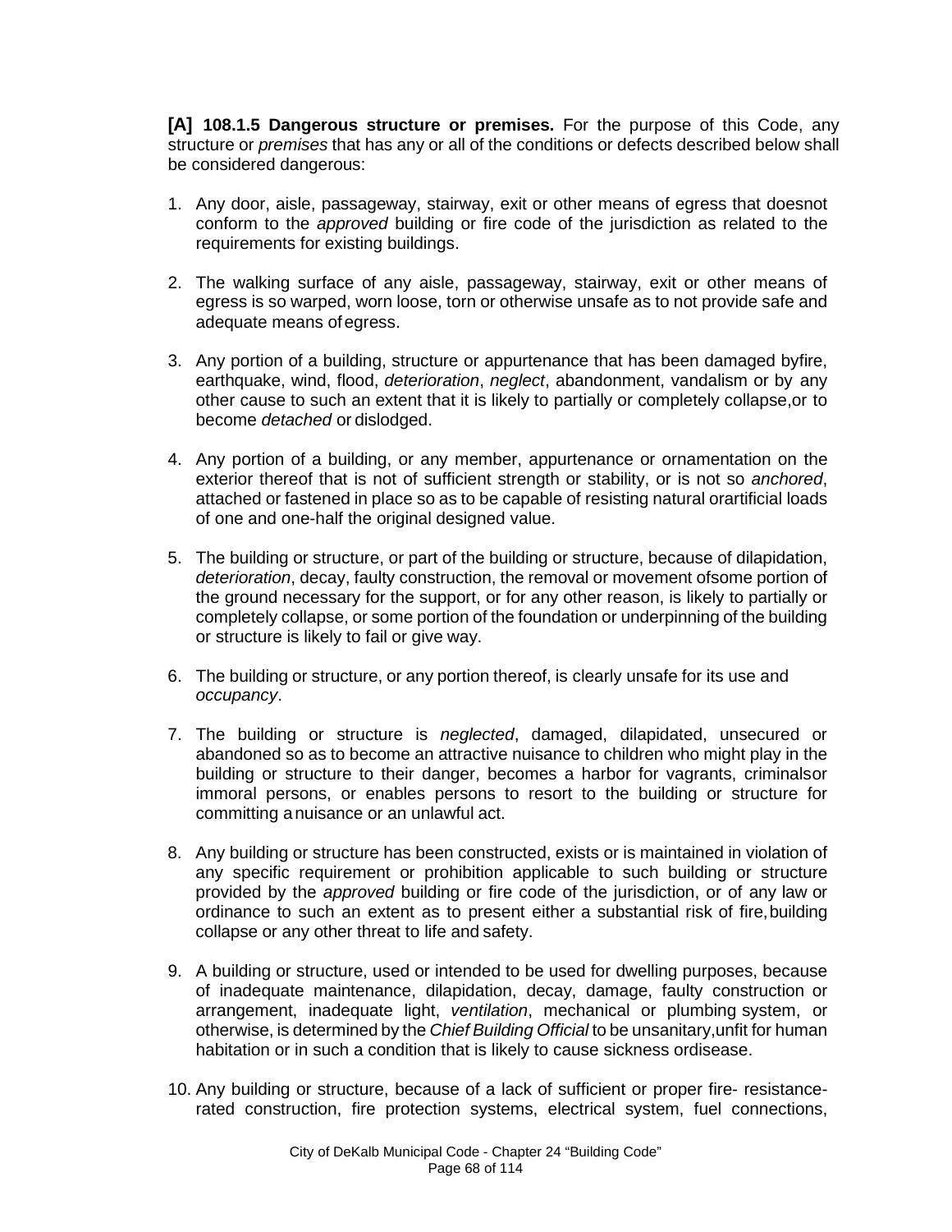**[A] 108.1.5 Dangerous structure or premises.** For the purpose of this Code, any structure or *premises* that has any or all of the conditions or defects described below shall be considered dangerous:

1. Any door, aisle, passageway, stairway, exit or other means of egress that doesnot conform to the *approved* building or fire code of the jurisdiction as related to the requirements for existing buildings.

2. The walking surface of any aisle, passageway, stairway, exit or other means of egress is so warped, worn loose, torn or otherwise unsafe as to not provide safe and adequate means ofegress.

3. Any portion of a building, structure or appurtenance that has been damaged byfire, earthquake, wind, flood, *deterioration*, *neglect*, abandonment, vandalism or by any other cause to such an extent that it is likely to partially or completely collapse,or to become *detached* or dislodged.

4. Any portion of a building, or any member, appurtenance or ornamentation on the exterior thereof that is not of sufficient strength or stability, or is not so *anchored*, attached or fastened in place so as to be capable of resisting natural orartificial loads of one and one-half the original designed value.

5. The building or structure, or part of the building or structure, because of dilapidation, *deterioration*, decay, faulty construction, the removal or movement ofsome portion of the ground necessary for the support, or for any other reason, is likely to partially or completely collapse, or some portion of the foundation or underpinning of the building or structure is likely to fail or give way.

6. The building or structure, or any portion thereof, is clearly unsafe for its use and *occupancy*.

7. The building or structure is *neglected*, damaged, dilapidated, unsecured or abandoned so as to become an attractive nuisance to children who might play in the building or structure to their danger, becomes a harbor for vagrants, criminalsor immoral persons, or enables persons to resort to the building or structure for committing anuisance or an unlawful act.

8. Any building or structure has been constructed, exists or is maintained in violation of any specific requirement or prohibition applicable to such building or structure provided by the *approved* building or fire code of the jurisdiction, or of any law or ordinance to such an extent as to present either a substantial risk of fire,building collapse or any other threat to life and safety.

9. A building or structure, used or intended to be used for dwelling purposes, because of inadequate maintenance, dilapidation, decay, damage, faulty construction or arrangement, inadequate light, *ventilation*, mechanical or plumbing system, or otherwise, is determined by the *Chief Building Official* to be unsanitary,unfit for human habitation or in such a condition that is likely to cause sickness ordisease.

10. Any building or structure, because of a lack of sufficient or proper fire- resistance-rated construction, fire protection systems, electrical system, fuel connections,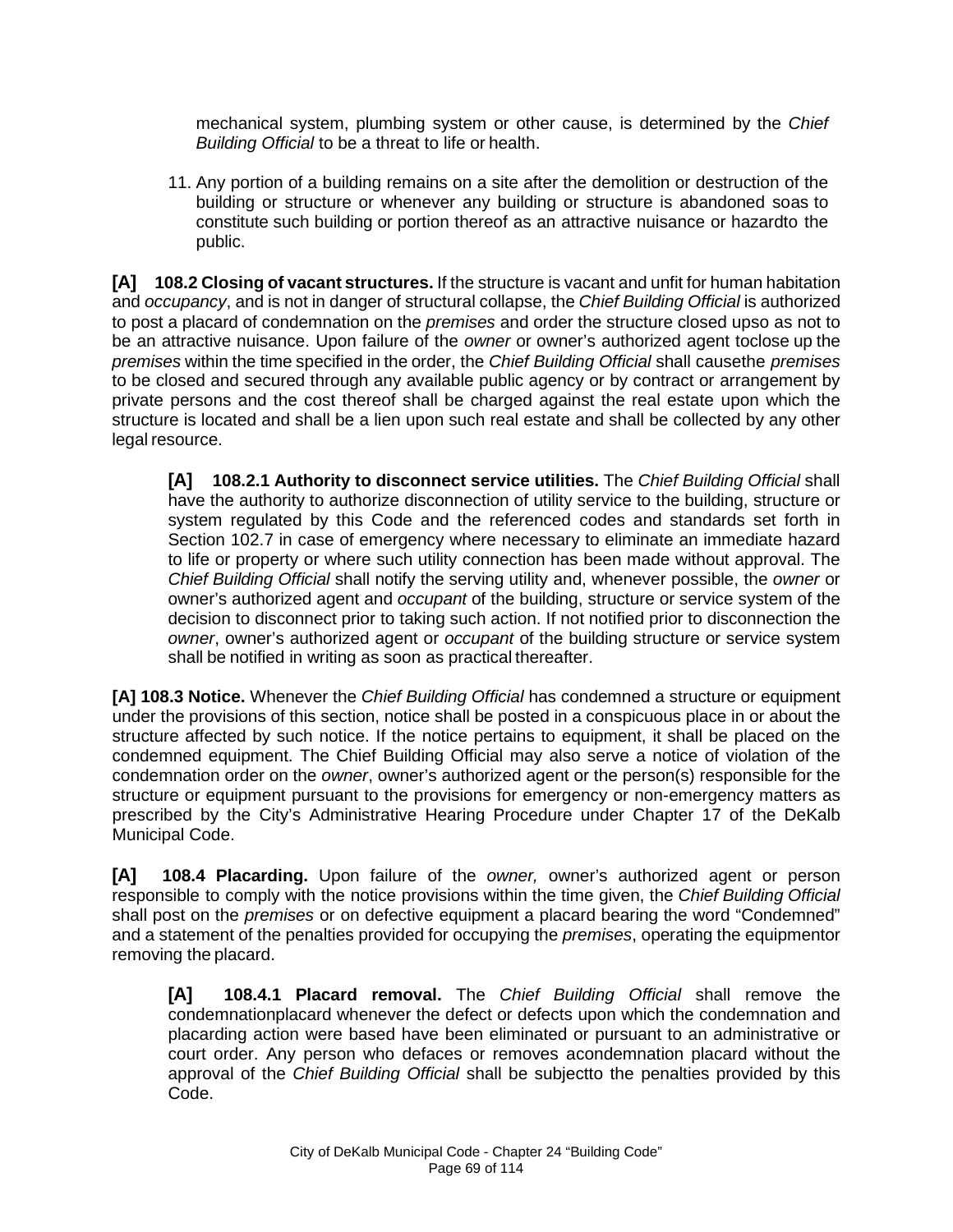mechanical system, plumbing system or other cause, is determined by the *Chief Building Official* to be a threat to life or health.

11. Any portion of a building remains on a site after the demolition or destruction of the building or structure or whenever any building or structure is abandoned soas to constitute such building or portion thereof as an attractive nuisance or hazardto the public.

**[A] 108.2 Closing of vacant structures.** If the structure is vacant and unfit for human habitation and *occupancy*, and is not in danger of structural collapse, the *Chief Building Official* is authorized to post a placard of condemnation on the *premises* and order the structure closed upso as not to be an attractive nuisance. Upon failure of the *owner* or owner's authorized agent toclose up the *premises* within the time specified in the order, the *Chief Building Official* shall causethe *premises* to be closed and secured through any available public agency or by contract or arrangement by private persons and the cost thereof shall be charged against the real estate upon which the structure is located and shall be a lien upon such real estate and shall be collected by any other legal resource.

**[A] 108.2.1 Authority to disconnect service utilities.** The *Chief Building Official* shall have the authority to authorize disconnection of utility service to the building, structure or system regulated by this Code and the referenced codes and standards set forth in Section 102.7 in case of emergency where necessary to eliminate an immediate hazard to life or property or where such utility connection has been made without approval. The *Chief Building Official* shall notify the serving utility and, whenever possible, the *owner* or owner's authorized agent and *occupant* of the building, structure or service system of the decision to disconnect prior to taking such action. If not notified prior to disconnection the *owner*, owner's authorized agent or *occupant* of the building structure or service system shall be notified in writing as soon as practical thereafter.

**[A] 108.3 Notice.** Whenever the *Chief Building Official* has condemned a structure or equipment under the provisions of this section, notice shall be posted in a conspicuous place in or about the structure affected by such notice. If the notice pertains to equipment, it shall be placed on the condemned equipment. The Chief Building Official may also serve a notice of violation of the condemnation order on the *owner*, owner's authorized agent or the person(s) responsible for the structure or equipment pursuant to the provisions for emergency or non-emergency matters as prescribed by the City's Administrative Hearing Procedure under Chapter 17 of the DeKalb Municipal Code.

**[A] 108.4 Placarding.** Upon failure of the *owner,* owner's authorized agent or person responsible to comply with the notice provisions within the time given, the *Chief Building Official* shall post on the *premises* or on defective equipment a placard bearing the word "Condemned" and a statement of the penalties provided for occupying the *premises*, operating the equipmentor removing the placard.

**[A] 108.4.1 Placard removal.** The *Chief Building Official* shall remove the condemnationplacard whenever the defect or defects upon which the condemnation and placarding action were based have been eliminated or pursuant to an administrative or court order. Any person who defaces or removes acondemnation placard without the approval of the *Chief Building Official* shall be subjectto the penalties provided by this Code.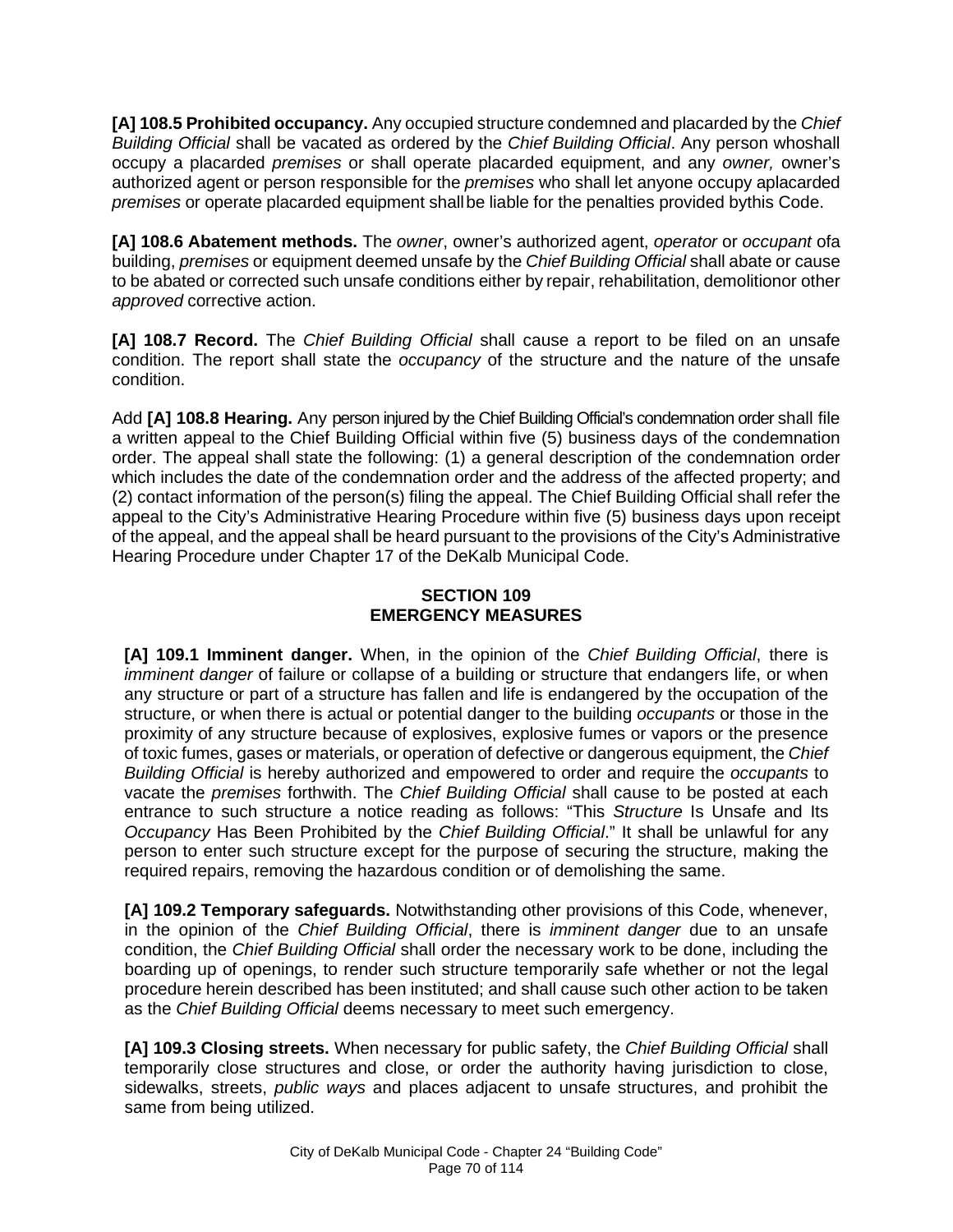**[A] 108.5 Prohibited occupancy.** Any occupied structure condemned and placarded by the *Chief Building Official* shall be vacated as ordered by the *Chief Building Official*. Any person whoshall occupy a placarded *premises* or shall operate placarded equipment, and any *owner,* owner's authorized agent or person responsible for the *premises* who shall let anyone occupy aplacarded *premises* or operate placarded equipment shallbe liable for the penalties provided bythis Code.

**[A] 108.6 Abatement methods.** The *owner*, owner's authorized agent, *operator* or *occupant* ofa building, *premises* or equipment deemed unsafe by the *Chief Building Official* shall abate or cause to be abated or corrected such unsafe conditions either by repair, rehabilitation, demolitionor other *approved* corrective action.

**[A] 108.7 Record.** The *Chief Building Official* shall cause a report to be filed on an unsafe condition. The report shall state the *occupancy* of the structure and the nature of the unsafe condition.

Add **[A] 108.8 Hearing.** Any person injured by the Chief Building Official's condemnation order shall file a written appeal to the Chief Building Official within five (5) business days of the condemnation order. The appeal shall state the following: (1) a general description of the condemnation order which includes the date of the condemnation order and the address of the affected property; and (2) contact information of the person(s) filing the appeal. The Chief Building Official shall refer the appeal to the City's Administrative Hearing Procedure within five (5) business days upon receipt of the appeal, and the appeal shall be heard pursuant to the provisions of the City's Administrative Hearing Procedure under Chapter 17 of the DeKalb Municipal Code.

## SECTION 109
## EMERGENCY MEASURES

**[A] 109.1 Imminent danger.** When, in the opinion of the *Chief Building Official*, there is *imminent danger* of failure or collapse of a building or structure that endangers life, or when any structure or part of a structure has fallen and life is endangered by the occupation of the structure, or when there is actual or potential danger to the building *occupants* or those in the proximity of any structure because of explosives, explosive fumes or vapors or the presence of toxic fumes, gases or materials, or operation of defective or dangerous equipment, the *Chief Building Official* is hereby authorized and empowered to order and require the *occupants* to vacate the *premises* forthwith. The *Chief Building Official* shall cause to be posted at each entrance to such structure a notice reading as follows: "This *Structure* Is Unsafe and Its *Occupancy* Has Been Prohibited by the *Chief Building Official*." It shall be unlawful for any person to enter such structure except for the purpose of securing the structure, making the required repairs, removing the hazardous condition or of demolishing the same.

**[A] 109.2 Temporary safeguards.** Notwithstanding other provisions of this Code, whenever, in the opinion of the *Chief Building Official*, there is *imminent danger* due to an unsafe condition, the *Chief Building Official* shall order the necessary work to be done, including the boarding up of openings, to render such structure temporarily safe whether or not the legal procedure herein described has been instituted; and shall cause such other action to be taken as the *Chief Building Official* deems necessary to meet such emergency.

**[A] 109.3 Closing streets.** When necessary for public safety, the *Chief Building Official* shall temporarily close structures and close, or order the authority having jurisdiction to close, sidewalks, streets, *public ways* and places adjacent to unsafe structures, and prohibit the same from being utilized.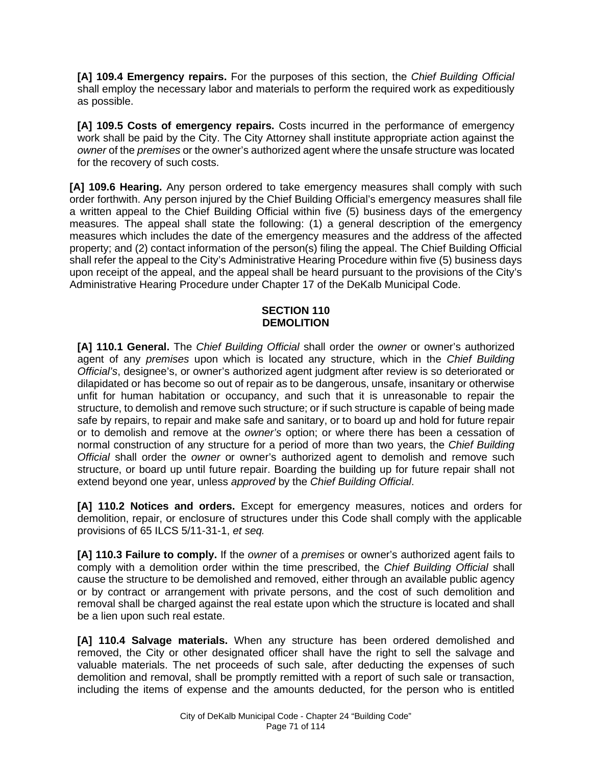**[A] 109.4 Emergency repairs.** For the purposes of this section, the *Chief Building Official* shall employ the necessary labor and materials to perform the required work as expeditiously as possible.

**[A] 109.5 Costs of emergency repairs.** Costs incurred in the performance of emergency work shall be paid by the City. The City Attorney shall institute appropriate action against the *owner* of the *premises* or the owner's authorized agent where the unsafe structure was located for the recovery of such costs.

**[A] 109.6 Hearing.** Any person ordered to take emergency measures shall comply with such order forthwith. Any person injured by the Chief Building Official's emergency measures shall file a written appeal to the Chief Building Official within five (5) business days of the emergency measures. The appeal shall state the following: (1) a general description of the emergency measures which includes the date of the emergency measures and the address of the affected property; and (2) contact information of the person(s) filing the appeal. The Chief Building Official shall refer the appeal to the City's Administrative Hearing Procedure within five (5) business days upon receipt of the appeal, and the appeal shall be heard pursuant to the provisions of the City's Administrative Hearing Procedure under Chapter 17 of the DeKalb Municipal Code.

## SECTION 110
## DEMOLITION

**[A] 110.1 General.** The *Chief Building Official* shall order the *owner* or owner's authorized agent of any *premises* upon which is located any structure, which in the *Chief Building Official's*, designee's, or owner's authorized agent judgment after review is so deteriorated or dilapidated or has become so out of repair as to be dangerous, unsafe, insanitary or otherwise unfit for human habitation or occupancy, and such that it is unreasonable to repair the structure, to demolish and remove such structure; or if such structure is capable of being made safe by repairs, to repair and make safe and sanitary, or to board up and hold for future repair or to demolish and remove at the *owner's* option; or where there has been a cessation of normal construction of any structure for a period of more than two years, the *Chief Building Official* shall order the *owner* or owner's authorized agent to demolish and remove such structure, or board up until future repair. Boarding the building up for future repair shall not extend beyond one year, unless *approved* by the *Chief Building Official*.

**[A] 110.2 Notices and orders.** Except for emergency measures, notices and orders for demolition, repair, or enclosure of structures under this Code shall comply with the applicable provisions of 65 ILCS 5/11-31-1, *et seq.*

**[A] 110.3 Failure to comply.** If the *owner* of a *premises* or owner's authorized agent fails to comply with a demolition order within the time prescribed, the *Chief Building Official* shall cause the structure to be demolished and removed, either through an available public agency or by contract or arrangement with private persons, and the cost of such demolition and removal shall be charged against the real estate upon which the structure is located and shall be a lien upon such real estate.

**[A] 110.4 Salvage materials.** When any structure has been ordered demolished and removed, the City or other designated officer shall have the right to sell the salvage and valuable materials. The net proceeds of such sale, after deducting the expenses of such demolition and removal, shall be promptly remitted with a report of such sale or transaction, including the items of expense and the amounts deducted, for the person who is entitled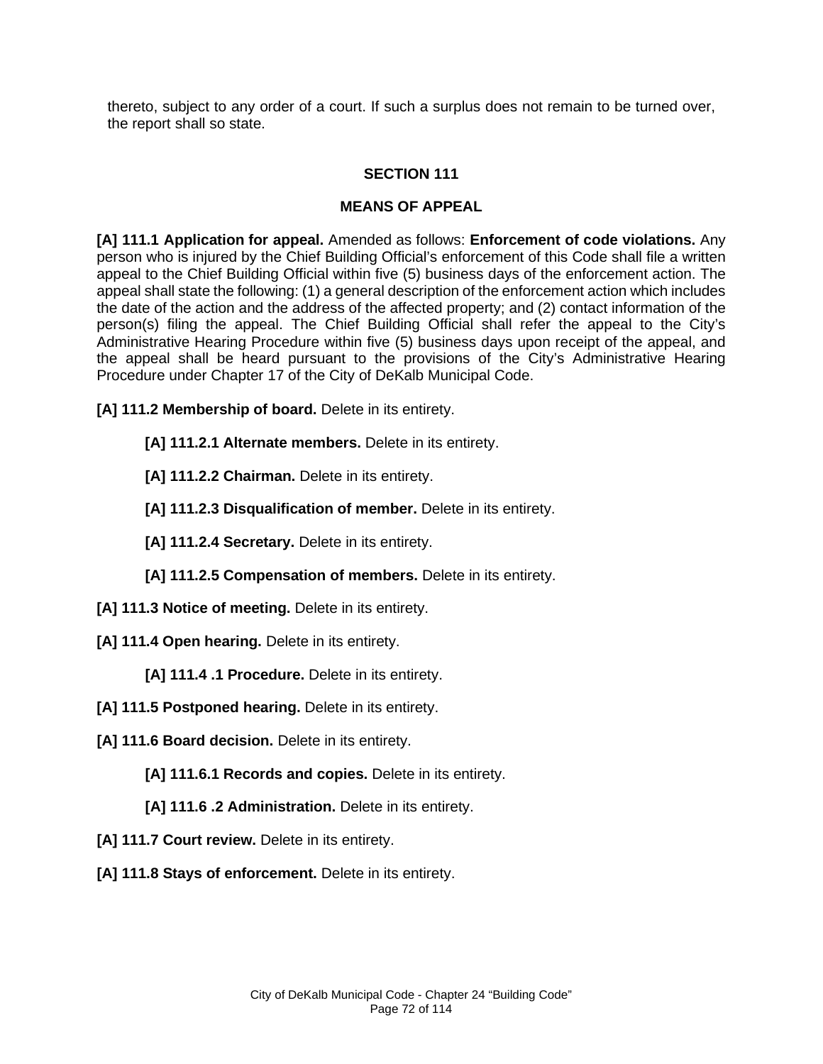thereto, subject to any order of a court. If such a surplus does not remain to be turned over, the report shall so state.

## SECTION 111

## MEANS OF APPEAL

**[A] 111.1 Application for appeal.** Amended as follows: **Enforcement of code violations.** Any person who is injured by the Chief Building Official's enforcement of this Code shall file a written appeal to the Chief Building Official within five (5) business days of the enforcement action. The appeal shall state the following: (1) a general description of the enforcement action which includes the date of the action and the address of the affected property; and (2) contact information of the person(s) filing the appeal. The Chief Building Official shall refer the appeal to the City's Administrative Hearing Procedure within five (5) business days upon receipt of the appeal, and the appeal shall be heard pursuant to the provisions of the City's Administrative Hearing Procedure under Chapter 17 of the City of DeKalb Municipal Code.

**[A] 111.2 Membership of board.** Delete in its entirety.

**[A] 111.2.1 Alternate members.** Delete in its entirety.

**[A] 111.2.2 Chairman.** Delete in its entirety.

**[A] 111.2.3 Disqualification of member.** Delete in its entirety.

**[A] 111.2.4 Secretary.** Delete in its entirety.

**[A] 111.2.5 Compensation of members.** Delete in its entirety.

**[A] 111.3 Notice of meeting.** Delete in its entirety.

**[A] 111.4 Open hearing.** Delete in its entirety.

**[A] 111.4 .1 Procedure.** Delete in its entirety.

**[A] 111.5 Postponed hearing.** Delete in its entirety.

**[A] 111.6 Board decision.** Delete in its entirety.

**[A] 111.6.1 Records and copies.** Delete in its entirety.

**[A] 111.6 .2 Administration.** Delete in its entirety.

**[A] 111.7 Court review.** Delete in its entirety.

**[A] 111.8 Stays of enforcement.** Delete in its entirety.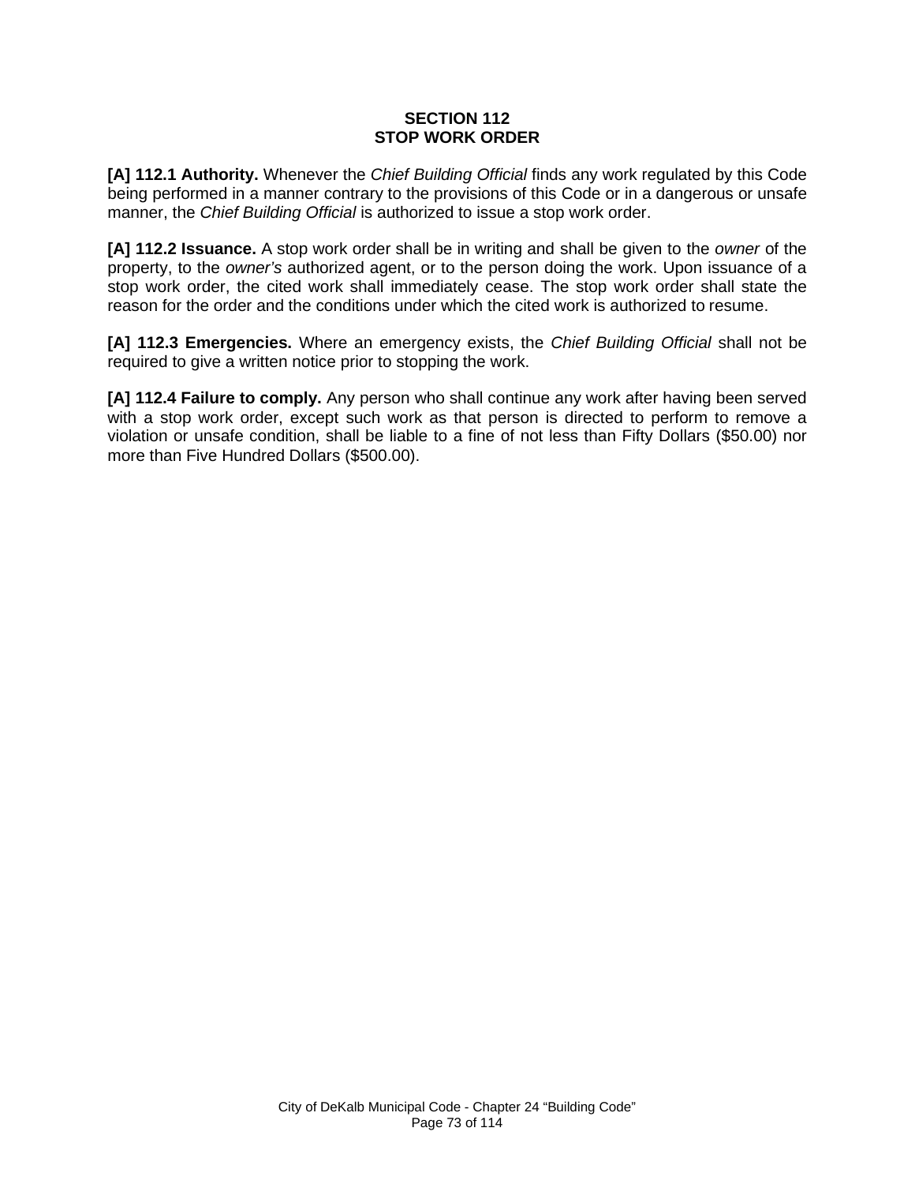## SECTION 112
## STOP WORK ORDER

**[A] 112.1 Authority.** Whenever the *Chief Building Official* finds any work regulated by this Code being performed in a manner contrary to the provisions of this Code or in a dangerous or unsafe manner, the *Chief Building Official* is authorized to issue a stop work order.

**[A] 112.2 Issuance.** A stop work order shall be in writing and shall be given to the *owner* of the property, to the *owner's* authorized agent, or to the person doing the work. Upon issuance of a stop work order, the cited work shall immediately cease. The stop work order shall state the reason for the order and the conditions under which the cited work is authorized to resume.

**[A] 112.3 Emergencies.** Where an emergency exists, the *Chief Building Official* shall not be required to give a written notice prior to stopping the work.

**[A] 112.4 Failure to comply.** Any person who shall continue any work after having been served with a stop work order, except such work as that person is directed to perform to remove a violation or unsafe condition, shall be liable to a fine of not less than Fifty Dollars ($50.00) nor more than Five Hundred Dollars ($500.00).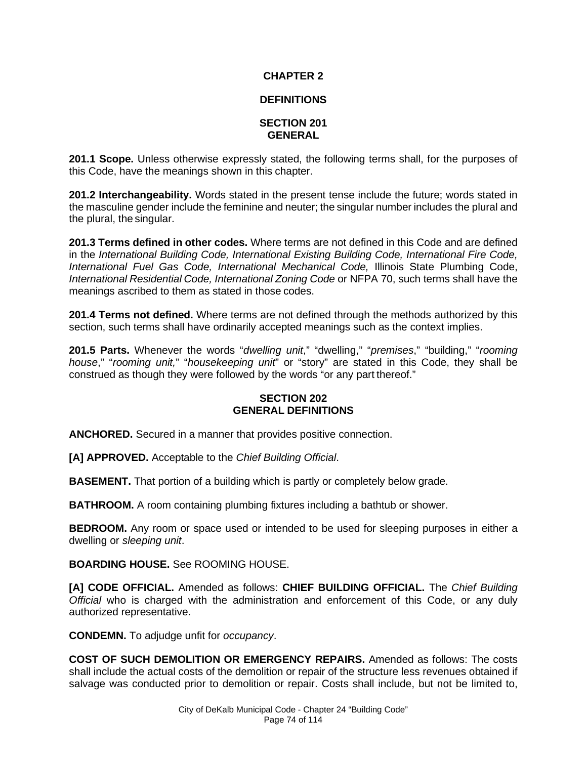# CHAPTER 2

# DEFINITIONS

## SECTION 201 GENERAL

**201.1 Scope.** Unless otherwise expressly stated, the following terms shall, for the purposes of this Code, have the meanings shown in this chapter.

**201.2 Interchangeability.** Words stated in the present tense include the future; words stated in the masculine gender include the feminine and neuter; the singular number includes the plural and the plural, the singular.

**201.3 Terms defined in other codes.** Where terms are not defined in this Code and are defined in the *International Building Code, International Existing Building Code, International Fire Code, International Fuel Gas Code, International Mechanical Code,* Illinois State Plumbing Code, *International Residential Code, International Zoning Code* or NFPA 70, such terms shall have the meanings ascribed to them as stated in those codes.

**201.4 Terms not defined.** Where terms are not defined through the methods authorized by this section, such terms shall have ordinarily accepted meanings such as the context implies.

**201.5 Parts.** Whenever the words "*dwelling unit*," "dwelling," "*premises*," "building," "*rooming house*," "*rooming unit,*" "*housekeeping unit*" or "story" are stated in this Code, they shall be construed as though they were followed by the words "or any part thereof."

## SECTION 202 GENERAL DEFINITIONS

**ANCHORED.** Secured in a manner that provides positive connection.

**[A] APPROVED.** Acceptable to the *Chief Building Official*.

**BASEMENT.** That portion of a building which is partly or completely below grade.

**BATHROOM.** A room containing plumbing fixtures including a bathtub or shower.

**BEDROOM.** Any room or space used or intended to be used for sleeping purposes in either a dwelling or *sleeping unit*.

**BOARDING HOUSE.** See ROOMING HOUSE.

**[A] CODE OFFICIAL.** Amended as follows: **CHIEF BUILDING OFFICIAL.** The *Chief Building Official* who is charged with the administration and enforcement of this Code, or any duly authorized representative.

**CONDEMN.** To adjudge unfit for *occupancy*.

**COST OF SUCH DEMOLITION OR EMERGENCY REPAIRS.** Amended as follows: The costs shall include the actual costs of the demolition or repair of the structure less revenues obtained if salvage was conducted prior to demolition or repair. Costs shall include, but not be limited to,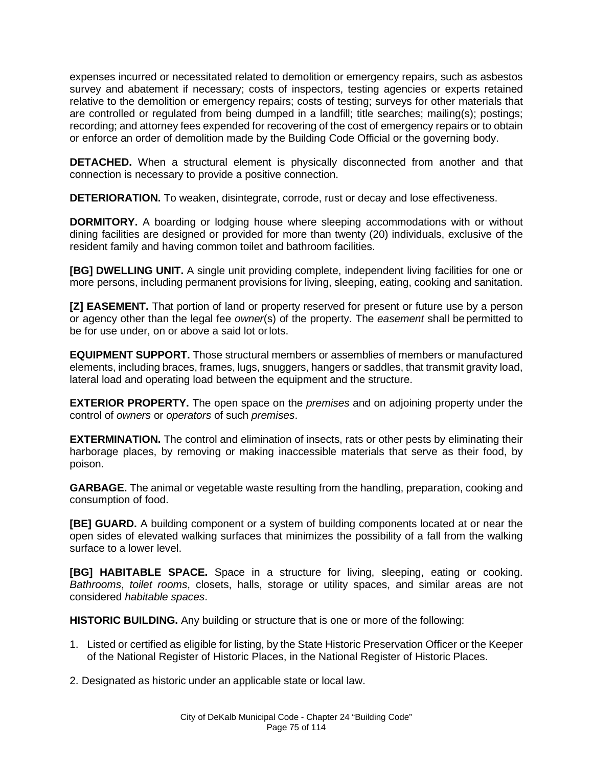expenses incurred or necessitated related to demolition or emergency repairs, such as asbestos survey and abatement if necessary; costs of inspectors, testing agencies or experts retained relative to the demolition or emergency repairs; costs of testing; surveys for other materials that are controlled or regulated from being dumped in a landfill; title searches; mailing(s); postings; recording; and attorney fees expended for recovering of the cost of emergency repairs or to obtain or enforce an order of demolition made by the Building Code Official or the governing body.

**DETACHED.** When a structural element is physically disconnected from another and that connection is necessary to provide a positive connection.

**DETERIORATION.** To weaken, disintegrate, corrode, rust or decay and lose effectiveness.

**DORMITORY.** A boarding or lodging house where sleeping accommodations with or without dining facilities are designed or provided for more than twenty (20) individuals, exclusive of the resident family and having common toilet and bathroom facilities.

**[BG] DWELLING UNIT.** A single unit providing complete, independent living facilities for one or more persons, including permanent provisions for living, sleeping, eating, cooking and sanitation.

**[Z] EASEMENT.** That portion of land or property reserved for present or future use by a person or agency other than the legal fee *owner*(s) of the property. The *easement* shall be permitted to be for use under, on or above a said lot or lots.

**EQUIPMENT SUPPORT.** Those structural members or assemblies of members or manufactured elements, including braces, frames, lugs, snuggers, hangers or saddles, that transmit gravity load, lateral load and operating load between the equipment and the structure.

**EXTERIOR PROPERTY.** The open space on the *premises* and on adjoining property under the control of *owners* or *operators* of such *premises*.

**EXTERMINATION.** The control and elimination of insects, rats or other pests by eliminating their harborage places, by removing or making inaccessible materials that serve as their food, by poison.

**GARBAGE.** The animal or vegetable waste resulting from the handling, preparation, cooking and consumption of food.

**[BE] GUARD.** A building component or a system of building components located at or near the open sides of elevated walking surfaces that minimizes the possibility of a fall from the walking surface to a lower level.

**[BG] HABITABLE SPACE.** Space in a structure for living, sleeping, eating or cooking. *Bathrooms*, *toilet rooms*, closets, halls, storage or utility spaces, and similar areas are not considered *habitable spaces*.

**HISTORIC BUILDING.** Any building or structure that is one or more of the following:

1. Listed or certified as eligible for listing, by the State Historic Preservation Officer or the Keeper of the National Register of Historic Places, in the National Register of Historic Places.
2. Designated as historic under an applicable state or local law.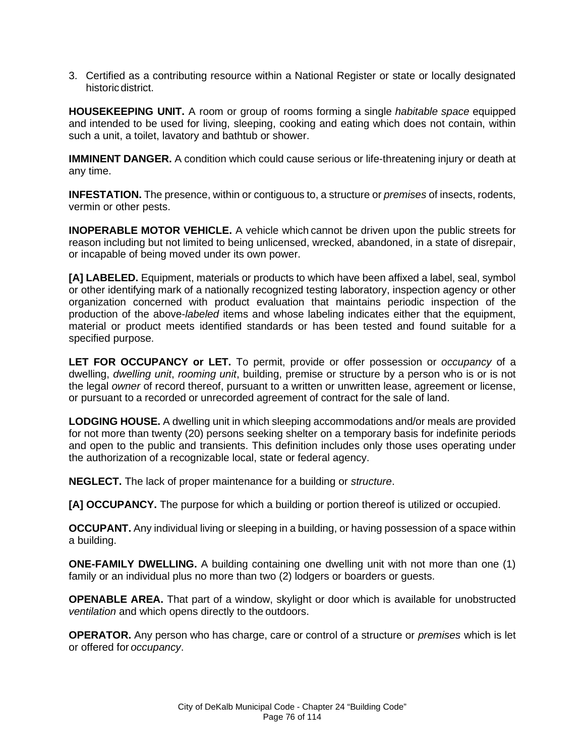3. Certified as a contributing resource within a National Register or state or locally designated historic district.

**HOUSEKEEPING UNIT.** A room or group of rooms forming a single *habitable space* equipped and intended to be used for living, sleeping, cooking and eating which does not contain, within such a unit, a toilet, lavatory and bathtub or shower.

**IMMINENT DANGER.** A condition which could cause serious or life-threatening injury or death at any time.

**INFESTATION.** The presence, within or contiguous to, a structure or *premises* of insects, rodents, vermin or other pests.

**INOPERABLE MOTOR VEHICLE.** A vehicle which cannot be driven upon the public streets for reason including but not limited to being unlicensed, wrecked, abandoned, in a state of disrepair, or incapable of being moved under its own power.

**[A] LABELED.** Equipment, materials or products to which have been affixed a label, seal, symbol or other identifying mark of a nationally recognized testing laboratory, inspection agency or other organization concerned with product evaluation that maintains periodic inspection of the production of the above-*labeled* items and whose labeling indicates either that the equipment, material or product meets identified standards or has been tested and found suitable for a specified purpose.

**LET FOR OCCUPANCY or LET.** To permit, provide or offer possession or *occupancy* of a dwelling, *dwelling unit*, *rooming unit*, building, premise or structure by a person who is or is not the legal *owner* of record thereof, pursuant to a written or unwritten lease, agreement or license, or pursuant to a recorded or unrecorded agreement of contract for the sale of land.

**LODGING HOUSE.** A dwelling unit in which sleeping accommodations and/or meals are provided for not more than twenty (20) persons seeking shelter on a temporary basis for indefinite periods and open to the public and transients. This definition includes only those uses operating under the authorization of a recognizable local, state or federal agency.

**NEGLECT.** The lack of proper maintenance for a building or *structure*.

**[A] OCCUPANCY.** The purpose for which a building or portion thereof is utilized or occupied.

**OCCUPANT.** Any individual living or sleeping in a building, or having possession of a space within a building.

**ONE-FAMILY DWELLING.** A building containing one dwelling unit with not more than one (1) family or an individual plus no more than two (2) lodgers or boarders or guests.

**OPENABLE AREA.** That part of a window, skylight or door which is available for unobstructed *ventilation* and which opens directly to the outdoors.

**OPERATOR.** Any person who has charge, care or control of a structure or *premises* which is let or offered for *occupancy*.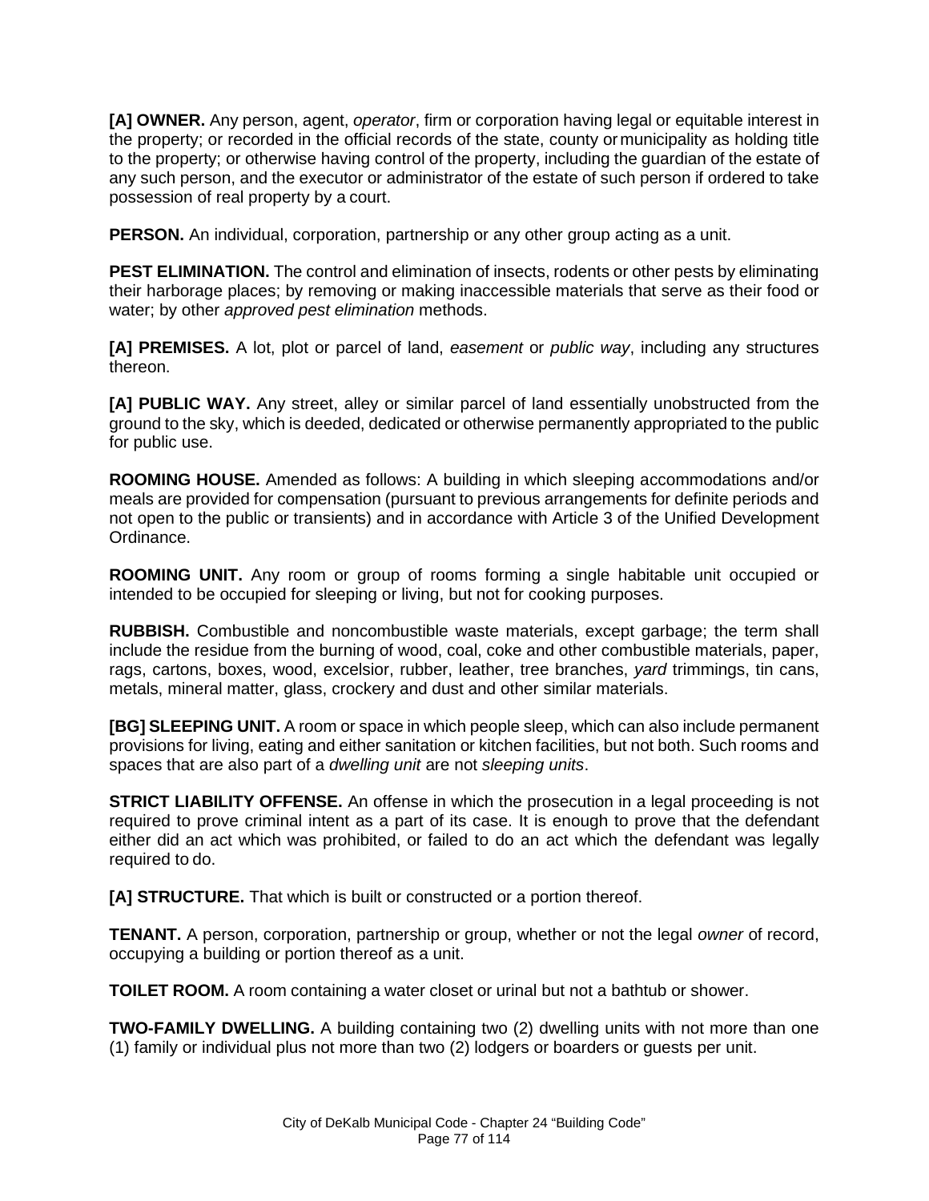**[A] OWNER.** Any person, agent, *operator*, firm or corporation having legal or equitable interest in the property; or recorded in the official records of the state, county or municipality as holding title to the property; or otherwise having control of the property, including the guardian of the estate of any such person, and the executor or administrator of the estate of such person if ordered to take possession of real property by a court.

**PERSON.** An individual, corporation, partnership or any other group acting as a unit.

**PEST ELIMINATION.** The control and elimination of insects, rodents or other pests by eliminating their harborage places; by removing or making inaccessible materials that serve as their food or water; by other *approved pest elimination* methods.

**[A] PREMISES.** A lot, plot or parcel of land, *easement* or *public way*, including any structures thereon.

**[A] PUBLIC WAY.** Any street, alley or similar parcel of land essentially unobstructed from the ground to the sky, which is deeded, dedicated or otherwise permanently appropriated to the public for public use.

**ROOMING HOUSE.** Amended as follows: A building in which sleeping accommodations and/or meals are provided for compensation (pursuant to previous arrangements for definite periods and not open to the public or transients) and in accordance with Article 3 of the Unified Development Ordinance.

**ROOMING UNIT.** Any room or group of rooms forming a single habitable unit occupied or intended to be occupied for sleeping or living, but not for cooking purposes.

**RUBBISH.** Combustible and noncombustible waste materials, except garbage; the term shall include the residue from the burning of wood, coal, coke and other combustible materials, paper, rags, cartons, boxes, wood, excelsior, rubber, leather, tree branches, *yard* trimmings, tin cans, metals, mineral matter, glass, crockery and dust and other similar materials.

**[BG] SLEEPING UNIT.** A room or space in which people sleep, which can also include permanent provisions for living, eating and either sanitation or kitchen facilities, but not both. Such rooms and spaces that are also part of a *dwelling unit* are not *sleeping units*.

**STRICT LIABILITY OFFENSE.** An offense in which the prosecution in a legal proceeding is not required to prove criminal intent as a part of its case. It is enough to prove that the defendant either did an act which was prohibited, or failed to do an act which the defendant was legally required to do.

**[A] STRUCTURE.** That which is built or constructed or a portion thereof.

**TENANT.** A person, corporation, partnership or group, whether or not the legal *owner* of record, occupying a building or portion thereof as a unit.

**TOILET ROOM.** A room containing a water closet or urinal but not a bathtub or shower.

**TWO-FAMILY DWELLING.** A building containing two (2) dwelling units with not more than one (1) family or individual plus not more than two (2) lodgers or boarders or guests per unit.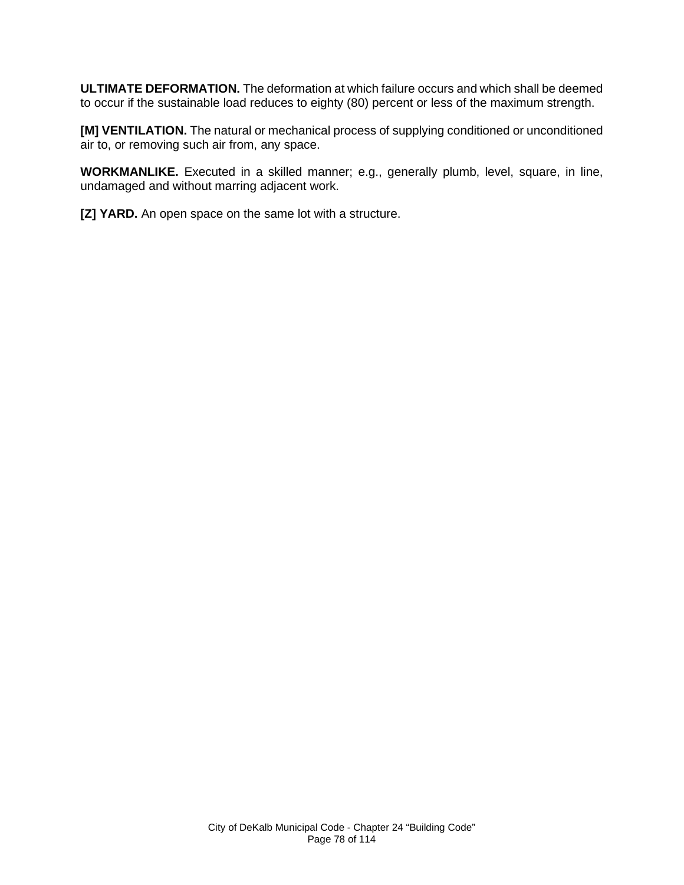**ULTIMATE DEFORMATION.** The deformation at which failure occurs and which shall be deemed to occur if the sustainable load reduces to eighty (80) percent or less of the maximum strength.

**[M] VENTILATION.** The natural or mechanical process of supplying conditioned or unconditioned air to, or removing such air from, any space.

**WORKMANLIKE.** Executed in a skilled manner; e.g., generally plumb, level, square, in line, undamaged and without marring adjacent work.

**[Z] YARD.** An open space on the same lot with a structure.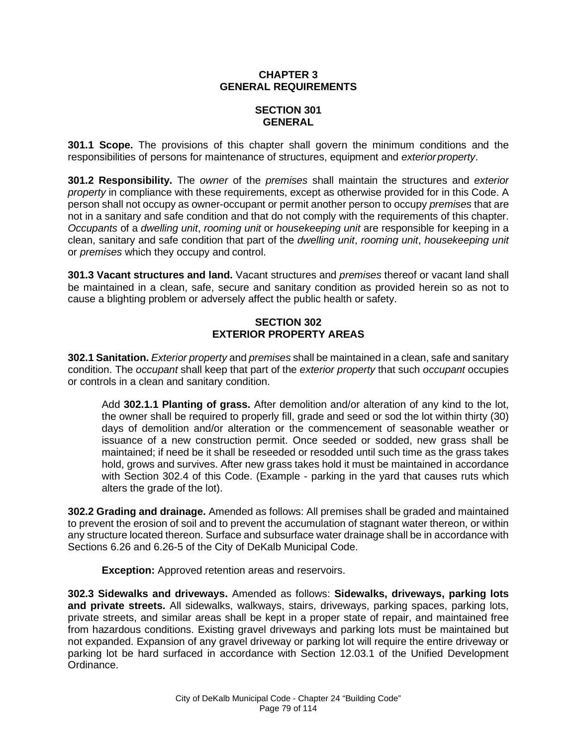# CHAPTER 3
# GENERAL REQUIREMENTS

## SECTION 301
## GENERAL

**301.1 Scope.** The provisions of this chapter shall govern the minimum conditions and the responsibilities of persons for maintenance of structures, equipment and *exterior property*.

**301.2 Responsibility.** The *owner* of the *premises* shall maintain the structures and *exterior property* in compliance with these requirements, except as otherwise provided for in this Code. A person shall not occupy as owner-occupant or permit another person to occupy *premises* that are not in a sanitary and safe condition and that do not comply with the requirements of this chapter. *Occupants* of a *dwelling unit*, *rooming unit* or *housekeeping unit* are responsible for keeping in a clean, sanitary and safe condition that part of the *dwelling unit*, *rooming unit*, *housekeeping unit* or *premises* which they occupy and control.

**301.3 Vacant structures and land.** Vacant structures and *premises* thereof or vacant land shall be maintained in a clean, safe, secure and sanitary condition as provided herein so as not to cause a blighting problem or adversely affect the public health or safety.

## SECTION 302
## EXTERIOR PROPERTY AREAS

**302.1 Sanitation.** *Exterior property* and *premises* shall be maintained in a clean, safe and sanitary condition. The *occupant* shall keep that part of the *exterior property* that such *occupant* occupies or controls in a clean and sanitary condition.

> Add **302.1.1 Planting of grass.** After demolition and/or alteration of any kind to the lot, the owner shall be required to properly fill, grade and seed or sod the lot within thirty (30) days of demolition and/or alteration or the commencement of seasonable weather or issuance of a new construction permit. Once seeded or sodded, new grass shall be maintained; if need be it shall be reseeded or resodded until such time as the grass takes hold, grows and survives. After new grass takes hold it must be maintained in accordance with Section 302.4 of this Code. (Example - parking in the yard that causes ruts which alters the grade of the lot).

**302.2 Grading and drainage.** Amended as follows: All premises shall be graded and maintained to prevent the erosion of soil and to prevent the accumulation of stagnant water thereon, or within any structure located thereon. Surface and subsurface water drainage shall be in accordance with Sections 6.26 and 6.26-5 of the City of DeKalb Municipal Code.

> **Exception:** Approved retention areas and reservoirs.

**302.3 Sidewalks and driveways.** Amended as follows: **Sidewalks, driveways, parking lots and private streets.** All sidewalks, walkways, stairs, driveways, parking spaces, parking lots, private streets, and similar areas shall be kept in a proper state of repair, and maintained free from hazardous conditions. Existing gravel driveways and parking lots must be maintained but not expanded. Expansion of any gravel driveway or parking lot will require the entire driveway or parking lot be hard surfaced in accordance with Section 12.03.1 of the Unified Development Ordinance.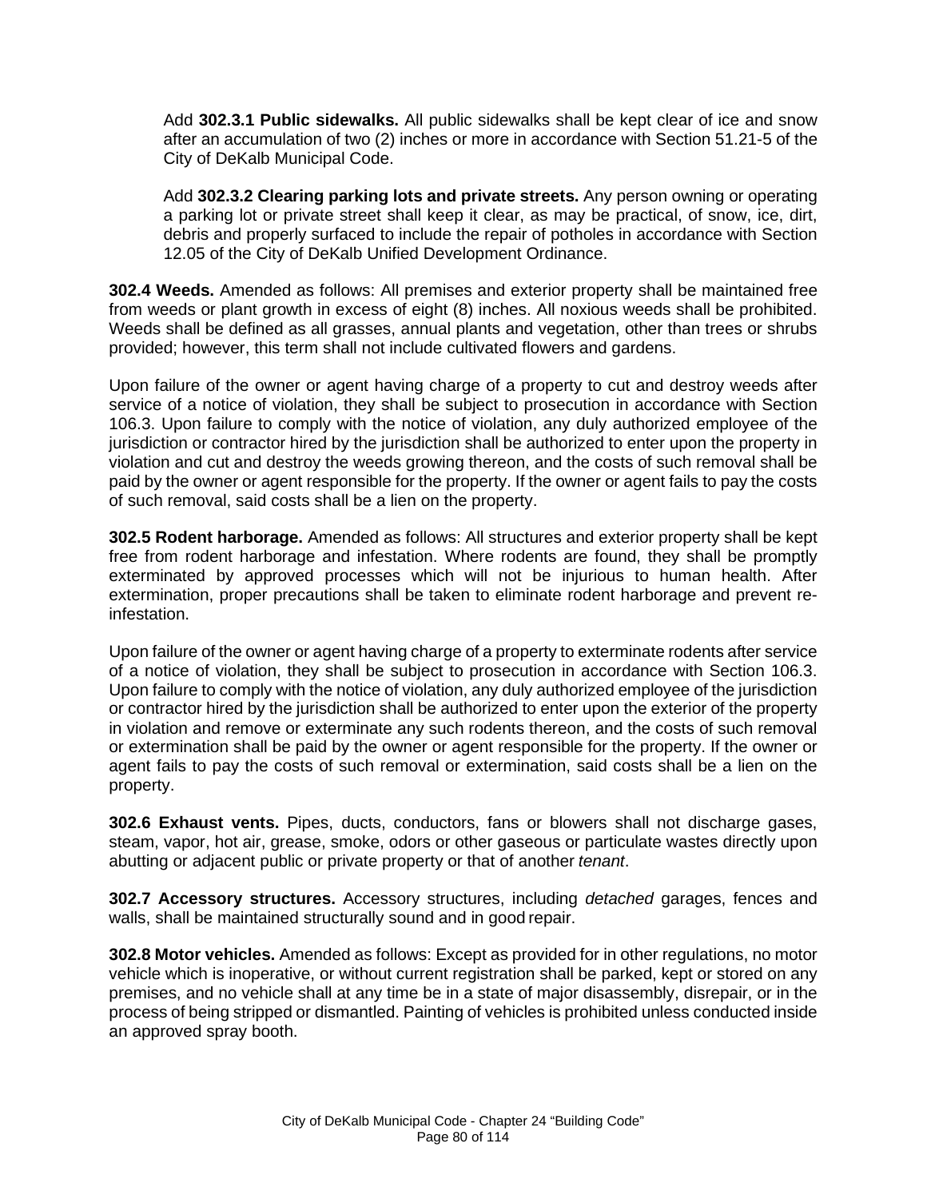Add **302.3.1 Public sidewalks.** All public sidewalks shall be kept clear of ice and snow after an accumulation of two (2) inches or more in accordance with Section 51.21-5 of the City of DeKalb Municipal Code.

Add **302.3.2 Clearing parking lots and private streets.** Any person owning or operating a parking lot or private street shall keep it clear, as may be practical, of snow, ice, dirt, debris and properly surfaced to include the repair of potholes in accordance with Section 12.05 of the City of DeKalb Unified Development Ordinance.

**302.4 Weeds.** Amended as follows: All premises and exterior property shall be maintained free from weeds or plant growth in excess of eight (8) inches. All noxious weeds shall be prohibited. Weeds shall be defined as all grasses, annual plants and vegetation, other than trees or shrubs provided; however, this term shall not include cultivated flowers and gardens.

Upon failure of the owner or agent having charge of a property to cut and destroy weeds after service of a notice of violation, they shall be subject to prosecution in accordance with Section 106.3. Upon failure to comply with the notice of violation, any duly authorized employee of the jurisdiction or contractor hired by the jurisdiction shall be authorized to enter upon the property in violation and cut and destroy the weeds growing thereon, and the costs of such removal shall be paid by the owner or agent responsible for the property. If the owner or agent fails to pay the costs of such removal, said costs shall be a lien on the property.

**302.5 Rodent harborage.** Amended as follows: All structures and exterior property shall be kept free from rodent harborage and infestation. Where rodents are found, they shall be promptly exterminated by approved processes which will not be injurious to human health. After extermination, proper precautions shall be taken to eliminate rodent harborage and prevent re-infestation.

Upon failure of the owner or agent having charge of a property to exterminate rodents after service of a notice of violation, they shall be subject to prosecution in accordance with Section 106.3. Upon failure to comply with the notice of violation, any duly authorized employee of the jurisdiction or contractor hired by the jurisdiction shall be authorized to enter upon the exterior of the property in violation and remove or exterminate any such rodents thereon, and the costs of such removal or extermination shall be paid by the owner or agent responsible for the property. If the owner or agent fails to pay the costs of such removal or extermination, said costs shall be a lien on the property.

**302.6 Exhaust vents.** Pipes, ducts, conductors, fans or blowers shall not discharge gases, steam, vapor, hot air, grease, smoke, odors or other gaseous or particulate wastes directly upon abutting or adjacent public or private property or that of another *tenant*.

**302.7 Accessory structures.** Accessory structures, including *detached* garages, fences and walls, shall be maintained structurally sound and in good repair.

**302.8 Motor vehicles.** Amended as follows: Except as provided for in other regulations, no motor vehicle which is inoperative, or without current registration shall be parked, kept or stored on any premises, and no vehicle shall at any time be in a state of major disassembly, disrepair, or in the process of being stripped or dismantled. Painting of vehicles is prohibited unless conducted inside an approved spray booth.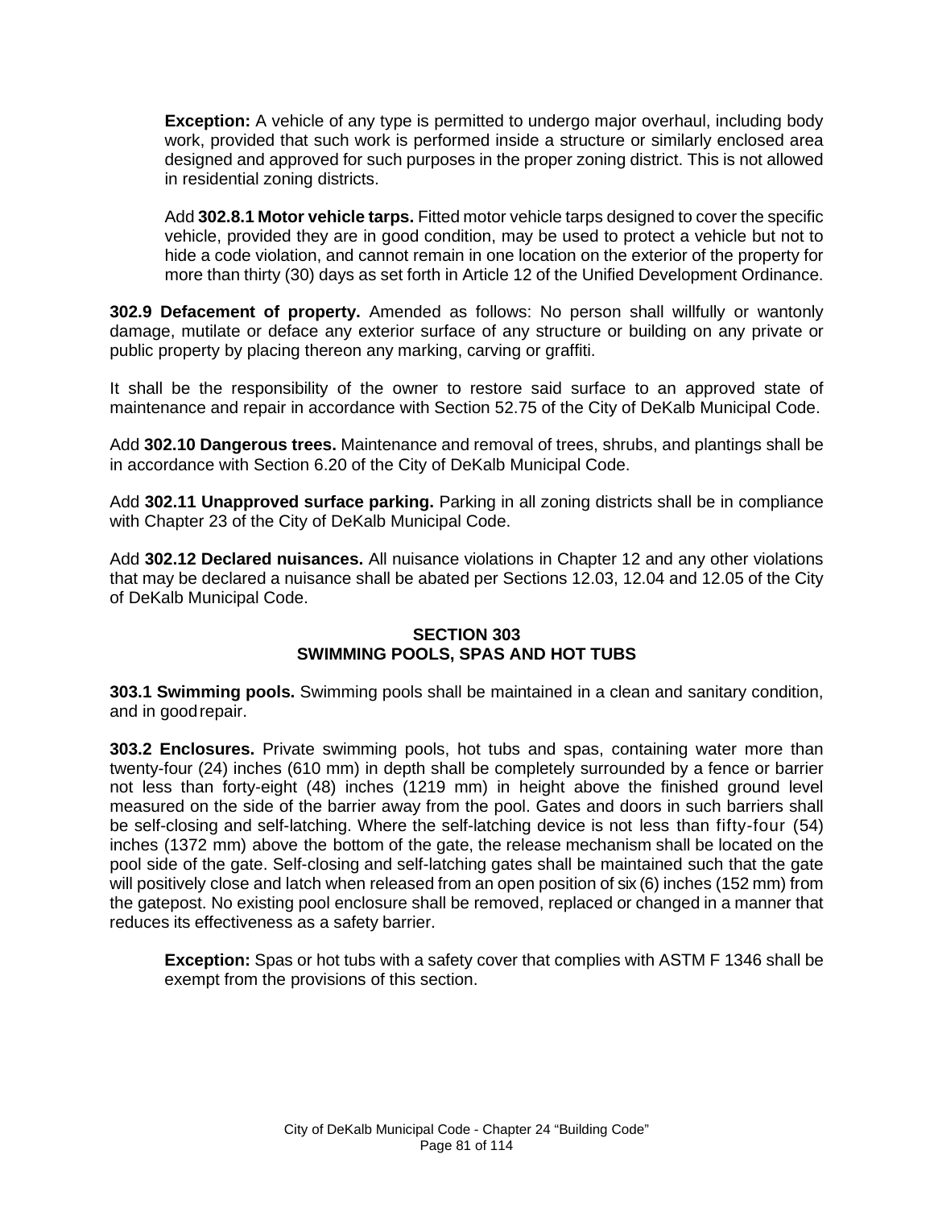**Exception:** A vehicle of any type is permitted to undergo major overhaul, including body work, provided that such work is performed inside a structure or similarly enclosed area designed and approved for such purposes in the proper zoning district. This is not allowed in residential zoning districts.

Add **302.8.1 Motor vehicle tarps.** Fitted motor vehicle tarps designed to cover the specific vehicle, provided they are in good condition, may be used to protect a vehicle but not to hide a code violation, and cannot remain in one location on the exterior of the property for more than thirty (30) days as set forth in Article 12 of the Unified Development Ordinance.

**302.9 Defacement of property.** Amended as follows: No person shall willfully or wantonly damage, mutilate or deface any exterior surface of any structure or building on any private or public property by placing thereon any marking, carving or graffiti.

It shall be the responsibility of the owner to restore said surface to an approved state of maintenance and repair in accordance with Section 52.75 of the City of DeKalb Municipal Code.

Add **302.10 Dangerous trees.** Maintenance and removal of trees, shrubs, and plantings shall be in accordance with Section 6.20 of the City of DeKalb Municipal Code.

Add **302.11 Unapproved surface parking.** Parking in all zoning districts shall be in compliance with Chapter 23 of the City of DeKalb Municipal Code.

Add **302.12 Declared nuisances.** All nuisance violations in Chapter 12 and any other violations that may be declared a nuisance shall be abated per Sections 12.03, 12.04 and 12.05 of the City of DeKalb Municipal Code.

## SECTION 303
## SWIMMING POOLS, SPAS AND HOT TUBS

**303.1 Swimming pools.** Swimming pools shall be maintained in a clean and sanitary condition, and in good repair.

**303.2 Enclosures.** Private swimming pools, hot tubs and spas, containing water more than twenty-four (24) inches (610 mm) in depth shall be completely surrounded by a fence or barrier not less than forty-eight (48) inches (1219 mm) in height above the finished ground level measured on the side of the barrier away from the pool. Gates and doors in such barriers shall be self-closing and self-latching. Where the self-latching device is not less than fifty-four (54) inches (1372 mm) above the bottom of the gate, the release mechanism shall be located on the pool side of the gate. Self-closing and self-latching gates shall be maintained such that the gate will positively close and latch when released from an open position of six (6) inches (152 mm) from the gatepost. No existing pool enclosure shall be removed, replaced or changed in a manner that reduces its effectiveness as a safety barrier.

**Exception:** Spas or hot tubs with a safety cover that complies with ASTM F 1346 shall be exempt from the provisions of this section.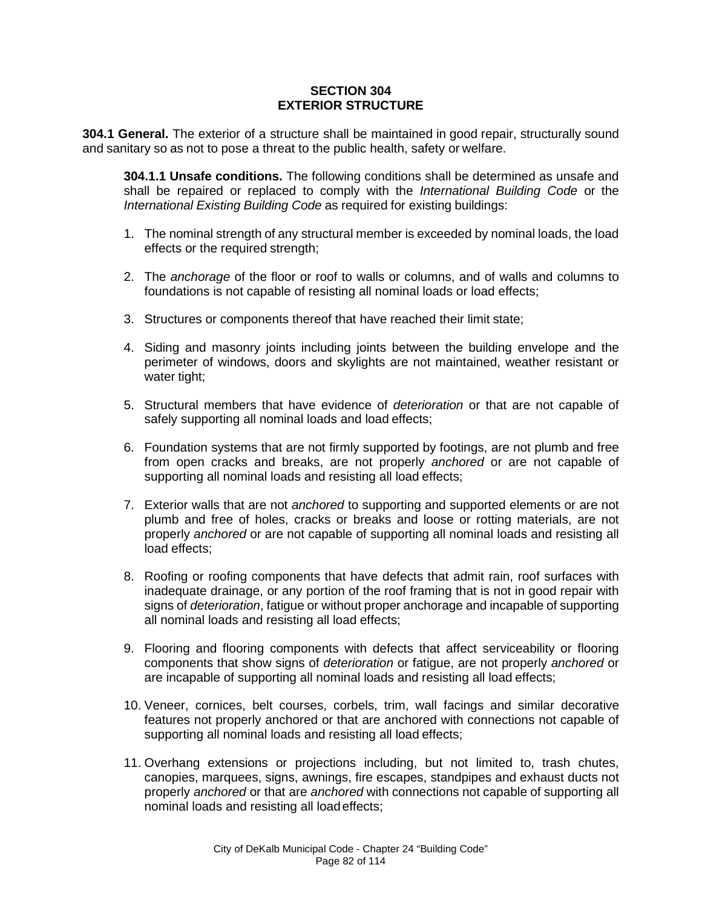## SECTION 304
## EXTERIOR STRUCTURE

**304.1 General.** The exterior of a structure shall be maintained in good repair, structurally sound and sanitary so as not to pose a threat to the public health, safety or welfare.

**304.1.1 Unsafe conditions.** The following conditions shall be determined as unsafe and shall be repaired or replaced to comply with the *International Building Code* or the *International Existing Building Code* as required for existing buildings:

1. The nominal strength of any structural member is exceeded by nominal loads, the load effects or the required strength;
2. The *anchorage* of the floor or roof to walls or columns, and of walls and columns to foundations is not capable of resisting all nominal loads or load effects;
3. Structures or components thereof that have reached their limit state;
4. Siding and masonry joints including joints between the building envelope and the perimeter of windows, doors and skylights are not maintained, weather resistant or water tight;
5. Structural members that have evidence of *deterioration* or that are not capable of safely supporting all nominal loads and load effects;
6. Foundation systems that are not firmly supported by footings, are not plumb and free from open cracks and breaks, are not properly *anchored* or are not capable of supporting all nominal loads and resisting all load effects;
7. Exterior walls that are not *anchored* to supporting and supported elements or are not plumb and free of holes, cracks or breaks and loose or rotting materials, are not properly *anchored* or are not capable of supporting all nominal loads and resisting all load effects;
8. Roofing or roofing components that have defects that admit rain, roof surfaces with inadequate drainage, or any portion of the roof framing that is not in good repair with signs of *deterioration*, fatigue or without proper anchorage and incapable of supporting all nominal loads and resisting all load effects;
9. Flooring and flooring components with defects that affect serviceability or flooring components that show signs of *deterioration* or fatigue, are not properly *anchored* or are incapable of supporting all nominal loads and resisting all load effects;
10. Veneer, cornices, belt courses, corbels, trim, wall facings and similar decorative features not properly anchored or that are anchored with connections not capable of supporting all nominal loads and resisting all load effects;
11. Overhang extensions or projections including, but not limited to, trash chutes, canopies, marquees, signs, awnings, fire escapes, standpipes and exhaust ducts not properly *anchored* or that are *anchored* with connections not capable of supporting all nominal loads and resisting all load effects;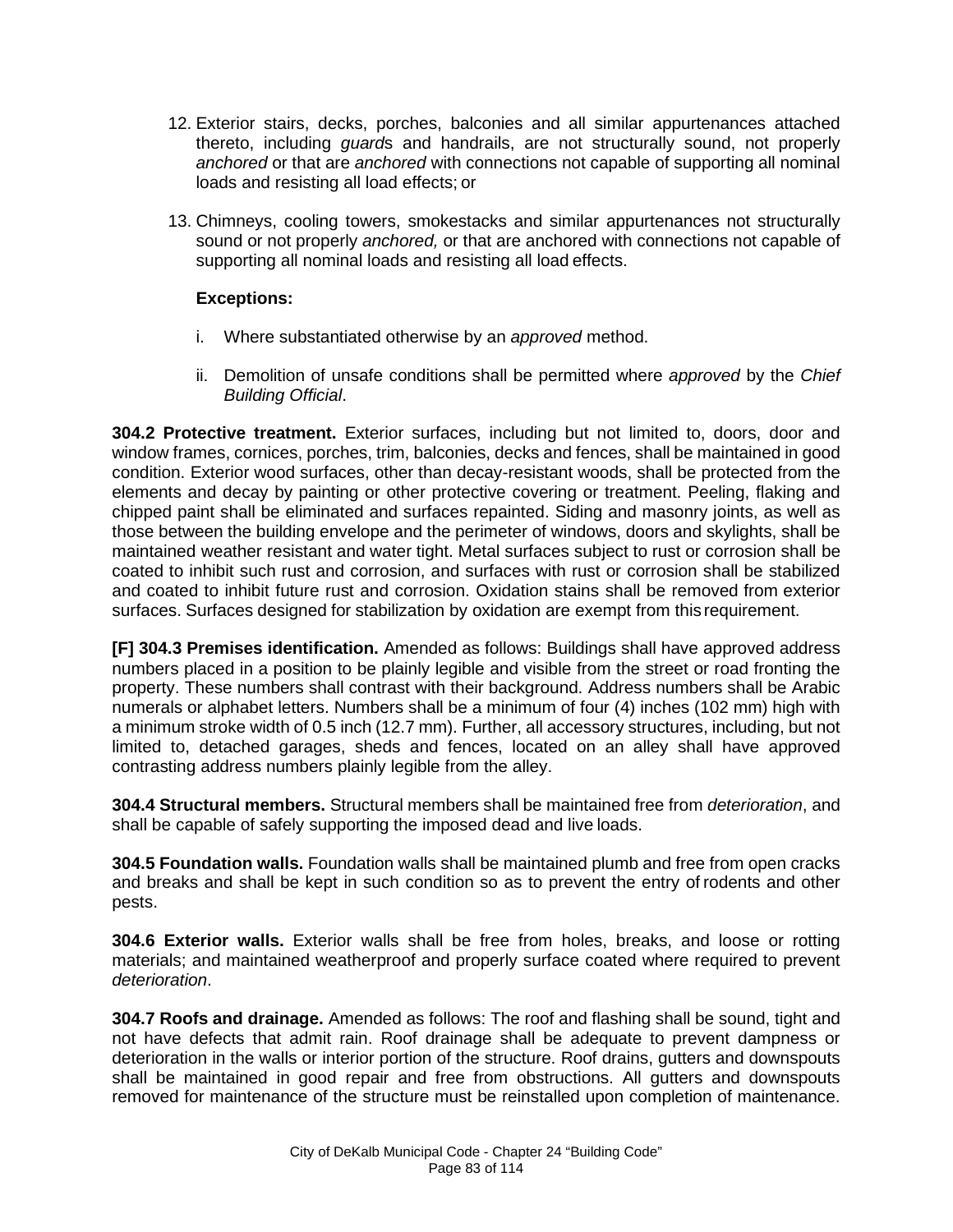12. Exterior stairs, decks, porches, balconies and all similar appurtenances attached thereto, including *guard*s and handrails, are not structurally sound, not properly *anchored* or that are *anchored* with connections not capable of supporting all nominal loads and resisting all load effects; or

13. Chimneys, cooling towers, smokestacks and similar appurtenances not structurally sound or not properly *anchored,* or that are anchored with connections not capable of supporting all nominal loads and resisting all load effects.

    **Exceptions:**

    i. Where substantiated otherwise by an *approved* method.

    ii. Demolition of unsafe conditions shall be permitted where *approved* by the *Chief Building Official*.

**304.2 Protective treatment.** Exterior surfaces, including but not limited to, doors, door and window frames, cornices, porches, trim, balconies, decks and fences, shall be maintained in good condition. Exterior wood surfaces, other than decay-resistant woods, shall be protected from the elements and decay by painting or other protective covering or treatment. Peeling, flaking and chipped paint shall be eliminated and surfaces repainted. Siding and masonry joints, as well as those between the building envelope and the perimeter of windows, doors and skylights, shall be maintained weather resistant and water tight. Metal surfaces subject to rust or corrosion shall be coated to inhibit such rust and corrosion, and surfaces with rust or corrosion shall be stabilized and coated to inhibit future rust and corrosion. Oxidation stains shall be removed from exterior surfaces. Surfaces designed for stabilization by oxidation are exempt from this requirement.

**[F] 304.3 Premises identification.** Amended as follows: Buildings shall have approved address numbers placed in a position to be plainly legible and visible from the street or road fronting the property. These numbers shall contrast with their background. Address numbers shall be Arabic numerals or alphabet letters. Numbers shall be a minimum of four (4) inches (102 mm) high with a minimum stroke width of 0.5 inch (12.7 mm). Further, all accessory structures, including, but not limited to, detached garages, sheds and fences, located on an alley shall have approved contrasting address numbers plainly legible from the alley.

**304.4 Structural members.** Structural members shall be maintained free from *deterioration*, and shall be capable of safely supporting the imposed dead and live loads.

**304.5 Foundation walls.** Foundation walls shall be maintained plumb and free from open cracks and breaks and shall be kept in such condition so as to prevent the entry of rodents and other pests.

**304.6 Exterior walls.** Exterior walls shall be free from holes, breaks, and loose or rotting materials; and maintained weatherproof and properly surface coated where required to prevent *deterioration*.

**304.7 Roofs and drainage.** Amended as follows: The roof and flashing shall be sound, tight and not have defects that admit rain. Roof drainage shall be adequate to prevent dampness or deterioration in the walls or interior portion of the structure. Roof drains, gutters and downspouts shall be maintained in good repair and free from obstructions. All gutters and downspouts removed for maintenance of the structure must be reinstalled upon completion of maintenance.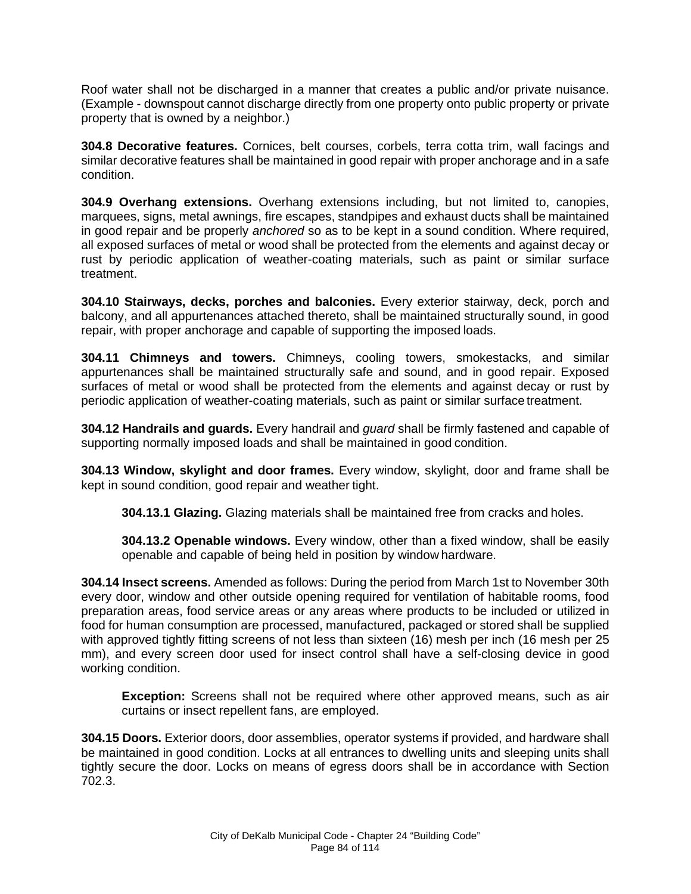Roof water shall not be discharged in a manner that creates a public and/or private nuisance. (Example - downspout cannot discharge directly from one property onto public property or private property that is owned by a neighbor.)

**304.8 Decorative features.** Cornices, belt courses, corbels, terra cotta trim, wall facings and similar decorative features shall be maintained in good repair with proper anchorage and in a safe condition.

**304.9 Overhang extensions.** Overhang extensions including, but not limited to, canopies, marquees, signs, metal awnings, fire escapes, standpipes and exhaust ducts shall be maintained in good repair and be properly *anchored* so as to be kept in a sound condition. Where required, all exposed surfaces of metal or wood shall be protected from the elements and against decay or rust by periodic application of weather-coating materials, such as paint or similar surface treatment.

**304.10 Stairways, decks, porches and balconies.** Every exterior stairway, deck, porch and balcony, and all appurtenances attached thereto, shall be maintained structurally sound, in good repair, with proper anchorage and capable of supporting the imposed loads.

**304.11 Chimneys and towers.** Chimneys, cooling towers, smokestacks, and similar appurtenances shall be maintained structurally safe and sound, and in good repair. Exposed surfaces of metal or wood shall be protected from the elements and against decay or rust by periodic application of weather-coating materials, such as paint or similar surface treatment.

**304.12 Handrails and guards.** Every handrail and *guard* shall be firmly fastened and capable of supporting normally imposed loads and shall be maintained in good condition.

**304.13 Window, skylight and door frames.** Every window, skylight, door and frame shall be kept in sound condition, good repair and weather tight.

> **304.13.1 Glazing.** Glazing materials shall be maintained free from cracks and holes.
>
> **304.13.2 Openable windows.** Every window, other than a fixed window, shall be easily openable and capable of being held in position by window hardware.

**304.14 Insect screens.** Amended as follows: During the period from March 1st to November 30th every door, window and other outside opening required for ventilation of habitable rooms, food preparation areas, food service areas or any areas where products to be included or utilized in food for human consumption are processed, manufactured, packaged or stored shall be supplied with approved tightly fitting screens of not less than sixteen (16) mesh per inch (16 mesh per 25 mm), and every screen door used for insect control shall have a self-closing device in good working condition.

> **Exception:** Screens shall not be required where other approved means, such as air curtains or insect repellent fans, are employed.

**304.15 Doors.** Exterior doors, door assemblies, operator systems if provided, and hardware shall be maintained in good condition. Locks at all entrances to dwelling units and sleeping units shall tightly secure the door. Locks on means of egress doors shall be in accordance with Section 702.3.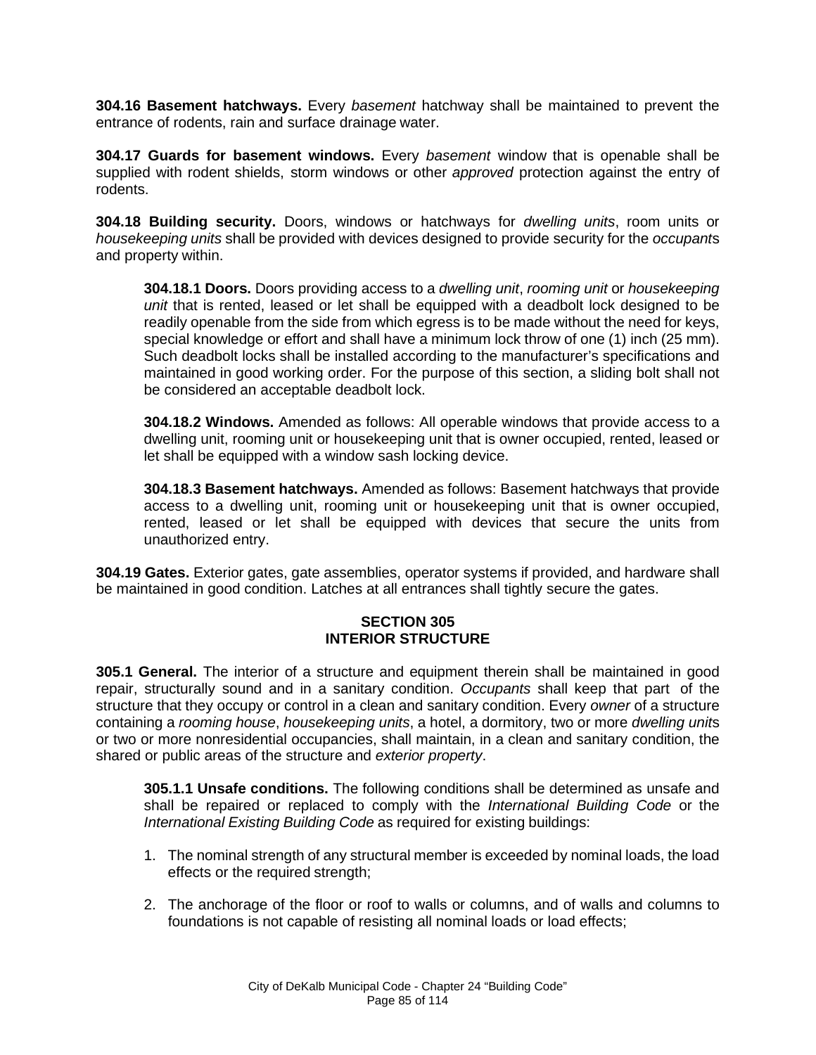**304.16 Basement hatchways.** Every *basement* hatchway shall be maintained to prevent the entrance of rodents, rain and surface drainage water.

**304.17 Guards for basement windows.** Every *basement* window that is openable shall be supplied with rodent shields, storm windows or other *approved* protection against the entry of rodents.

**304.18 Building security.** Doors, windows or hatchways for *dwelling units*, room units or *housekeeping units* shall be provided with devices designed to provide security for the *occupant*s and property within.

> **304.18.1 Doors.** Doors providing access to a *dwelling unit*, *rooming unit* or *housekeeping unit* that is rented, leased or let shall be equipped with a deadbolt lock designed to be readily openable from the side from which egress is to be made without the need for keys, special knowledge or effort and shall have a minimum lock throw of one (1) inch (25 mm). Such deadbolt locks shall be installed according to the manufacturer's specifications and maintained in good working order. For the purpose of this section, a sliding bolt shall not be considered an acceptable deadbolt lock.
>
> **304.18.2 Windows.** Amended as follows: All operable windows that provide access to a dwelling unit, rooming unit or housekeeping unit that is owner occupied, rented, leased or let shall be equipped with a window sash locking device.
>
> **304.18.3 Basement hatchways.** Amended as follows: Basement hatchways that provide access to a dwelling unit, rooming unit or housekeeping unit that is owner occupied, rented, leased or let shall be equipped with devices that secure the units from unauthorized entry.

**304.19 Gates.** Exterior gates, gate assemblies, operator systems if provided, and hardware shall be maintained in good condition. Latches at all entrances shall tightly secure the gates.

## SECTION 305
## INTERIOR STRUCTURE

**305.1 General.** The interior of a structure and equipment therein shall be maintained in good repair, structurally sound and in a sanitary condition. *Occupants* shall keep that part of the structure that they occupy or control in a clean and sanitary condition. Every *owner* of a structure containing a *rooming house*, *housekeeping unit*s, a hotel, a dormitory, two or more *dwelling unit*s or two or more nonresidential occupancies, shall maintain, in a clean and sanitary condition, the shared or public areas of the structure and *exterior property*.

> **305.1.1 Unsafe conditions.** The following conditions shall be determined as unsafe and shall be repaired or replaced to comply with the *International Building Code* or the *International Existing Building Code* as required for existing buildings:
>
> 1. The nominal strength of any structural member is exceeded by nominal loads, the load effects or the required strength;
> 2. The anchorage of the floor or roof to walls or columns, and of walls and columns to foundations is not capable of resisting all nominal loads or load effects;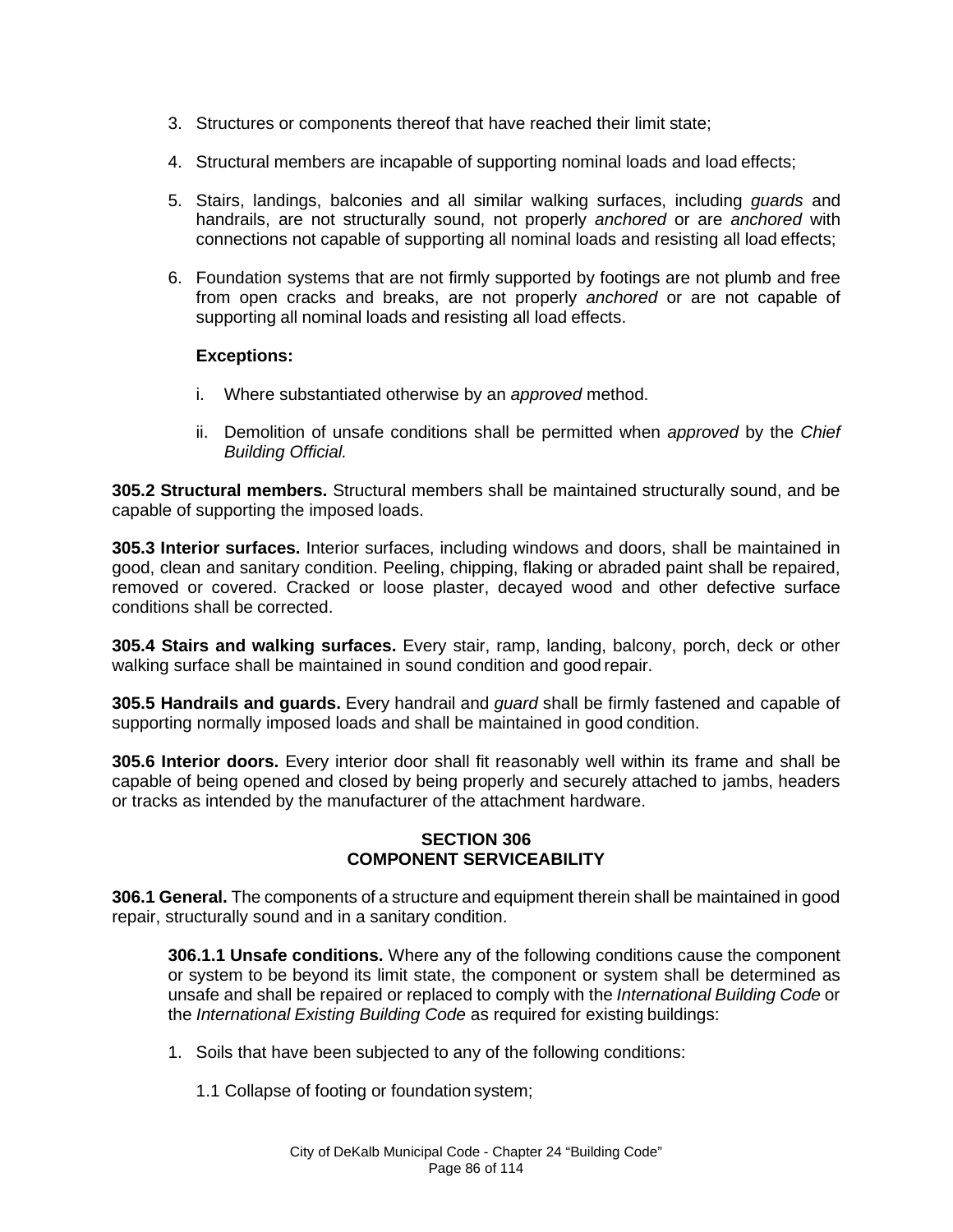3. Structures or components thereof that have reached their limit state;

4. Structural members are incapable of supporting nominal loads and load effects;

5. Stairs, landings, balconies and all similar walking surfaces, including *guards* and handrails, are not structurally sound, not properly *anchored* or are *anchored* with connections not capable of supporting all nominal loads and resisting all load effects;

6. Foundation systems that are not firmly supported by footings are not plumb and free from open cracks and breaks, are not properly *anchored* or are not capable of supporting all nominal loads and resisting all load effects.

**Exceptions:**

i. Where substantiated otherwise by an *approved* method.

ii. Demolition of unsafe conditions shall be permitted when *approved* by the *Chief Building Official.*

**305.2 Structural members.** Structural members shall be maintained structurally sound, and be capable of supporting the imposed loads.

**305.3 Interior surfaces.** Interior surfaces, including windows and doors, shall be maintained in good, clean and sanitary condition. Peeling, chipping, flaking or abraded paint shall be repaired, removed or covered. Cracked or loose plaster, decayed wood and other defective surface conditions shall be corrected.

**305.4 Stairs and walking surfaces.** Every stair, ramp, landing, balcony, porch, deck or other walking surface shall be maintained in sound condition and good repair.

**305.5 Handrails and guards.** Every handrail and *guard* shall be firmly fastened and capable of supporting normally imposed loads and shall be maintained in good condition.

**305.6 Interior doors.** Every interior door shall fit reasonably well within its frame and shall be capable of being opened and closed by being properly and securely attached to jambs, headers or tracks as intended by the manufacturer of the attachment hardware.

## SECTION 306
## COMPONENT SERVICEABILITY

**306.1 General.** The components of a structure and equipment therein shall be maintained in good repair, structurally sound and in a sanitary condition.

**306.1.1 Unsafe conditions.** Where any of the following conditions cause the component or system to be beyond its limit state, the component or system shall be determined as unsafe and shall be repaired or replaced to comply with the *International Building Code* or the *International Existing Building Code* as required for existing buildings:

1. Soils that have been subjected to any of the following conditions:

   1.1 Collapse of footing or foundation system;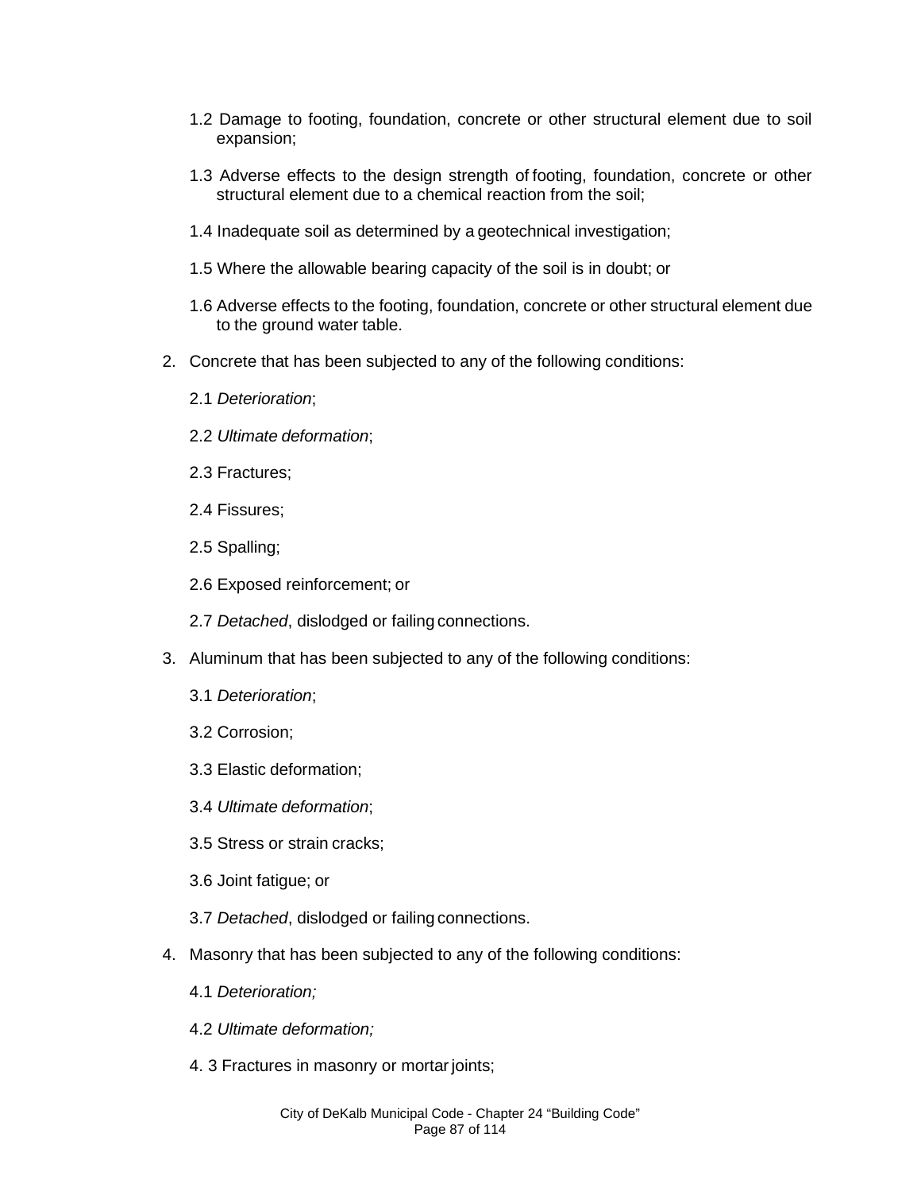1.2 Damage to footing, foundation, concrete or other structural element due to soil expansion;

1.3 Adverse effects to the design strength of footing, foundation, concrete or other structural element due to a chemical reaction from the soil;

1.4 Inadequate soil as determined by a geotechnical investigation;

1.5 Where the allowable bearing capacity of the soil is in doubt; or

1.6 Adverse effects to the footing, foundation, concrete or other structural element due to the ground water table.

2. Concrete that has been subjected to any of the following conditions:

   2.1 *Deterioration*;

   2.2 *Ultimate deformation*;

   2.3 Fractures;

   2.4 Fissures;

   2.5 Spalling;

   2.6 Exposed reinforcement; or

   2.7 *Detached*, dislodged or failing connections.

3. Aluminum that has been subjected to any of the following conditions:

   3.1 *Deterioration*;

   3.2 Corrosion;

   3.3 Elastic deformation;

   3.4 *Ultimate deformation*;

   3.5 Stress or strain cracks;

   3.6 Joint fatigue; or

   3.7 *Detached*, dislodged or failing connections.

4. Masonry that has been subjected to any of the following conditions:

   4.1 *Deterioration;*

   4.2 *Ultimate deformation;*

   4. 3 Fractures in masonry or mortar joints;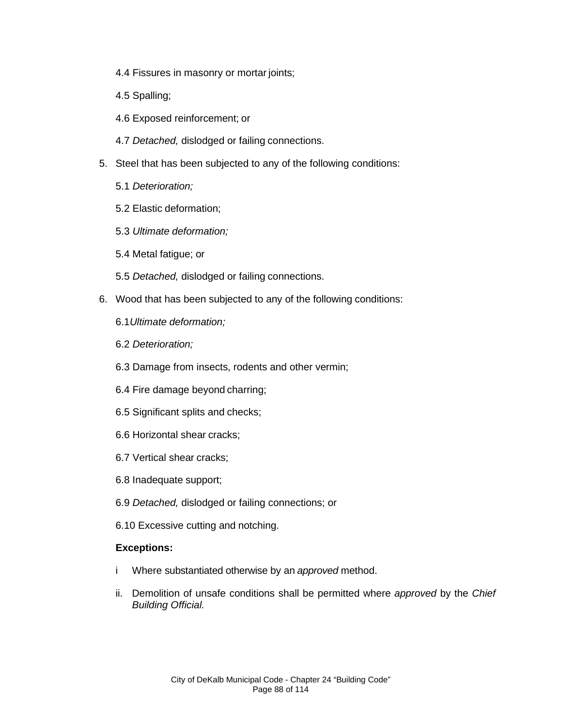4.4 Fissures in masonry or mortar joints;

4.5 Spalling;

4.6 Exposed reinforcement; or

4.7 *Detached,* dislodged or failing connections.

5. Steel that has been subjected to any of the following conditions:

    5.1 *Deterioration;*

    5.2 Elastic deformation;

    5.3 *Ultimate deformation;*

    5.4 Metal fatigue; or

    5.5 *Detached,* dislodged or failing connections.

6. Wood that has been subjected to any of the following conditions:

    6.1*Ultimate deformation;*

    6.2 *Deterioration;*

    6.3 Damage from insects, rodents and other vermin;

    6.4 Fire damage beyond charring;

    6.5 Significant splits and checks;

    6.6 Horizontal shear cracks;

    6.7 Vertical shear cracks;

    6.8 Inadequate support;

    6.9 *Detached,* dislodged or failing connections; or

    6.10 Excessive cutting and notching.

    **Exceptions:**

    i Where substantiated otherwise by an *approved* method.

    ii. Demolition of unsafe conditions shall be permitted where *approved* by the *Chief Building Official.*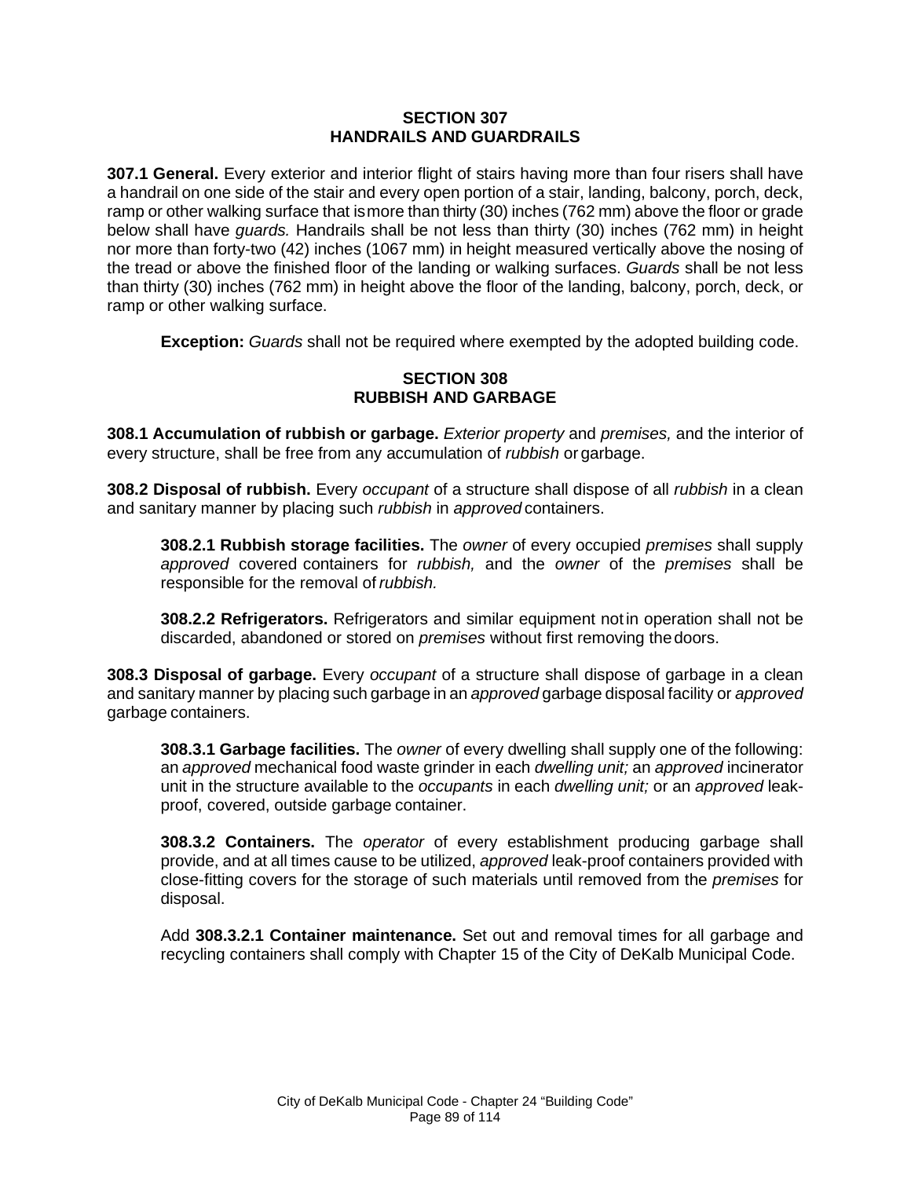## SECTION 307
## HANDRAILS AND GUARDRAILS

**307.1 General.** Every exterior and interior flight of stairs having more than four risers shall have a handrail on one side of the stair and every open portion of a stair, landing, balcony, porch, deck, ramp or other walking surface that is more than thirty (30) inches (762 mm) above the floor or grade below shall have *guards.* Handrails shall be not less than thirty (30) inches (762 mm) in height nor more than forty-two (42) inches (1067 mm) in height measured vertically above the nosing of the tread or above the finished floor of the landing or walking surfaces. *Guards* shall be not less than thirty (30) inches (762 mm) in height above the floor of the landing, balcony, porch, deck, or ramp or other walking surface.

**Exception:** *Guards* shall not be required where exempted by the adopted building code.

## SECTION 308
## RUBBISH AND GARBAGE

**308.1 Accumulation of rubbish or garbage.** *Exterior property* and *premises,* and the interior of every structure, shall be free from any accumulation of *rubbish* or garbage.

**308.2 Disposal of rubbish.** Every *occupant* of a structure shall dispose of all *rubbish* in a clean and sanitary manner by placing such *rubbish* in *approved* containers.

**308.2.1 Rubbish storage facilities.** The *owner* of every occupied *premises* shall supply *approved* covered containers for *rubbish,* and the *owner* of the *premises* shall be responsible for the removal of *rubbish.*

**308.2.2 Refrigerators.** Refrigerators and similar equipment not in operation shall not be discarded, abandoned or stored on *premises* without first removing the doors.

**308.3 Disposal of garbage.** Every *occupant* of a structure shall dispose of garbage in a clean and sanitary manner by placing such garbage in an *approved* garbage disposal facility or *approved* garbage containers.

**308.3.1 Garbage facilities.** The *owner* of every dwelling shall supply one of the following: an *approved* mechanical food waste grinder in each *dwelling unit;* an *approved* incinerator unit in the structure available to the *occupants* in each *dwelling unit;* or an *approved* leak-proof, covered, outside garbage container.

**308.3.2 Containers.** The *operator* of every establishment producing garbage shall provide, and at all times cause to be utilized, *approved* leak-proof containers provided with close-fitting covers for the storage of such materials until removed from the *premises* for disposal.

Add **308.3.2.1 Container maintenance.** Set out and removal times for all garbage and recycling containers shall comply with Chapter 15 of the City of DeKalb Municipal Code.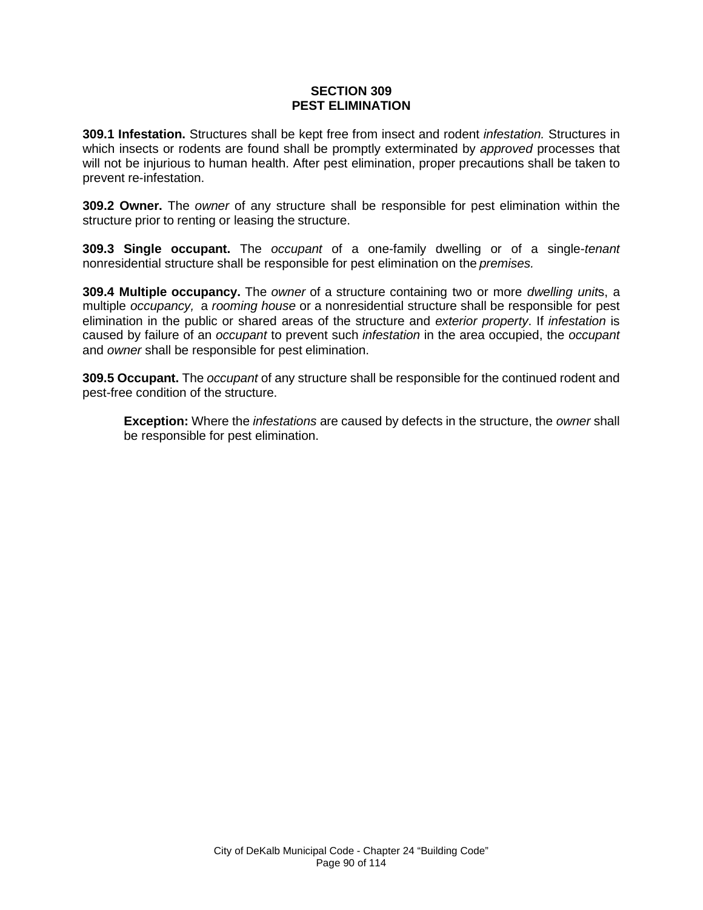## SECTION 309
## PEST ELIMINATION

**309.1 Infestation.** Structures shall be kept free from insect and rodent *infestation.* Structures in which insects or rodents are found shall be promptly exterminated by *approved* processes that will not be injurious to human health. After pest elimination, proper precautions shall be taken to prevent re-infestation.

**309.2 Owner.** The *owner* of any structure shall be responsible for pest elimination within the structure prior to renting or leasing the structure.

**309.3 Single occupant.** The *occupant* of a one-family dwelling or of a single-*tenant* nonresidential structure shall be responsible for pest elimination on the *premises.*

**309.4 Multiple occupancy.** The *owner* of a structure containing two or more *dwelling unit*s, a multiple *occupancy,* a *rooming house* or a nonresidential structure shall be responsible for pest elimination in the public or shared areas of the structure and *exterior property*. If *infestation* is caused by failure of an *occupant* to prevent such *infestation* in the area occupied, the *occupant* and *owner* shall be responsible for pest elimination.

**309.5 Occupant.** The *occupant* of any structure shall be responsible for the continued rodent and pest-free condition of the structure.

> **Exception:** Where the *infestations* are caused by defects in the structure, the *owner* shall be responsible for pest elimination.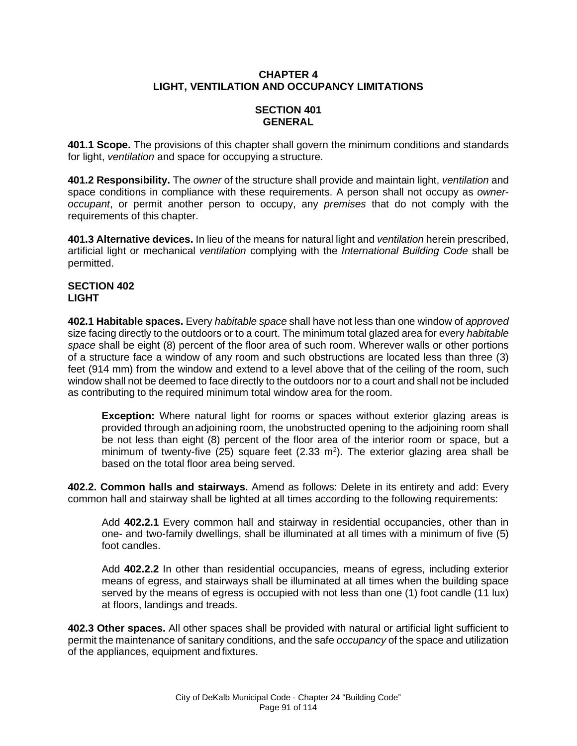# CHAPTER 4
# LIGHT, VENTILATION AND OCCUPANCY LIMITATIONS

## SECTION 401
## GENERAL

**401.1 Scope.** The provisions of this chapter shall govern the minimum conditions and standards for light, *ventilation* and space for occupying a structure.

**401.2 Responsibility.** The *owner* of the structure shall provide and maintain light, *ventilation* and space conditions in compliance with these requirements. A person shall not occupy as *owner-occupant*, or permit another person to occupy, any *premises* that do not comply with the requirements of this chapter.

**401.3 Alternative devices.** In lieu of the means for natural light and *ventilation* herein prescribed, artificial light or mechanical *ventilation* complying with the *International Building Code* shall be permitted.

## SECTION 402
## LIGHT

**402.1 Habitable spaces.** Every *habitable space* shall have not less than one window of *approved* size facing directly to the outdoors or to a court. The minimum total glazed area for every *habitable space* shall be eight (8) percent of the floor area of such room. Wherever walls or other portions of a structure face a window of any room and such obstructions are located less than three (3) feet (914 mm) from the window and extend to a level above that of the ceiling of the room, such window shall not be deemed to face directly to the outdoors nor to a court and shall not be included as contributing to the required minimum total window area for the room.

> **Exception:** Where natural light for rooms or spaces without exterior glazing areas is provided through an adjoining room, the unobstructed opening to the adjoining room shall be not less than eight (8) percent of the floor area of the interior room or space, but a minimum of twenty-five (25) square feet (2.33 $m^2$). The exterior glazing area shall be based on the total floor area being served.

**402.2. Common halls and stairways.** Amend as follows: Delete in its entirety and add: Every common hall and stairway shall be lighted at all times according to the following requirements:

> Add **402.2.1** Every common hall and stairway in residential occupancies, other than in one- and two-family dwellings, shall be illuminated at all times with a minimum of five (5) foot candles.
>
> Add **402.2.2** In other than residential occupancies, means of egress, including exterior means of egress, and stairways shall be illuminated at all times when the building space served by the means of egress is occupied with not less than one (1) foot candle (11 lux) at floors, landings and treads.

**402.3 Other spaces.** All other spaces shall be provided with natural or artificial light sufficient to permit the maintenance of sanitary conditions, and the safe *occupancy* of the space and utilization of the appliances, equipment and fixtures.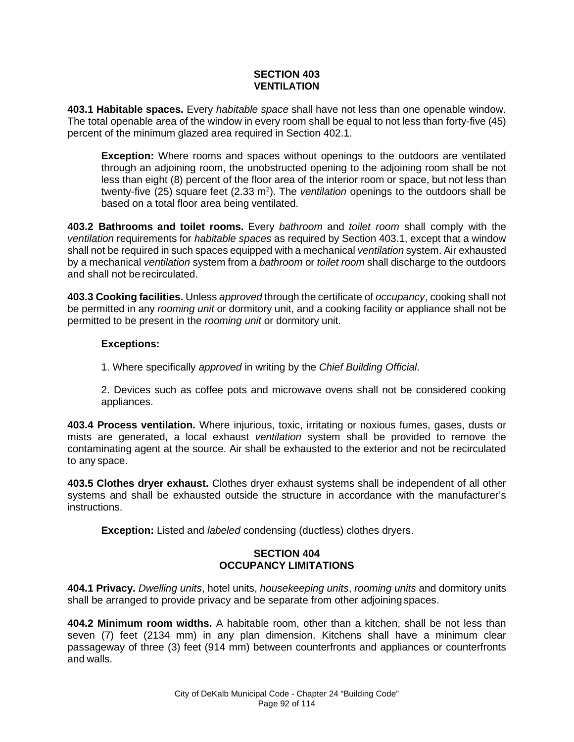## SECTION 403
## VENTILATION

**403.1 Habitable spaces.** Every *habitable space* shall have not less than one openable window. The total openable area of the window in every room shall be equal to not less than forty-five (45) percent of the minimum glazed area required in Section 402.1.

> **Exception:** Where rooms and spaces without openings to the outdoors are ventilated through an adjoining room, the unobstructed opening to the adjoining room shall be not less than eight (8) percent of the floor area of the interior room or space, but not less than twenty-five (25) square feet (2.33 $m^2$). The *ventilation* openings to the outdoors shall be based on a total floor area being ventilated.

**403.2 Bathrooms and toilet rooms.** Every *bathroom* and *toilet room* shall comply with the *ventilation* requirements for *habitable spaces* as required by Section 403.1, except that a window shall not be required in such spaces equipped with a mechanical *ventilation* system. Air exhausted by a mechanical *ventilation* system from a *bathroom* or *toilet room* shall discharge to the outdoors and shall not be recirculated.

**403.3 Cooking facilities.** Unless *approved* through the certificate of *occupancy*, cooking shall not be permitted in any *rooming unit* or dormitory unit, and a cooking facility or appliance shall not be permitted to be present in the *rooming unit* or dormitory unit.

> **Exceptions:**
>
> 1. Where specifically *approved* in writing by the *Chief Building Official*.
>
> 2. Devices such as coffee pots and microwave ovens shall not be considered cooking appliances.

**403.4 Process ventilation.** Where injurious, toxic, irritating or noxious fumes, gases, dusts or mists are generated, a local exhaust *ventilation* system shall be provided to remove the contaminating agent at the source. Air shall be exhausted to the exterior and not be recirculated to any space.

**403.5 Clothes dryer exhaust.** Clothes dryer exhaust systems shall be independent of all other systems and shall be exhausted outside the structure in accordance with the manufacturer's instructions.

> **Exception:** Listed and *labeled* condensing (ductless) clothes dryers.

## SECTION 404
## OCCUPANCY LIMITATIONS

**404.1 Privacy.** *Dwelling units*, hotel units, *housekeeping units*, *rooming units* and dormitory units shall be arranged to provide privacy and be separate from other adjoining spaces.

**404.2 Minimum room widths.** A habitable room, other than a kitchen, shall be not less than seven (7) feet (2134 mm) in any plan dimension. Kitchens shall have a minimum clear passageway of three (3) feet (914 mm) between counterfronts and appliances or counterfronts and walls.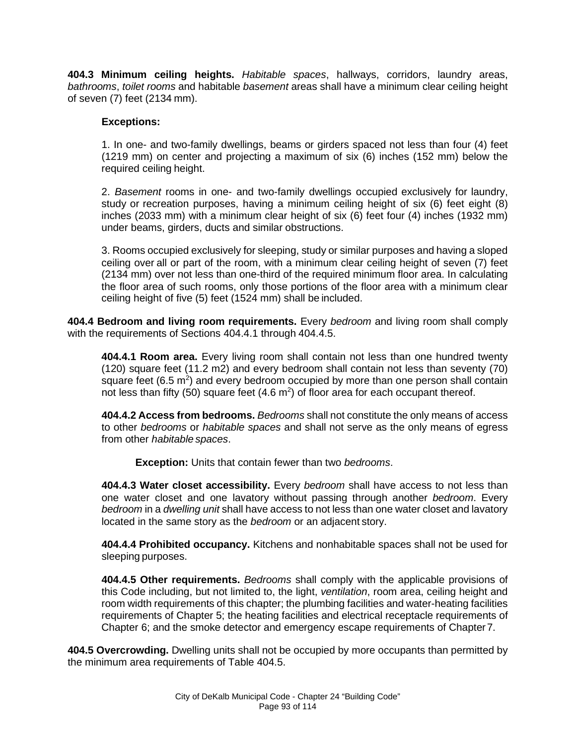**404.3 Minimum ceiling heights.** *Habitable spaces*, hallways, corridors, laundry areas, *bathrooms*, *toilet rooms* and habitable *basement* areas shall have a minimum clear ceiling height of seven (7) feet (2134 mm).

**Exceptions:**

1. In one- and two-family dwellings, beams or girders spaced not less than four (4) feet (1219 mm) on center and projecting a maximum of six (6) inches (152 mm) below the required ceiling height.

2. *Basement* rooms in one- and two-family dwellings occupied exclusively for laundry, study or recreation purposes, having a minimum ceiling height of six (6) feet eight (8) inches (2033 mm) with a minimum clear height of six (6) feet four (4) inches (1932 mm) under beams, girders, ducts and similar obstructions.

3. Rooms occupied exclusively for sleeping, study or similar purposes and having a sloped ceiling over all or part of the room, with a minimum clear ceiling height of seven (7) feet (2134 mm) over not less than one-third of the required minimum floor area. In calculating the floor area of such rooms, only those portions of the floor area with a minimum clear ceiling height of five (5) feet (1524 mm) shall be included.

**404.4 Bedroom and living room requirements.** Every *bedroom* and living room shall comply with the requirements of Sections 404.4.1 through 404.4.5.

**404.4.1 Room area.** Every living room shall contain not less than one hundred twenty (120) square feet (11.2 m2) and every bedroom shall contain not less than seventy (70) square feet (6.5 $m^2$) and every bedroom occupied by more than one person shall contain not less than fifty (50) square feet (4.6 $m^2$) of floor area for each occupant thereof.

**404.4.2 Access from bedrooms.** *Bedrooms* shall not constitute the only means of access to other *bedrooms* or *habitable spaces* and shall not serve as the only means of egress from other *habitable spaces*.

**Exception:** Units that contain fewer than two *bedrooms*.

**404.4.3 Water closet accessibility.** Every *bedroom* shall have access to not less than one water closet and one lavatory without passing through another *bedroom*. Every *bedroom* in a *dwelling unit* shall have access to not less than one water closet and lavatory located in the same story as the *bedroom* or an adjacent story.

**404.4.4 Prohibited occupancy.** Kitchens and nonhabitable spaces shall not be used for sleeping purposes.

**404.4.5 Other requirements.** *Bedrooms* shall comply with the applicable provisions of this Code including, but not limited to, the light, *ventilation*, room area, ceiling height and room width requirements of this chapter; the plumbing facilities and water-heating facilities requirements of Chapter 5; the heating facilities and electrical receptacle requirements of Chapter 6; and the smoke detector and emergency escape requirements of Chapter 7.

**404.5 Overcrowding.** Dwelling units shall not be occupied by more occupants than permitted by the minimum area requirements of Table 404.5.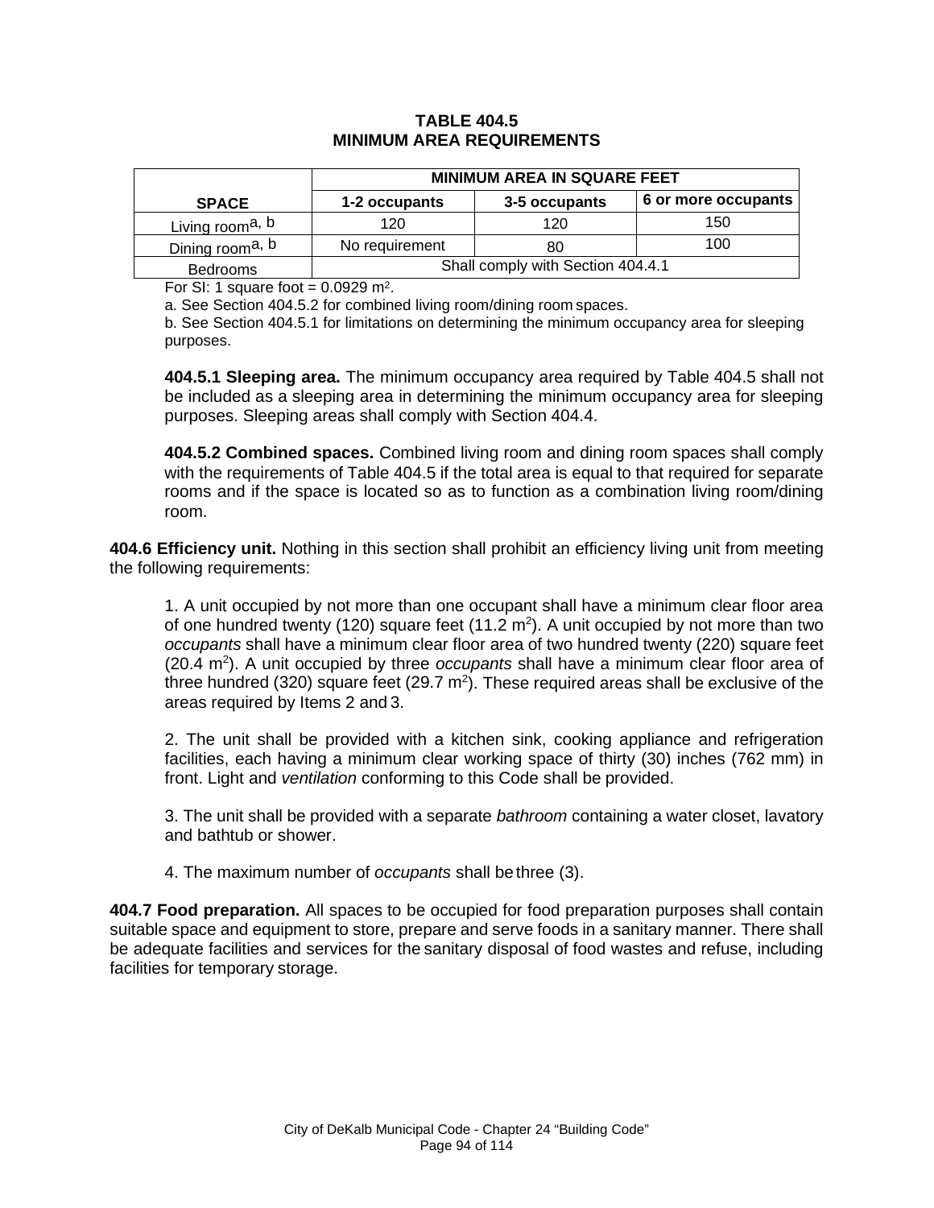**TABLE 404.5**
**MINIMUM AREA REQUIREMENTS**

| SPACE | MINIMUM AREA IN SQUARE FEET | | |
|---|---|---|---|
| | **1-2 occupants** | **3-5 occupants** | **6 or more occupants** |
| Living room[a, b] | 120 | 120 | 150 |
| Dining room[a, b] | No requirement | 80 | 100 |
| Bedrooms | Shall comply with Section 404.4.1 | | |

For SI: 1 square foot = 0.0929 $m^2$.

a. See Section 404.5.2 for combined living room/dining room spaces.

b. See Section 404.5.1 for limitations on determining the minimum occupancy area for sleeping purposes.

**404.5.1 Sleeping area.** The minimum occupancy area required by Table 404.5 shall not be included as a sleeping area in determining the minimum occupancy area for sleeping purposes. Sleeping areas shall comply with Section 404.4.

**404.5.2 Combined spaces.** Combined living room and dining room spaces shall comply with the requirements of Table 404.5 if the total area is equal to that required for separate rooms and if the space is located so as to function as a combination living room/dining room.

**404.6 Efficiency unit.** Nothing in this section shall prohibit an efficiency living unit from meeting the following requirements:

1. A unit occupied by not more than one occupant shall have a minimum clear floor area of one hundred twenty (120) square feet (11.2 $m^2$). A unit occupied by not more than two *occupants* shall have a minimum clear floor area of two hundred twenty (220) square feet (20.4 $m^2$). A unit occupied by three *occupants* shall have a minimum clear floor area of three hundred (320) square feet (29.7 $m^2$). These required areas shall be exclusive of the areas required by Items 2 and 3.

2. The unit shall be provided with a kitchen sink, cooking appliance and refrigeration facilities, each having a minimum clear working space of thirty (30) inches (762 mm) in front. Light and *ventilation* conforming to this Code shall be provided.

3. The unit shall be provided with a separate *bathroom* containing a water closet, lavatory and bathtub or shower.

4. The maximum number of *occupants* shall be three (3).

**404.7 Food preparation.** All spaces to be occupied for food preparation purposes shall contain suitable space and equipment to store, prepare and serve foods in a sanitary manner. There shall be adequate facilities and services for the sanitary disposal of food wastes and refuse, including facilities for temporary storage.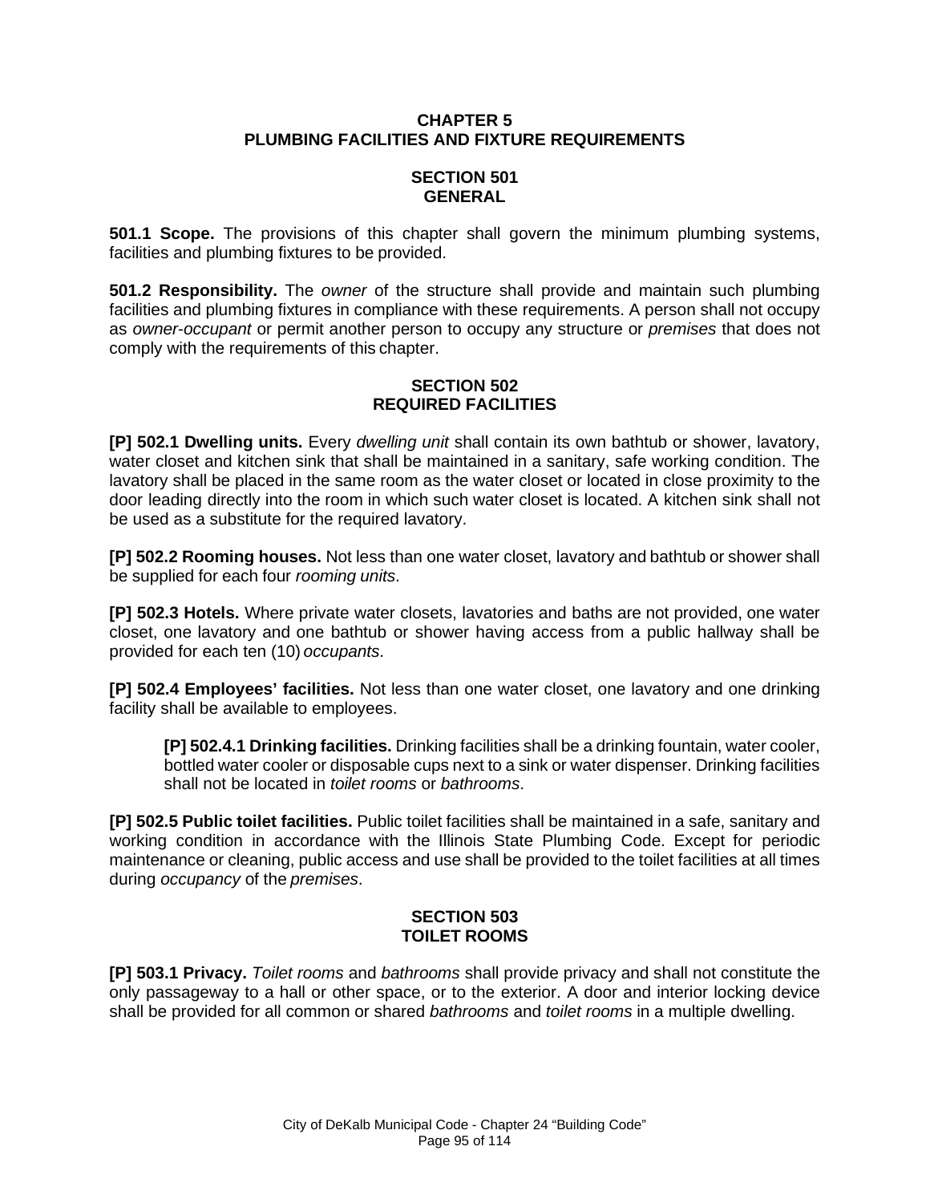# CHAPTER 5
# PLUMBING FACILITIES AND FIXTURE REQUIREMENTS

## SECTION 501
## GENERAL

**501.1 Scope.** The provisions of this chapter shall govern the minimum plumbing systems, facilities and plumbing fixtures to be provided.

**501.2 Responsibility.** The *owner* of the structure shall provide and maintain such plumbing facilities and plumbing fixtures in compliance with these requirements. A person shall not occupy as *owner-occupant* or permit another person to occupy any structure or *premises* that does not comply with the requirements of this chapter.

## SECTION 502
## REQUIRED FACILITIES

**[P] 502.1 Dwelling units.** Every *dwelling unit* shall contain its own bathtub or shower, lavatory, water closet and kitchen sink that shall be maintained in a sanitary, safe working condition. The lavatory shall be placed in the same room as the water closet or located in close proximity to the door leading directly into the room in which such water closet is located. A kitchen sink shall not be used as a substitute for the required lavatory.

**[P] 502.2 Rooming houses.** Not less than one water closet, lavatory and bathtub or shower shall be supplied for each four *rooming units*.

**[P] 502.3 Hotels.** Where private water closets, lavatories and baths are not provided, one water closet, one lavatory and one bathtub or shower having access from a public hallway shall be provided for each ten (10) *occupants*.

**[P] 502.4 Employees' facilities.** Not less than one water closet, one lavatory and one drinking facility shall be available to employees.

> **[P] 502.4.1 Drinking facilities.** Drinking facilities shall be a drinking fountain, water cooler, bottled water cooler or disposable cups next to a sink or water dispenser. Drinking facilities shall not be located in *toilet rooms* or *bathrooms*.

**[P] 502.5 Public toilet facilities.** Public toilet facilities shall be maintained in a safe, sanitary and working condition in accordance with the Illinois State Plumbing Code. Except for periodic maintenance or cleaning, public access and use shall be provided to the toilet facilities at all times during *occupancy* of the *premises*.

## SECTION 503
## TOILET ROOMS

**[P] 503.1 Privacy.** *Toilet rooms* and *bathrooms* shall provide privacy and shall not constitute the only passageway to a hall or other space, or to the exterior. A door and interior locking device shall be provided for all common or shared *bathrooms* and *toilet rooms* in a multiple dwelling.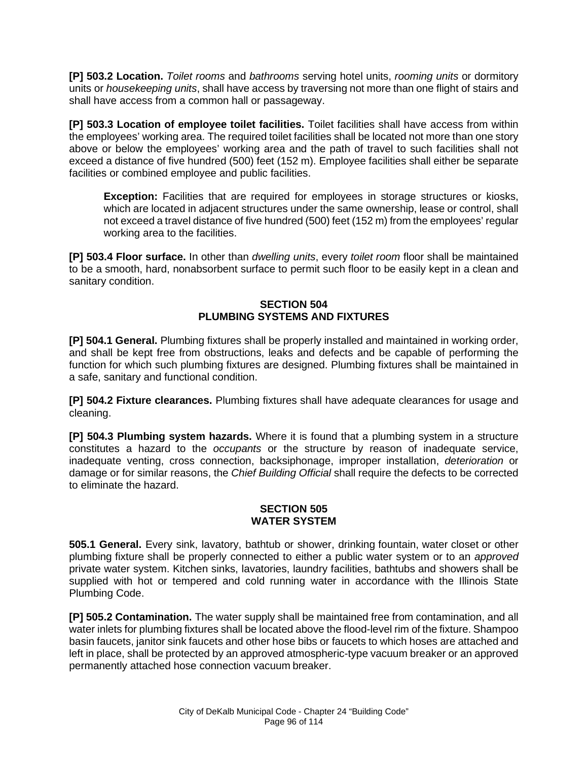**[P] 503.2 Location.** *Toilet rooms* and *bathrooms* serving hotel units, *rooming units* or dormitory units or *housekeeping units*, shall have access by traversing not more than one flight of stairs and shall have access from a common hall or passageway.

**[P] 503.3 Location of employee toilet facilities.** Toilet facilities shall have access from within the employees' working area. The required toilet facilities shall be located not more than one story above or below the employees' working area and the path of travel to such facilities shall not exceed a distance of five hundred (500) feet (152 m). Employee facilities shall either be separate facilities or combined employee and public facilities.

> **Exception:** Facilities that are required for employees in storage structures or kiosks, which are located in adjacent structures under the same ownership, lease or control, shall not exceed a travel distance of five hundred (500) feet (152 m) from the employees' regular working area to the facilities.

**[P] 503.4 Floor surface.** In other than *dwelling units*, every *toilet room* floor shall be maintained to be a smooth, hard, nonabsorbent surface to permit such floor to be easily kept in a clean and sanitary condition.

## SECTION 504
## PLUMBING SYSTEMS AND FIXTURES

**[P] 504.1 General.** Plumbing fixtures shall be properly installed and maintained in working order, and shall be kept free from obstructions, leaks and defects and be capable of performing the function for which such plumbing fixtures are designed. Plumbing fixtures shall be maintained in a safe, sanitary and functional condition.

**[P] 504.2 Fixture clearances.** Plumbing fixtures shall have adequate clearances for usage and cleaning.

**[P] 504.3 Plumbing system hazards.** Where it is found that a plumbing system in a structure constitutes a hazard to the *occupants* or the structure by reason of inadequate service, inadequate venting, cross connection, backsiphonage, improper installation, *deterioration* or damage or for similar reasons, the *Chief Building Official* shall require the defects to be corrected to eliminate the hazard.

## SECTION 505
## WATER SYSTEM

**505.1 General.** Every sink, lavatory, bathtub or shower, drinking fountain, water closet or other plumbing fixture shall be properly connected to either a public water system or to an *approved* private water system. Kitchen sinks, lavatories, laundry facilities, bathtubs and showers shall be supplied with hot or tempered and cold running water in accordance with the Illinois State Plumbing Code.

**[P] 505.2 Contamination.** The water supply shall be maintained free from contamination, and all water inlets for plumbing fixtures shall be located above the flood-level rim of the fixture. Shampoo basin faucets, janitor sink faucets and other hose bibs or faucets to which hoses are attached and left in place, shall be protected by an approved atmospheric-type vacuum breaker or an approved permanently attached hose connection vacuum breaker.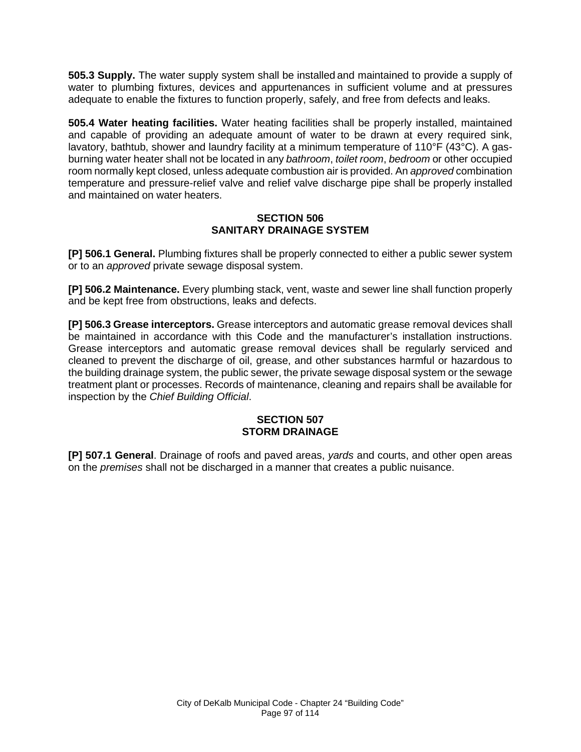**505.3 Supply.** The water supply system shall be installed and maintained to provide a supply of water to plumbing fixtures, devices and appurtenances in sufficient volume and at pressures adequate to enable the fixtures to function properly, safely, and free from defects and leaks.

**505.4 Water heating facilities.** Water heating facilities shall be properly installed, maintained and capable of providing an adequate amount of water to be drawn at every required sink, lavatory, bathtub, shower and laundry facility at a minimum temperature of 110°F (43°C). A gas-burning water heater shall not be located in any *bathroom*, *toilet room*, *bedroom* or other occupied room normally kept closed, unless adequate combustion air is provided. An *approved* combination temperature and pressure-relief valve and relief valve discharge pipe shall be properly installed and maintained on water heaters.

## SECTION 506
## SANITARY DRAINAGE SYSTEM

**[P] 506.1 General.** Plumbing fixtures shall be properly connected to either a public sewer system or to an *approved* private sewage disposal system.

**[P] 506.2 Maintenance.** Every plumbing stack, vent, waste and sewer line shall function properly and be kept free from obstructions, leaks and defects.

**[P] 506.3 Grease interceptors.** Grease interceptors and automatic grease removal devices shall be maintained in accordance with this Code and the manufacturer's installation instructions. Grease interceptors and automatic grease removal devices shall be regularly serviced and cleaned to prevent the discharge of oil, grease, and other substances harmful or hazardous to the building drainage system, the public sewer, the private sewage disposal system or the sewage treatment plant or processes. Records of maintenance, cleaning and repairs shall be available for inspection by the *Chief Building Official*.

## SECTION 507
## STORM DRAINAGE

**[P] 507.1 General**. Drainage of roofs and paved areas, *yards* and courts, and other open areas on the *premises* shall not be discharged in a manner that creates a public nuisance.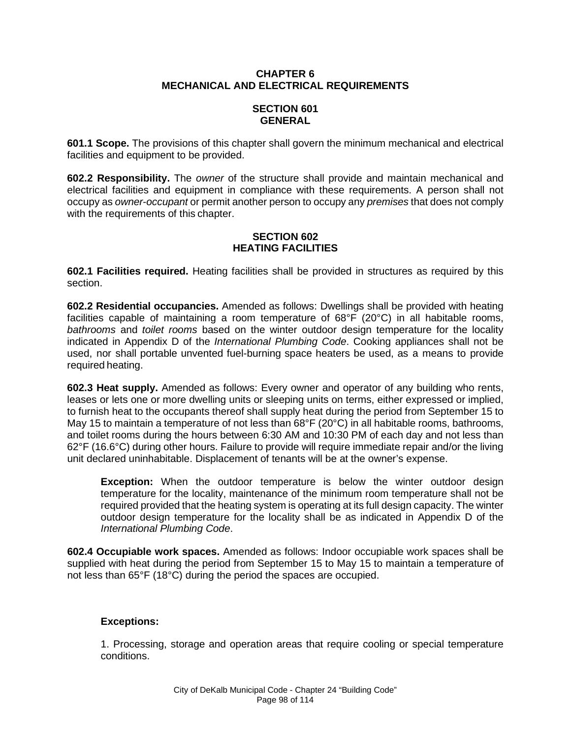# CHAPTER 6
# MECHANICAL AND ELECTRICAL REQUIREMENTS

## SECTION 601
## GENERAL

**601.1 Scope.** The provisions of this chapter shall govern the minimum mechanical and electrical facilities and equipment to be provided.

**602.2 Responsibility.** The *owner* of the structure shall provide and maintain mechanical and electrical facilities and equipment in compliance with these requirements. A person shall not occupy as *owner-occupant* or permit another person to occupy any *premises* that does not comply with the requirements of this chapter.

## SECTION 602
## HEATING FACILITIES

**602.1 Facilities required.** Heating facilities shall be provided in structures as required by this section.

**602.2 Residential occupancies.** Amended as follows: Dwellings shall be provided with heating facilities capable of maintaining a room temperature of 68°F (20°C) in all habitable rooms, *bathrooms* and *toilet rooms* based on the winter outdoor design temperature for the locality indicated in Appendix D of the *International Plumbing Code*. Cooking appliances shall not be used, nor shall portable unvented fuel-burning space heaters be used, as a means to provide required heating.

**602.3 Heat supply.** Amended as follows: Every owner and operator of any building who rents, leases or lets one or more dwelling units or sleeping units on terms, either expressed or implied, to furnish heat to the occupants thereof shall supply heat during the period from September 15 to May 15 to maintain a temperature of not less than 68°F (20°C) in all habitable rooms, bathrooms, and toilet rooms during the hours between 6:30 AM and 10:30 PM of each day and not less than 62°F (16.6°C) during other hours. Failure to provide will require immediate repair and/or the living unit declared uninhabitable. Displacement of tenants will be at the owner's expense.

> **Exception:** When the outdoor temperature is below the winter outdoor design temperature for the locality, maintenance of the minimum room temperature shall not be required provided that the heating system is operating at its full design capacity. The winter outdoor design temperature for the locality shall be as indicated in Appendix D of the *International Plumbing Code*.

**602.4 Occupiable work spaces.** Amended as follows: Indoor occupiable work spaces shall be supplied with heat during the period from September 15 to May 15 to maintain a temperature of not less than 65°F (18°C) during the period the spaces are occupied.

> **Exceptions:**
>
> 1. Processing, storage and operation areas that require cooling or special temperature conditions.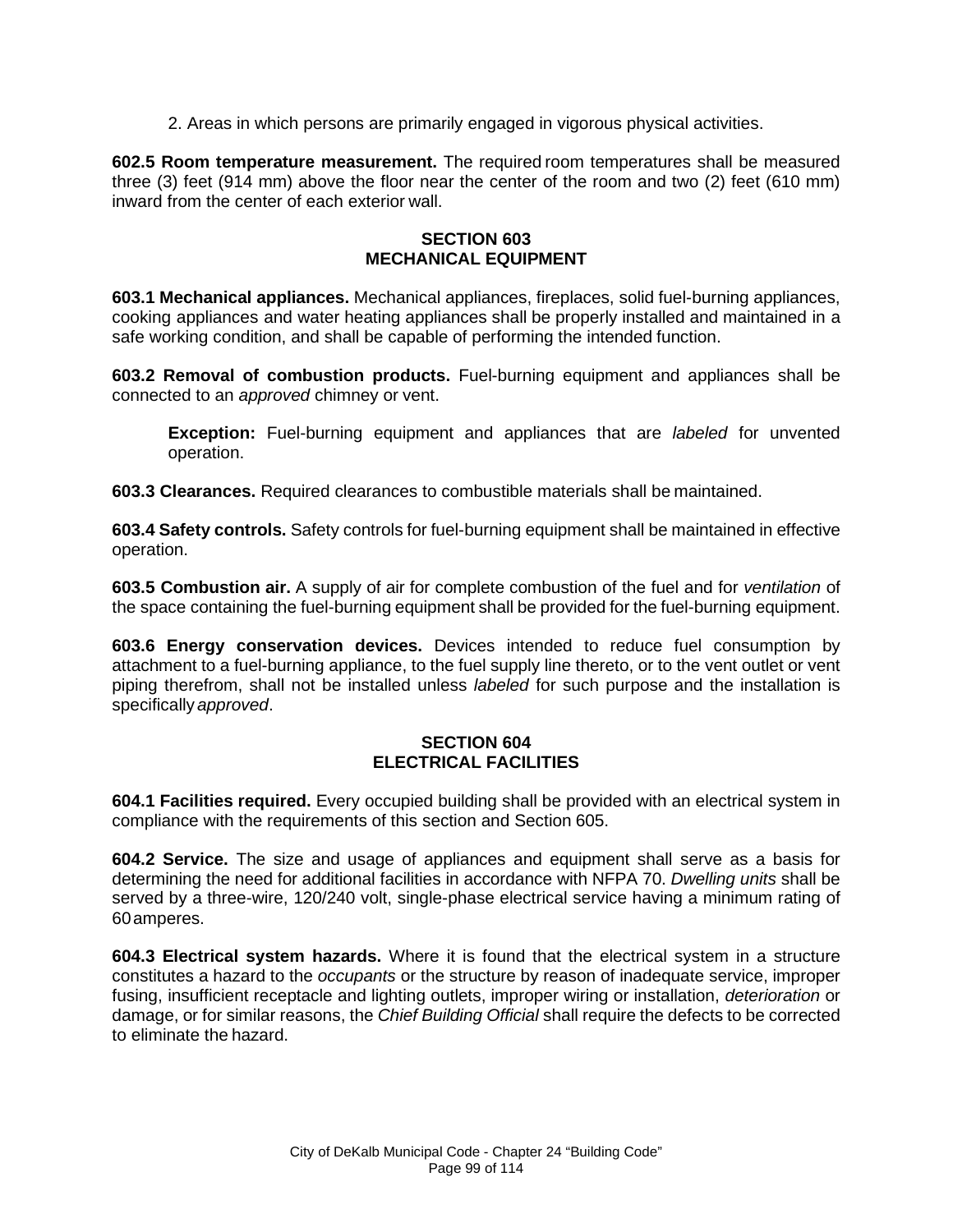2. Areas in which persons are primarily engaged in vigorous physical activities.

**602.5 Room temperature measurement.** The required room temperatures shall be measured three (3) feet (914 mm) above the floor near the center of the room and two (2) feet (610 mm) inward from the center of each exterior wall.

## SECTION 603
## MECHANICAL EQUIPMENT

**603.1 Mechanical appliances.** Mechanical appliances, fireplaces, solid fuel-burning appliances, cooking appliances and water heating appliances shall be properly installed and maintained in a safe working condition, and shall be capable of performing the intended function.

**603.2 Removal of combustion products.** Fuel-burning equipment and appliances shall be connected to an *approved* chimney or vent.

> **Exception:** Fuel-burning equipment and appliances that are *labeled* for unvented operation.

**603.3 Clearances.** Required clearances to combustible materials shall be maintained.

**603.4 Safety controls.** Safety controls for fuel-burning equipment shall be maintained in effective operation.

**603.5 Combustion air.** A supply of air for complete combustion of the fuel and for *ventilation* of the space containing the fuel-burning equipment shall be provided for the fuel-burning equipment.

**603.6 Energy conservation devices.** Devices intended to reduce fuel consumption by attachment to a fuel-burning appliance, to the fuel supply line thereto, or to the vent outlet or vent piping therefrom, shall not be installed unless *labeled* for such purpose and the installation is specifically *approved*.

## SECTION 604
## ELECTRICAL FACILITIES

**604.1 Facilities required.** Every occupied building shall be provided with an electrical system in compliance with the requirements of this section and Section 605.

**604.2 Service.** The size and usage of appliances and equipment shall serve as a basis for determining the need for additional facilities in accordance with NFPA 70. *Dwelling units* shall be served by a three-wire, 120/240 volt, single-phase electrical service having a minimum rating of 60 amperes.

**604.3 Electrical system hazards.** Where it is found that the electrical system in a structure constitutes a hazard to the *occupants* or the structure by reason of inadequate service, improper fusing, insufficient receptacle and lighting outlets, improper wiring or installation, *deterioration* or damage, or for similar reasons, the *Chief Building Official* shall require the defects to be corrected to eliminate the hazard.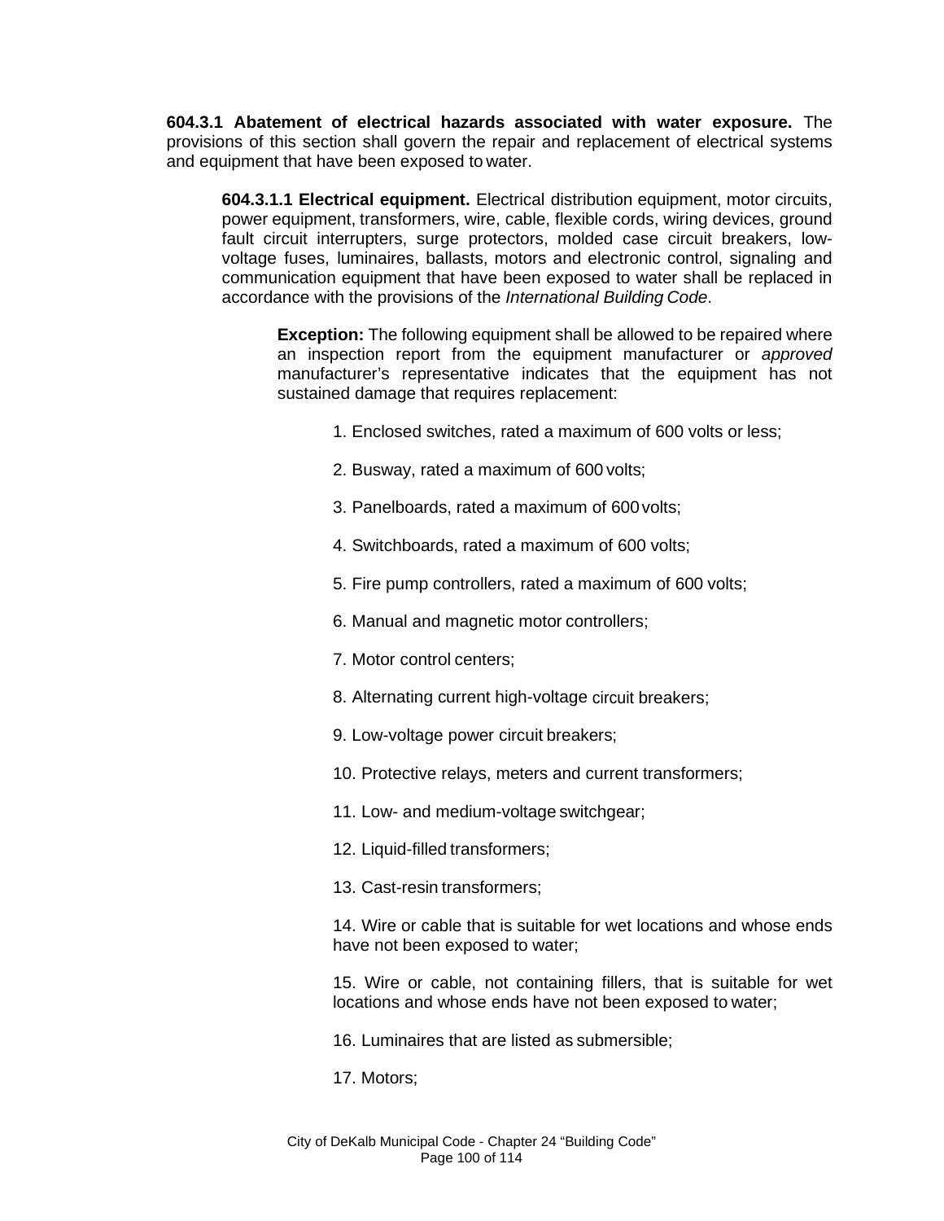**604.3.1 Abatement of electrical hazards associated with water exposure.** The provisions of this section shall govern the repair and replacement of electrical systems and equipment that have been exposed to water.

**604.3.1.1 Electrical equipment.** Electrical distribution equipment, motor circuits, power equipment, transformers, wire, cable, flexible cords, wiring devices, ground fault circuit interrupters, surge protectors, molded case circuit breakers, low-voltage fuses, luminaires, ballasts, motors and electronic control, signaling and communication equipment that have been exposed to water shall be replaced in accordance with the provisions of the *International Building Code*.

**Exception:** The following equipment shall be allowed to be repaired where an inspection report from the equipment manufacturer or *approved* manufacturer's representative indicates that the equipment has not sustained damage that requires replacement:

1. Enclosed switches, rated a maximum of 600 volts or less;
2. Busway, rated a maximum of 600 volts;
3. Panelboards, rated a maximum of 600 volts;
4. Switchboards, rated a maximum of 600 volts;
5. Fire pump controllers, rated a maximum of 600 volts;
6. Manual and magnetic motor controllers;
7. Motor control centers;
8. Alternating current high-voltage circuit breakers;
9. Low-voltage power circuit breakers;
10. Protective relays, meters and current transformers;
11. Low- and medium-voltage switchgear;
12. Liquid-filled transformers;
13. Cast-resin transformers;
14. Wire or cable that is suitable for wet locations and whose ends have not been exposed to water;
15. Wire or cable, not containing fillers, that is suitable for wet locations and whose ends have not been exposed to water;
16. Luminaires that are listed as submersible;
17. Motors;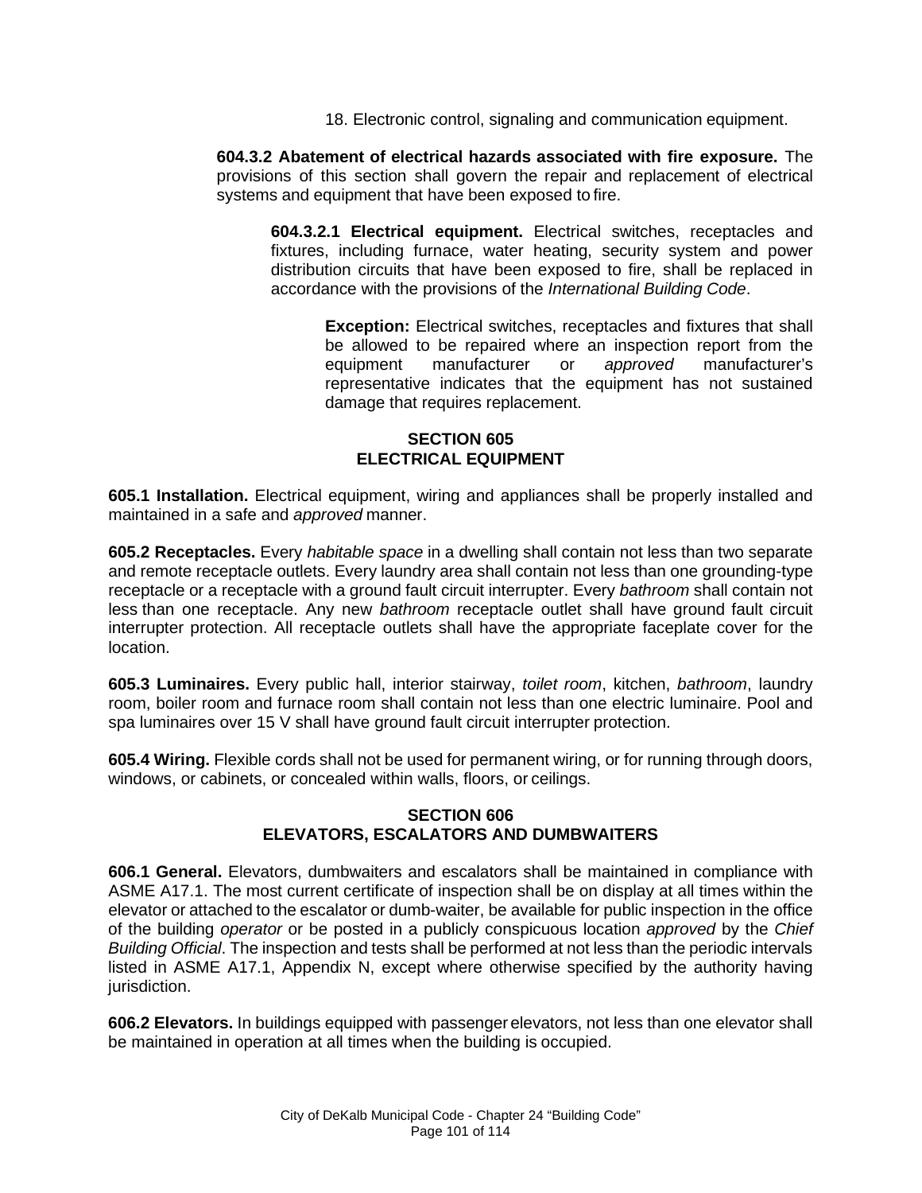18. Electronic control, signaling and communication equipment.

**604.3.2 Abatement of electrical hazards associated with fire exposure.** The provisions of this section shall govern the repair and replacement of electrical systems and equipment that have been exposed to fire.

**604.3.2.1 Electrical equipment.** Electrical switches, receptacles and fixtures, including furnace, water heating, security system and power distribution circuits that have been exposed to fire, shall be replaced in accordance with the provisions of the *International Building Code*.

**Exception:** Electrical switches, receptacles and fixtures that shall be allowed to be repaired where an inspection report from the equipment manufacturer or *approved* manufacturer's representative indicates that the equipment has not sustained damage that requires replacement.

## SECTION 605
## ELECTRICAL EQUIPMENT

**605.1 Installation.** Electrical equipment, wiring and appliances shall be properly installed and maintained in a safe and *approved* manner.

**605.2 Receptacles.** Every *habitable space* in a dwelling shall contain not less than two separate and remote receptacle outlets. Every laundry area shall contain not less than one grounding-type receptacle or a receptacle with a ground fault circuit interrupter. Every *bathroom* shall contain not less than one receptacle. Any new *bathroom* receptacle outlet shall have ground fault circuit interrupter protection. All receptacle outlets shall have the appropriate faceplate cover for the location.

**605.3 Luminaires.** Every public hall, interior stairway, *toilet room*, kitchen, *bathroom*, laundry room, boiler room and furnace room shall contain not less than one electric luminaire. Pool and spa luminaires over 15 V shall have ground fault circuit interrupter protection.

**605.4 Wiring.** Flexible cords shall not be used for permanent wiring, or for running through doors, windows, or cabinets, or concealed within walls, floors, or ceilings.

## SECTION 606
## ELEVATORS, ESCALATORS AND DUMBWAITERS

**606.1 General.** Elevators, dumbwaiters and escalators shall be maintained in compliance with ASME A17.1. The most current certificate of inspection shall be on display at all times within the elevator or attached to the escalator or dumb-waiter, be available for public inspection in the office of the building *operator* or be posted in a publicly conspicuous location *approved* by the *Chief Building Official*. The inspection and tests shall be performed at not less than the periodic intervals listed in ASME A17.1, Appendix N, except where otherwise specified by the authority having jurisdiction.

**606.2 Elevators.** In buildings equipped with passenger elevators, not less than one elevator shall be maintained in operation at all times when the building is occupied.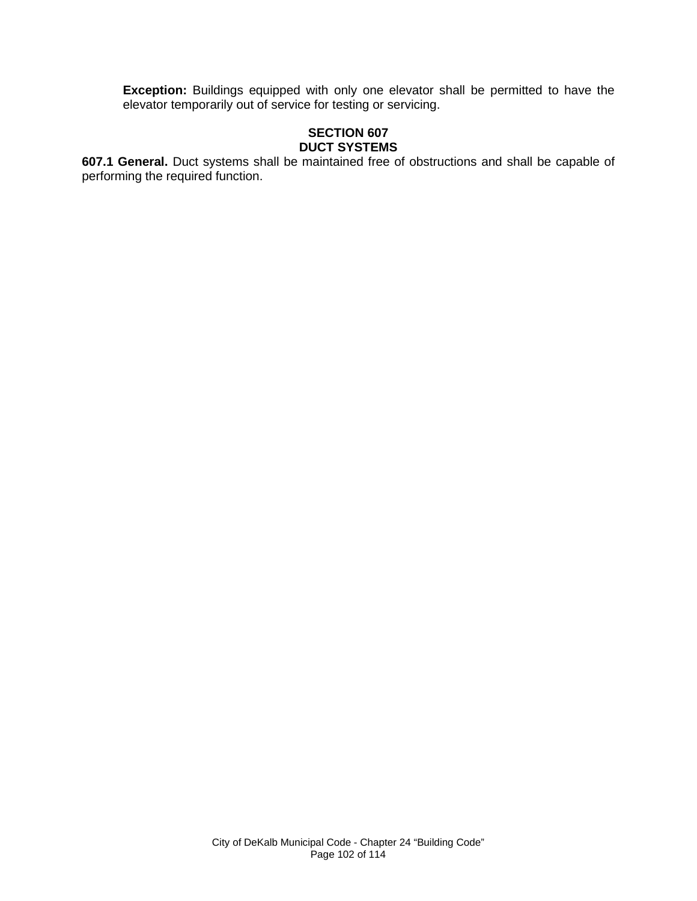**Exception:** Buildings equipped with only one elevator shall be permitted to have the elevator temporarily out of service for testing or servicing.

## SECTION 607
## DUCT SYSTEMS

**607.1 General.** Duct systems shall be maintained free of obstructions and shall be capable of performing the required function.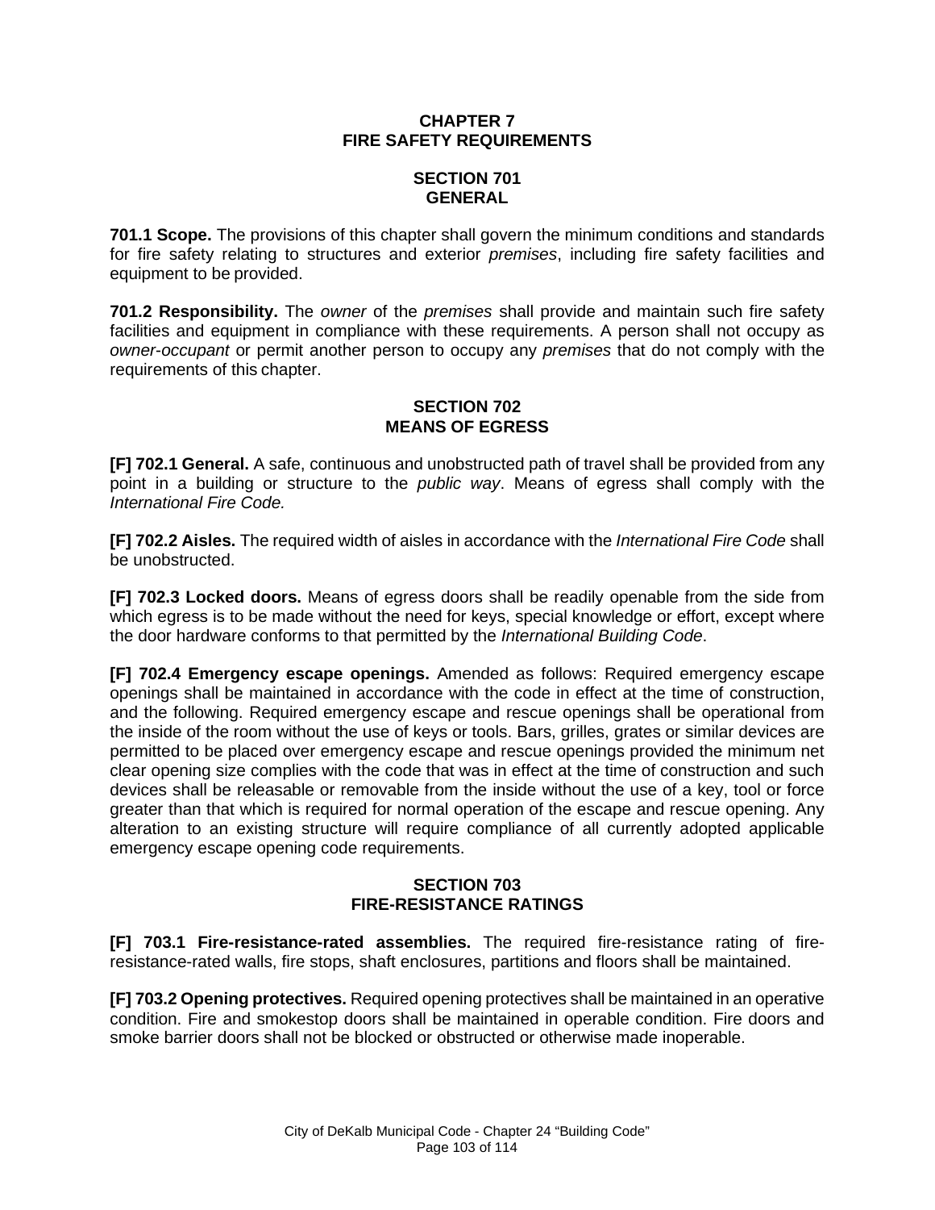# CHAPTER 7
# FIRE SAFETY REQUIREMENTS

## SECTION 701
## GENERAL

**701.1 Scope.** The provisions of this chapter shall govern the minimum conditions and standards for fire safety relating to structures and exterior *premises*, including fire safety facilities and equipment to be provided.

**701.2 Responsibility.** The *owner* of the *premises* shall provide and maintain such fire safety facilities and equipment in compliance with these requirements. A person shall not occupy as *owner-occupant* or permit another person to occupy any *premises* that do not comply with the requirements of this chapter.

## SECTION 702
## MEANS OF EGRESS

**[F] 702.1 General.** A safe, continuous and unobstructed path of travel shall be provided from any point in a building or structure to the *public way*. Means of egress shall comply with the *International Fire Code.*

**[F] 702.2 Aisles.** The required width of aisles in accordance with the *International Fire Code* shall be unobstructed.

**[F] 702.3 Locked doors.** Means of egress doors shall be readily openable from the side from which egress is to be made without the need for keys, special knowledge or effort, except where the door hardware conforms to that permitted by the *International Building Code*.

**[F] 702.4 Emergency escape openings.** Amended as follows: Required emergency escape openings shall be maintained in accordance with the code in effect at the time of construction, and the following. Required emergency escape and rescue openings shall be operational from the inside of the room without the use of keys or tools. Bars, grilles, grates or similar devices are permitted to be placed over emergency escape and rescue openings provided the minimum net clear opening size complies with the code that was in effect at the time of construction and such devices shall be releasable or removable from the inside without the use of a key, tool or force greater than that which is required for normal operation of the escape and rescue opening. Any alteration to an existing structure will require compliance of all currently adopted applicable emergency escape opening code requirements.

## SECTION 703
## FIRE-RESISTANCE RATINGS

**[F] 703.1 Fire-resistance-rated assemblies.** The required fire-resistance rating of fire-resistance-rated walls, fire stops, shaft enclosures, partitions and floors shall be maintained.

**[F] 703.2 Opening protectives.** Required opening protectives shall be maintained in an operative condition. Fire and smokestop doors shall be maintained in operable condition. Fire doors and smoke barrier doors shall not be blocked or obstructed or otherwise made inoperable.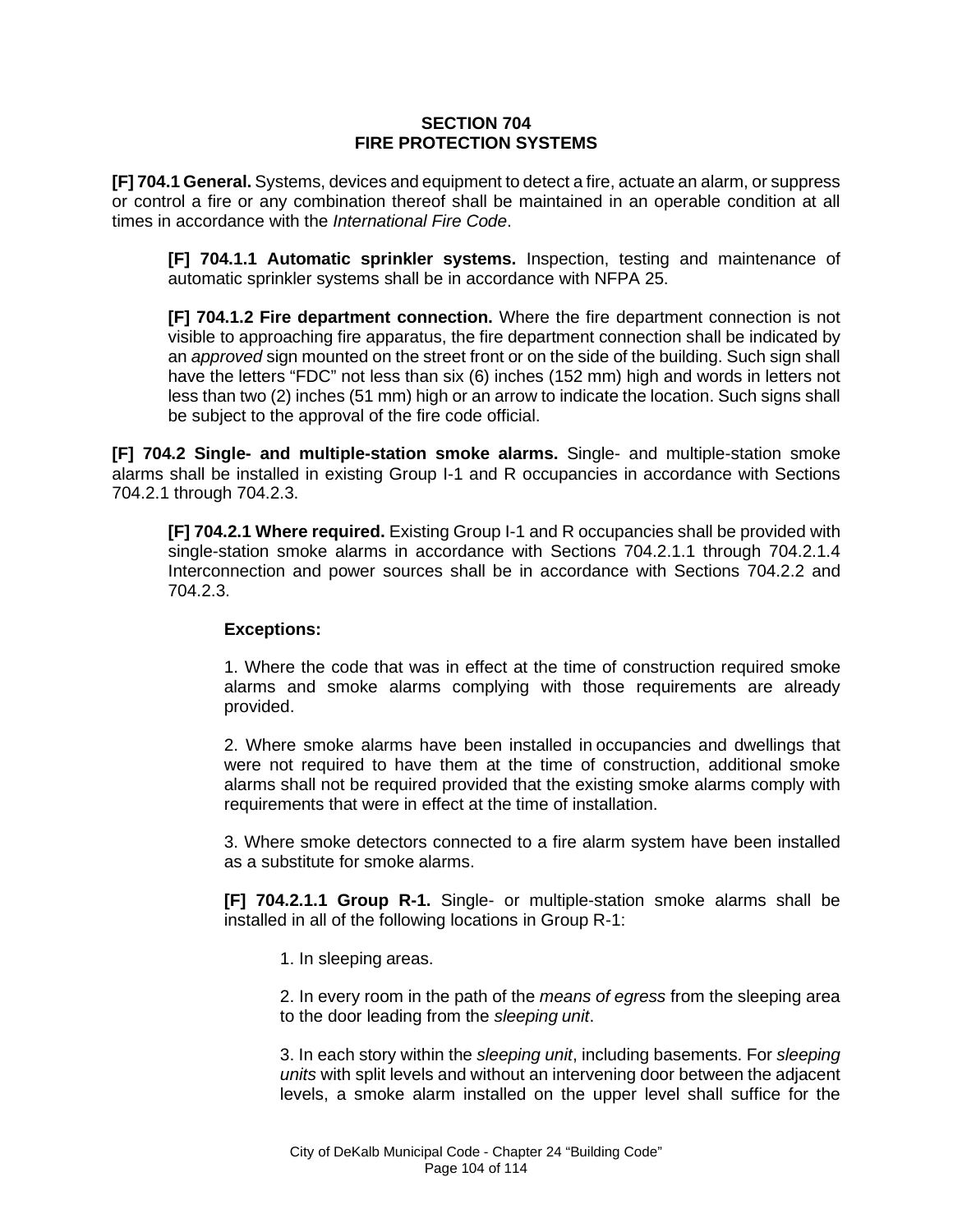## SECTION 704
## FIRE PROTECTION SYSTEMS

**[F] 704.1 General.** Systems, devices and equipment to detect a fire, actuate an alarm, or suppress or control a fire or any combination thereof shall be maintained in an operable condition at all times in accordance with the *International Fire Code*.

**[F] 704.1.1 Automatic sprinkler systems.** Inspection, testing and maintenance of automatic sprinkler systems shall be in accordance with NFPA 25.

**[F] 704.1.2 Fire department connection.** Where the fire department connection is not visible to approaching fire apparatus, the fire department connection shall be indicated by an *approved* sign mounted on the street front or on the side of the building. Such sign shall have the letters "FDC" not less than six (6) inches (152 mm) high and words in letters not less than two (2) inches (51 mm) high or an arrow to indicate the location. Such signs shall be subject to the approval of the fire code official.

**[F] 704.2 Single- and multiple-station smoke alarms.** Single- and multiple-station smoke alarms shall be installed in existing Group I-1 and R occupancies in accordance with Sections 704.2.1 through 704.2.3.

**[F] 704.2.1 Where required.** Existing Group I-1 and R occupancies shall be provided with single-station smoke alarms in accordance with Sections 704.2.1.1 through 704.2.1.4 Interconnection and power sources shall be in accordance with Sections 704.2.2 and 704.2.3.

**Exceptions:**

1. Where the code that was in effect at the time of construction required smoke alarms and smoke alarms complying with those requirements are already provided.

2. Where smoke alarms have been installed in occupancies and dwellings that were not required to have them at the time of construction, additional smoke alarms shall not be required provided that the existing smoke alarms comply with requirements that were in effect at the time of installation.

3. Where smoke detectors connected to a fire alarm system have been installed as a substitute for smoke alarms.

**[F] 704.2.1.1 Group R-1.** Single- or multiple-station smoke alarms shall be installed in all of the following locations in Group R-1:

1. In sleeping areas.

2. In every room in the path of the *means of egress* from the sleeping area to the door leading from the *sleeping unit*.

3. In each story within the *sleeping unit*, including basements. For *sleeping units* with split levels and without an intervening door between the adjacent levels, a smoke alarm installed on the upper level shall suffice for the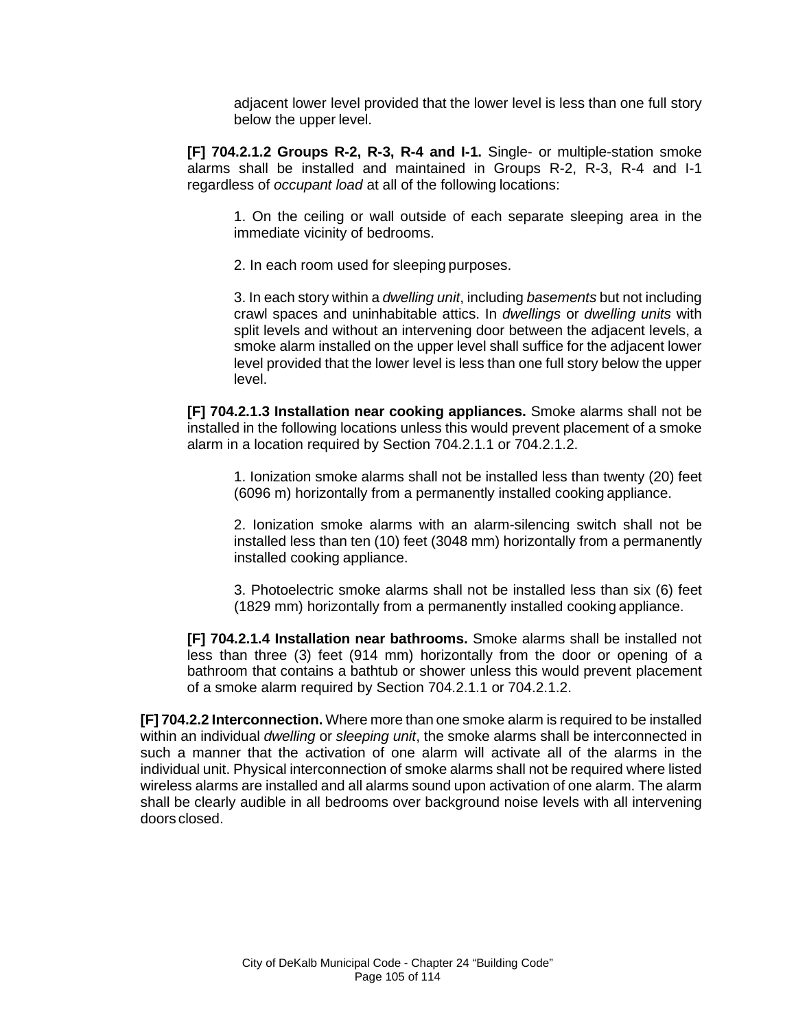adjacent lower level provided that the lower level is less than one full story below the upper level.

**[F] 704.2.1.2 Groups R-2, R-3, R-4 and I-1.** Single- or multiple-station smoke alarms shall be installed and maintained in Groups R-2, R-3, R-4 and I-1 regardless of *occupant load* at all of the following locations:

1. On the ceiling or wall outside of each separate sleeping area in the immediate vicinity of bedrooms.

2. In each room used for sleeping purposes.

3. In each story within a *dwelling unit*, including *basements* but not including crawl spaces and uninhabitable attics. In *dwellings* or *dwelling units* with split levels and without an intervening door between the adjacent levels, a smoke alarm installed on the upper level shall suffice for the adjacent lower level provided that the lower level is less than one full story below the upper level.

**[F] 704.2.1.3 Installation near cooking appliances.** Smoke alarms shall not be installed in the following locations unless this would prevent placement of a smoke alarm in a location required by Section 704.2.1.1 or 704.2.1.2.

1. Ionization smoke alarms shall not be installed less than twenty (20) feet (6096 m) horizontally from a permanently installed cooking appliance.

2. Ionization smoke alarms with an alarm-silencing switch shall not be installed less than ten (10) feet (3048 mm) horizontally from a permanently installed cooking appliance.

3. Photoelectric smoke alarms shall not be installed less than six (6) feet (1829 mm) horizontally from a permanently installed cooking appliance.

**[F] 704.2.1.4 Installation near bathrooms.** Smoke alarms shall be installed not less than three (3) feet (914 mm) horizontally from the door or opening of a bathroom that contains a bathtub or shower unless this would prevent placement of a smoke alarm required by Section 704.2.1.1 or 704.2.1.2.

**[F] 704.2.2 Interconnection.** Where more than one smoke alarm is required to be installed within an individual *dwelling* or *sleeping unit*, the smoke alarms shall be interconnected in such a manner that the activation of one alarm will activate all of the alarms in the individual unit. Physical interconnection of smoke alarms shall not be required where listed wireless alarms are installed and all alarms sound upon activation of one alarm. The alarm shall be clearly audible in all bedrooms over background noise levels with all intervening doors closed.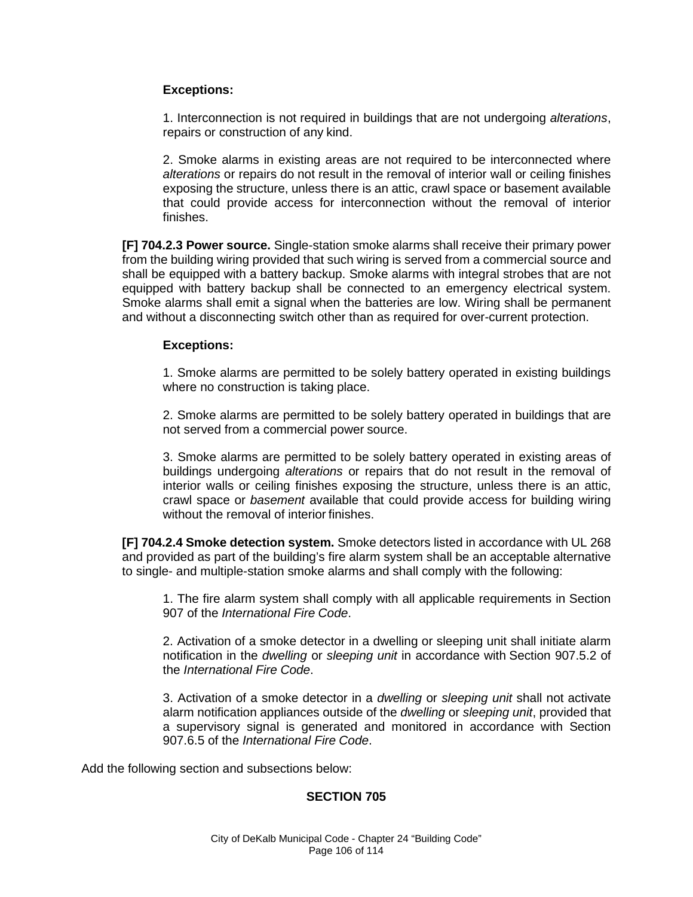**Exceptions:**

1. Interconnection is not required in buildings that are not undergoing *alterations*, repairs or construction of any kind.

2. Smoke alarms in existing areas are not required to be interconnected where *alterations* or repairs do not result in the removal of interior wall or ceiling finishes exposing the structure, unless there is an attic, crawl space or basement available that could provide access for interconnection without the removal of interior finishes.

**[F] 704.2.3 Power source.** Single-station smoke alarms shall receive their primary power from the building wiring provided that such wiring is served from a commercial source and shall be equipped with a battery backup. Smoke alarms with integral strobes that are not equipped with battery backup shall be connected to an emergency electrical system. Smoke alarms shall emit a signal when the batteries are low. Wiring shall be permanent and without a disconnecting switch other than as required for over-current protection.

**Exceptions:**

1. Smoke alarms are permitted to be solely battery operated in existing buildings where no construction is taking place.

2. Smoke alarms are permitted to be solely battery operated in buildings that are not served from a commercial power source.

3. Smoke alarms are permitted to be solely battery operated in existing areas of buildings undergoing *alterations* or repairs that do not result in the removal of interior walls or ceiling finishes exposing the structure, unless there is an attic, crawl space or *basement* available that could provide access for building wiring without the removal of interior finishes.

**[F] 704.2.4 Smoke detection system.** Smoke detectors listed in accordance with UL 268 and provided as part of the building's fire alarm system shall be an acceptable alternative to single- and multiple-station smoke alarms and shall comply with the following:

1. The fire alarm system shall comply with all applicable requirements in Section 907 of the *International Fire Code*.

2. Activation of a smoke detector in a dwelling or sleeping unit shall initiate alarm notification in the *dwelling* or *sleeping unit* in accordance with Section 907.5.2 of the *International Fire Code*.

3. Activation of a smoke detector in a *dwelling* or *sleeping unit* shall not activate alarm notification appliances outside of the *dwelling* or *sleeping unit*, provided that a supervisory signal is generated and monitored in accordance with Section 907.6.5 of the *International Fire Code*.

Add the following section and subsections below:

**SECTION 705**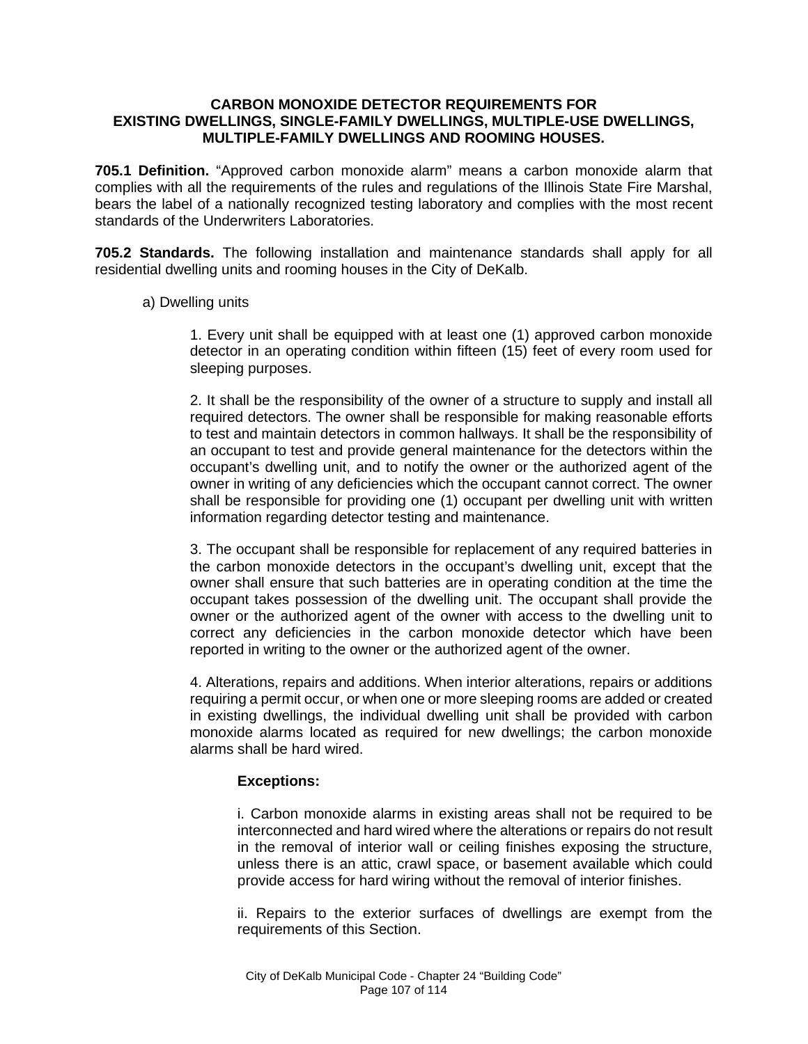**CARBON MONOXIDE DETECTOR REQUIREMENTS FOR EXISTING DWELLINGS, SINGLE-FAMILY DWELLINGS, MULTIPLE-USE DWELLINGS, MULTIPLE-FAMILY DWELLINGS AND ROOMING HOUSES.**

**705.1 Definition.** "Approved carbon monoxide alarm" means a carbon monoxide alarm that complies with all the requirements of the rules and regulations of the Illinois State Fire Marshal, bears the label of a nationally recognized testing laboratory and complies with the most recent standards of the Underwriters Laboratories.

**705.2 Standards.** The following installation and maintenance standards shall apply for all residential dwelling units and rooming houses in the City of DeKalb.

a) Dwelling units

1. Every unit shall be equipped with at least one (1) approved carbon monoxide detector in an operating condition within fifteen (15) feet of every room used for sleeping purposes.

2. It shall be the responsibility of the owner of a structure to supply and install all required detectors. The owner shall be responsible for making reasonable efforts to test and maintain detectors in common hallways. It shall be the responsibility of an occupant to test and provide general maintenance for the detectors within the occupant's dwelling unit, and to notify the owner or the authorized agent of the owner in writing of any deficiencies which the occupant cannot correct. The owner shall be responsible for providing one (1) occupant per dwelling unit with written information regarding detector testing and maintenance.

3. The occupant shall be responsible for replacement of any required batteries in the carbon monoxide detectors in the occupant's dwelling unit, except that the owner shall ensure that such batteries are in operating condition at the time the occupant takes possession of the dwelling unit. The occupant shall provide the owner or the authorized agent of the owner with access to the dwelling unit to correct any deficiencies in the carbon monoxide detector which have been reported in writing to the owner or the authorized agent of the owner.

4. Alterations, repairs and additions. When interior alterations, repairs or additions requiring a permit occur, or when one or more sleeping rooms are added or created in existing dwellings, the individual dwelling unit shall be provided with carbon monoxide alarms located as required for new dwellings; the carbon monoxide alarms shall be hard wired.

**Exceptions:**

i. Carbon monoxide alarms in existing areas shall not be required to be interconnected and hard wired where the alterations or repairs do not result in the removal of interior wall or ceiling finishes exposing the structure, unless there is an attic, crawl space, or basement available which could provide access for hard wiring without the removal of interior finishes.

ii. Repairs to the exterior surfaces of dwellings are exempt from the requirements of this Section.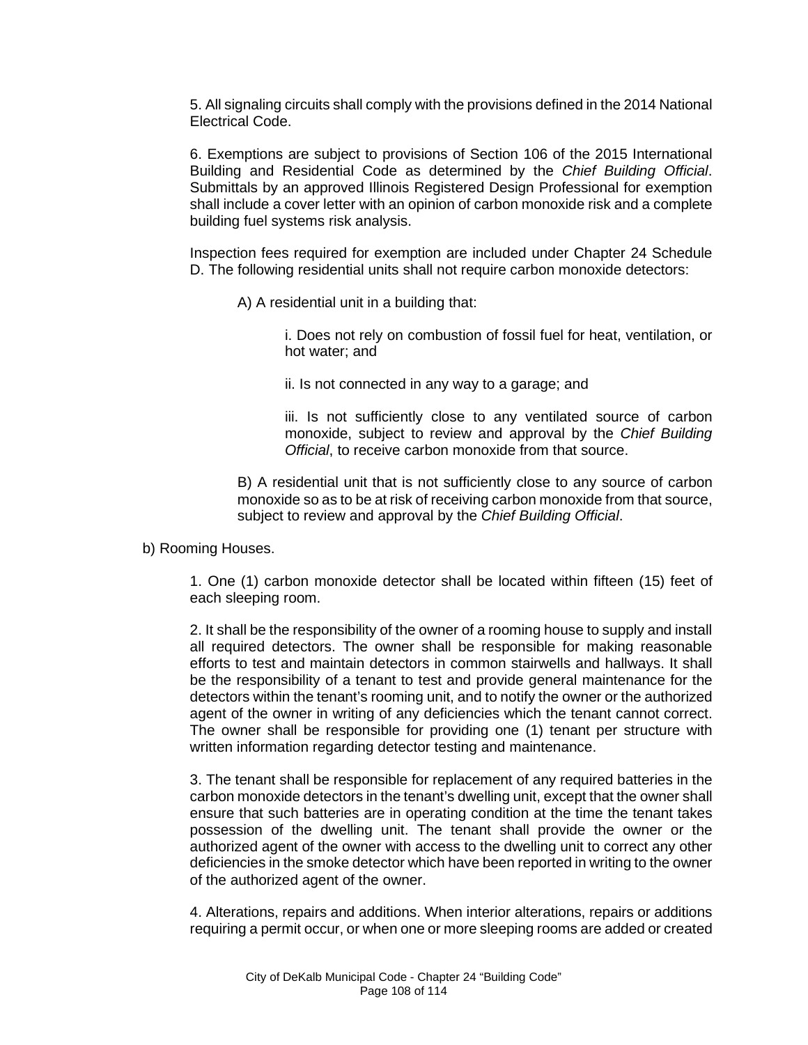5. All signaling circuits shall comply with the provisions defined in the 2014 National Electrical Code.

6. Exemptions are subject to provisions of Section 106 of the 2015 International Building and Residential Code as determined by the *Chief Building Official*. Submittals by an approved Illinois Registered Design Professional for exemption shall include a cover letter with an opinion of carbon monoxide risk and a complete building fuel systems risk analysis.

Inspection fees required for exemption are included under Chapter 24 Schedule D. The following residential units shall not require carbon monoxide detectors:

A) A residential unit in a building that:

i. Does not rely on combustion of fossil fuel for heat, ventilation, or hot water; and

ii. Is not connected in any way to a garage; and

iii. Is not sufficiently close to any ventilated source of carbon monoxide, subject to review and approval by the *Chief Building Official*, to receive carbon monoxide from that source.

B) A residential unit that is not sufficiently close to any source of carbon monoxide so as to be at risk of receiving carbon monoxide from that source, subject to review and approval by the *Chief Building Official*.

b) Rooming Houses.

1. One (1) carbon monoxide detector shall be located within fifteen (15) feet of each sleeping room.

2. It shall be the responsibility of the owner of a rooming house to supply and install all required detectors. The owner shall be responsible for making reasonable efforts to test and maintain detectors in common stairwells and hallways. It shall be the responsibility of a tenant to test and provide general maintenance for the detectors within the tenant's rooming unit, and to notify the owner or the authorized agent of the owner in writing of any deficiencies which the tenant cannot correct. The owner shall be responsible for providing one (1) tenant per structure with written information regarding detector testing and maintenance.

3. The tenant shall be responsible for replacement of any required batteries in the carbon monoxide detectors in the tenant's dwelling unit, except that the owner shall ensure that such batteries are in operating condition at the time the tenant takes possession of the dwelling unit. The tenant shall provide the owner or the authorized agent of the owner with access to the dwelling unit to correct any other deficiencies in the smoke detector which have been reported in writing to the owner of the authorized agent of the owner.

4. Alterations, repairs and additions. When interior alterations, repairs or additions requiring a permit occur, or when one or more sleeping rooms are added or created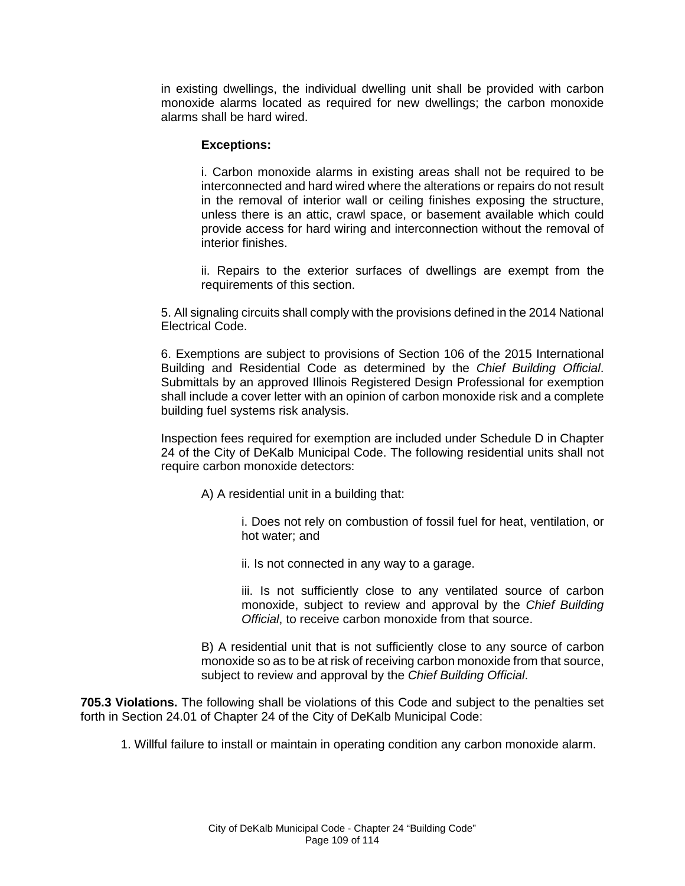in existing dwellings, the individual dwelling unit shall be provided with carbon monoxide alarms located as required for new dwellings; the carbon monoxide alarms shall be hard wired.

**Exceptions:**

i. Carbon monoxide alarms in existing areas shall not be required to be interconnected and hard wired where the alterations or repairs do not result in the removal of interior wall or ceiling finishes exposing the structure, unless there is an attic, crawl space, or basement available which could provide access for hard wiring and interconnection without the removal of interior finishes.

ii. Repairs to the exterior surfaces of dwellings are exempt from the requirements of this section.

5. All signaling circuits shall comply with the provisions defined in the 2014 National Electrical Code.

6. Exemptions are subject to provisions of Section 106 of the 2015 International Building and Residential Code as determined by the *Chief Building Official*. Submittals by an approved Illinois Registered Design Professional for exemption shall include a cover letter with an opinion of carbon monoxide risk and a complete building fuel systems risk analysis.

Inspection fees required for exemption are included under Schedule D in Chapter 24 of the City of DeKalb Municipal Code. The following residential units shall not require carbon monoxide detectors:

A) A residential unit in a building that:

i. Does not rely on combustion of fossil fuel for heat, ventilation, or hot water; and

ii. Is not connected in any way to a garage.

iii. Is not sufficiently close to any ventilated source of carbon monoxide, subject to review and approval by the *Chief Building Official*, to receive carbon monoxide from that source.

B) A residential unit that is not sufficiently close to any source of carbon monoxide so as to be at risk of receiving carbon monoxide from that source, subject to review and approval by the *Chief Building Official*.

**705.3 Violations.** The following shall be violations of this Code and subject to the penalties set forth in Section 24.01 of Chapter 24 of the City of DeKalb Municipal Code:

1. Willful failure to install or maintain in operating condition any carbon monoxide alarm.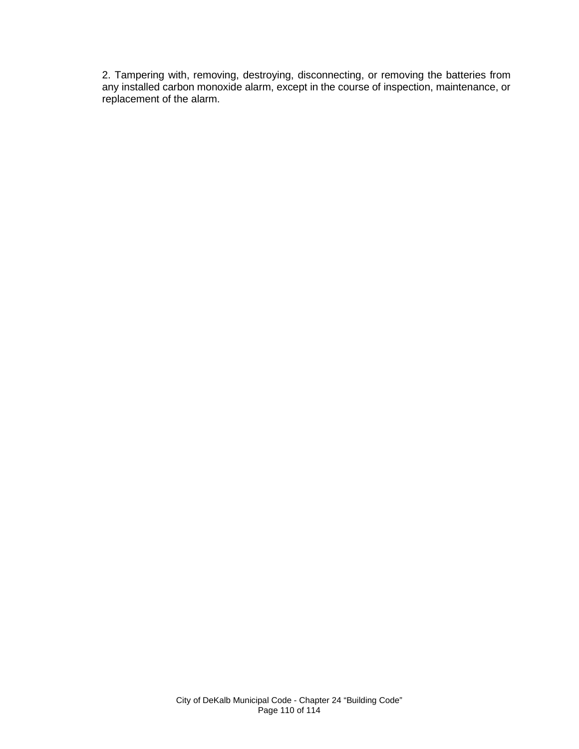2. Tampering with, removing, destroying, disconnecting, or removing the batteries from any installed carbon monoxide alarm, except in the course of inspection, maintenance, or replacement of the alarm.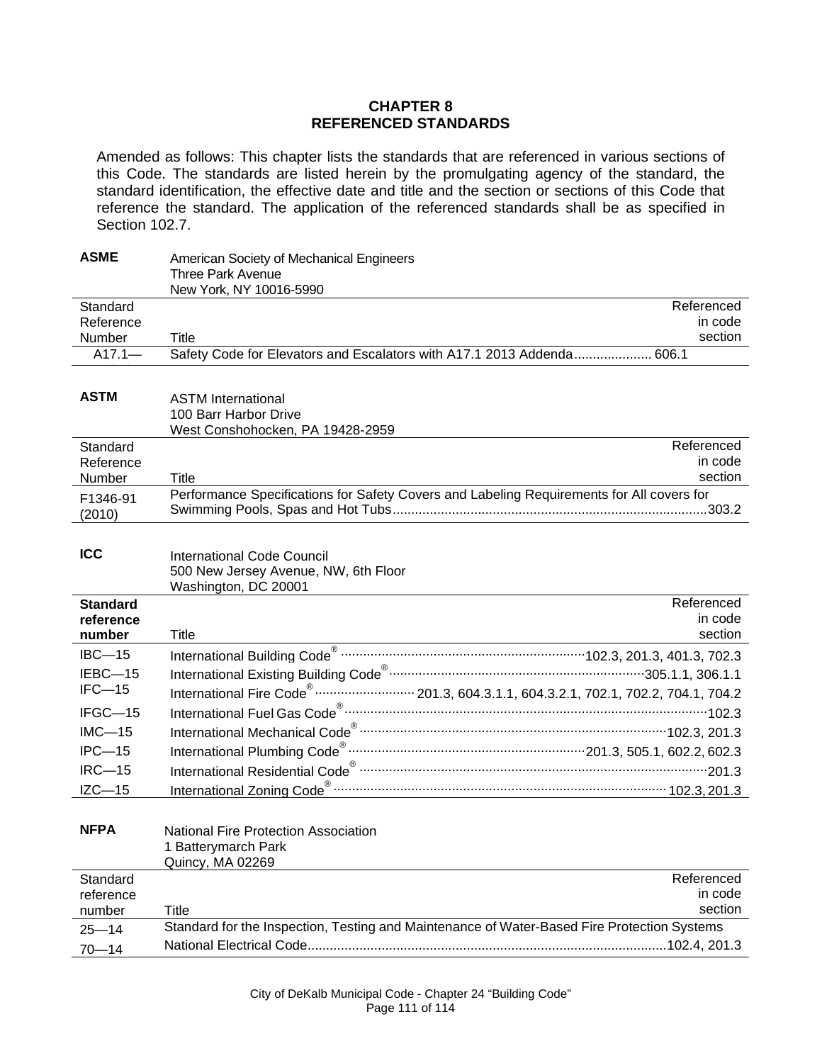# CHAPTER 8
# REFERENCED STANDARDS

Amended as follows: This chapter lists the standards that are referenced in various sections of this Code. The standards are listed herein by the promulgating agency of the standard, the standard identification, the effective date and title and the section or sections of this Code that reference the standard. The application of the referenced standards shall be as specified in Section 102.7.

**ASME** American Society of Mechanical Engineers
Three Park Avenue
New York, NY 10016-5990

| Standard Reference Number | Title | Referenced in code section |
|---|---|---|
| A17.1— | Safety Code for Elevators and Escalators with A17.1 2013 Addenda | 606.1 |

**ASTM** ASTM International
100 Barr Harbor Drive
West Conshohocken, PA 19428-2959

| Standard Reference Number | Title | Referenced in code section |
|---|---|---|
| F1346-91 (2010) | Performance Specifications for Safety Covers and Labeling Requirements for All covers for Swimming Pools, Spas and Hot Tubs | 303.2 |

**ICC** International Code Council
500 New Jersey Avenue, NW, 6th Floor
Washington, DC 20001

| **Standard reference number** | Title | Referenced in code section |
|---|---|---|
| IBC—15 | International Building Code® | 102.3, 201.3, 401.3, 702.3 |
| IEBC—15 | International Existing Building Code® | 305.1.1, 306.1.1 |
| IFC—15 | International Fire Code® | 201.3, 604.3.1.1, 604.3.2.1, 702.1, 702.2, 704.1, 704.2 |
| IFGC—15 | International Fuel Gas Code® | 102.3 |
| IMC—15 | International Mechanical Code® | 102.3, 201.3 |
| IPC—15 | International Plumbing Code® | 201.3, 505.1, 602.2, 602.3 |
| IRC—15 | International Residential Code® | 201.3 |
| IZC—15 | International Zoning Code® | 102.3, 201.3 |

**NFPA** National Fire Protection Association
1 Batterymarch Park
Quincy, MA 02269

| Standard reference number | Title | Referenced in code section |
|---|---|---|
| 25—14 | Standard for the Inspection, Testing and Maintenance of Water-Based Fire Protection Systems | |
| 70—14 | National Electrical Code | 102.4, 201.3 |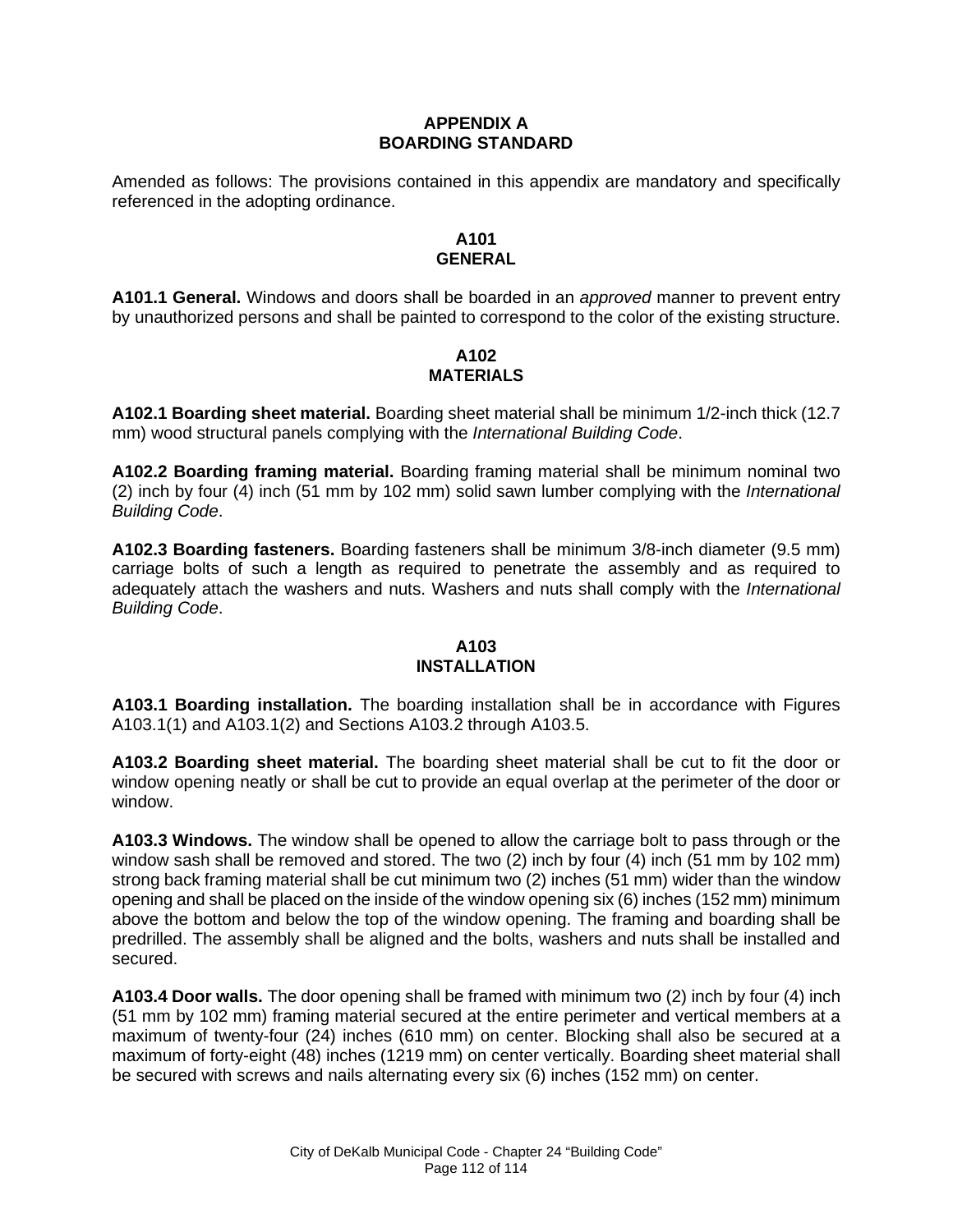# APPENDIX A
# BOARDING STANDARD

Amended as follows: The provisions contained in this appendix are mandatory and specifically referenced in the adopting ordinance.

## A101
## GENERAL

**A101.1 General.** Windows and doors shall be boarded in an *approved* manner to prevent entry by unauthorized persons and shall be painted to correspond to the color of the existing structure.

## A102
## MATERIALS

**A102.1 Boarding sheet material.** Boarding sheet material shall be minimum 1/2-inch thick (12.7 mm) wood structural panels complying with the *International Building Code*.

**A102.2 Boarding framing material.** Boarding framing material shall be minimum nominal two (2) inch by four (4) inch (51 mm by 102 mm) solid sawn lumber complying with the *International Building Code*.

**A102.3 Boarding fasteners.** Boarding fasteners shall be minimum 3/8-inch diameter (9.5 mm) carriage bolts of such a length as required to penetrate the assembly and as required to adequately attach the washers and nuts. Washers and nuts shall comply with the *International Building Code*.

## A103
## INSTALLATION

**A103.1 Boarding installation.** The boarding installation shall be in accordance with Figures A103.1(1) and A103.1(2) and Sections A103.2 through A103.5.

**A103.2 Boarding sheet material.** The boarding sheet material shall be cut to fit the door or window opening neatly or shall be cut to provide an equal overlap at the perimeter of the door or window.

**A103.3 Windows.** The window shall be opened to allow the carriage bolt to pass through or the window sash shall be removed and stored. The two (2) inch by four (4) inch (51 mm by 102 mm) strong back framing material shall be cut minimum two (2) inches (51 mm) wider than the window opening and shall be placed on the inside of the window opening six (6) inches (152 mm) minimum above the bottom and below the top of the window opening. The framing and boarding shall be predrilled. The assembly shall be aligned and the bolts, washers and nuts shall be installed and secured.

**A103.4 Door walls.** The door opening shall be framed with minimum two (2) inch by four (4) inch (51 mm by 102 mm) framing material secured at the entire perimeter and vertical members at a maximum of twenty-four (24) inches (610 mm) on center. Blocking shall also be secured at a maximum of forty-eight (48) inches (1219 mm) on center vertically. Boarding sheet material shall be secured with screws and nails alternating every six (6) inches (152 mm) on center.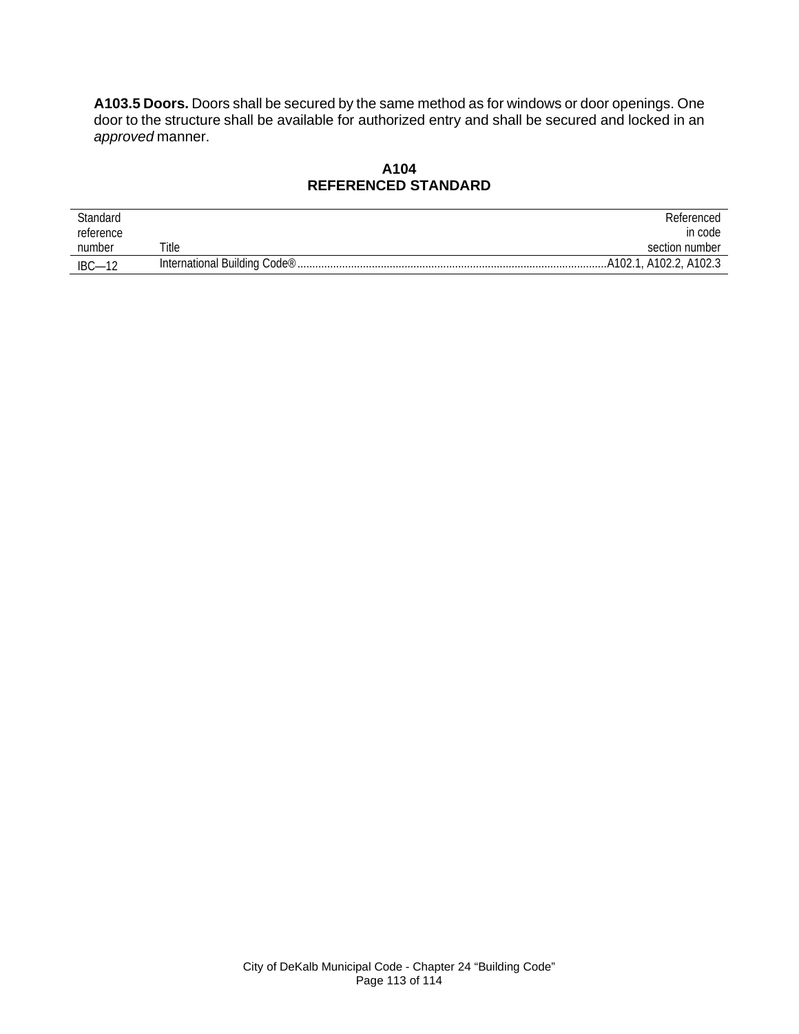**A103.5 Doors.** Doors shall be secured by the same method as for windows or door openings. One door to the structure shall be available for authorized entry and shall be secured and locked in an *approved* manner.

## A104
## REFERENCED STANDARD

| Standard reference number | Title | Referenced in code section number |
|---|---|---|
| IBC—12 | International Building Code® | A102.1, A102.2, A102.3 |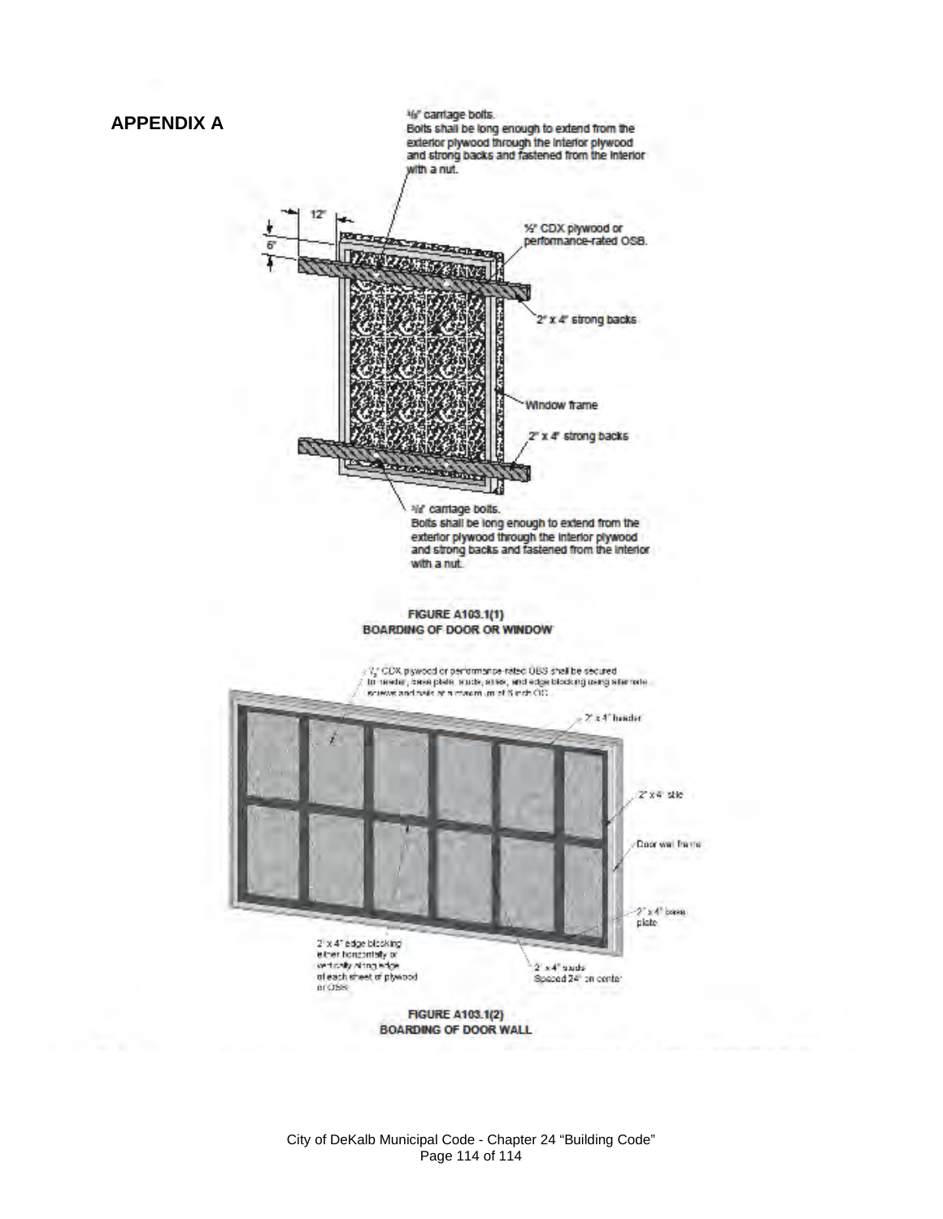# APPENDIX A

3/8" carriage bolts.
Bolts shall be long enough to extend from the exterior plywood through the interior plywood and strong backs and fastened from the interior with a nut.

12"

6"

1/2" CDX plywood or performance-rated OSB.

2" x 4" strong backs

Window frame

2" x 4" strong backs

3/8" carriage bolts.
Bolts shall be long enough to extend from the exterior plywood through the interior plywood and strong backs and fastened from the interior with a nut.

**FIGURE A103.1(1)**
**BOARDING OF DOOR OR WINDOW**

1/2" CDX plywood or performance-rated OSB shall be secured to header, base plate, studs, stiles, and edge blocking using alternate screws and nails at a maximum of 8 inch OC.

2" x 4" header

2" x 4" stile

Door wall frame

2" x 4" base plate

2" x 4" edge blocking either horizontally or vertically along edge of each sheet of plywood or OSB

2" x 4" studs
Spaced 24" on center

**FIGURE A103.1(2)**
**BOARDING OF DOOR WALL**